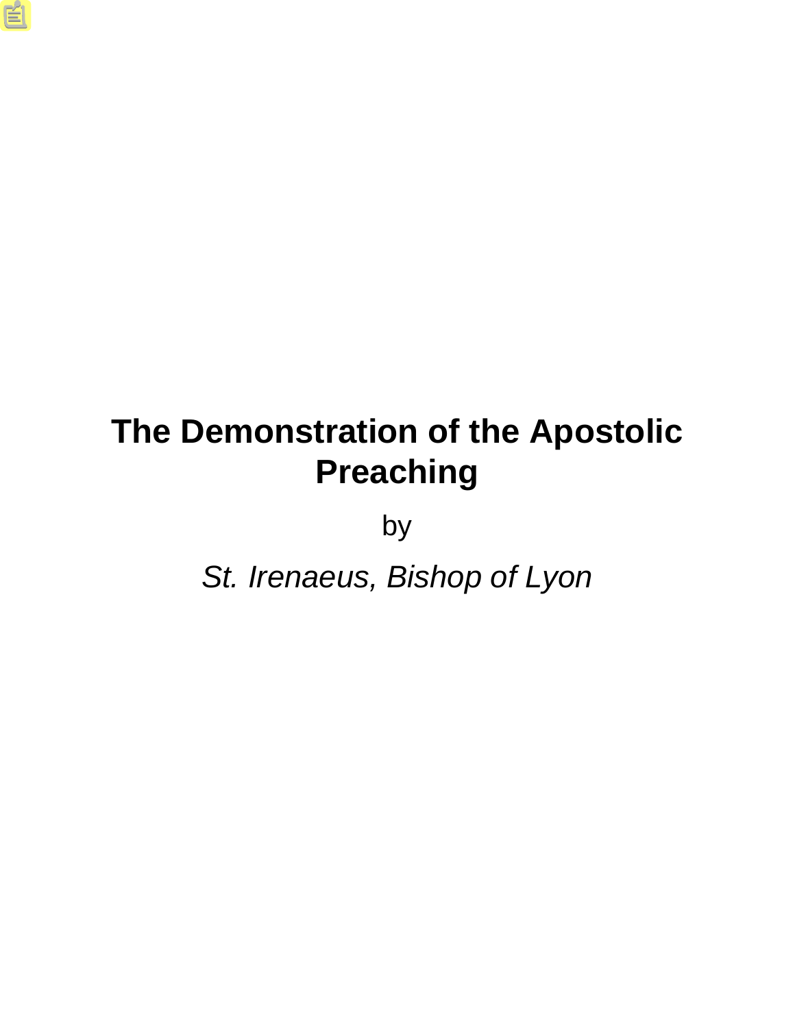# The Demonstration of the Apostolic Preaching

by

*St. Irenaeus, Bishop of Lyon*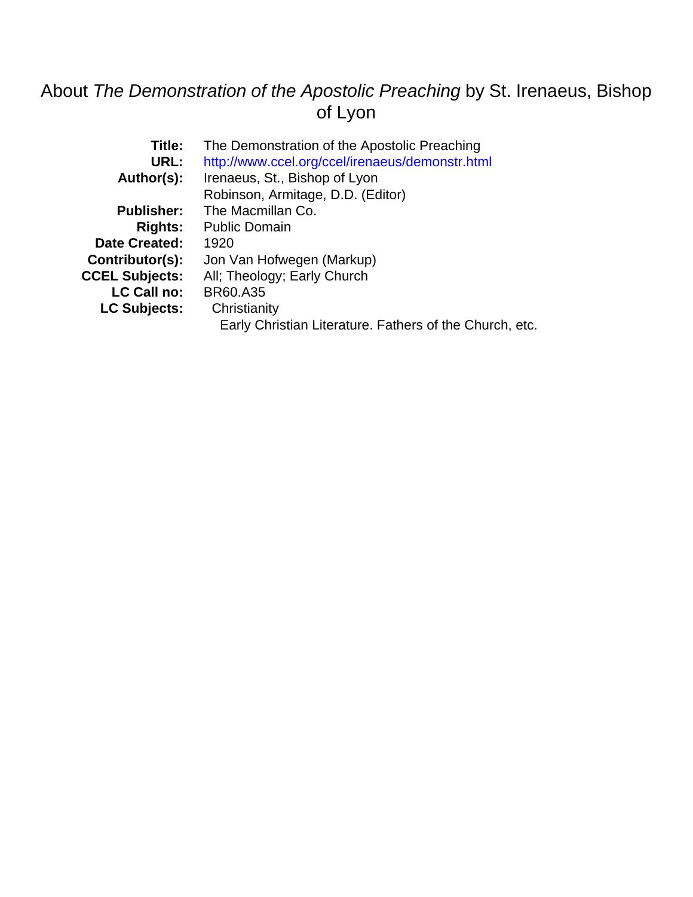# About *The Demonstration of the Apostolic Preaching* by St. Irenaeus, Bishop of Lyon

| | |
|---|---|
| **Title:** | The Demonstration of the Apostolic Preaching |
| **URL:** | http://www.ccel.org/ccel/irenaeus/demonstr.html |
| **Author(s):** | Irenaeus, St., Bishop of Lyon |
| | Robinson, Armitage, D.D. (Editor) |
| **Publisher:** | The Macmillan Co. |
| **Rights:** | Public Domain |
| **Date Created:** | 1920 |
| **Contributor(s):** | Jon Van Hofwegen (Markup) |
| **CCEL Subjects:** | All; Theology; Early Church |
| **LC Call no:** | BR60.A35 |
| **LC Subjects:** | Christianity |
| | Early Christian Literature. Fathers of the Church, etc. |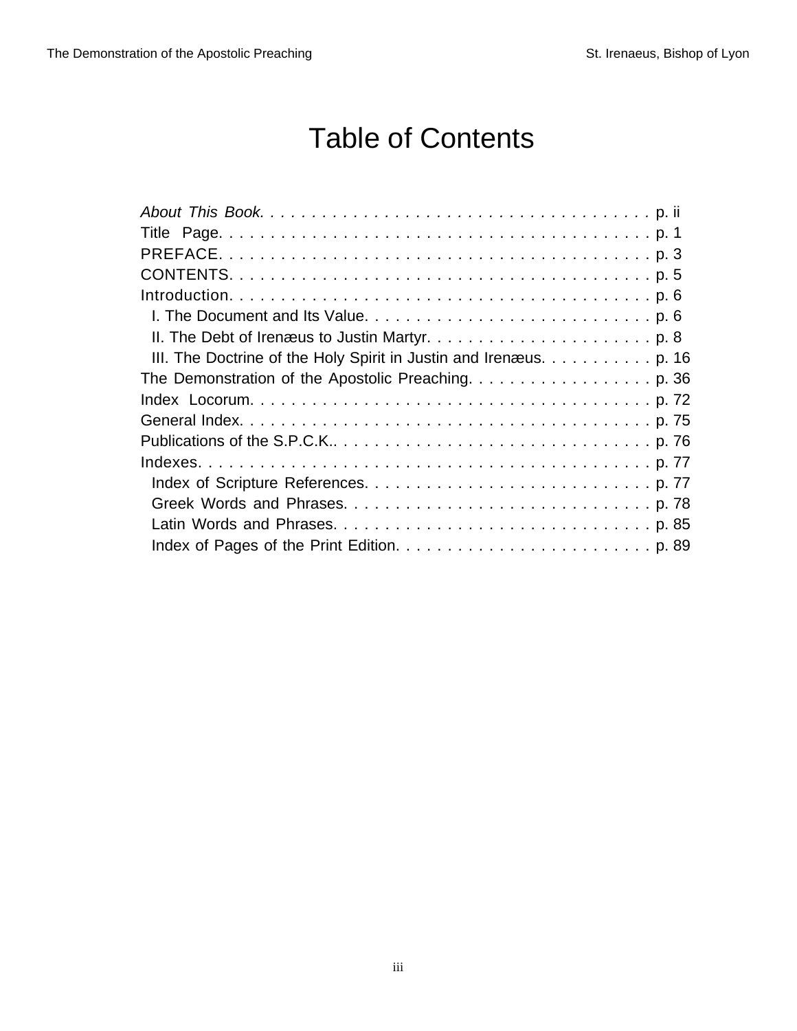# Table of Contents

*About This Book.* . . . . . . . . . . . . . . . . . . . . . . . . . . . . . . . . . . . . . . p. ii
Title Page. . . . . . . . . . . . . . . . . . . . . . . . . . . . . . . . . . . . . . . . . . p. 1
PREFACE. . . . . . . . . . . . . . . . . . . . . . . . . . . . . . . . . . . . . . . . . . p. 3
CONTENTS. . . . . . . . . . . . . . . . . . . . . . . . . . . . . . . . . . . . . . . . p. 5
Introduction. . . . . . . . . . . . . . . . . . . . . . . . . . . . . . . . . . . . . . . . p. 6
- I. The Document and Its Value. . . . . . . . . . . . . . . . . . . . . . . . . . . . p. 6
- II. The Debt of Irenæus to Justin Martyr. . . . . . . . . . . . . . . . . . . . . . p. 8
- III. The Doctrine of the Holy Spirit in Justin and Irenæus. . . . . . . . . . . p. 16

The Demonstration of the Apostolic Preaching. . . . . . . . . . . . . . . . . . p. 36
Index Locorum. . . . . . . . . . . . . . . . . . . . . . . . . . . . . . . . . . . . . . p. 72
General Index. . . . . . . . . . . . . . . . . . . . . . . . . . . . . . . . . . . . . . . p. 75
Publications of the S.P.C.K.. . . . . . . . . . . . . . . . . . . . . . . . . . . . . . . p. 76
Indexes. . . . . . . . . . . . . . . . . . . . . . . . . . . . . . . . . . . . . . . . . . p. 77
- Index of Scripture References. . . . . . . . . . . . . . . . . . . . . . . . . . . . p. 77
- Greek Words and Phrases. . . . . . . . . . . . . . . . . . . . . . . . . . . . . . p. 78
- Latin Words and Phrases. . . . . . . . . . . . . . . . . . . . . . . . . . . . . . . p. 85
- Index of Pages of the Print Edition. . . . . . . . . . . . . . . . . . . . . . . . . p. 89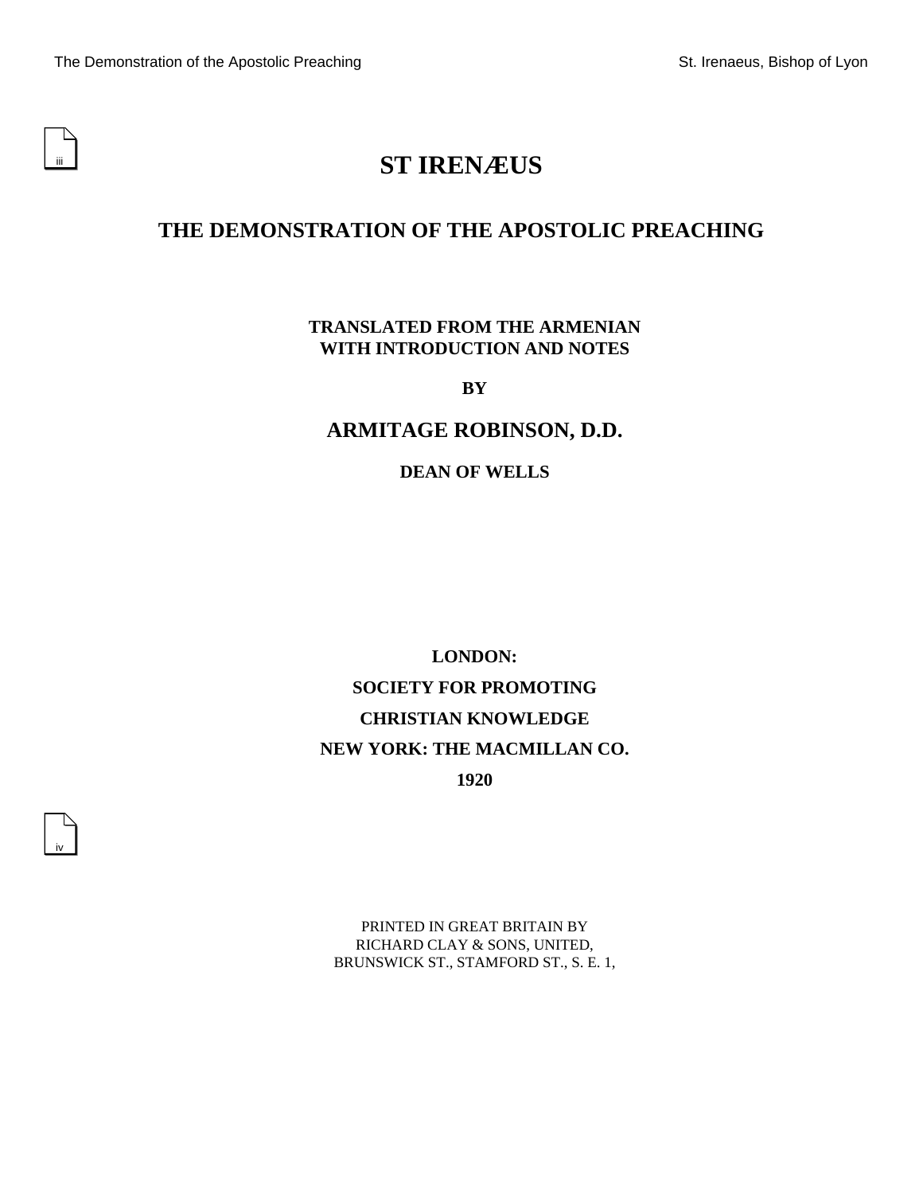# ST IRENÆUS

## THE DEMONSTRATION OF THE APOSTOLIC PREACHING

**TRANSLATED FROM THE ARMENIAN**
**WITH INTRODUCTION AND NOTES**

**BY**

## ARMITAGE ROBINSON, D.D.

**DEAN OF WELLS**

**LONDON:**

**SOCIETY FOR PROMOTING**

**CHRISTIAN KNOWLEDGE**

**NEW YORK: THE MACMILLAN CO.**

**1920**

PRINTED IN GREAT BRITAIN BY
RICHARD CLAY & SONS, UNITED,
BRUNSWICK ST., STAMFORD ST., S. E. 1,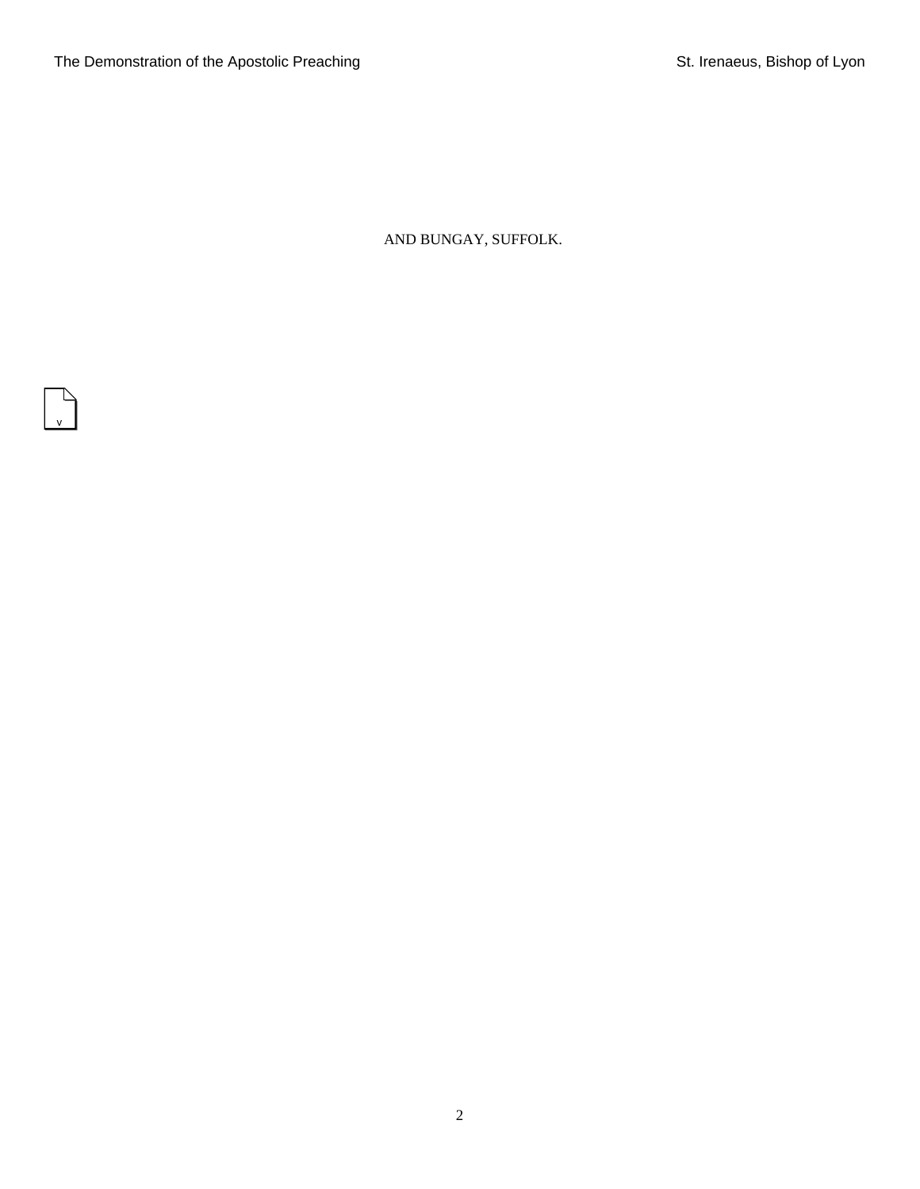AND BUNGAY, SUFFOLK.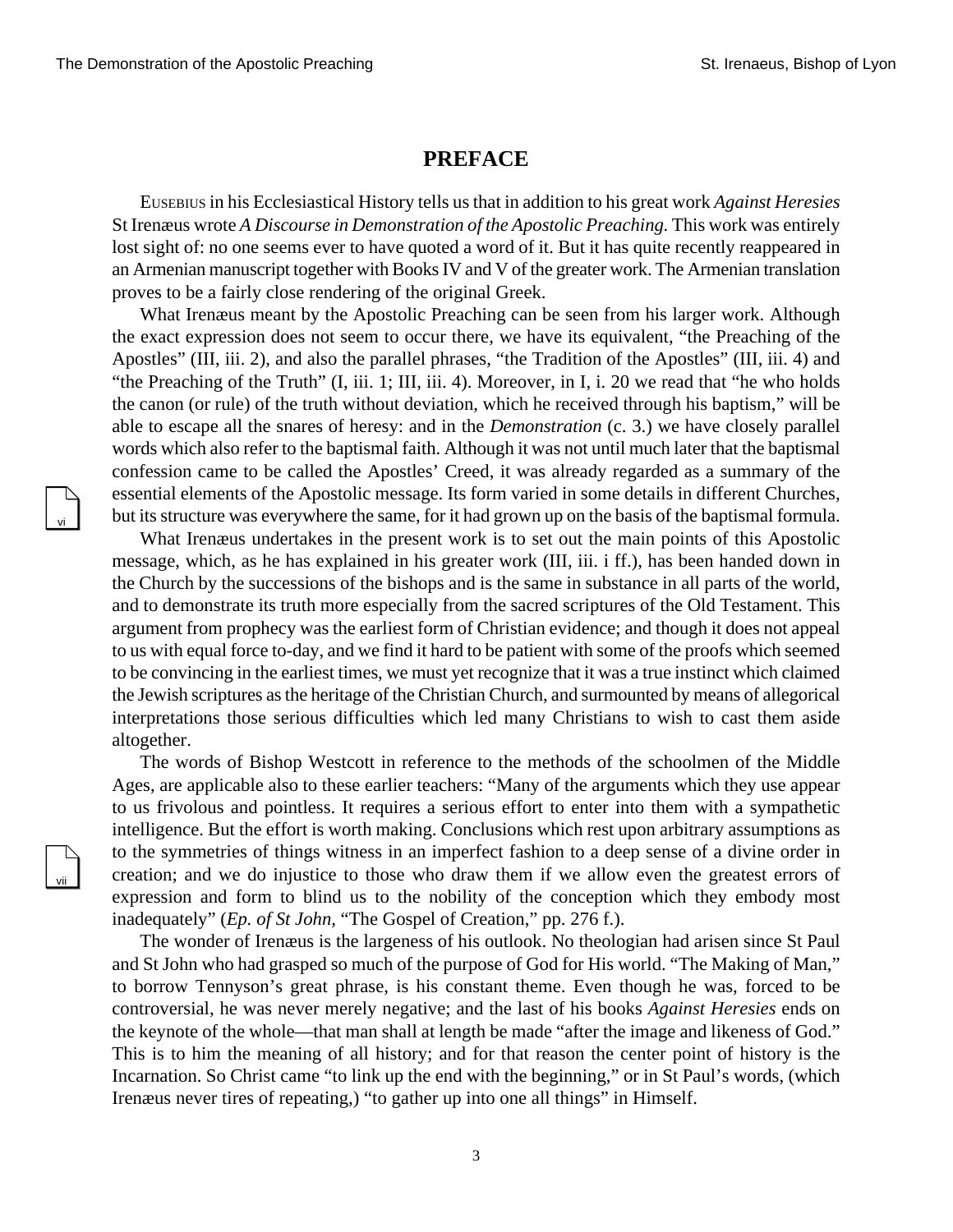# PREFACE

EUSEBIUS in his Ecclesiastical History tells us that in addition to his great work *Against Heresies* St Irenæus wrote *A Discourse in Demonstration of the Apostolic Preaching.* This work was entirely lost sight of: no one seems ever to have quoted a word of it. But it has quite recently reappeared in an Armenian manuscript together with Books IV and V of the greater work. The Armenian translation proves to be a fairly close rendering of the original Greek.

What Irenæus meant by the Apostolic Preaching can be seen from his larger work. Although the exact expression does not seem to occur there, we have its equivalent, "the Preaching of the Apostles" (III, iii. 2), and also the parallel phrases, "the Tradition of the Apostles" (III, iii. 4) and "the Preaching of the Truth" (I, iii. 1; III, iii. 4). Moreover, in I, i. 20 we read that "he who holds the canon (or rule) of the truth without deviation, which he received through his baptism," will be able to escape all the snares of heresy: and in the *Demonstration* (c. 3.) we have closely parallel words which also refer to the baptismal faith. Although it was not until much later that the baptismal confession came to be called the Apostles' Creed, it was already regarded as a summary of the essential elements of the Apostolic message. Its form varied in some details in different Churches, but its structure was everywhere the same, for it had grown up on the basis of the baptismal formula.

What Irenæus undertakes in the present work is to set out the main points of this Apostolic message, which, as he has explained in his greater work (III, iii. i ff.), has been handed down in the Church by the successions of the bishops and is the same in substance in all parts of the world, and to demonstrate its truth more especially from the sacred scriptures of the Old Testament. This argument from prophecy was the earliest form of Christian evidence; and though it does not appeal to us with equal force to-day, and we find it hard to be patient with some of the proofs which seemed to be convincing in the earliest times, we must yet recognize that it was a true instinct which claimed the Jewish scriptures as the heritage of the Christian Church, and surmounted by means of allegorical interpretations those serious difficulties which led many Christians to wish to cast them aside altogether.

The words of Bishop Westcott in reference to the methods of the schoolmen of the Middle Ages, are applicable also to these earlier teachers: "Many of the arguments which they use appear to us frivolous and pointless. It requires a serious effort to enter into them with a sympathetic intelligence. But the effort is worth making. Conclusions which rest upon arbitrary assumptions as to the symmetries of things witness in an imperfect fashion to a deep sense of a divine order in creation; and we do injustice to those who draw them if we allow even the greatest errors of expression and form to blind us to the nobility of the conception which they embody most inadequately" (*Ep. of St John*, "The Gospel of Creation," pp. 276 f.).

The wonder of Irenæus is the largeness of his outlook. No theologian had arisen since St Paul and St John who had grasped so much of the purpose of God for His world. "The Making of Man," to borrow Tennyson's great phrase, is his constant theme. Even though he was, forced to be controversial, he was never merely negative; and the last of his books *Against Heresies* ends on the keynote of the whole—that man shall at length be made "after the image and likeness of God." This is to him the meaning of all history; and for that reason the center point of history is the Incarnation. So Christ came "to link up the end with the beginning," or in St Paul's words, (which Irenæus never tires of repeating,) "to gather up into one all things" in Himself.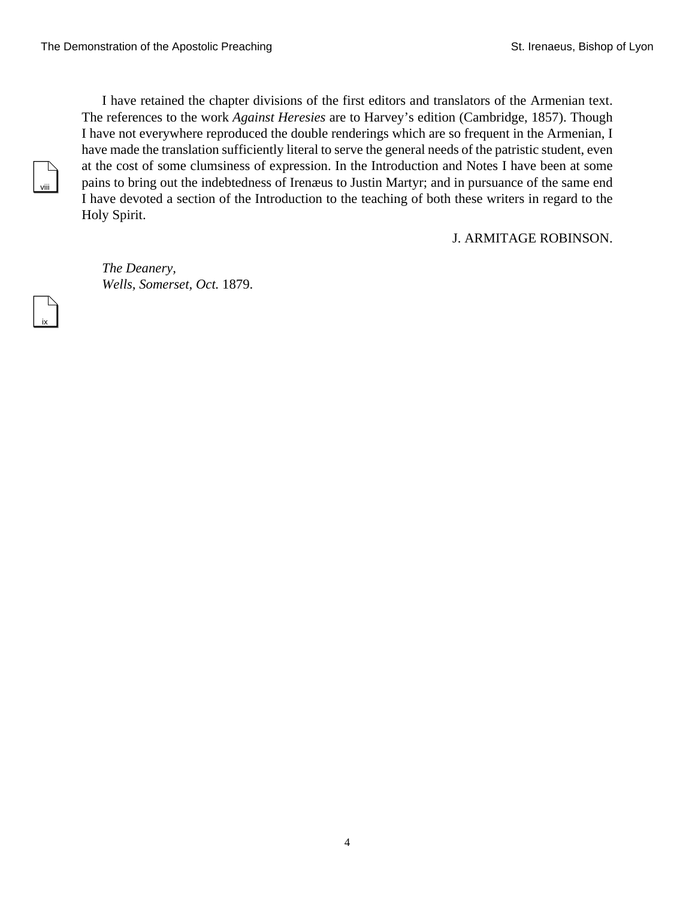I have retained the chapter divisions of the first editors and translators of the Armenian text. The references to the work *Against Heresies* are to Harvey's edition (Cambridge, 1857). Though I have not everywhere reproduced the double renderings which are so frequent in the Armenian, I have made the translation sufficiently literal to serve the general needs of the patristic student, even at the cost of some clumsiness of expression. In the Introduction and Notes I have been at some pains to bring out the indebtedness of Irenæus to Justin Martyr; and in pursuance of the same end I have devoted a section of the Introduction to the teaching of both these writers in regard to the Holy Spirit.

J. ARMITAGE ROBINSON.

*The Deanery,*
*Wells, Somerset, Oct.* 1879.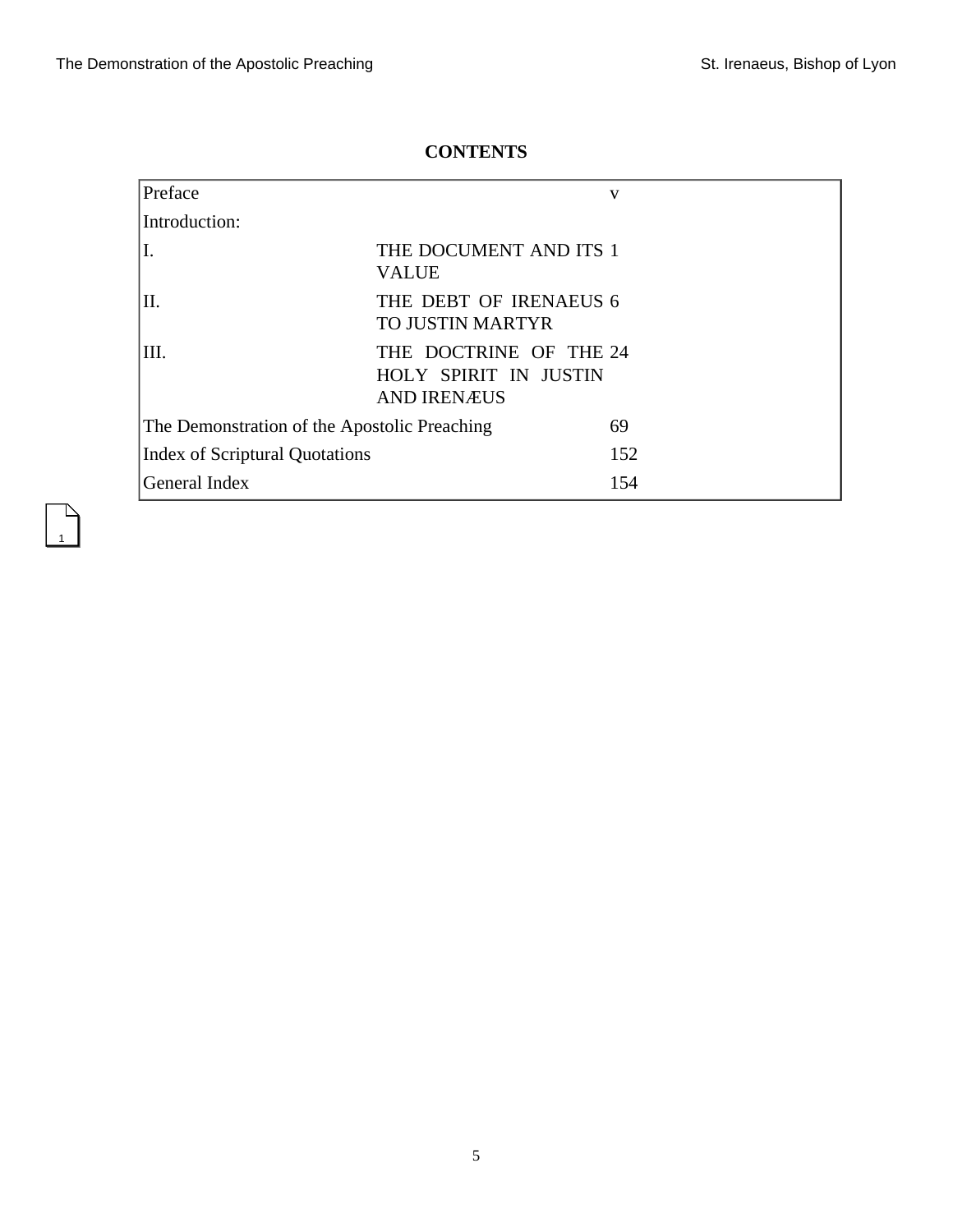**CONTENTS**

| | | |
|---|---|---|
| Preface | | v |
| Introduction: | | |
| I. | THE DOCUMENT AND ITS VALUE | 1 |
| II. | THE DEBT OF IRENAEUS TO JUSTIN MARTYR | 6 |
| III. | THE DOCTRINE OF THE HOLY SPIRIT IN JUSTIN AND IRENÆUS | 24 |
| The Demonstration of the Apostolic Preaching | | 69 |
| Index of Scriptural Quotations | | 152 |
| General Index | | 154 |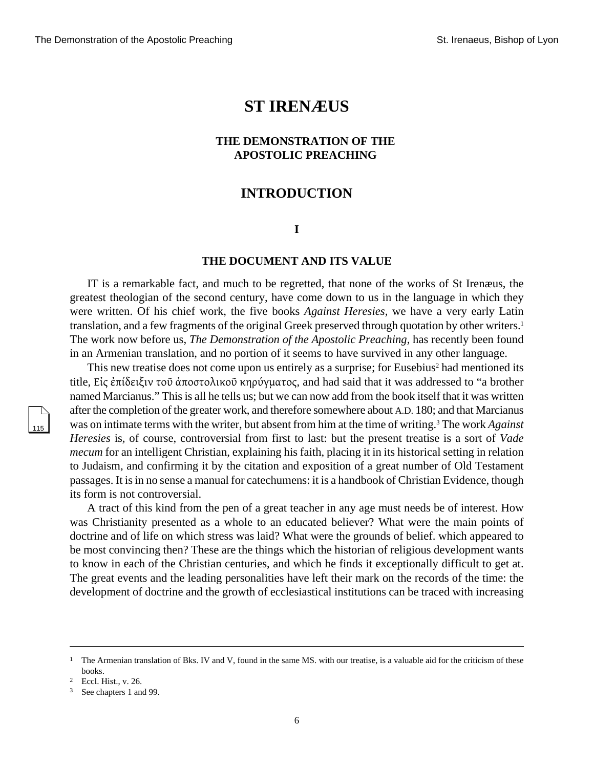# ST IRENÆUS

## THE DEMONSTRATION OF THE APOSTOLIC PREACHING

## INTRODUCTION

### I

### THE DOCUMENT AND ITS VALUE

IT is a remarkable fact, and much to be regretted, that none of the works of St Irenæus, the greatest theologian of the second century, have come down to us in the language in which they were written. Of his chief work, the five books *Against Heresies*, we have a very early Latin translation, and a few fragments of the original Greek preserved through quotation by other writers.[1] The work now before us, *The Demonstration of the Apostolic Preaching*, has recently been found in an Armenian translation, and no portion of it seems to have survived in any other language.

This new treatise does not come upon us entirely as a surprise; for Eusebius[2] had mentioned its title, Εἰς ἐπίδειξιν τοῦ ἀποστολικοῦ κηρύγματος, and had said that it was addressed to "a brother named Marcianus." This is all he tells us; but we can now add from the book itself that it was written after the completion of the greater work, and therefore somewhere about A.D. 180; and that Marcianus was on intimate terms with the writer, but absent from him at the time of writing.[3] The work *Against Heresies* is, of course, controversial from first to last: but the present treatise is a sort of *Vade mecum* for an intelligent Christian, explaining his faith, placing it in its historical setting in relation to Judaism, and confirming it by the citation and exposition of a great number of Old Testament passages. It is in no sense a manual for catechumens: it is a handbook of Christian Evidence, though its form is not controversial.

A tract of this kind from the pen of a great teacher in any age must needs be of interest. How was Christianity presented as a whole to an educated believer? What were the main points of doctrine and of life on which stress was laid? What were the grounds of belief. which appeared to be most convincing then? These are the things which the historian of religious development wants to know in each of the Christian centuries, and which he finds it exceptionally difficult to get at. The great events and the leading personalities have left their mark on the records of the time: the development of doctrine and the growth of ecclesiastical institutions can be traced with increasing

---

[1] The Armenian translation of Bks. IV and V, found in the same MS. with our treatise, is a valuable aid for the criticism of these books.

[2] Eccl. Hist., v. 26.

[3] See chapters 1 and 99.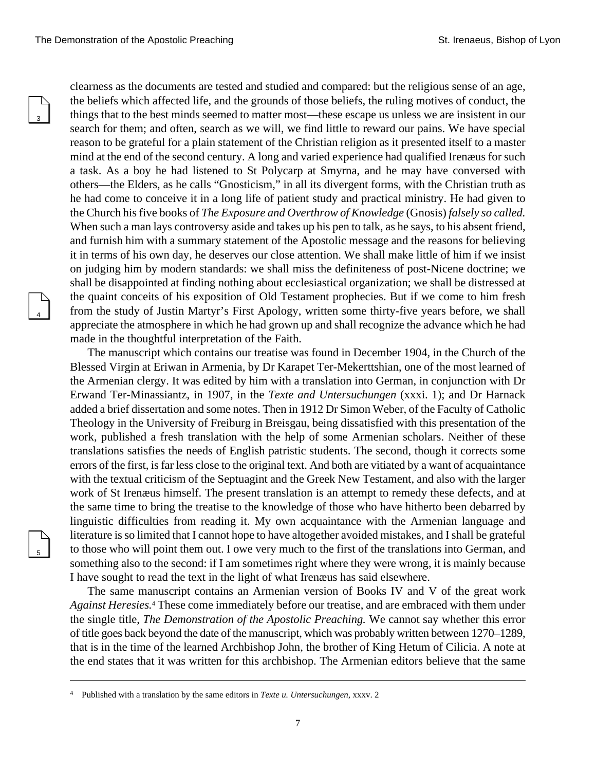clearness as the documents are tested and studied and compared: but the religious sense of an age, the beliefs which affected life, and the grounds of those beliefs, the ruling motives of conduct, the things that to the best minds seemed to matter most—these escape us unless we are insistent in our search for them; and often, search as we will, we find little to reward our pains. We have special reason to be grateful for a plain statement of the Christian religion as it presented itself to a master mind at the end of the second century. A long and varied experience had qualified Irenæus for such a task. As a boy he had listened to St Polycarp at Smyrna, and he may have conversed with others—the Elders, as he calls "Gnosticism," in all its divergent forms, with the Christian truth as he had come to conceive it in a long life of patient study and practical ministry. He had given to the Church his five books of *The Exposure and Overthrow of Knowledge* (Gnosis) *falsely so called.* When such a man lays controversy aside and takes up his pen to talk, as he says, to his absent friend, and furnish him with a summary statement of the Apostolic message and the reasons for believing it in terms of his own day, he deserves our close attention. We shall make little of him if we insist on judging him by modern standards: we shall miss the definiteness of post-Nicene doctrine; we shall be disappointed at finding nothing about ecclesiastical organization; we shall be distressed at the quaint conceits of his exposition of Old Testament prophecies. But if we come to him fresh from the study of Justin Martyr's First Apology, written some thirty-five years before, we shall appreciate the atmosphere in which he had grown up and shall recognize the advance which he had made in the thoughtful interpretation of the Faith.

The manuscript which contains our treatise was found in December 1904, in the Church of the Blessed Virgin at Eriwan in Armenia, by Dr Karapet Ter-Mekerttshian, one of the most learned of the Armenian clergy. It was edited by him with a translation into German, in conjunction with Dr Erwand Ter-Minassiantz, in 1907, in the *Texte and Untersuchungen* (xxxi. 1); and Dr Harnack added a brief dissertation and some notes. Then in 1912 Dr Simon Weber, of the Faculty of Catholic Theology in the University of Freiburg in Breisgau, being dissatisfied with this presentation of the work, published a fresh translation with the help of some Armenian scholars. Neither of these translations satisfies the needs of English patristic students. The second, though it corrects some errors of the first, is far less close to the original text. And both are vitiated by a want of acquaintance with the textual criticism of the Septuagint and the Greek New Testament, and also with the larger work of St Irenæus himself. The present translation is an attempt to remedy these defects, and at the same time to bring the treatise to the knowledge of those who have hitherto been debarred by linguistic difficulties from reading it. My own acquaintance with the Armenian language and literature is so limited that I cannot hope to have altogether avoided mistakes, and I shall be grateful to those who will point them out. I owe very much to the first of the translations into German, and something also to the second: if I am sometimes right where they were wrong, it is mainly because I have sought to read the text in the light of what Irenæus has said elsewhere.

The same manuscript contains an Armenian version of Books IV and V of the great work *Against Heresies.*[4] These come immediately before our treatise, and are embraced with them under the single title, *The Demonstration of the Apostolic Preaching.* We cannot say whether this error of title goes back beyond the date of the manuscript, which was probably written between 1270–1289, that is in the time of the learned Archbishop John, the brother of King Hetum of Cilicia. A note at the end states that it was written for this archbishop. The Armenian editors believe that the same

---

[4] Published with a translation by the same editors in *Texte u. Untersuchungen*, xxxv. 2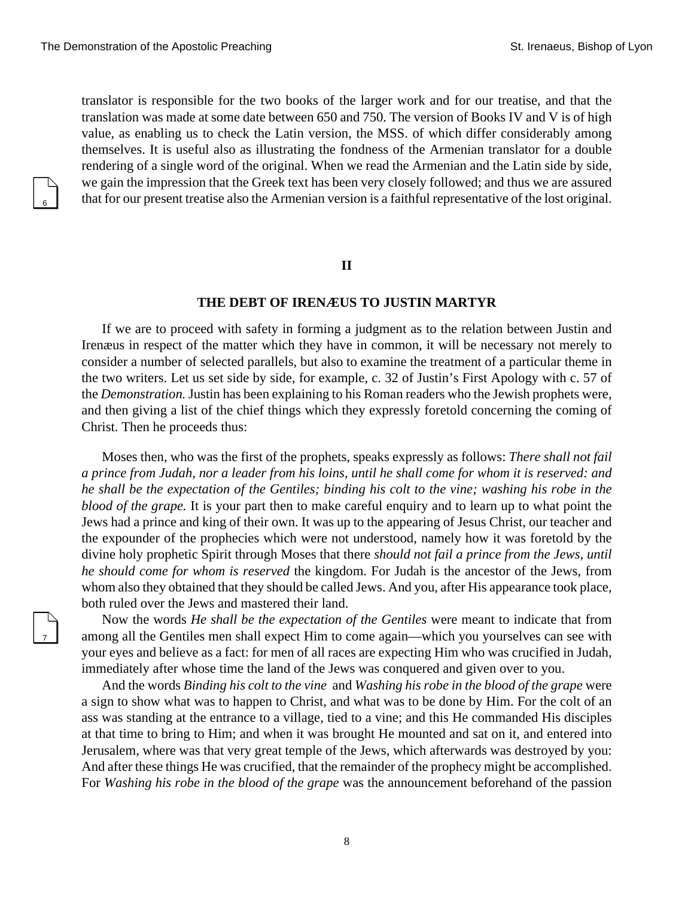translator is responsible for the two books of the larger work and for our treatise, and that the translation was made at some date between 650 and 750. The version of Books IV and V is of high value, as enabling us to check the Latin version, the MSS. of which differ considerably among themselves. It is useful also as illustrating the fondness of the Armenian translator for a double rendering of a single word of the original. When we read the Armenian and the Latin side by side, we gain the impression that the Greek text has been very closely followed; and thus we are assured that for our present treatise also the Armenian version is a faithful representative of the lost original.

## II

### THE DEBT OF IRENÆUS TO JUSTIN MARTYR

If we are to proceed with safety in forming a judgment as to the relation between Justin and Irenæus in respect of the matter which they have in common, it will be necessary not merely to consider a number of selected parallels, but also to examine the treatment of a particular theme in the two writers. Let us set side by side, for example, c. 32 of Justin's First Apology with c. 57 of the *Demonstration.* Justin has been explaining to his Roman readers who the Jewish prophets were, and then giving a list of the chief things which they expressly foretold concerning the coming of Christ. Then he proceeds thus:

Moses then, who was the first of the prophets, speaks expressly as follows: *There shall not fail a prince from Judah, nor a leader from his loins, until he shall come for whom it is reserved: and he shall be the expectation of the Gentiles; binding his colt to the vine; washing his robe in the blood of the grape.* It is your part then to make careful enquiry and to learn up to what point the Jews had a prince and king of their own. It was up to the appearing of Jesus Christ, our teacher and the expounder of the prophecies which were not understood, namely how it was foretold by the divine holy prophetic Spirit through Moses that there *should not fail a prince from the Jews, until he should come for whom is reserved* the kingdom. For Judah is the ancestor of the Jews, from whom also they obtained that they should be called Jews. And you, after His appearance took place, both ruled over the Jews and mastered their land.

Now the words *He shall be the expectation of the Gentiles* were meant to indicate that from among all the Gentiles men shall expect Him to come again—which you yourselves can see with your eyes and believe as a fact: for men of all races are expecting Him who was crucified in Judah, immediately after whose time the land of the Jews was conquered and given over to you.

And the words *Binding his colt to the vine* and *Washing his robe in the blood of the grape* were a sign to show what was to happen to Christ, and what was to be done by Him. For the colt of an ass was standing at the entrance to a village, tied to a vine; and this He commanded His disciples at that time to bring to Him; and when it was brought He mounted and sat on it, and entered into Jerusalem, where was that very great temple of the Jews, which afterwards was destroyed by you: And after these things He was crucified, that the remainder of the prophecy might be accomplished. For *Washing his robe in the blood of the grape* was the announcement beforehand of the passion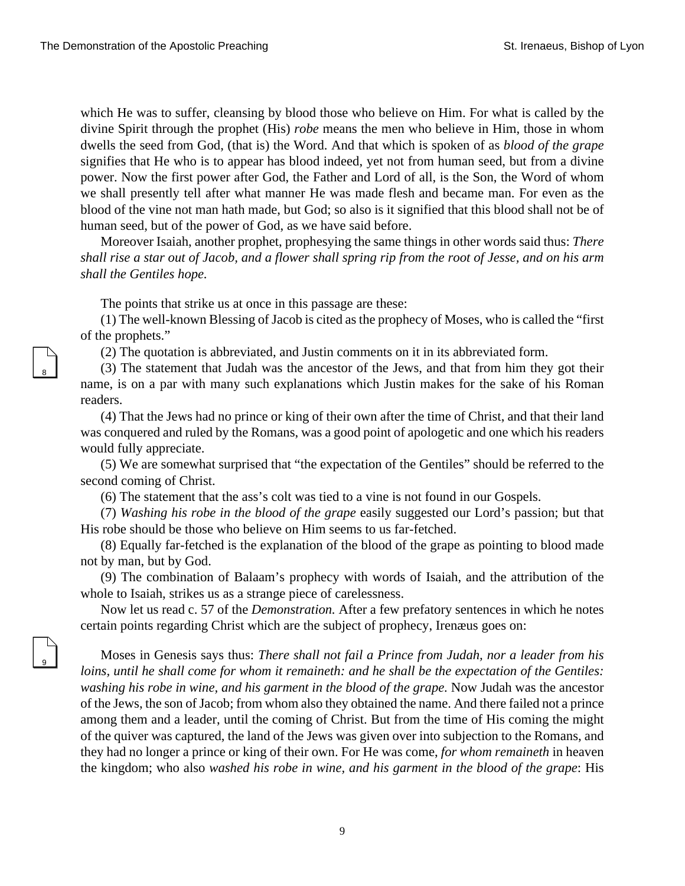which He was to suffer, cleansing by blood those who believe on Him. For what is called by the divine Spirit through the prophet (His) *robe* means the men who believe in Him, those in whom dwells the seed from God, (that is) the Word. And that which is spoken of as *blood of the grape* signifies that He who is to appear has blood indeed, yet not from human seed, but from a divine power. Now the first power after God, the Father and Lord of all, is the Son, the Word of whom we shall presently tell after what manner He was made flesh and became man. For even as the blood of the vine not man hath made, but God; so also is it signified that this blood shall not be of human seed, but of the power of God, as we have said before.

Moreover Isaiah, another prophet, prophesying the same things in other words said thus: *There shall rise a star out of Jacob, and a flower shall spring rip from the root of Jesse, and on his arm shall the Gentiles hope.*

The points that strike us at once in this passage are these:

(1) The well-known Blessing of Jacob is cited as the prophecy of Moses, who is called the "first of the prophets."

(2) The quotation is abbreviated, and Justin comments on it in its abbreviated form.

(3) The statement that Judah was the ancestor of the Jews, and that from him they got their name, is on a par with many such explanations which Justin makes for the sake of his Roman readers.

(4) That the Jews had no prince or king of their own after the time of Christ, and that their land was conquered and ruled by the Romans, was a good point of apologetic and one which his readers would fully appreciate.

(5) We are somewhat surprised that "the expectation of the Gentiles" should be referred to the second coming of Christ.

(6) The statement that the ass's colt was tied to a vine is not found in our Gospels.

(7) *Washing his robe in the blood of the grape* easily suggested our Lord's passion; but that His robe should be those who believe on Him seems to us far-fetched.

(8) Equally far-fetched is the explanation of the blood of the grape as pointing to blood made not by man, but by God.

(9) The combination of Balaam's prophecy with words of Isaiah, and the attribution of the whole to Isaiah, strikes us as a strange piece of carelessness.

Now let us read c. 57 of the *Demonstration.* After a few prefatory sentences in which he notes certain points regarding Christ which are the subject of prophecy, Irenæus goes on:

Moses in Genesis says thus: *There shall not fail a Prince from Judah, nor a leader from his loins, until he shall come for whom it remaineth: and he shall be the expectation of the Gentiles: washing his robe in wine, and his garment in the blood of the grape.* Now Judah was the ancestor of the Jews, the son of Jacob; from whom also they obtained the name. And there failed not a prince among them and a leader, until the coming of Christ. But from the time of His coming the might of the quiver was captured, the land of the Jews was given over into subjection to the Romans, and they had no longer a prince or king of their own. For He was come, *for whom remaineth* in heaven the kingdom; who also *washed his robe in wine, and his garment in the blood of the grape*: His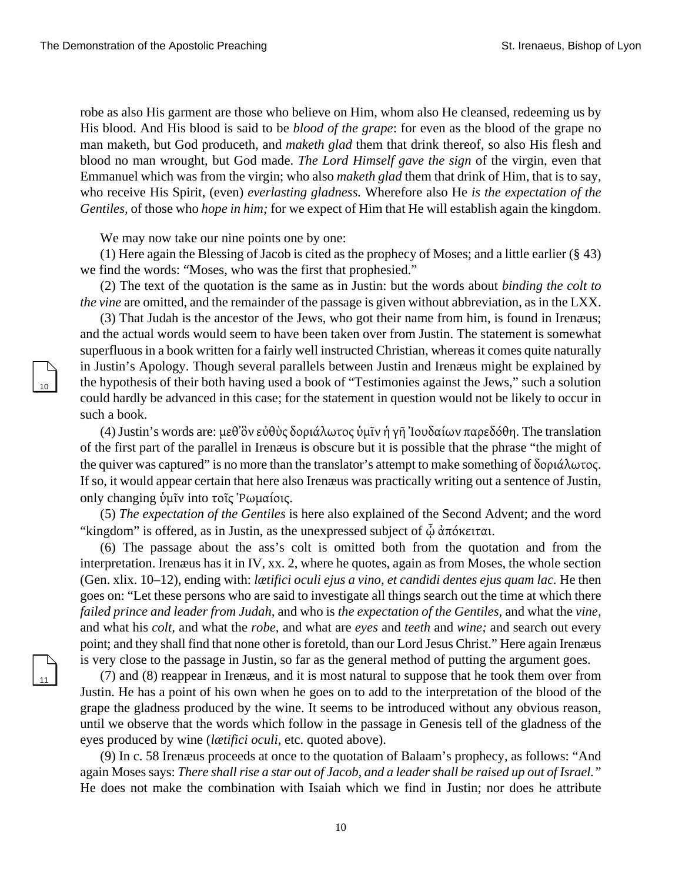robe as also His garment are those who believe on Him, whom also He cleansed, redeeming us by His blood. And His blood is said to be *blood of the grape*: for even as the blood of the grape no man maketh, but God produceth, and *maketh glad* them that drink thereof, so also His flesh and blood no man wrought, but God made. *The Lord Himself gave the sign* of the virgin, even that Emmanuel which was from the virgin; who also *maketh glad* them that drink of Him, that is to say, who receive His Spirit, (even) *everlasting gladness.* Wherefore also He *is the expectation of the Gentiles*, of those who *hope in him;* for we expect of Him that He will establish again the kingdom.

We may now take our nine points one by one:

(1) Here again the Blessing of Jacob is cited as the prophecy of Moses; and a little earlier (§ 43) we find the words: "Moses, who was the first that prophesied."

(2) The text of the quotation is the same as in Justin: but the words about *binding the colt to the vine* are omitted, and the remainder of the passage is given without abbreviation, as in the LXX.

(3) That Judah is the ancestor of the Jews, who got their name from him, is found in Irenæus; and the actual words would seem to have been taken over from Justin. The statement is somewhat superfluous in a book written for a fairly well instructed Christian, whereas it comes quite naturally in Justin's Apology. Though several parallels between Justin and Irenæus might be explained by the hypothesis of their both having used a book of "Testimonies against the Jews," such a solution could hardly be advanced in this case; for the statement in question would not be likely to occur in such a book.

(4) Justin's words are: μεθ᾽ὃν εὐθὺς δοριάλωτος ὑμῖν ἡ γῆ Ἰουδαίων παρεδόθη. The translation of the first part of the parallel in Irenæus is obscure but it is possible that the phrase "the might of the quiver was captured" is no more than the translator's attempt to make something of δοριάλωτος. If so, it would appear certain that here also Irenæus was practically writing out a sentence of Justin, only changing ὑμῖν into τοῖς Ῥωμαίοις.

(5) *The expectation of the Gentiles* is here also explained of the Second Advent; and the word "kingdom" is offered, as in Justin, as the unexpressed subject of ᾧ ἀπόκειται.

(6) The passage about the ass's colt is omitted both from the quotation and from the interpretation. Irenæus has it in IV, xx. 2, where he quotes, again as from Moses, the whole section (Gen. xlix. 10–12), ending with: *lætifici oculi ejus a vino, et candidi dentes ejus quam lac.* He then goes on: "Let these persons who are said to investigate all things search out the time at which there *failed prince and leader from Judah,* and who is *the expectation of the Gentiles,* and what the *vine,* and what his *colt,* and what the *robe,* and what are *eyes* and *teeth* and *wine;* and search out every point; and they shall find that none other is foretold, than our Lord Jesus Christ." Here again Irenæus is very close to the passage in Justin, so far as the general method of putting the argument goes.

(7) and (8) reappear in Irenæus, and it is most natural to suppose that he took them over from Justin. He has a point of his own when he goes on to add to the interpretation of the blood of the grape the gladness produced by the wine. It seems to be introduced without any obvious reason, until we observe that the words which follow in the passage in Genesis tell of the gladness of the eyes produced by wine (*lætifici oculi*, etc. quoted above).

(9) In c. 58 Irenæus proceeds at once to the quotation of Balaam's prophecy, as follows: "And again Moses says: *There shall rise a star out of Jacob, and a leader shall be raised up out of Israel."* He does not make the combination with Isaiah which we find in Justin; nor does he attribute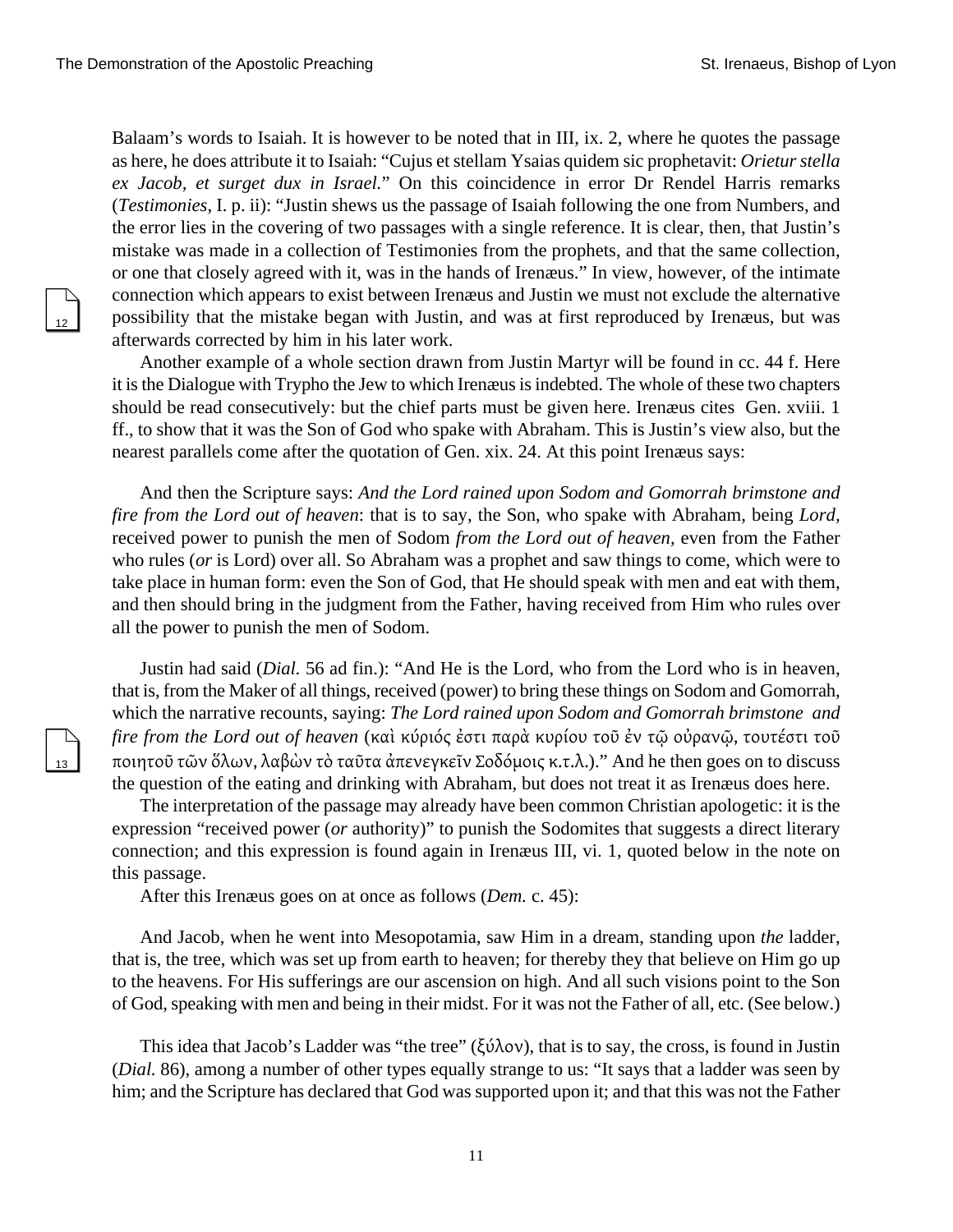Balaam's words to Isaiah. It is however to be noted that in III, ix. 2, where he quotes the passage as here, he does attribute it to Isaiah: "Cujus et stellam Ysaias quidem sic prophetavit: *Orietur stella ex Jacob, et surget dux in Israel.*" On this coincidence in error Dr Rendel Harris remarks (*Testimonies*, I. p. ii): "Justin shews us the passage of Isaiah following the one from Numbers, and the error lies in the covering of two passages with a single reference. It is clear, then, that Justin's mistake was made in a collection of Testimonies from the prophets, and that the same collection, or one that closely agreed with it, was in the hands of Irenæus." In view, however, of the intimate connection which appears to exist between Irenæus and Justin we must not exclude the alternative possibility that the mistake began with Justin, and was at first reproduced by Irenæus, but was afterwards corrected by him in his later work.

Another example of a whole section drawn from Justin Martyr will be found in cc. 44 f. Here it is the Dialogue with Trypho the Jew to which Irenæus is indebted. The whole of these two chapters should be read consecutively: but the chief parts must be given here. Irenæus cites Gen. xviii. 1 ff., to show that it was the Son of God who spake with Abraham. This is Justin's view also, but the nearest parallels come after the quotation of Gen. xix. 24. At this point Irenæus says:

> And then the Scripture says: *And the Lord rained upon Sodom and Gomorrah brimstone and fire from the Lord out of heaven*: that is to say, the Son, who spake with Abraham, being *Lord,* received power to punish the men of Sodom *from the Lord out of heaven,* even from the Father who rules (*or* is Lord) over all. So Abraham was a prophet and saw things to come, which were to take place in human form: even the Son of God, that He should speak with men and eat with them, and then should bring in the judgment from the Father, having received from Him who rules over all the power to punish the men of Sodom.

Justin had said (*Dial.* 56 ad fin.): "And He is the Lord, who from the Lord who is in heaven, that is, from the Maker of all things, received (power) to bring these things on Sodom and Gomorrah, which the narrative recounts, saying: *The Lord rained upon Sodom and Gomorrah brimstone and fire from the Lord out of heaven* (καὶ κύριός ἐστι παρὰ κυρίου τοῦ ἐν τῷ οὐρανῷ, τουτέστι τοῦ ποιητοῦ τῶν ὅλων, λαβὼν τὸ ταῦτα ἀπενεγκεῖν Σοδόμοις κ.τ.λ.)." And he then goes on to discuss the question of the eating and drinking with Abraham, but does not treat it as Irenæus does here.

The interpretation of the passage may already have been common Christian apologetic: it is the expression "received power (*or* authority)" to punish the Sodomites that suggests a direct literary connection; and this expression is found again in Irenæus III, vi. 1, quoted below in the note on this passage.

After this Irenæus goes on at once as follows (*Dem.* c. 45):

> And Jacob, when he went into Mesopotamia, saw Him in a dream, standing upon *the* ladder, that is, the tree, which was set up from earth to heaven; for thereby they that believe on Him go up to the heavens. For His sufferings are our ascension on high. And all such visions point to the Son of God, speaking with men and being in their midst. For it was not the Father of all, etc. (See below.)

This idea that Jacob's Ladder was "the tree" (ξύλον), that is to say, the cross, is found in Justin (*Dial.* 86), among a number of other types equally strange to us: "It says that a ladder was seen by him; and the Scripture has declared that God was supported upon it; and that this was not the Father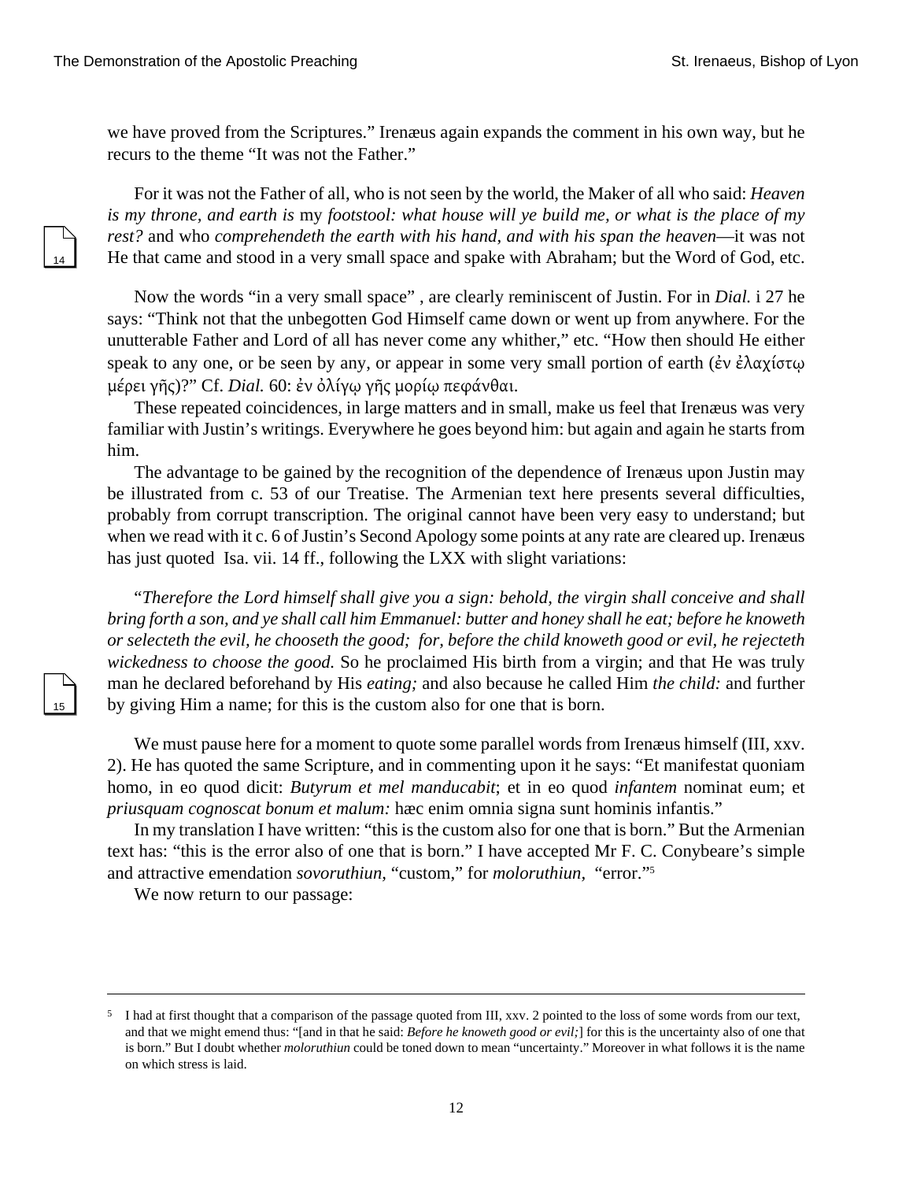we have proved from the Scriptures.” Irenæus again expands the comment in his own way, but he recurs to the theme “It was not the Father.”

For it was not the Father of all, who is not seen by the world, the Maker of all who said: *Heaven is my throne, and earth is* my *footstool: what house will ye build me, or what is the place of my rest?* and who *comprehendeth the earth with his hand, and with his span the heaven*—it was not He that came and stood in a very small space and spake with Abraham; but the Word of God, etc.

Now the words “in a very small space” , are clearly reminiscent of Justin. For in *Dial.* i 27 he says: “Think not that the unbegotten God Himself came down or went up from anywhere. For the unutterable Father and Lord of all has never come any whither,” etc. “How then should He either speak to any one, or be seen by any, or appear in some very small portion of earth (ἐν ἐλαχίστῳ μέρει γῆς)?” Cf. *Dial.* 60: ἐν ὀλίγῳ γῆς μορίῳ πεφάνθαι.

These repeated coincidences, in large matters and in small, make us feel that Irenæus was very familiar with Justin’s writings. Everywhere he goes beyond him: but again and again he starts from him.

The advantage to be gained by the recognition of the dependence of Irenæus upon Justin may be illustrated from c. 53 of our Treatise. The Armenian text here presents several difficulties, probably from corrupt transcription. The original cannot have been very easy to understand; but when we read with it c. 6 of Justin’s Second Apology some points at any rate are cleared up. Irenæus has just quoted Isa. vii. 14 ff., following the LXX with slight variations:

“*Therefore the Lord himself shall give you a sign: behold, the virgin shall conceive and shall bring forth a son, and ye shall call him Emmanuel: butter and honey shall he eat; before he knoweth or selecteth the evil, he chooseth the good; for, before the child knoweth good or evil, he rejecteth wickedness to choose the good.* So he proclaimed His birth from a virgin; and that He was truly man he declared beforehand by His *eating;* and also because he called Him *the child:* and further by giving Him a name; for this is the custom also for one that is born.

We must pause here for a moment to quote some parallel words from Irenæus himself (III, xxv. 2). He has quoted the same Scripture, and in commenting upon it he says: “Et manifestat quoniam homo, in eo quod dicit: *Butyrum et mel manducabit*; et in eo quod *infantem* nominat eum; et *priusquam cognoscat bonum et malum:* hæc enim omnia signa sunt hominis infantis.”

In my translation I have written: “this is the custom also for one that is born.” But the Armenian text has: “this is the error also of one that is born.” I have accepted Mr F. C. Conybeare’s simple and attractive emendation *sovoruthiun,* “custom,” for *moloruthiun,* “error.”[5]

We now return to our passage:

---

[5] I had at first thought that a comparison of the passage quoted from III, xxv. 2 pointed to the loss of some words from our text, and that we might emend thus: “[and in that he said: *Before he knoweth good or evil;*] for this is the uncertainty also of one that is born.” But I doubt whether *moloruthiun* could be toned down to mean “uncertainty.” Moreover in what follows it is the name on which stress is laid.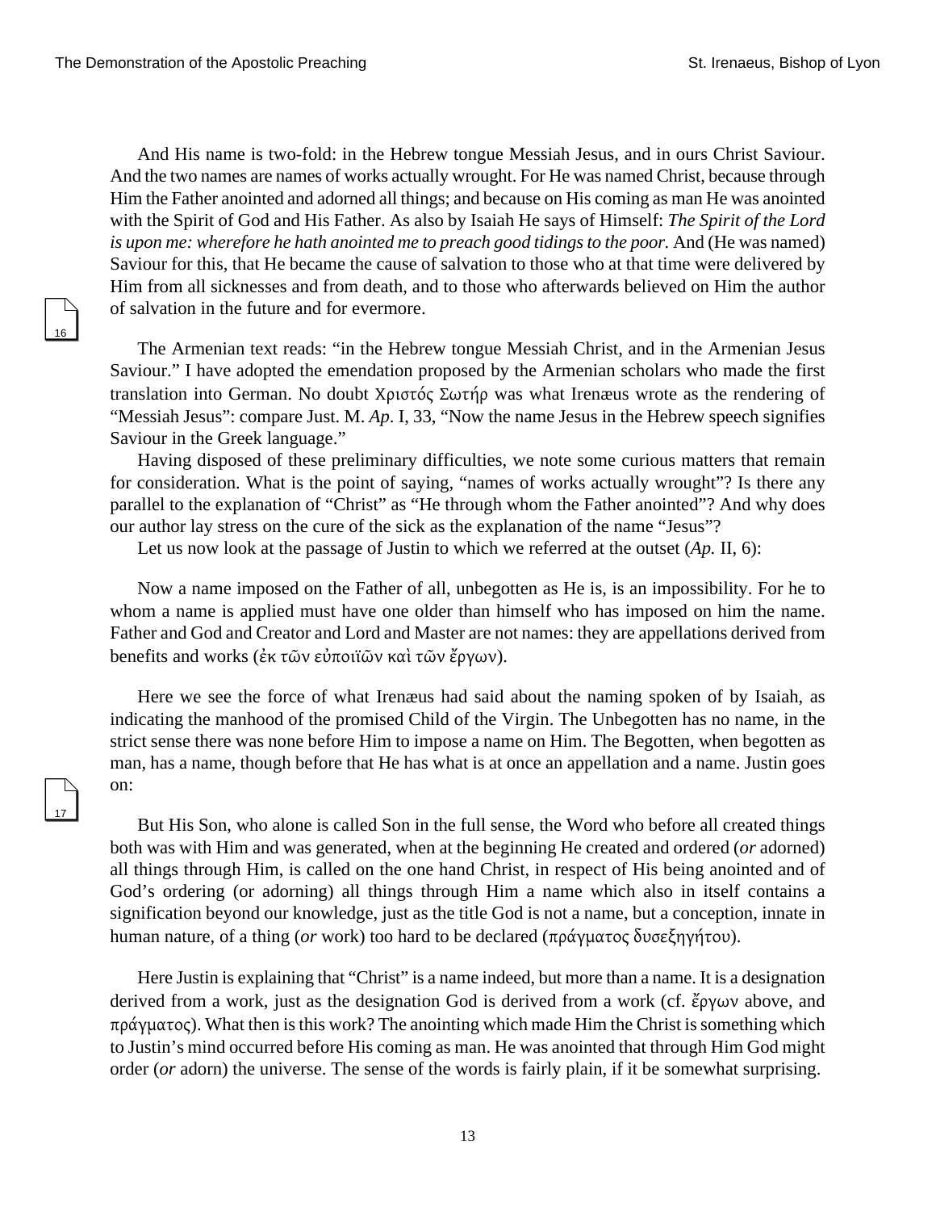And His name is two-fold: in the Hebrew tongue Messiah Jesus, and in ours Christ Saviour. And the two names are names of works actually wrought. For He was named Christ, because through Him the Father anointed and adorned all things; and because on His coming as man He was anointed with the Spirit of God and His Father. As also by Isaiah He says of Himself: *The Spirit of the Lord is upon me: wherefore he hath anointed me to preach good tidings to the poor.* And (He was named) Saviour for this, that He became the cause of salvation to those who at that time were delivered by Him from all sicknesses and from death, and to those who afterwards believed on Him the author of salvation in the future and for evermore.

The Armenian text reads: "in the Hebrew tongue Messiah Christ, and in the Armenian Jesus Saviour." I have adopted the emendation proposed by the Armenian scholars who made the first translation into German. No doubt Χριστός Σωτήρ was what Irenæus wrote as the rendering of "Messiah Jesus": compare Just. M. *Ap*. I, 33, "Now the name Jesus in the Hebrew speech signifies Saviour in the Greek language."

Having disposed of these preliminary difficulties, we note some curious matters that remain for consideration. What is the point of saying, "names of works actually wrought"? Is there any parallel to the explanation of "Christ" as "He through whom the Father anointed"? And why does our author lay stress on the cure of the sick as the explanation of the name "Jesus"?

Let us now look at the passage of Justin to which we referred at the outset (*Ap.* II, 6):

Now a name imposed on the Father of all, unbegotten as He is, is an impossibility. For he to whom a name is applied must have one older than himself who has imposed on him the name. Father and God and Creator and Lord and Master are not names: they are appellations derived from benefits and works (ἐκ τῶν εὐποιϊῶν καὶ τῶν ἔργων).

Here we see the force of what Irenæus had said about the naming spoken of by Isaiah, as indicating the manhood of the promised Child of the Virgin. The Unbegotten has no name, in the strict sense there was none before Him to impose a name on Him. The Begotten, when begotten as man, has a name, though before that He has what is at once an appellation and a name. Justin goes on:

But His Son, who alone is called Son in the full sense, the Word who before all created things both was with Him and was generated, when at the beginning He created and ordered (*or* adorned) all things through Him, is called on the one hand Christ, in respect of His being anointed and of God's ordering (or adorning) all things through Him a name which also in itself contains a signification beyond our knowledge, just as the title God is not a name, but a conception, innate in human nature, of a thing (*or* work) too hard to be declared (πράγματος δυσεξηγήτου).

Here Justin is explaining that "Christ" is a name indeed, but more than a name. It is a designation derived from a work, just as the designation God is derived from a work (cf. ἔργων above, and πράγματος). What then is this work? The anointing which made Him the Christ is something which to Justin's mind occurred before His coming as man. He was anointed that through Him God might order (*or* adorn) the universe. The sense of the words is fairly plain, if it be somewhat surprising.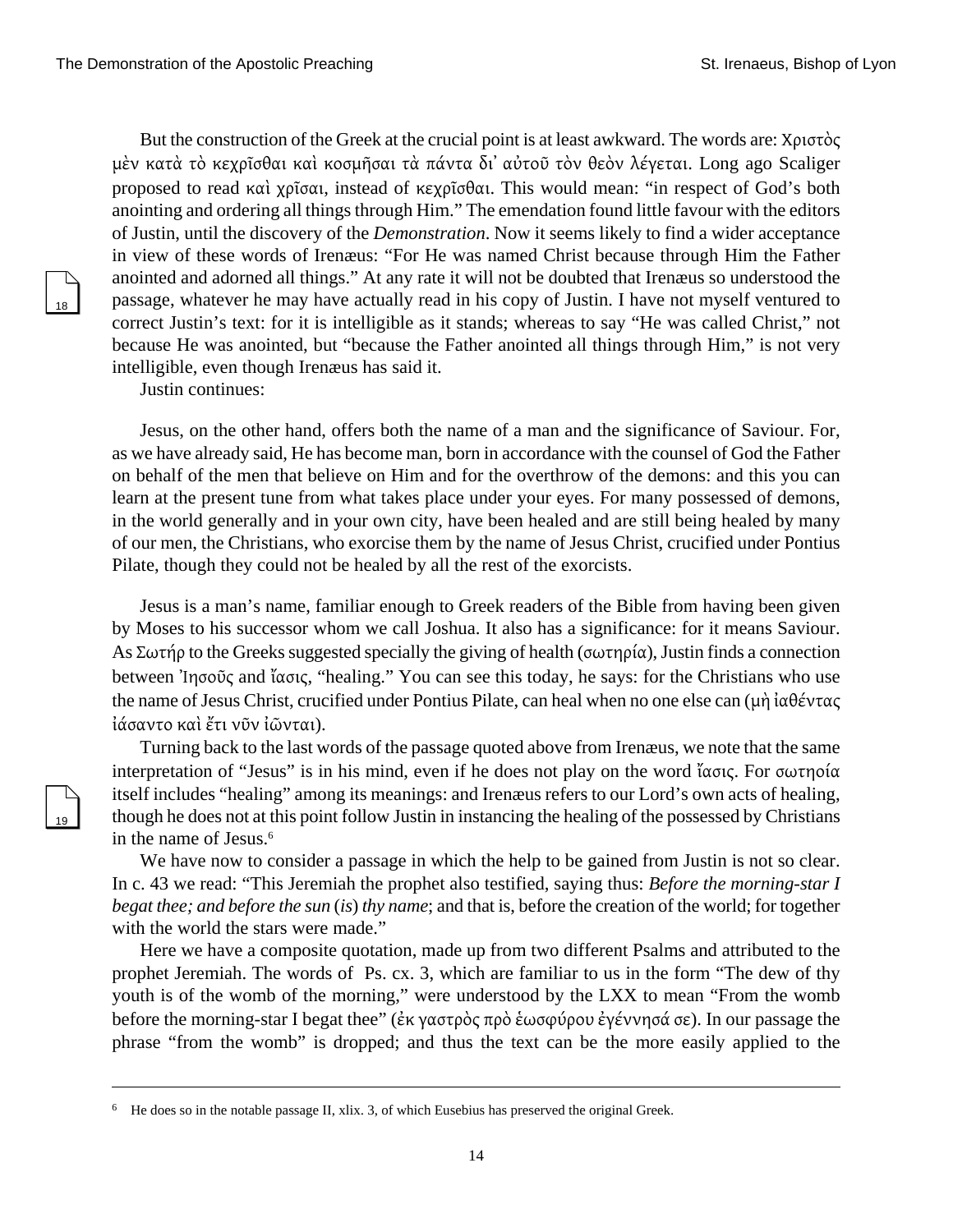But the construction of the Greek at the crucial point is at least awkward. The words are: Χριστὸς μὲν κατὰ τὸ κεχρῖσθαι καὶ κοσμῆσαι τὰ πάντα δι᾽ αὐτοῦ τὸν θεὸν λέγεται. Long ago Scaliger proposed to read καὶ χρῖσαι, instead of κεχρῖσθαι. This would mean: "in respect of God's both anointing and ordering all things through Him." The emendation found little favour with the editors of Justin, until the discovery of the *Demonstration*. Now it seems likely to find a wider acceptance in view of these words of Irenæus: "For He was named Christ because through Him the Father anointed and adorned all things." At any rate it will not be doubted that Irenæus so understood the passage, whatever he may have actually read in his copy of Justin. I have not myself ventured to correct Justin's text: for it is intelligible as it stands; whereas to say "He was called Christ," not because He was anointed, but "because the Father anointed all things through Him," is not very intelligible, even though Irenæus has said it.

Justin continues:

Jesus, on the other hand, offers both the name of a man and the significance of Saviour. For, as we have already said, He has become man, born in accordance with the counsel of God the Father on behalf of the men that believe on Him and for the overthrow of the demons: and this you can learn at the present tune from what takes place under your eyes. For many possessed of demons, in the world generally and in your own city, have been healed and are still being healed by many of our men, the Christians, who exorcise them by the name of Jesus Christ, crucified under Pontius Pilate, though they could not be healed by all the rest of the exorcists.

Jesus is a man's name, familiar enough to Greek readers of the Bible from having been given by Moses to his successor whom we call Joshua. It also has a significance: for it means Saviour. As Σωτήρ to the Greeks suggested specially the giving of health (σωτηρία), Justin finds a connection between Ἰησοῦς and ἴασις, "healing." You can see this today, he says: for the Christians who use the name of Jesus Christ, crucified under Pontius Pilate, can heal when no one else can (μὴ ἰαθέντας ἰάσαντο καὶ ἔτι νῦν ἰῶνται).

Turning back to the last words of the passage quoted above from Irenæus, we note that the same interpretation of "Jesus" is in his mind, even if he does not play on the word ἴασις. For σωτηοία itself includes "healing" among its meanings: and Irenæus refers to our Lord's own acts of healing, though he does not at this point follow Justin in instancing the healing of the possessed by Christians in the name of Jesus.[6]

We have now to consider a passage in which the help to be gained from Justin is not so clear. In c. 43 we read: "This Jeremiah the prophet also testified, saying thus: *Before the morning-star I begat thee; and before the sun* (*is*) *thy name*; and that is, before the creation of the world; for together with the world the stars were made."

Here we have a composite quotation, made up from two different Psalms and attributed to the prophet Jeremiah. The words of Ps. cx. 3, which are familiar to us in the form "The dew of thy youth is of the womb of the morning," were understood by the LXX to mean "From the womb before the morning-star I begat thee" (ἐκ γαστρὸς πρὸ ἑωσφύρου ἐγέννησά σε). In our passage the phrase "from the womb" is dropped; and thus the text can be the more easily applied to the

[6] He does so in the notable passage II, xlix. 3, of which Eusebius has preserved the original Greek.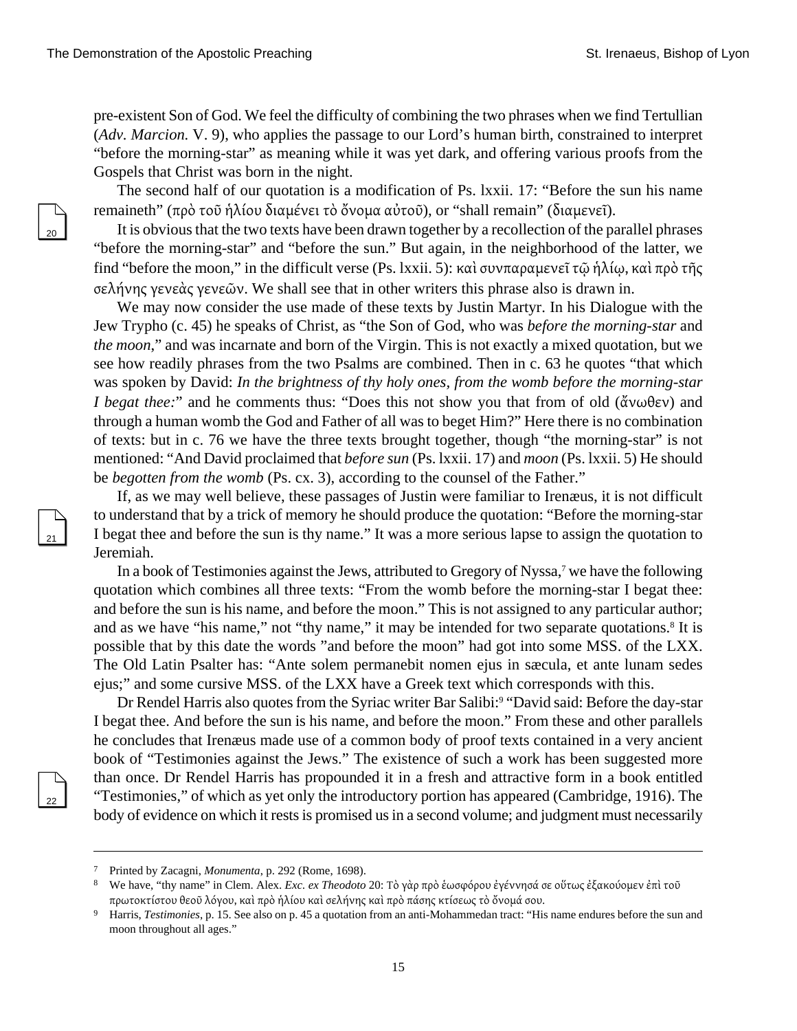pre-existent Son of God. We feel the difficulty of combining the two phrases when we find Tertullian (*Adv. Marcion.* V. 9), who applies the passage to our Lord's human birth, constrained to interpret "before the morning-star" as meaning while it was yet dark, and offering various proofs from the Gospels that Christ was born in the night.

The second half of our quotation is a modification of Ps. lxxii. 17: "Before the sun his name remaineth" (πρὸ τοῦ ἡλίου διαμένει τὸ ὄνομα αὐτοῦ), or "shall remain" (διαμενεῖ).

It is obvious that the two texts have been drawn together by a recollection of the parallel phrases "before the morning-star" and "before the sun." But again, in the neighborhood of the latter, we find "before the moon," in the difficult verse (Ps. lxxii. 5): καὶ συνπαραμενεῖ τῷ ἡλίῳ, καὶ πρὸ τῆς σελήνης γενεὰς γενεῶν. We shall see that in other writers this phrase also is drawn in.

We may now consider the use made of these texts by Justin Martyr. In his Dialogue with the Jew Trypho (c. 45) he speaks of Christ, as "the Son of God, who was *before the morning-star* and *the moon*," and was incarnate and born of the Virgin. This is not exactly a mixed quotation, but we see how readily phrases from the two Psalms are combined. Then in c. 63 he quotes "that which was spoken by David: *In the brightness of thy holy ones, from the womb before the morning-star I begat thee:*" and he comments thus: "Does this not show you that from of old (ἄνωθεν) and through a human womb the God and Father of all was to beget Him?" Here there is no combination of texts: but in c. 76 we have the three texts brought together, though "the morning-star" is not mentioned: "And David proclaimed that *before sun* (Ps. lxxii. 17) and *moon* (Ps. lxxii. 5) He should be *begotten from the womb* (Ps. cx. 3), according to the counsel of the Father."

If, as we may well believe, these passages of Justin were familiar to Irenæus, it is not difficult to understand that by a trick of memory he should produce the quotation: "Before the morning-star I begat thee and before the sun is thy name." It was a more serious lapse to assign the quotation to Jeremiah.

In a book of Testimonies against the Jews, attributed to Gregory of Nyssa,[7] we have the following quotation which combines all three texts: "From the womb before the morning-star I begat thee: and before the sun is his name, and before the moon." This is not assigned to any particular author; and as we have "his name," not "thy name," it may be intended for two separate quotations.[8] It is possible that by this date the words "and before the moon" had got into some MSS. of the LXX. The Old Latin Psalter has: "Ante solem permanebit nomen ejus in sæcula, et ante lunam sedes ejus;" and some cursive MSS. of the LXX have a Greek text which corresponds with this.

Dr Rendel Harris also quotes from the Syriac writer Bar Salibi:[9] "David said: Before the day-star I begat thee. And before the sun is his name, and before the moon." From these and other parallels he concludes that Irenæus made use of a common body of proof texts contained in a very ancient book of "Testimonies against the Jews." The existence of such a work has been suggested more than once. Dr Rendel Harris has propounded it in a fresh and attractive form in a book entitled "Testimonies," of which as yet only the introductory portion has appeared (Cambridge, 1916). The body of evidence on which it rests is promised us in a second volume; and judgment must necessarily

---

[7] Printed by Zacagni, *Monumenta*, p. 292 (Rome, 1698).

[8] We have, "thy name" in Clem. Alex. *Exc. ex Theodoto* 20: Τὸ γὰρ πρὸ ἑωσφόρου ἐγέννησά σε οὕτως ἐξακούομεν ἐπὶ τοῦ πρωτοκτίστου θεοῦ λόγου, καὶ πρὸ ἡλίου καὶ σελήνης καὶ πρὸ πάσης κτίσεως τὸ ὄνομά σου.

[9] Harris, *Testimonies*, p. 15. See also on p. 45 a quotation from an anti-Mohammedan tract: "His name endures before the sun and moon throughout all ages."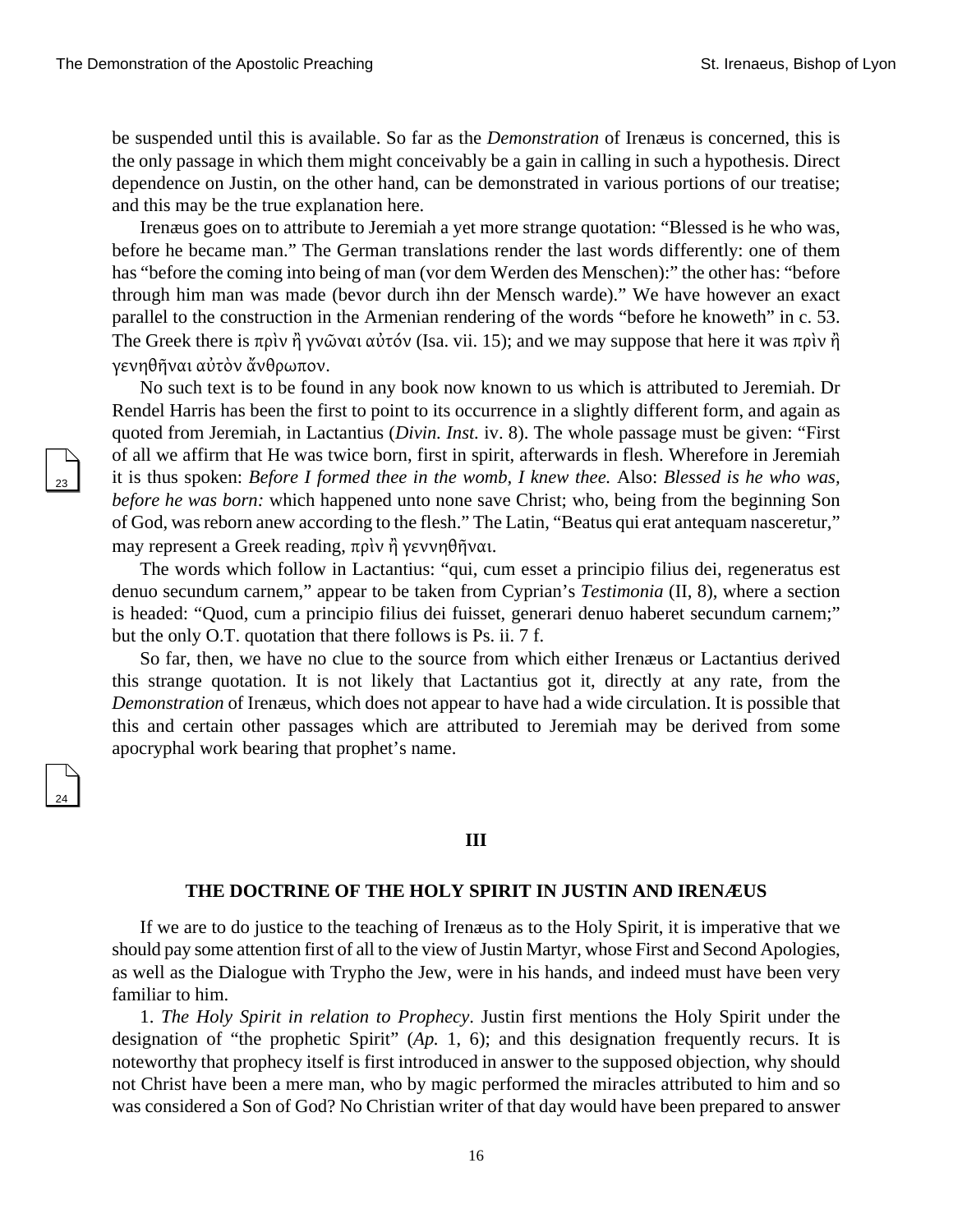be suspended until this is available. So far as the *Demonstration* of Irenæus is concerned, this is the only passage in which them might conceivably be a gain in calling in such a hypothesis. Direct dependence on Justin, on the other hand, can be demonstrated in various portions of our treatise; and this may be the true explanation here.

Irenæus goes on to attribute to Jeremiah a yet more strange quotation: “Blessed is he who was, before he became man.” The German translations render the last words differently: one of them has “before the coming into being of man (vor dem Werden des Menschen):” the other has: “before through him man was made (bevor durch ihn der Mensch warde).” We have however an exact parallel to the construction in the Armenian rendering of the words “before he knoweth” in c. 53. The Greek there is πρὶν ἢ γνῶναι αὐτόν (Isa. vii. 15); and we may suppose that here it was πρὶν ἢ γενηθῆναι αὐτὸν ἄνθρωπον.

No such text is to be found in any book now known to us which is attributed to Jeremiah. Dr Rendel Harris has been the first to point to its occurrence in a slightly different form, and again as quoted from Jeremiah, in Lactantius (*Divin. Inst.* iv. 8). The whole passage must be given: “First of all we affirm that He was twice born, first in spirit, afterwards in flesh. Wherefore in Jeremiah it is thus spoken: *Before I formed thee in the womb, I knew thee.* Also: *Blessed is he who was, before he was born:* which happened unto none save Christ; who, being from the beginning Son of God, was reborn anew according to the flesh.” The Latin, “Beatus qui erat antequam nasceretur,” may represent a Greek reading, πρὶν ἢ γεννηθῆναι.

The words which follow in Lactantius: “qui, cum esset a principio filius dei, regeneratus est denuo secundum carnem,” appear to be taken from Cyprian’s *Testimonia* (II, 8), where a section is headed: “Quod, cum a principio filius dei fuisset, generari denuo haberet secundum carnem;” but the only O.T. quotation that there follows is Ps. ii. 7 f.

So far, then, we have no clue to the source from which either Irenæus or Lactantius derived this strange quotation. It is not likely that Lactantius got it, directly at any rate, from the *Demonstration* of Irenæus, which does not appear to have had a wide circulation. It is possible that this and certain other passages which are attributed to Jeremiah may be derived from some apocryphal work bearing that prophet’s name.

## III

### THE DOCTRINE OF THE HOLY SPIRIT IN JUSTIN AND IRENÆUS

If we are to do justice to the teaching of Irenæus as to the Holy Spirit, it is imperative that we should pay some attention first of all to the view of Justin Martyr, whose First and Second Apologies, as well as the Dialogue with Trypho the Jew, were in his hands, and indeed must have been very familiar to him.

1. *The Holy Spirit in relation to Prophecy*. Justin first mentions the Holy Spirit under the designation of “the prophetic Spirit” (*Ap.* 1, 6); and this designation frequently recurs. It is noteworthy that prophecy itself is first introduced in answer to the supposed objection, why should not Christ have been a mere man, who by magic performed the miracles attributed to him and so was considered a Son of God? No Christian writer of that day would have been prepared to answer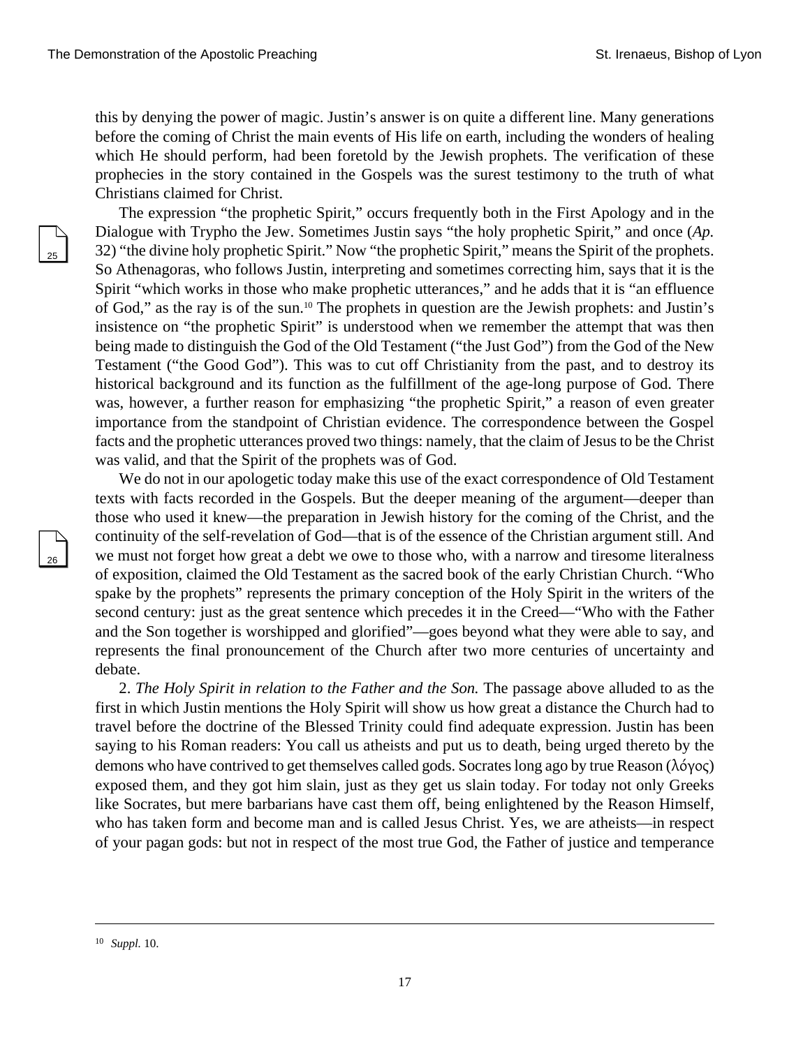this by denying the power of magic. Justin's answer is on quite a different line. Many generations before the coming of Christ the main events of His life on earth, including the wonders of healing which He should perform, had been foretold by the Jewish prophets. The verification of these prophecies in the story contained in the Gospels was the surest testimony to the truth of what Christians claimed for Christ.

The expression "the prophetic Spirit," occurs frequently both in the First Apology and in the Dialogue with Trypho the Jew. Sometimes Justin says "the holy prophetic Spirit," and once (*Ap.* 32) "the divine holy prophetic Spirit." Now "the prophetic Spirit," means the Spirit of the prophets. So Athenagoras, who follows Justin, interpreting and sometimes correcting him, says that it is the Spirit "which works in those who make prophetic utterances," and he adds that it is "an effluence of God," as the ray is of the sun.[10] The prophets in question are the Jewish prophets: and Justin's insistence on "the prophetic Spirit" is understood when we remember the attempt that was then being made to distinguish the God of the Old Testament ("the Just God") from the God of the New Testament ("the Good God"). This was to cut off Christianity from the past, and to destroy its historical background and its function as the fulfillment of the age-long purpose of God. There was, however, a further reason for emphasizing "the prophetic Spirit," a reason of even greater importance from the standpoint of Christian evidence. The correspondence between the Gospel facts and the prophetic utterances proved two things: namely, that the claim of Jesus to be the Christ was valid, and that the Spirit of the prophets was of God.

We do not in our apologetic today make this use of the exact correspondence of Old Testament texts with facts recorded in the Gospels. But the deeper meaning of the argument—deeper than those who used it knew—the preparation in Jewish history for the coming of the Christ, and the continuity of the self-revelation of God—that is of the essence of the Christian argument still. And we must not forget how great a debt we owe to those who, with a narrow and tiresome literalness of exposition, claimed the Old Testament as the sacred book of the early Christian Church. "Who spake by the prophets" represents the primary conception of the Holy Spirit in the writers of the second century: just as the great sentence which precedes it in the Creed—"Who with the Father and the Son together is worshipped and glorified"—goes beyond what they were able to say, and represents the final pronouncement of the Church after two more centuries of uncertainty and debate.

2. *The Holy Spirit in relation to the Father and the Son.* The passage above alluded to as the first in which Justin mentions the Holy Spirit will show us how great a distance the Church had to travel before the doctrine of the Blessed Trinity could find adequate expression. Justin has been saying to his Roman readers: You call us atheists and put us to death, being urged thereto by the demons who have contrived to get themselves called gods. Socrates long ago by true Reason (λόγος) exposed them, and they got him slain, just as they get us slain today. For today not only Greeks like Socrates, but mere barbarians have cast them off, being enlightened by the Reason Himself, who has taken form and become man and is called Jesus Christ. Yes, we are atheists—in respect of your pagan gods: but not in respect of the most true God, the Father of justice and temperance

---

[10] *Suppl.* 10.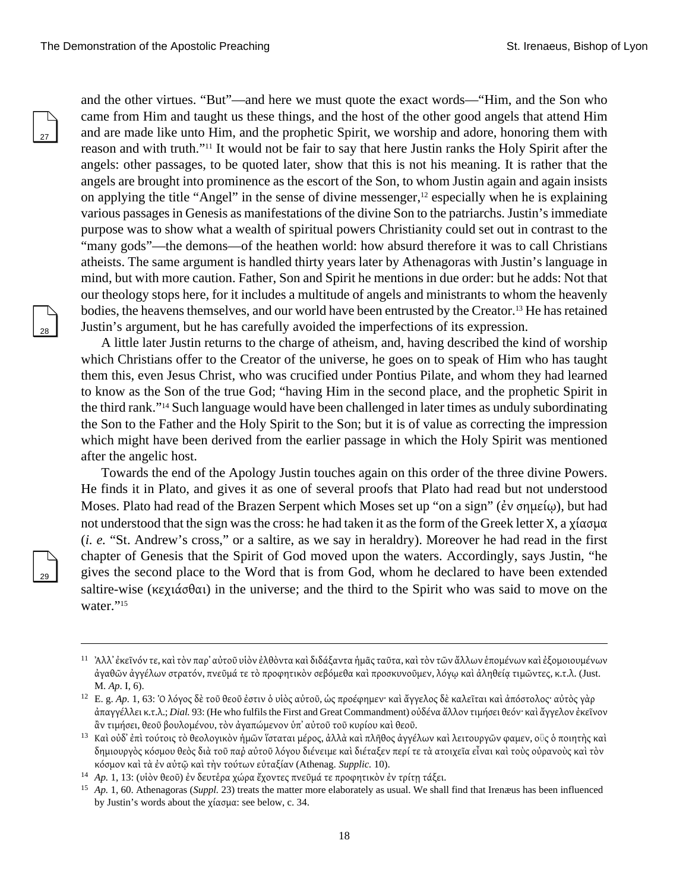and the other virtues. "But"—and here we must quote the exact words—"Him, and the Son who came from Him and taught us these things, and the host of the other good angels that attend Him and are made like unto Him, and the prophetic Spirit, we worship and adore, honoring them with reason and with truth."[11] It would not be fair to say that here Justin ranks the Holy Spirit after the angels: other passages, to be quoted later, show that this is not his meaning. It is rather that the angels are brought into prominence as the escort of the Son, to whom Justin again and again insists on applying the title "Angel" in the sense of divine messenger,[12] especially when he is explaining various passages in Genesis as manifestations of the divine Son to the patriarchs. Justin's immediate purpose was to show what a wealth of spiritual powers Christianity could set out in contrast to the "many gods"—the demons—of the heathen world: how absurd therefore it was to call Christians atheists. The same argument is handled thirty years later by Athenagoras with Justin's language in mind, but with more caution. Father, Son and Spirit he mentions in due order: but he adds: Not that our theology stops here, for it includes a multitude of angels and ministrants to whom the heavenly bodies, the heavens themselves, and our world have been entrusted by the Creator.[13] He has retained Justin's argument, but he has carefully avoided the imperfections of its expression.

A little later Justin returns to the charge of atheism, and, having described the kind of worship which Christians offer to the Creator of the universe, he goes on to speak of Him who has taught them this, even Jesus Christ, who was crucified under Pontius Pilate, and whom they had learned to know as the Son of the true God; "having Him in the second place, and the prophetic Spirit in the third rank."[14] Such language would have been challenged in later times as unduly subordinating the Son to the Father and the Holy Spirit to the Son; but it is of value as correcting the impression which might have been derived from the earlier passage in which the Holy Spirit was mentioned after the angelic host.

Towards the end of the Apology Justin touches again on this order of the three divine Powers. He finds it in Plato, and gives it as one of several proofs that Plato had read but not understood Moses. Plato had read of the Brazen Serpent which Moses set up "on a sign" (ἐν σημείῳ), but had not understood that the sign was the cross: he had taken it as the form of the Greek letter X, a χίασμα (*i. e.* "St. Andrew's cross," or a saltire, as we say in heraldry). Moreover he had read in the first chapter of Genesis that the Spirit of God moved upon the waters. Accordingly, says Justin, "he gives the second place to the Word that is from God, whom he declared to have been extended saltire-wise (κεχιάσθαι) in the universe; and the third to the Spirit who was said to move on the water."[15]

---

[11] Ἀλλ᾽ ἐκεῖνόν τε, καὶ τὸν παρ᾽ αὐτοῦ υἱὸν ἐλθὸντα καὶ διδάξαντα ἡμᾶς ταῦτα, καὶ τὸν τῶν ἄλλων ἑπομένων καὶ ἐξομοιουμένων ἀγαθῶν ἀγγέλων στρατόν, πνεῦμά τε τὸ προφητικὸν σεβόμεθα καὶ προσκυνοῦμεν, λόγῳ καὶ ἀληθείᾳ τιμῶντες, κ.τ.λ. (Just. M. *Ap*. I, 6).

[12] E. g. *Ap.* 1, 63: Ὁ λόγος δὲ τοῦ θεοῦ ἐστιν ὁ υἱὸς αὐτοῦ, ὡς προέφημεν· καὶ ἄγγελος δὲ καλεῖται καὶ ἀπόστολος· αὐτὸς γὰρ ἀπαγγέλλει κ.τ.λ.; *Dial.* 93: (He who fulfils the First and Great Commandment) οὐδένα ἄλλον τιμήσει θεόν· καὶ ἄγγελον ἐκεῖνον ἂν τιμήσει, θεοῦ βουλομένου, τὸν ἀγαπώμενον ὑπ᾽ αὐτοῦ τοῦ κυρίου καὶ θεοῦ.

[13] Καὶ οὐδ᾽ ἐπὶ τούτοις τὸ θεολογικὸν ἡμῶν ἵσταται μέρος, ἀλλὰ καὶ πλῆθος ἀγγέλων καὶ λειτουργῶν φαμεν, οὓς ὁ ποιητὴς καὶ δημιουργὸς κόσμου θεὸς διὰ τοῦ παρ᾽ αὐτοῦ λόγου διένειμε καὶ διέταξεν περί τε τὰ ατοιχεῖα εἶναι καὶ τοὺς οὐρανοὺς καὶ τὸν κόσμον καὶ τὰ ἐν αὐτῷ καὶ τὴν τούτων εὐταξίαν (Athenag. *Supplic.* 10).

[14] *Ap.* 1, 13: (υἱὸν θεοῦ) ἐν δευτέρα χώρα ἔχοντες πνεῦμά τε προφητικὸν ἐν τρίτῃ τάξει.

[15] *Ap.* 1, 60. Athenagoras (*Suppl.* 23) treats the matter more elaborately as usual. We shall find that Irenæus has been influenced by Justin's words about the χίασμα: see below, c. 34.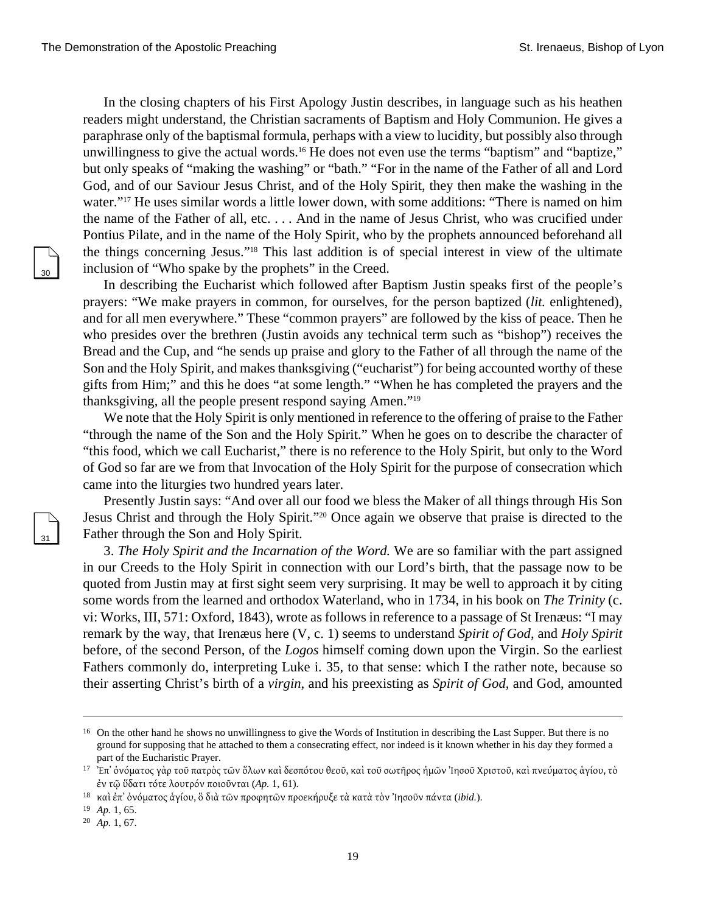In the closing chapters of his First Apology Justin describes, in language such as his heathen readers might understand, the Christian sacraments of Baptism and Holy Communion. He gives a paraphrase only of the baptismal formula, perhaps with a view to lucidity, but possibly also through unwillingness to give the actual words.[16] He does not even use the terms "baptism" and "baptize," but only speaks of "making the washing" or "bath." "For in the name of the Father of all and Lord God, and of our Saviour Jesus Christ, and of the Holy Spirit, they then make the washing in the water."[17] He uses similar words a little lower down, with some additions: "There is named on him the name of the Father of all, etc. . . . And in the name of Jesus Christ, who was crucified under Pontius Pilate, and in the name of the Holy Spirit, who by the prophets announced beforehand all the things concerning Jesus."[18] This last addition is of special interest in view of the ultimate inclusion of "Who spake by the prophets" in the Creed.

In describing the Eucharist which followed after Baptism Justin speaks first of the people's prayers: "We make prayers in common, for ourselves, for the person baptized (*lit.* enlightened), and for all men everywhere." These "common prayers" are followed by the kiss of peace. Then he who presides over the brethren (Justin avoids any technical term such as "bishop") receives the Bread and the Cup, and "he sends up praise and glory to the Father of all through the name of the Son and the Holy Spirit, and makes thanksgiving ("eucharist") for being accounted worthy of these gifts from Him;" and this he does "at some length." "When he has completed the prayers and the thanksgiving, all the people present respond saying Amen."[19]

We note that the Holy Spirit is only mentioned in reference to the offering of praise to the Father "through the name of the Son and the Holy Spirit." When he goes on to describe the character of "this food, which we call Eucharist," there is no reference to the Holy Spirit, but only to the Word of God so far are we from that Invocation of the Holy Spirit for the purpose of consecration which came into the liturgies two hundred years later.

Presently Justin says: "And over all our food we bless the Maker of all things through His Son Jesus Christ and through the Holy Spirit."[20] Once again we observe that praise is directed to the Father through the Son and Holy Spirit.

3. *The Holy Spirit and the Incarnation of the Word.* We are so familiar with the part assigned in our Creeds to the Holy Spirit in connection with our Lord's birth, that the passage now to be quoted from Justin may at first sight seem very surprising. It may be well to approach it by citing some words from the learned and orthodox Waterland, who in 1734, in his book on *The Trinity* (c. vi: Works, III, 571: Oxford, 1843), wrote as follows in reference to a passage of St Irenæus: "I may remark by the way, that Irenæus here (V, c. 1) seems to understand *Spirit of God*, and *Holy Spirit* before, of the second Person, of the *Logos* himself coming down upon the Virgin. So the earliest Fathers commonly do, interpreting Luke i. 35, to that sense: which I the rather note, because so their asserting Christ's birth of a *virgin*, and his preexisting as *Spirit of God*, and God, amounted

---

[16] On the other hand he shows no unwillingness to give the Words of Institution in describing the Last Supper. But there is no ground for supposing that he attached to them a consecrating effect, nor indeed is it known whether in his day they formed a part of the Eucharistic Prayer.

[17] Ἐπ᾽ ὀνόματος γὰρ τοῦ πατρὸς τῶν ὅλων καὶ δεσπότου θεοῦ, καὶ τοῦ σωτῆρος ἡμῶν Ἰησοῦ Χριστοῦ, καὶ πνεύματος ἁγίου, τὸ ἐν τῷ ὕδατι τότε λουτρόν ποιοῦνται (*Ap.* 1, 61).

[18] καὶ ἐπ᾽ ὀνόματος ἁγίου, ὃ διὰ τῶν προφητῶν προεκήρυξε τὰ κατὰ τὸν Ἰησοῦν πάντα (*ibid.*).

[19] *Ap.* 1, 65.

[20] *Ap.* 1, 67.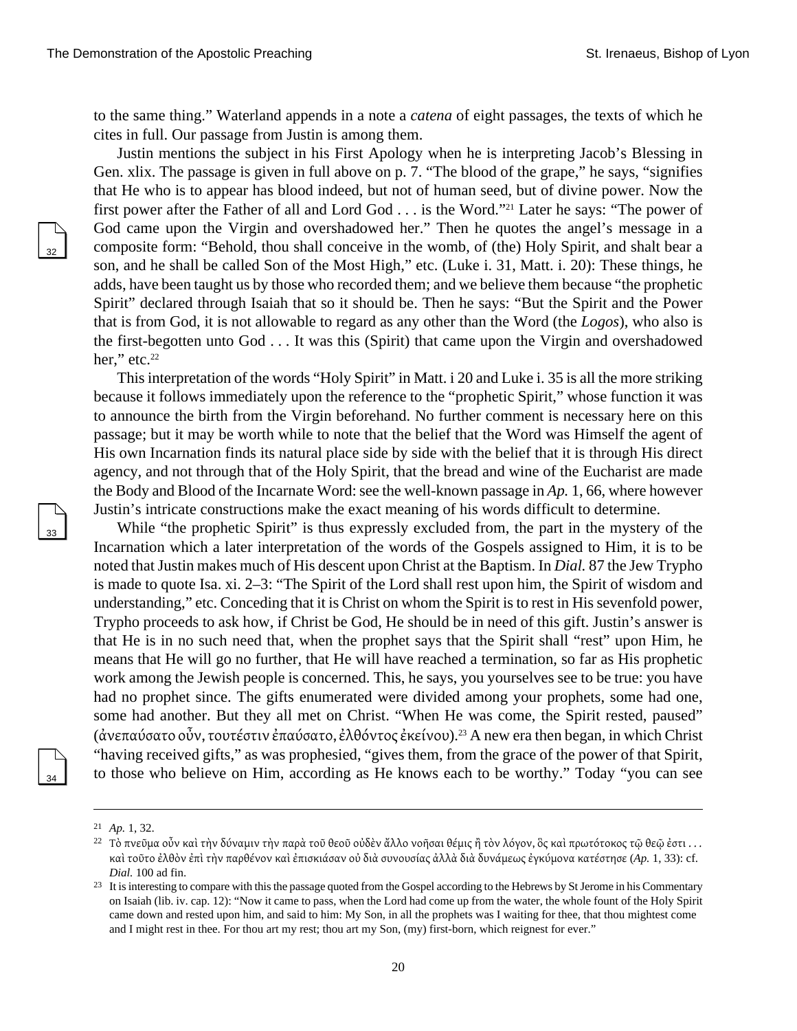to the same thing." Waterland appends in a note a *catena* of eight passages, the texts of which he cites in full. Our passage from Justin is among them.

Justin mentions the subject in his First Apology when he is interpreting Jacob's Blessing in Gen. xlix. The passage is given in full above on p. 7. "The blood of the grape," he says, "signifies that He who is to appear has blood indeed, but not of human seed, but of divine power. Now the first power after the Father of all and Lord God . . . is the Word."[21] Later he says: "The power of God came upon the Virgin and overshadowed her." Then he quotes the angel's message in a composite form: "Behold, thou shall conceive in the womb, of (the) Holy Spirit, and shalt bear a son, and he shall be called Son of the Most High," etc. (Luke i. 31, Matt. i. 20): These things, he adds, have been taught us by those who recorded them; and we believe them because "the prophetic Spirit" declared through Isaiah that so it should be. Then he says: "But the Spirit and the Power that is from God, it is not allowable to regard as any other than the Word (the *Logos*), who also is the first-begotten unto God . . . It was this (Spirit) that came upon the Virgin and overshadowed her," etc.[22]

This interpretation of the words "Holy Spirit" in Matt. i 20 and Luke i. 35 is all the more striking because it follows immediately upon the reference to the "prophetic Spirit," whose function it was to announce the birth from the Virgin beforehand. No further comment is necessary here on this passage; but it may be worth while to note that the belief that the Word was Himself the agent of His own Incarnation finds its natural place side by side with the belief that it is through His direct agency, and not through that of the Holy Spirit, that the bread and wine of the Eucharist are made the Body and Blood of the Incarnate Word: see the well-known passage in *Ap.* 1, 66, where however Justin's intricate constructions make the exact meaning of his words difficult to determine.

While "the prophetic Spirit" is thus expressly excluded from, the part in the mystery of the Incarnation which a later interpretation of the words of the Gospels assigned to Him, it is to be noted that Justin makes much of His descent upon Christ at the Baptism. In *Dial.* 87 the Jew Trypho is made to quote Isa. xi. 2–3: "The Spirit of the Lord shall rest upon him, the Spirit of wisdom and understanding," etc. Conceding that it is Christ on whom the Spirit is to rest in His sevenfold power, Trypho proceeds to ask how, if Christ be God, He should be in need of this gift. Justin's answer is that He is in no such need that, when the prophet says that the Spirit shall "rest" upon Him, he means that He will go no further, that He will have reached a termination, so far as His prophetic work among the Jewish people is concerned. This, he says, you yourselves see to be true: you have had no prophet since. The gifts enumerated were divided among your prophets, some had one, some had another. But they all met on Christ. "When He was come, the Spirit rested, paused" (ἀνεπαύσατο οὖν, τουτέστιν ἐπαύσατο, ἐλθόντος ἐκείνου).[23] A new era then began, in which Christ "having received gifts," as was prophesied, "gives them, from the grace of the power of that Spirit, to those who believe on Him, according as He knows each to be worthy." Today "you can see

---

[21] *Ap.* 1, 32.

[22] Τὸ πνεῦμα οὖν καὶ τὴν δύναμιν τὴν παρὰ τοῦ θεοῦ οὐδὲν ἄλλο νοῆσαι θέμις ἢ τὸν λόγον, ὃς καὶ πρωτότοκος τῷ θεῷ ἐστι . . . καὶ τοῦτο ἐλθὸν ἐπὶ τὴν παρθένον καὶ ἐπισκιάσαν οὐ διὰ συνουσίας ἀλλὰ διὰ δυνάμεως ἐγκύμονα κατέστησε (*Ap.* 1, 33): cf. *Dial.* 100 ad fin.

[23] It is interesting to compare with this the passage quoted from the Gospel according to the Hebrews by St Jerome in his Commentary on Isaiah (lib. iv. cap. 12): "Now it came to pass, when the Lord had come up from the water, the whole fount of the Holy Spirit came down and rested upon him, and said to him: My Son, in all the prophets was I waiting for thee, that thou mightest come and I might rest in thee. For thou art my rest; thou art my Son, (my) first-born, which reignest for ever."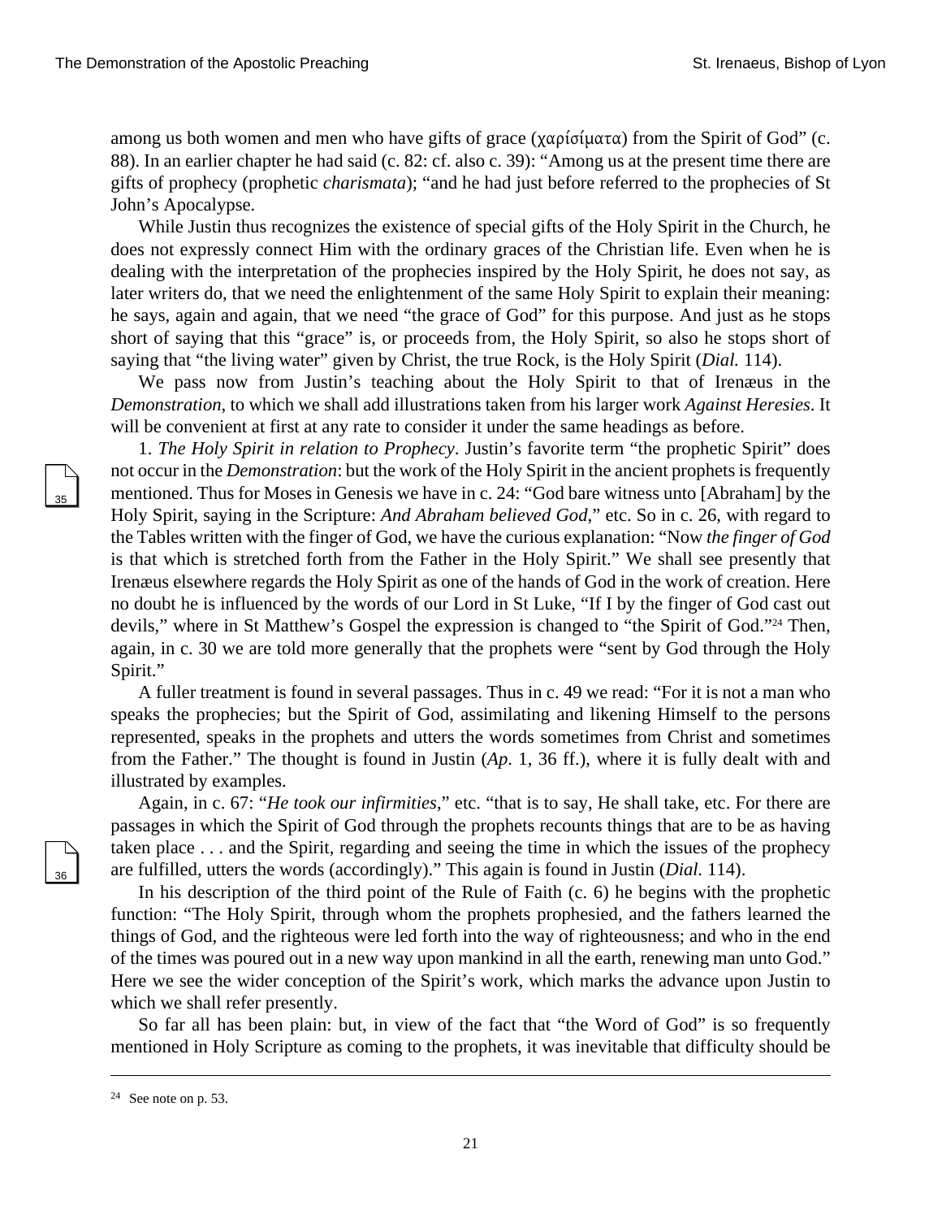among us both women and men who have gifts of grace (χαρίσίματα) from the Spirit of God" (c. 88). In an earlier chapter he had said (c. 82: cf. also c. 39): "Among us at the present time there are gifts of prophecy (prophetic *charismata*); "and he had just before referred to the prophecies of St John's Apocalypse.

While Justin thus recognizes the existence of special gifts of the Holy Spirit in the Church, he does not expressly connect Him with the ordinary graces of the Christian life. Even when he is dealing with the interpretation of the prophecies inspired by the Holy Spirit, he does not say, as later writers do, that we need the enlightenment of the same Holy Spirit to explain their meaning: he says, again and again, that we need "the grace of God" for this purpose. And just as he stops short of saying that this "grace" is, or proceeds from, the Holy Spirit, so also he stops short of saying that "the living water" given by Christ, the true Rock, is the Holy Spirit (*Dial.* 114).

We pass now from Justin's teaching about the Holy Spirit to that of Irenæus in the *Demonstration*, to which we shall add illustrations taken from his larger work *Against Heresies*. It will be convenient at first at any rate to consider it under the same headings as before.

1. *The Holy Spirit in relation to Prophecy*. Justin's favorite term "the prophetic Spirit" does not occur in the *Demonstration*: but the work of the Holy Spirit in the ancient prophets is frequently mentioned. Thus for Moses in Genesis we have in c. 24: "God bare witness unto [Abraham] by the Holy Spirit, saying in the Scripture: *And Abraham believed God*," etc. So in c. 26, with regard to the Tables written with the finger of God, we have the curious explanation: "Now *the finger of God* is that which is stretched forth from the Father in the Holy Spirit." We shall see presently that Irenæus elsewhere regards the Holy Spirit as one of the hands of God in the work of creation. Here no doubt he is influenced by the words of our Lord in St Luke, "If I by the finger of God cast out devils," where in St Matthew's Gospel the expression is changed to "the Spirit of God."[24] Then, again, in c. 30 we are told more generally that the prophets were "sent by God through the Holy Spirit."

A fuller treatment is found in several passages. Thus in c. 49 we read: "For it is not a man who speaks the prophecies; but the Spirit of God, assimilating and likening Himself to the persons represented, speaks in the prophets and utters the words sometimes from Christ and sometimes from the Father." The thought is found in Justin (*Ap.* 1, 36 ff.), where it is fully dealt with and illustrated by examples.

Again, in c. 67: "*He took our infirmities*," etc. "that is to say, He shall take, etc. For there are passages in which the Spirit of God through the prophets recounts things that are to be as having taken place . . . and the Spirit, regarding and seeing the time in which the issues of the prophecy are fulfilled, utters the words (accordingly)." This again is found in Justin (*Dial.* 114).

In his description of the third point of the Rule of Faith (c. 6) he begins with the prophetic function: "The Holy Spirit, through whom the prophets prophesied, and the fathers learned the things of God, and the righteous were led forth into the way of righteousness; and who in the end of the times was poured out in a new way upon mankind in all the earth, renewing man unto God." Here we see the wider conception of the Spirit's work, which marks the advance upon Justin to which we shall refer presently.

So far all has been plain: but, in view of the fact that "the Word of God" is so frequently mentioned in Holy Scripture as coming to the prophets, it was inevitable that difficulty should be

---

[24] See note on p. 53.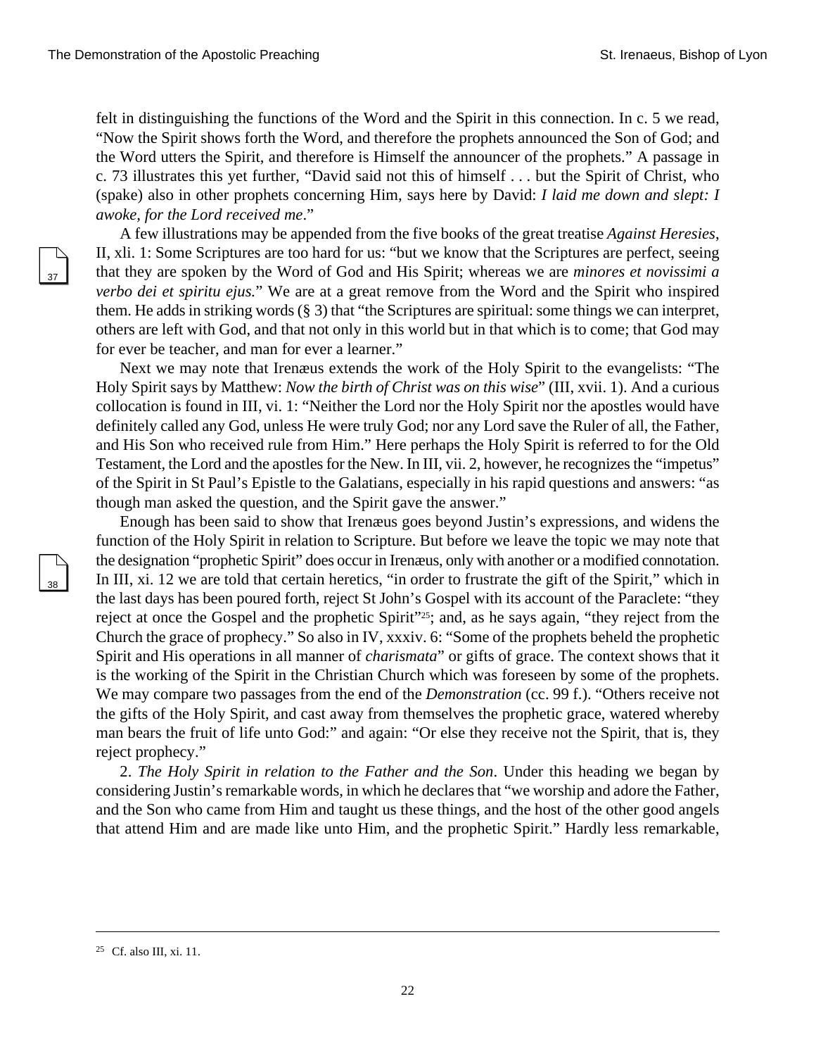felt in distinguishing the functions of the Word and the Spirit in this connection. In c. 5 we read, "Now the Spirit shows forth the Word, and therefore the prophets announced the Son of God; and the Word utters the Spirit, and therefore is Himself the announcer of the prophets." A passage in c. 73 illustrates this yet further, "David said not this of himself . . . but the Spirit of Christ, who (spake) also in other prophets concerning Him, says here by David: *I laid me down and slept: I awoke, for the Lord received me*."

A few illustrations may be appended from the five books of the great treatise *Against Heresies*, II, xli. 1: Some Scriptures are too hard for us: "but we know that the Scriptures are perfect, seeing that they are spoken by the Word of God and His Spirit; whereas we are *minores et novissimi a verbo dei et spiritu ejus.*" We are at a great remove from the Word and the Spirit who inspired them. He adds in striking words (§ 3) that "the Scriptures are spiritual: some things we can interpret, others are left with God, and that not only in this world but in that which is to come; that God may for ever be teacher, and man for ever a learner."

Next we may note that Irenæus extends the work of the Holy Spirit to the evangelists: "The Holy Spirit says by Matthew: *Now the birth of Christ was on this wise*" (III, xvii. 1). And a curious collocation is found in III, vi. 1: "Neither the Lord nor the Holy Spirit nor the apostles would have definitely called any God, unless He were truly God; nor any Lord save the Ruler of all, the Father, and His Son who received rule from Him." Here perhaps the Holy Spirit is referred to for the Old Testament, the Lord and the apostles for the New. In III, vii. 2, however, he recognizes the "impetus" of the Spirit in St Paul's Epistle to the Galatians, especially in his rapid questions and answers: "as though man asked the question, and the Spirit gave the answer."

Enough has been said to show that Irenæus goes beyond Justin's expressions, and widens the function of the Holy Spirit in relation to Scripture. But before we leave the topic we may note that the designation "prophetic Spirit" does occur in Irenæus, only with another or a modified connotation. In III, xi. 12 we are told that certain heretics, "in order to frustrate the gift of the Spirit," which in the last days has been poured forth, reject St John's Gospel with its account of the Paraclete: "they reject at once the Gospel and the prophetic Spirit"[25]; and, as he says again, "they reject from the Church the grace of prophecy." So also in IV, xxxiv. 6: "Some of the prophets beheld the prophetic Spirit and His operations in all manner of *charismata*" or gifts of grace. The context shows that it is the working of the Spirit in the Christian Church which was foreseen by some of the prophets. We may compare two passages from the end of the *Demonstration* (cc. 99 f.). "Others receive not the gifts of the Holy Spirit, and cast away from themselves the prophetic grace, watered whereby man bears the fruit of life unto God:" and again: "Or else they receive not the Spirit, that is, they reject prophecy."

2. *The Holy Spirit in relation to the Father and the Son*. Under this heading we began by considering Justin's remarkable words, in which he declares that "we worship and adore the Father, and the Son who came from Him and taught us these things, and the host of the other good angels that attend Him and are made like unto Him, and the prophetic Spirit." Hardly less remarkable,

---

[25] Cf. also III, xi. 11.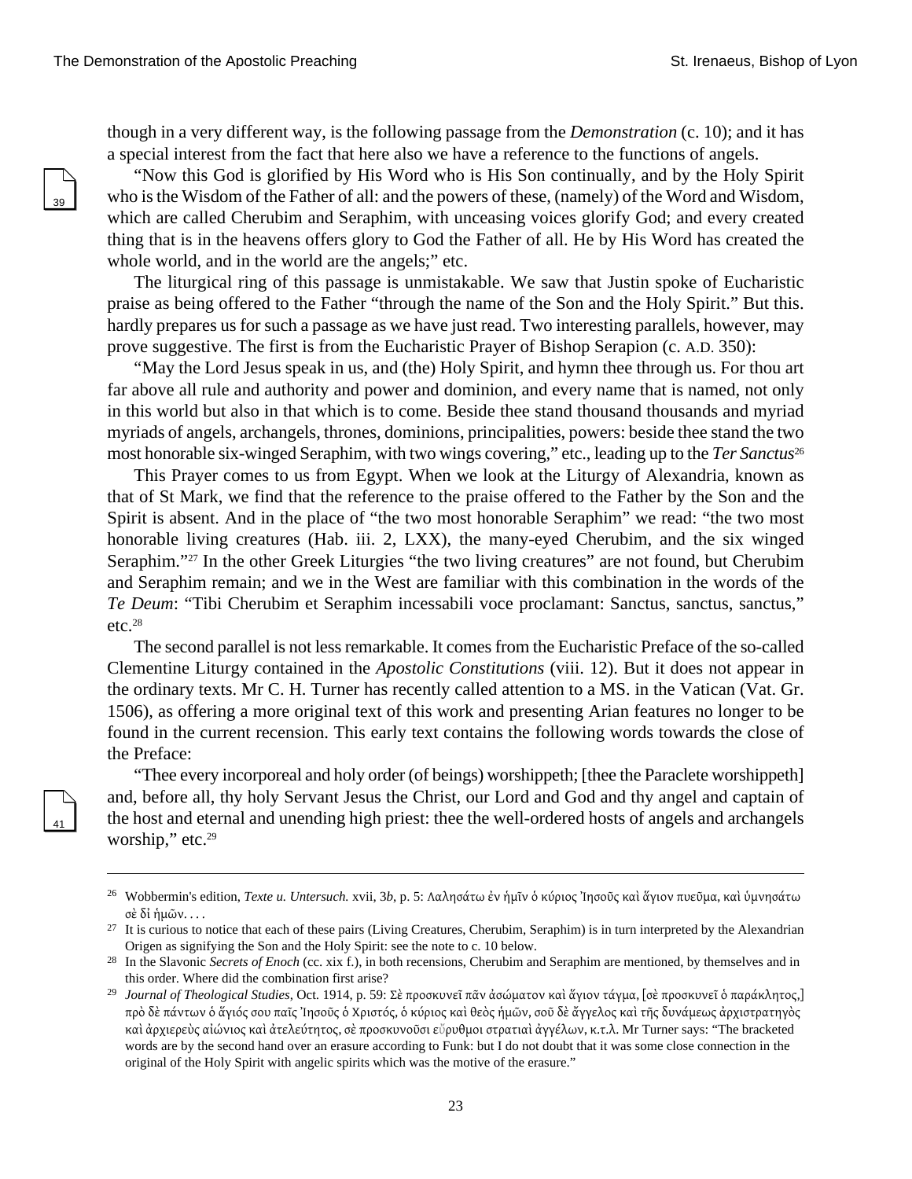though in a very different way, is the following passage from the *Demonstration* (c. 10); and it has a special interest from the fact that here also we have a reference to the functions of angels.

"Now this God is glorified by His Word who is His Son continually, and by the Holy Spirit who is the Wisdom of the Father of all: and the powers of these, (namely) of the Word and Wisdom, which are called Cherubim and Seraphim, with unceasing voices glorify God; and every created thing that is in the heavens offers glory to God the Father of all. He by His Word has created the whole world, and in the world are the angels;" etc.

The liturgical ring of this passage is unmistakable. We saw that Justin spoke of Eucharistic praise as being offered to the Father "through the name of the Son and the Holy Spirit." But this. hardly prepares us for such a passage as we have just read. Two interesting parallels, however, may prove suggestive. The first is from the Eucharistic Prayer of Bishop Serapion (c. A.D. 350):

"May the Lord Jesus speak in us, and (the) Holy Spirit, and hymn thee through us. For thou art far above all rule and authority and power and dominion, and every name that is named, not only in this world but also in that which is to come. Beside thee stand thousand thousands and myriad myriads of angels, archangels, thrones, dominions, principalities, powers: beside thee stand the two most honorable six-winged Seraphim, with two wings covering," etc., leading up to the *Ter Sanctus*[26]

This Prayer comes to us from Egypt. When we look at the Liturgy of Alexandria, known as that of St Mark, we find that the reference to the praise offered to the Father by the Son and the Spirit is absent. And in the place of "the two most honorable Seraphim" we read: "the two most honorable living creatures (Hab. iii. 2, LXX), the many-eyed Cherubim, and the six winged Seraphim."[27] In the other Greek Liturgies "the two living creatures" are not found, but Cherubim and Seraphim remain; and we in the West are familiar with this combination in the words of the *Te Deum*: "Tibi Cherubim et Seraphim incessabili voce proclamant: Sanctus, sanctus, sanctus," etc.[28]

The second parallel is not less remarkable. It comes from the Eucharistic Preface of the so-called Clementine Liturgy contained in the *Apostolic Constitutions* (viii. 12). But it does not appear in the ordinary texts. Mr C. H. Turner has recently called attention to a MS. in the Vatican (Vat. Gr. 1506), as offering a more original text of this work and presenting Arian features no longer to be found in the current recension. This early text contains the following words towards the close of the Preface:

"Thee every incorporeal and holy order (of beings) worshippeth; [thee the Paraclete worshippeth] and, before all, thy holy Servant Jesus the Christ, our Lord and God and thy angel and captain of the host and eternal and unending high priest: thee the well-ordered hosts of angels and archangels worship," etc.[29]

---

[26] Wobbermin's edition, *Texte u. Untersuch.* xvii, 3*b*, p. 5: Λαλησάτω ἐν ἡμῖν ὁ κύριος Ἰησοῦς καὶ ἅγιον πνεῦμα, καὶ ὑμνησάτω σὲ δὶ ἡμῶν. . . .

[27] It is curious to notice that each of these pairs (Living Creatures, Cherubim, Seraphim) is in turn interpreted by the Alexandrian Origen as signifying the Son and the Holy Spirit: see the note to c. 10 below.

[28] In the Slavonic *Secrets of Enoch* (cc. xix f.), in both recensions, Cherubim and Seraphim are mentioned, by themselves and in this order. Where did the combination first arise?

[29] *Journal of Theological Studies*, Oct. 1914, p. 59: Σὲ προσκυνεῖ πᾶν ἀσώματον καὶ ἅγιον τάγμα, [σὲ προσκυνεῖ ὁ παράκλητος,] πρὸ δὲ πάντων ὁ ἅγιός σου παῖς Ἰησοῦς ὁ Χριστός, ὁ κύριος καὶ θεὸς ἡμῶν, σοῦ δὲ ἄγγελος καὶ τῆς δυνάμεως ἀρχιστρατηγὸς καὶ ἀρχιερεὺς αἰώνιος καὶ ἀτελεύτητος, σὲ προσκυνοῦσι εὔρυθμοι στρατιαὶ ἀγγέλων, κ.τ.λ. Mr Turner says: "The bracketed words are by the second hand over an erasure according to Funk: but I do not doubt that it was some close connection in the original of the Holy Spirit with angelic spirits which was the motive of the erasure."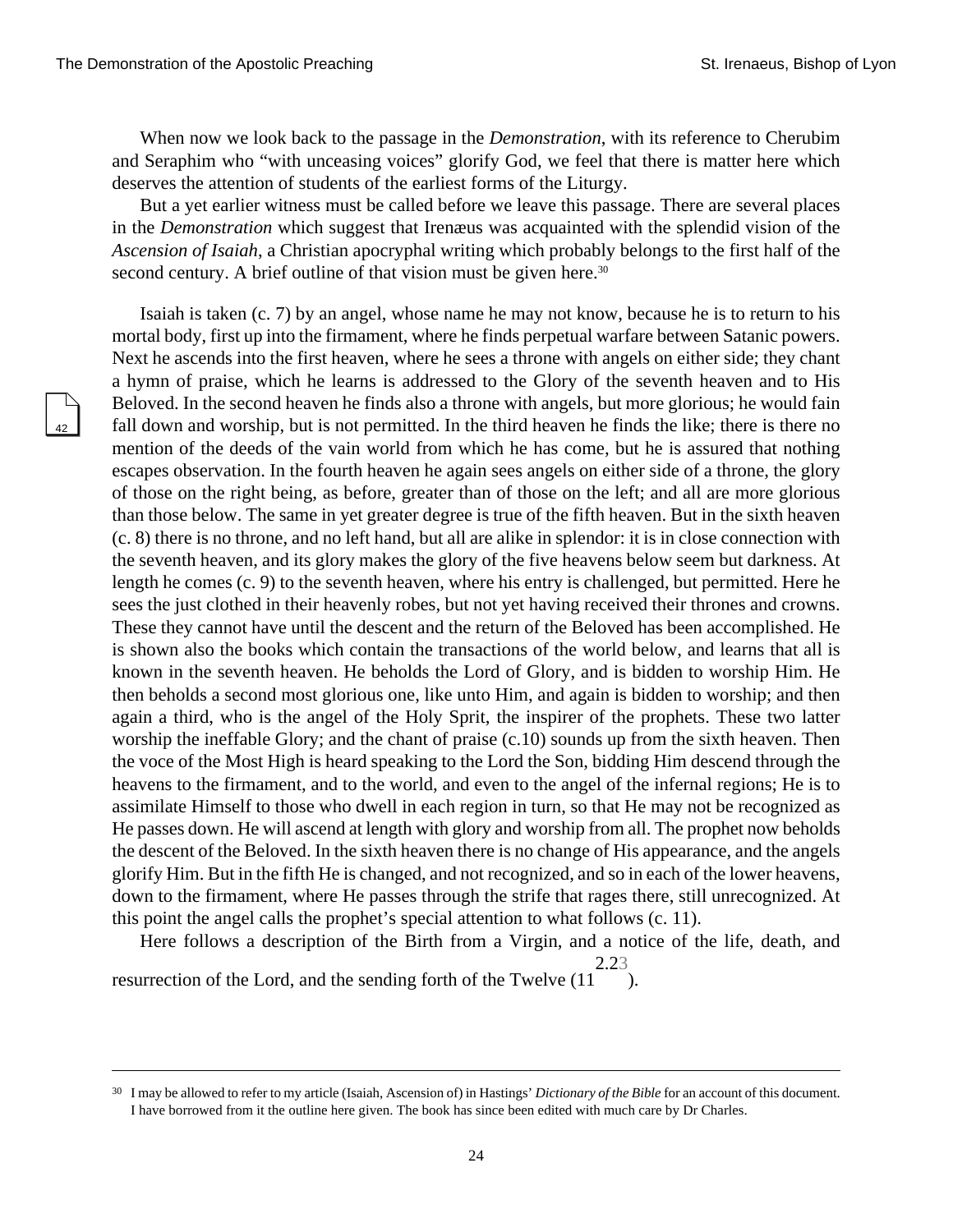When now we look back to the passage in the *Demonstration*, with its reference to Cherubim and Seraphim who “with unceasing voices” glorify God, we feel that there is matter here which deserves the attention of students of the earliest forms of the Liturgy.

But a yet earlier witness must be called before we leave this passage. There are several places in the *Demonstration* which suggest that Irenæus was acquainted with the splendid vision of the *Ascension of Isaiah*, a Christian apocryphal writing which probably belongs to the first half of the second century. A brief outline of that vision must be given here.[30]

Isaiah is taken (c. 7) by an angel, whose name he may not know, because he is to return to his mortal body, first up into the firmament, where he finds perpetual warfare between Satanic powers. Next he ascends into the first heaven, where he sees a throne with angels on either side; they chant a hymn of praise, which he learns is addressed to the Glory of the seventh heaven and to His Beloved. In the second heaven he finds also a throne with angels, but more glorious; he would fain fall down and worship, but is not permitted. In the third heaven he finds the like; there is there no mention of the deeds of the vain world from which he has come, but he is assured that nothing escapes observation. In the fourth heaven he again sees angels on either side of a throne, the glory of those on the right being, as before, greater than of those on the left; and all are more glorious than those below. The same in yet greater degree is true of the fifth heaven. But in the sixth heaven (c. 8) there is no throne, and no left hand, but all are alike in splendor: it is in close connection with the seventh heaven, and its glory makes the glory of the five heavens below seem but darkness. At length he comes (c. 9) to the seventh heaven, where his entry is challenged, but permitted. Here he sees the just clothed in their heavenly robes, but not yet having received their thrones and crowns. These they cannot have until the descent and the return of the Beloved has been accomplished. He is shown also the books which contain the transactions of the world below, and learns that all is known in the seventh heaven. He beholds the Lord of Glory, and is bidden to worship Him. He then beholds a second most glorious one, like unto Him, and again is bidden to worship; and then again a third, who is the angel of the Holy Sprit, the inspirer of the prophets. These two latter worship the ineffable Glory; and the chant of praise (c.10) sounds up from the sixth heaven. Then the voce of the Most High is heard speaking to the Lord the Son, bidding Him descend through the heavens to the firmament, and to the world, and even to the angel of the infernal regions; He is to assimilate Himself to those who dwell in each region in turn, so that He may not be recognized as He passes down. He will ascend at length with glory and worship from all. The prophet now beholds the descent of the Beloved. In the sixth heaven there is no change of His appearance, and the angels glorify Him. But in the fifth He is changed, and not recognized, and so in each of the lower heavens, down to the firmament, where He passes through the strife that rages there, still unrecognized. At this point the angel calls the prophet’s special attention to what follows (c. 11).

Here follows a description of the Birth from a Virgin, and a notice of the life, death, and resurrection of the Lord, and the sending forth of the Twelve (11[2.23]).

[30] I may be allowed to refer to my article (Isaiah, Ascension of) in Hastings’ *Dictionary of the Bible* for an account of this document. I have borrowed from it the outline here given. The book has since been edited with much care by Dr Charles.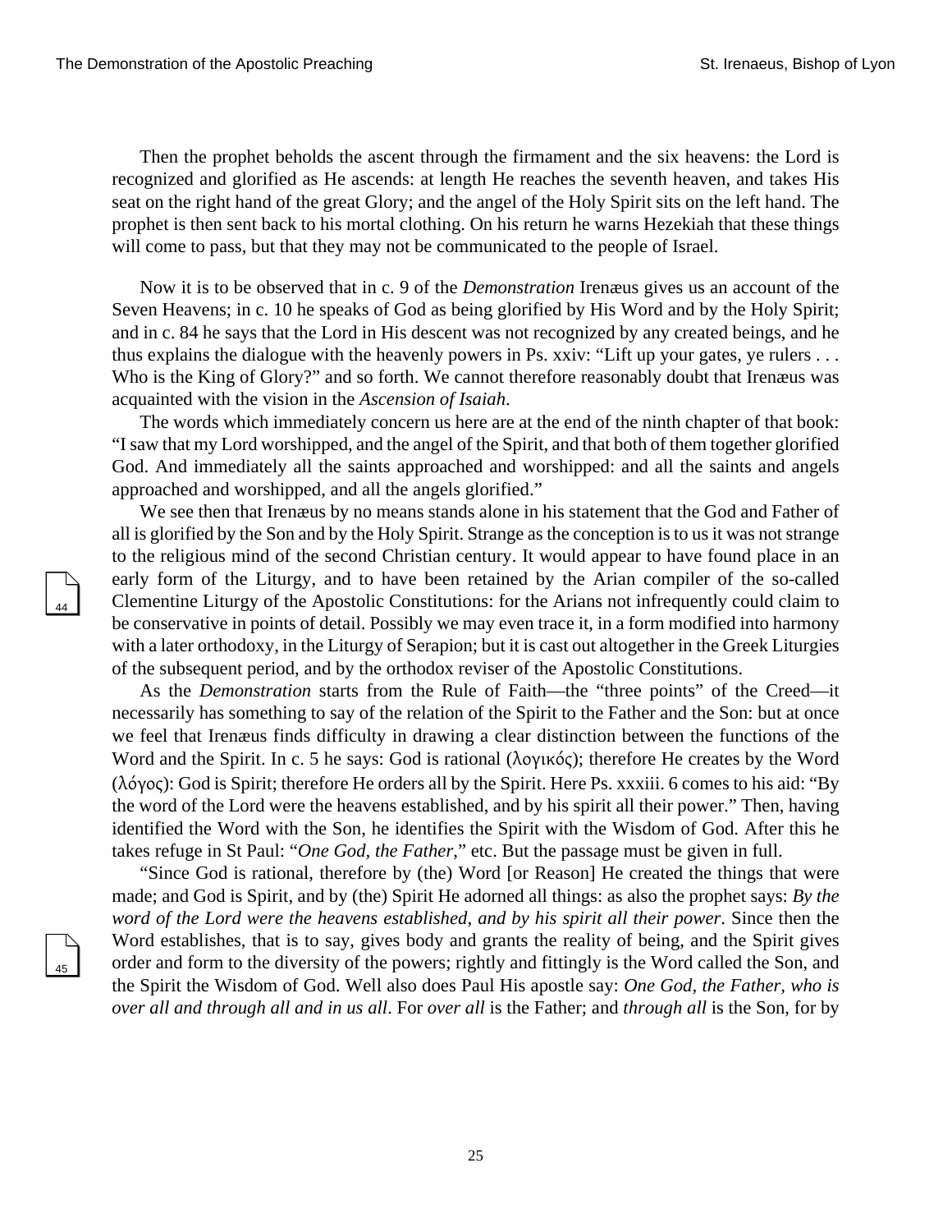Then the prophet beholds the ascent through the firmament and the six heavens: the Lord is recognized and glorified as He ascends: at length He reaches the seventh heaven, and takes His seat on the right hand of the great Glory; and the angel of the Holy Spirit sits on the left hand. The prophet is then sent back to his mortal clothing. On his return he warns Hezekiah that these things will come to pass, but that they may not be communicated to the people of Israel.

Now it is to be observed that in c. 9 of the *Demonstration* Irenæus gives us an account of the Seven Heavens; in c. 10 he speaks of God as being glorified by His Word and by the Holy Spirit; and in c. 84 he says that the Lord in His descent was not recognized by any created beings, and he thus explains the dialogue with the heavenly powers in Ps. xxiv: "Lift up your gates, ye rulers . . . Who is the King of Glory?" and so forth. We cannot therefore reasonably doubt that Irenæus was acquainted with the vision in the *Ascension of Isaiah*.

The words which immediately concern us here are at the end of the ninth chapter of that book: "I saw that my Lord worshipped, and the angel of the Spirit, and that both of them together glorified God. And immediately all the saints approached and worshipped: and all the saints and angels approached and worshipped, and all the angels glorified."

We see then that Irenæus by no means stands alone in his statement that the God and Father of all is glorified by the Son and by the Holy Spirit. Strange as the conception is to us it was not strange to the religious mind of the second Christian century. It would appear to have found place in an early form of the Liturgy, and to have been retained by the Arian compiler of the so-called Clementine Liturgy of the Apostolic Constitutions: for the Arians not infrequently could claim to be conservative in points of detail. Possibly we may even trace it, in a form modified into harmony with a later orthodoxy, in the Liturgy of Serapion; but it is cast out altogether in the Greek Liturgies of the subsequent period, and by the orthodox reviser of the Apostolic Constitutions.

As the *Demonstration* starts from the Rule of Faith—the "three points" of the Creed—it necessarily has something to say of the relation of the Spirit to the Father and the Son: but at once we feel that Irenæus finds difficulty in drawing a clear distinction between the functions of the Word and the Spirit. In c. 5 he says: God is rational (λογικός); therefore He creates by the Word (λόγος): God is Spirit; therefore He orders all by the Spirit. Here Ps. xxxiii. 6 comes to his aid: "By the word of the Lord were the heavens established, and by his spirit all their power." Then, having identified the Word with the Son, he identifies the Spirit with the Wisdom of God. After this he takes refuge in St Paul: "*One God, the Father*," etc. But the passage must be given in full.

"Since God is rational, therefore by (the) Word [or Reason] He created the things that were made; and God is Spirit, and by (the) Spirit He adorned all things: as also the prophet says: *By the word of the Lord were the heavens established, and by his spirit all their power*. Since then the Word establishes, that is to say, gives body and grants the reality of being, and the Spirit gives order and form to the diversity of the powers; rightly and fittingly is the Word called the Son, and the Spirit the Wisdom of God. Well also does Paul His apostle say: *One God, the Father, who is over all and through all and in us all*. For *over all* is the Father; and *through all* is the Son, for by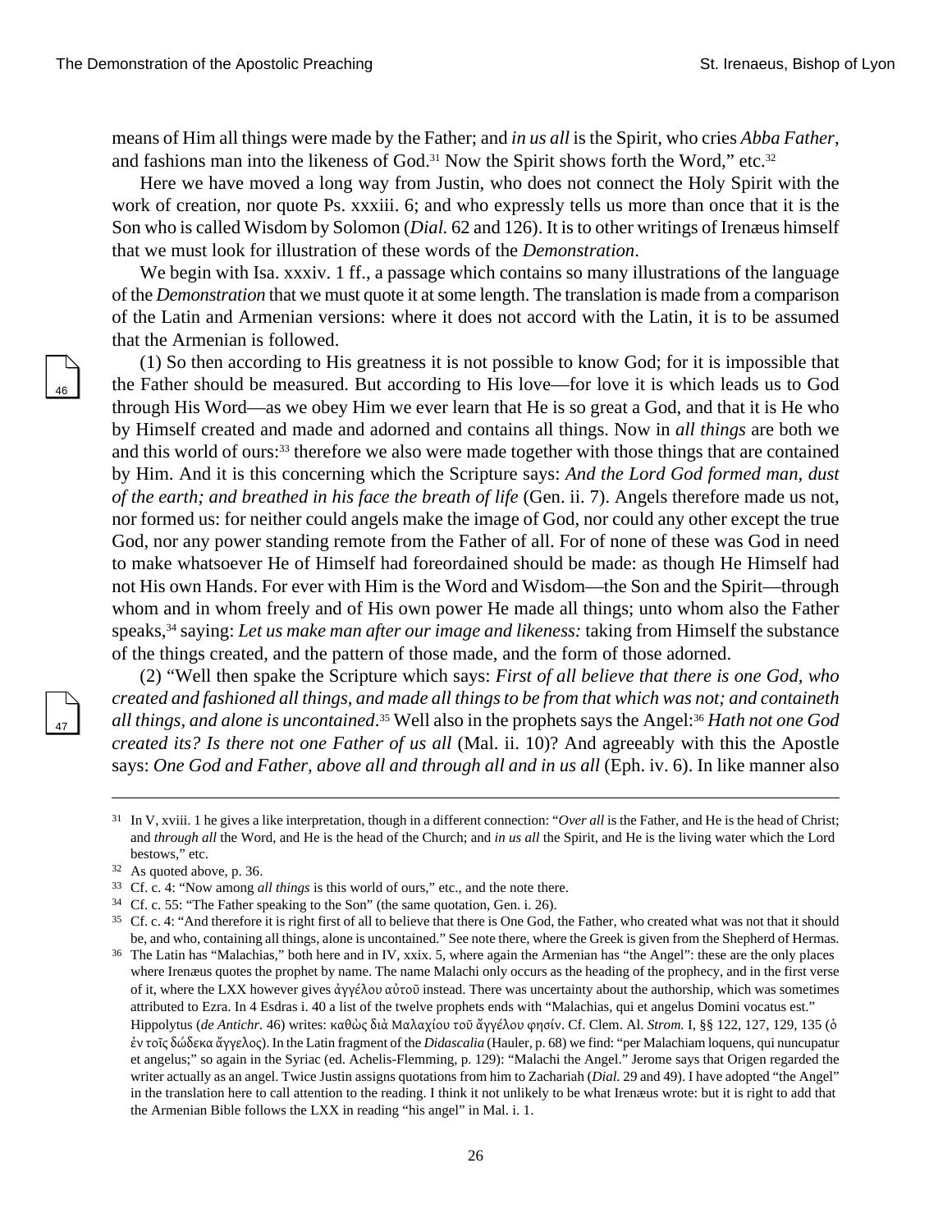means of Him all things were made by the Father; and *in us all* is the Spirit, who cries *Abba Father*, and fashions man into the likeness of God.[31] Now the Spirit shows forth the Word," etc.[32]

Here we have moved a long way from Justin, who does not connect the Holy Spirit with the work of creation, nor quote Ps. xxxiii. 6; and who expressly tells us more than once that it is the Son who is called Wisdom by Solomon (*Dial.* 62 and 126). It is to other writings of Irenæus himself that we must look for illustration of these words of the *Demonstration*.

We begin with Isa. xxxiv. 1 ff., a passage which contains so many illustrations of the language of the *Demonstration* that we must quote it at some length. The translation is made from a comparison of the Latin and Armenian versions: where it does not accord with the Latin, it is to be assumed that the Armenian is followed.

(1) So then according to His greatness it is not possible to know God; for it is impossible that the Father should be measured. But according to His love—for love it is which leads us to God through His Word—as we obey Him we ever learn that He is so great a God, and that it is He who by Himself created and made and adorned and contains all things. Now in *all things* are both we and this world of ours:[33] therefore we also were made together with those things that are contained by Him. And it is this concerning which the Scripture says: *And the Lord God formed man, dust of the earth; and breathed in his face the breath of life* (Gen. ii. 7). Angels therefore made us not, nor formed us: for neither could angels make the image of God, nor could any other except the true God, nor any power standing remote from the Father of all. For of none of these was God in need to make whatsoever He of Himself had foreordained should be made: as though He Himself had not His own Hands. For ever with Him is the Word and Wisdom—the Son and the Spirit—through whom and in whom freely and of His own power He made all things; unto whom also the Father speaks,[34] saying: *Let us make man after our image and likeness:* taking from Himself the substance of the things created, and the pattern of those made, and the form of those adorned.

(2) "Well then spake the Scripture which says: *First of all believe that there is one God, who created and fashioned all things, and made all things to be from that which was not; and containeth all things, and alone is uncontained*.[35] Well also in the prophets says the Angel:[36] *Hath not one God created its? Is there not one Father of us all* (Mal. ii. 10)? And agreeably with this the Apostle says: *One God and Father, above all and through all and in us all* (Eph. iv. 6). In like manner also

---

[31] In V, xviii. 1 he gives a like interpretation, though in a different connection: "*Over all* is the Father, and He is the head of Christ; and *through all* the Word, and He is the head of the Church; and *in us all* the Spirit, and He is the living water which the Lord bestows," etc.

[32] As quoted above, p. 36.

[33] Cf. c. 4: "Now among *all things* is this world of ours," etc., and the note there.

[34] Cf. c. 55: "The Father speaking to the Son" (the same quotation, Gen. i. 26).

[35] Cf. c. 4: "And therefore it is right first of all to believe that there is One God, the Father, who created what was not that it should be, and who, containing all things, alone is uncontained." See note there, where the Greek is given from the Shepherd of Hermas.

[36] The Latin has "Malachias," both here and in IV, xxix. 5, where again the Armenian has "the Angel": these are the only places where Irenæus quotes the prophet by name. The name Malachi only occurs as the heading of the prophecy, and in the first verse of it, where the LXX however gives ἀγγέλου αὐτοῦ instead. There was uncertainty about the authorship, which was sometimes attributed to Ezra. In 4 Esdras i. 40 a list of the twelve prophets ends with "Malachias, qui et angelus Domini vocatus est." Hippolytus (*de Antichr.* 46) writes: καθὼς διὰ Μαλαχίου τοῦ ἄγγέλου φησίν. Cf. Clem. Al. *Strom.* I, §§ 122, 127, 129, 135 (ὁ ἐν τοῖς δώδεκα ἄγγελος). In the Latin fragment of the *Didascalia* (Hauler, p. 68) we find: "per Malachiam loquens, qui nuncupatur et angelus;" so again in the Syriac (ed. Achelis-Flemming, p. 129): "Malachi the Angel." Jerome says that Origen regarded the writer actually as an angel. Twice Justin assigns quotations from him to Zachariah (*Dial.* 29 and 49). I have adopted "the Angel" in the translation here to call attention to the reading. I think it not unlikely to be what Irenæus wrote: but it is right to add that the Armenian Bible follows the LXX in reading "his angel" in Mal. i. 1.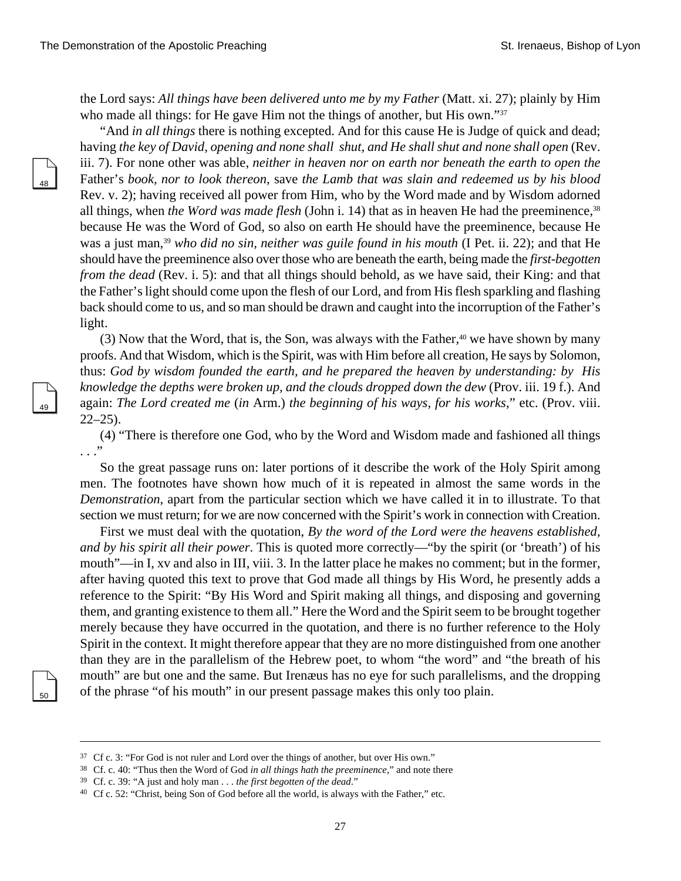the Lord says: *All things have been delivered unto me by my Father* (Matt. xi. 27); plainly by Him who made all things: for He gave Him not the things of another, but His own."[37]

"And *in all things* there is nothing excepted. And for this cause He is Judge of quick and dead; having *the key of David, opening and none shall shut, and He shall shut and none shall open* (Rev. iii. 7). For none other was able, *neither in heaven nor on earth nor beneath the earth to open the* Father's *book, nor to look thereon*, save *the Lamb that was slain and redeemed us by his blood* Rev. v. 2); having received all power from Him, who by the Word made and by Wisdom adorned all things, when *the Word was made flesh* (John i. 14) that as in heaven He had the preeminence,[38] because He was the Word of God, so also on earth He should have the preeminence, because He was a just man,[39] *who did no sin, neither was guile found in his mouth* (I Pet. ii. 22); and that He should have the preeminence also over those who are beneath the earth, being made the *first-begotten from the dead* (Rev. i. 5): and that all things should behold, as we have said, their King: and that the Father's light should come upon the flesh of our Lord, and from His flesh sparkling and flashing back should come to us, and so man should be drawn and caught into the incorruption of the Father's light.

(3) Now that the Word, that is, the Son, was always with the Father,[40] we have shown by many proofs. And that Wisdom, which is the Spirit, was with Him before all creation, He says by Solomon, thus: *God by wisdom founded the earth, and he prepared the heaven by understanding: by His knowledge the depths were broken up, and the clouds dropped down the dew* (Prov. iii. 19 f.). And again: *The Lord created me* (*in* Arm.) *the beginning of his ways, for his works*," etc. (Prov. viii. 22–25).

(4) "There is therefore one God, who by the Word and Wisdom made and fashioned all things . . ."

So the great passage runs on: later portions of it describe the work of the Holy Spirit among men. The footnotes have shown how much of it is repeated in almost the same words in the *Demonstration*, apart from the particular section which we have called it in to illustrate. To that section we must return; for we are now concerned with the Spirit's work in connection with Creation.

First we must deal with the quotation, *By the word of the Lord were the heavens established, and by his spirit all their power*. This is quoted more correctly—"by the spirit (or 'breath') of his mouth"—in I, xv and also in III, viii. 3. In the latter place he makes no comment; but in the former, after having quoted this text to prove that God made all things by His Word, he presently adds a reference to the Spirit: "By His Word and Spirit making all things, and disposing and governing them, and granting existence to them all." Here the Word and the Spirit seem to be brought together merely because they have occurred in the quotation, and there is no further reference to the Holy Spirit in the context. It might therefore appear that they are no more distinguished from one another than they are in the parallelism of the Hebrew poet, to whom "the word" and "the breath of his mouth" are but one and the same. But Irenæus has no eye for such parallelisms, and the dropping of the phrase "of his mouth" in our present passage makes this only too plain.

---

[37] Cf c. 3: "For God is not ruler and Lord over the things of another, but over His own."

[38] Cf. c. 40: "Thus then the Word of God *in all things hath the preeminence*," and note there

[39] Cf. c. 39: "A just and holy man . . . *the first begotten of the dead*."

[40] Cf c. 52: "Christ, being Son of God before all the world, is always with the Father," etc.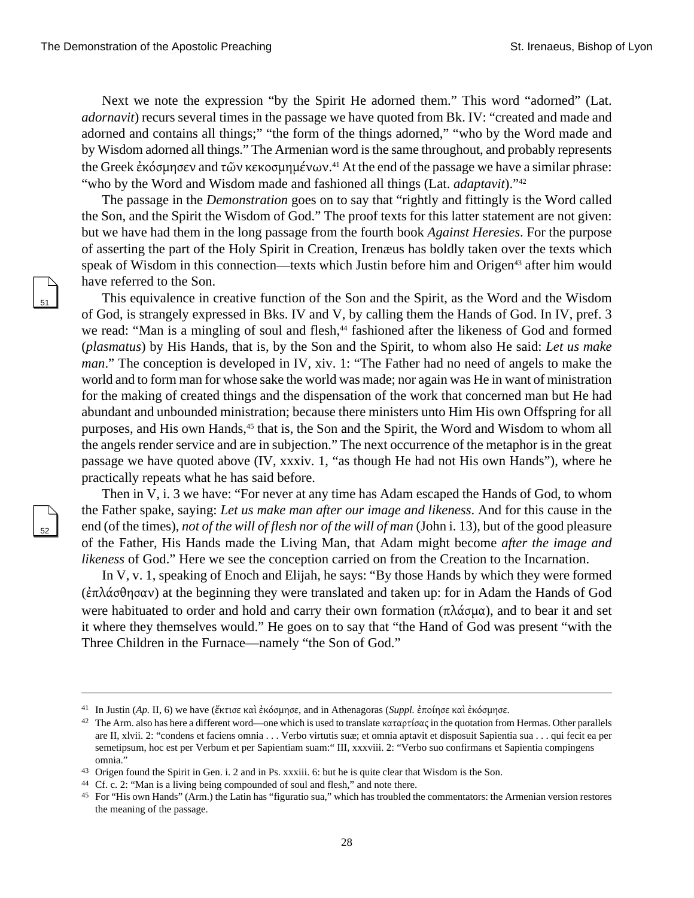Next we note the expression "by the Spirit He adorned them." This word "adorned" (Lat. *adornavit*) recurs several times in the passage we have quoted from Bk. IV: "created and made and adorned and contains all things;" "the form of the things adorned," "who by the Word made and by Wisdom adorned all things." The Armenian word is the same throughout, and probably represents the Greek ἐκόσμησεν and τῶν κεκοσμημένων.[41] At the end of the passage we have a similar phrase: "who by the Word and Wisdom made and fashioned all things (Lat. *adaptavit*)."[42]

The passage in the *Demonstration* goes on to say that "rightly and fittingly is the Word called the Son, and the Spirit the Wisdom of God." The proof texts for this latter statement are not given: but we have had them in the long passage from the fourth book *Against Heresies*. For the purpose of asserting the part of the Holy Spirit in Creation, Irenæus has boldly taken over the texts which speak of Wisdom in this connection—texts which Justin before him and Origen[43] after him would have referred to the Son.

This equivalence in creative function of the Son and the Spirit, as the Word and the Wisdom of God, is strangely expressed in Bks. IV and V, by calling them the Hands of God. In IV, pref. 3 we read: "Man is a mingling of soul and flesh,[44] fashioned after the likeness of God and formed (*plasmatus*) by His Hands, that is, by the Son and the Spirit, to whom also He said: *Let us make man*." The conception is developed in IV, xiv. 1: "The Father had no need of angels to make the world and to form man for whose sake the world was made; nor again was He in want of ministration for the making of created things and the dispensation of the work that concerned man but He had abundant and unbounded ministration; because there ministers unto Him His own Offspring for all purposes, and His own Hands,[45] that is, the Son and the Spirit, the Word and Wisdom to whom all the angels render service and are in subjection." The next occurrence of the metaphor is in the great passage we have quoted above (IV, xxxiv. 1, "as though He had not His own Hands"), where he practically repeats what he has said before.

Then in V, i. 3 we have: "For never at any time has Adam escaped the Hands of God, to whom the Father spake, saying: *Let us make man after our image and likeness*. And for this cause in the end (of the times), *not of the will of flesh nor of the will of man* (John i. 13), but of the good pleasure of the Father, His Hands made the Living Man, that Adam might become *after the image and likeness* of God." Here we see the conception carried on from the Creation to the Incarnation.

In V, v. 1, speaking of Enoch and Elijah, he says: "By those Hands by which they were formed (ἐπλάσθησαν) at the beginning they were translated and taken up: for in Adam the Hands of God were habituated to order and hold and carry their own formation (πλάσμα), and to bear it and set it where they themselves would." He goes on to say that "the Hand of God was present "with the Three Children in the Furnace—namely "the Son of God."

---

[41] In Justin (*Ap.* II, 6) we have (ἔκτισε καὶ ἐκόσμησε, and in Athenagoras (*Suppl.* ἐποίησε καὶ ἐκόσμησε.

[42] The Arm. also has here a different word—one which is used to translate καταρτίσας in the quotation from Hermas. Other parallels are II, xlvii. 2: "condens et faciens omnia . . . Verbo virtutis suæ; et omnia aptavit et disposuit Sapientia sua . . . qui fecit ea per semetipsum, hoc est per Verbum et per Sapientiam suam:" III, xxxviii. 2: "Verbo suo confirmans et Sapientia compingens omnia."

[43] Origen found the Spirit in Gen. i. 2 and in Ps. xxxiii. 6: but he is quite clear that Wisdom is the Son.

[44] Cf. c. 2: "Man is a living being compounded of soul and flesh," and note there.

[45] For "His own Hands" (Arm.) the Latin has "figuratio sua," which has troubled the commentators: the Armenian version restores the meaning of the passage.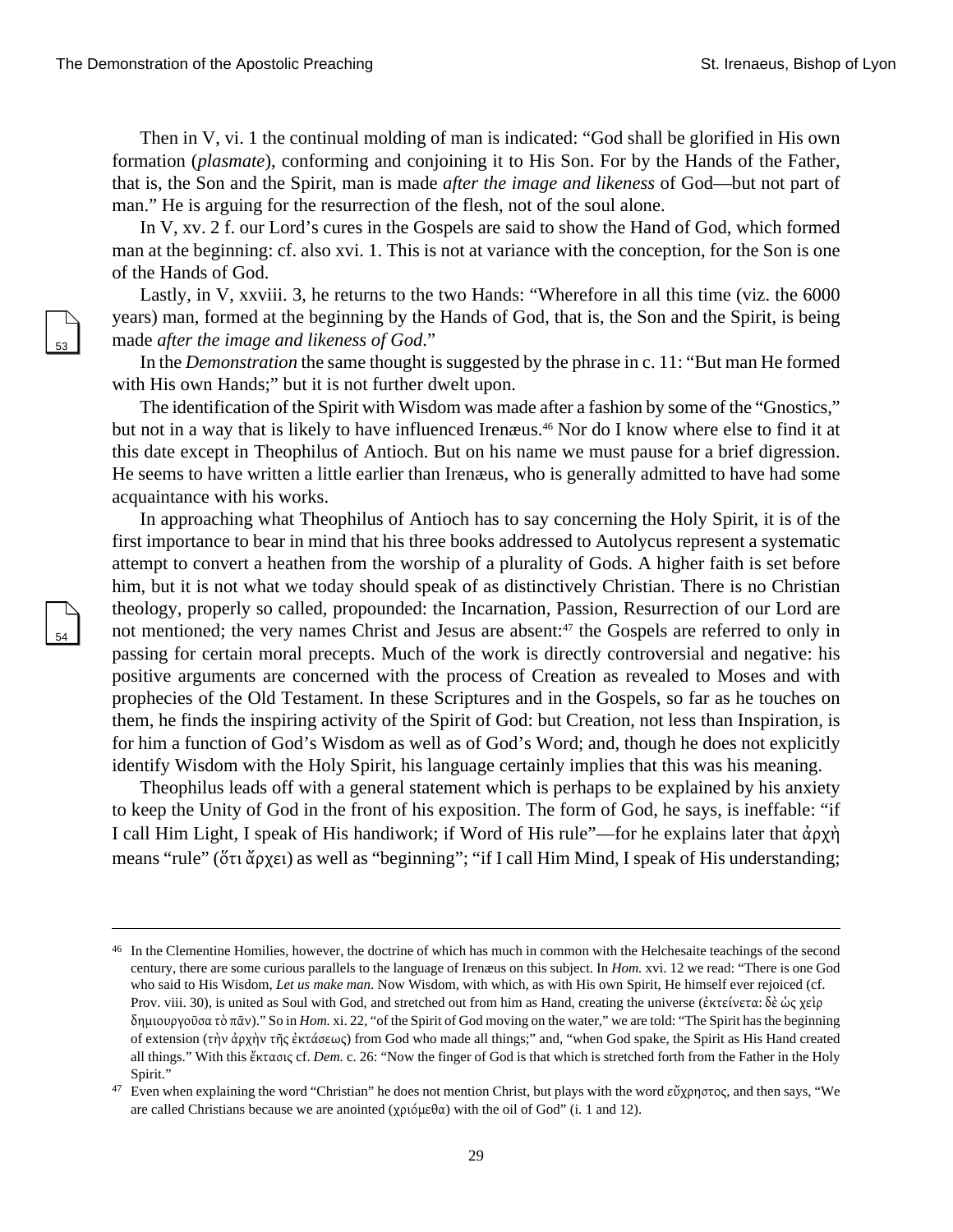Then in V, vi. 1 the continual molding of man is indicated: "God shall be glorified in His own formation (*plasmate*), conforming and conjoining it to His Son. For by the Hands of the Father, that is, the Son and the Spirit, man is made *after the image and likeness* of God—but not part of man." He is arguing for the resurrection of the flesh, not of the soul alone.

In V, xv. 2 f. our Lord's cures in the Gospels are said to show the Hand of God, which formed man at the beginning: cf. also xvi. 1. This is not at variance with the conception, for the Son is one of the Hands of God.

Lastly, in V, xxviii. 3, he returns to the two Hands: "Wherefore in all this time (viz. the 6000 years) man, formed at the beginning by the Hands of God, that is, the Son and the Spirit, is being made *after the image and likeness of God*."

In the *Demonstration* the same thought is suggested by the phrase in c. 11: "But man He formed with His own Hands;" but it is not further dwelt upon.

The identification of the Spirit with Wisdom was made after a fashion by some of the "Gnostics," but not in a way that is likely to have influenced Irenæus.[46] Nor do I know where else to find it at this date except in Theophilus of Antioch. But on his name we must pause for a brief digression. He seems to have written a little earlier than Irenæus, who is generally admitted to have had some acquaintance with his works.

In approaching what Theophilus of Antioch has to say concerning the Holy Spirit, it is of the first importance to bear in mind that his three books addressed to Autolycus represent a systematic attempt to convert a heathen from the worship of a plurality of Gods. A higher faith is set before him, but it is not what we today should speak of as distinctively Christian. There is no Christian theology, properly so called, propounded: the Incarnation, Passion, Resurrection of our Lord are not mentioned; the very names Christ and Jesus are absent:[47] the Gospels are referred to only in passing for certain moral precepts. Much of the work is directly controversial and negative: his positive arguments are concerned with the process of Creation as revealed to Moses and with prophecies of the Old Testament. In these Scriptures and in the Gospels, so far as he touches on them, he finds the inspiring activity of the Spirit of God: but Creation, not less than Inspiration, is for him a function of God's Wisdom as well as of God's Word; and, though he does not explicitly identify Wisdom with the Holy Spirit, his language certainly implies that this was his meaning.

Theophilus leads off with a general statement which is perhaps to be explained by his anxiety to keep the Unity of God in the front of his exposition. The form of God, he says, is ineffable: "if I call Him Light, I speak of His handiwork; if Word of His rule"—for he explains later that ἀρχὴ means "rule" (ὅτι ἄρχει) as well as "beginning"; "if I call Him Mind, I speak of His understanding;

---

[46] In the Clementine Homilies, however, the doctrine of which has much in common with the Helchesaite teachings of the second century, there are some curious parallels to the language of Irenæus curious on this subject. In *Hom.* xvi. 12 we read: "There is one God who said to His Wisdom, *Let us make man*. Now Wisdom, with which, as with His own Spirit, He himself ever rejoiced (cf. Prov. viii. 30), is united as Soul with God, and stretched out from him as Hand, creating the universe (ἐκτείνεται: δὲ ὡς χεὶρ δημιουργοῦσα τὸ πᾶν)." So in *Hom.* xi. 22, "of the Spirit of God moving on the water," we are told: "The Spirit has the beginning of extension (τὴν ἀρχὴν τῆς ἐκτάσεως) from God who made all things;" and, "when God spake, the Spirit as His Hand created all things." With this ἔκτασις cf. *Dem.* c. 26: "Now the finger of God is that which is stretched forth from the Father in the Holy Spirit."

[47] Even when explaining the word "Christian" he does not mention Christ, but plays with the word εὔχρηστος, and then says, "We are called Christians because we are anointed (χριόμεθα) with the oil of God" (i. 1 and 12).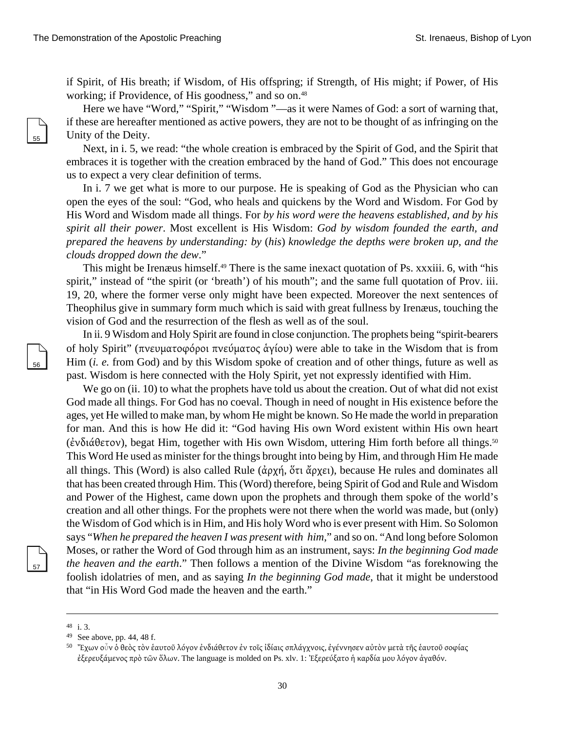if Spirit, of His breath; if Wisdom, of His offspring; if Strength, of His might; if Power, of His working; if Providence, of His goodness," and so on.[48]

Here we have "Word," "Spirit," "Wisdom "—as it were Names of God: a sort of warning that, if these are hereafter mentioned as active powers, they are not to be thought of as infringing on the Unity of the Deity.

Next, in i. 5, we read: "the whole creation is embraced by the Spirit of God, and the Spirit that embraces it is together with the creation embraced by the hand of God." This does not encourage us to expect a very clear definition of terms.

In i. 7 we get what is more to our purpose. He is speaking of God as the Physician who can open the eyes of the soul: "God, who heals and quickens by the Word and Wisdom. For God by His Word and Wisdom made all things. For *by his word were the heavens established, and by his spirit all their power*. Most excellent is His Wisdom: *God by wisdom founded the earth, and prepared the heavens by understanding: by* (*his*) *knowledge the depths were broken up, and the clouds dropped down the dew*."

This might be Irenæus himself.[49] There is the same inexact quotation of Ps. xxxiii. 6, with "his spirit," instead of "the spirit (or 'breath') of his mouth"; and the same full quotation of Prov. iii. 19, 20, where the former verse only might have been expected. Moreover the next sentences of Theophilus give in summary form much which is said with great fullness by Irenæus, touching the vision of God and the resurrection of the flesh as well as of the soul.

In ii. 9 Wisdom and Holy Spirit are found in close conjunction. The prophets being "spirit-bearers of holy Spirit" (πνευματοφόροι πνεύματος ἁγίου) were able to take in the Wisdom that is from Him (*i. e.* from God) and by this Wisdom spoke of creation and of other things, future as well as past. Wisdom is here connected with the Holy Spirit, yet not expressly identified with Him.

We go on (ii. 10) to what the prophets have told us about the creation. Out of what did not exist God made all things. For God has no coeval. Though in need of nought in His existence before the ages, yet He willed to make man, by whom He might be known. So He made the world in preparation for man. And this is how He did it: "God having His own Word existent within His own heart (ἐνδιάθετον), begat Him, together with His own Wisdom, uttering Him forth before all things.[50] This Word He used as minister for the things brought into being by Him, and through Him He made all things. This (Word) is also called Rule (ἀρχή, ὅτι ἄρχει), because He rules and dominates all that has been created through Him. This (Word) therefore, being Spirit of God and Rule and Wisdom and Power of the Highest, came down upon the prophets and through them spoke of the world's creation and all other things. For the prophets were not there when the world was made, but (only) the Wisdom of God which is in Him, and His holy Word who is ever present with Him. So Solomon says "*When he prepared the heaven I was present with him*," and so on. "And long before Solomon Moses, or rather the Word of God through him as an instrument, says: *In the beginning God made the heaven and the earth*." Then follows a mention of the Divine Wisdom "as foreknowing the foolish idolatries of men, and as saying *In the beginning God made*, that it might be understood that "in His Word God made the heaven and the earth."

---

[48] i. 3.

[49] See above, pp. 44, 48 f.

[50] Ἔχων οὖν ὁ θεὸς τὸν ἑαυτοῦ λόγον ἐνδιάθετον ἐν τοῖς ἰδίαις σπλάγχνοις, ἐγέννησεν αὐτὸν μετὰ τῆς ἑαυτοῦ σοφίας ἐξερευξάμενος πρὸ τῶν ὅλων. The language is molded on Ps. xlv. 1: Ἐξερεύξατο ἡ καρδία μου λόγον ἀγαθόν.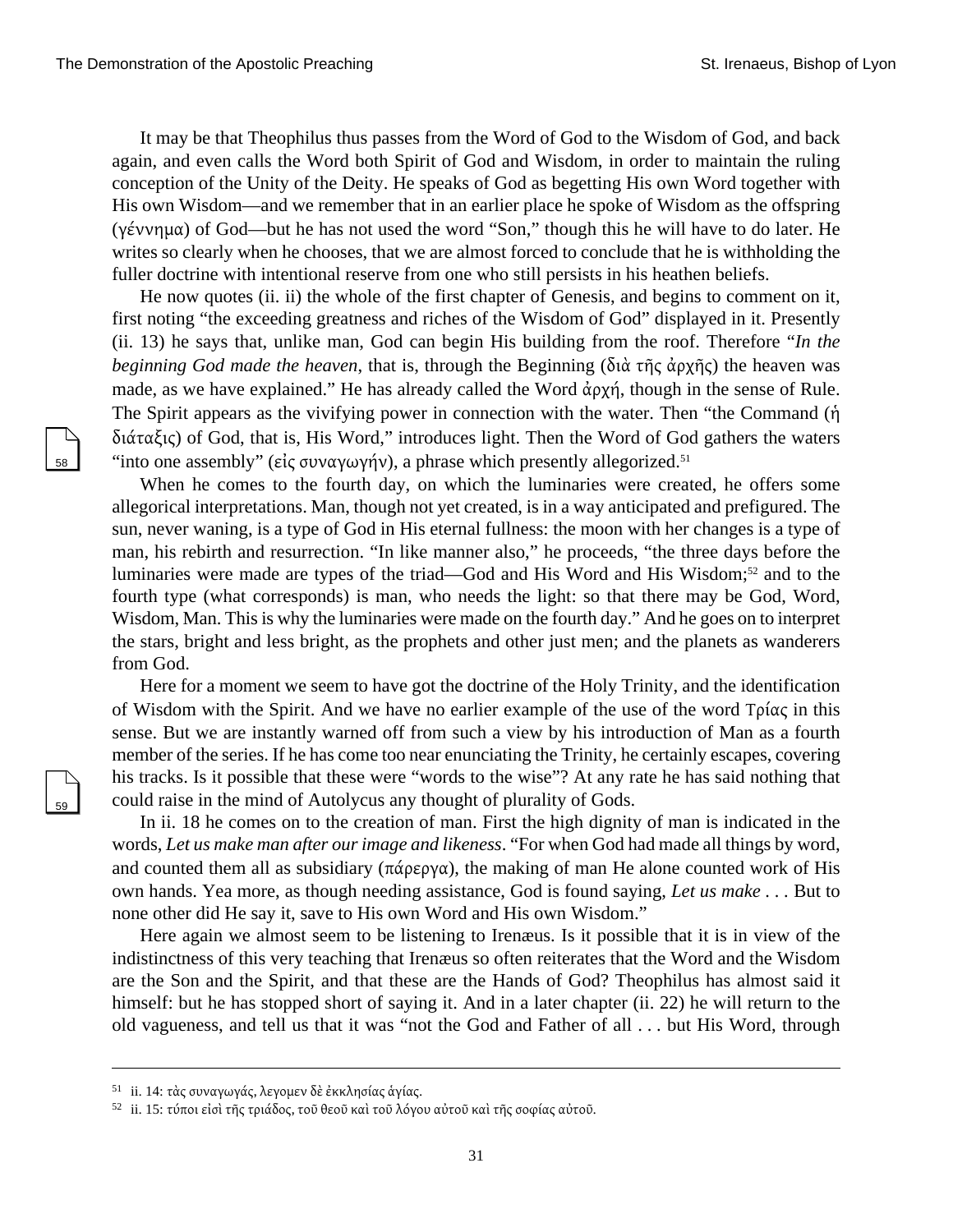It may be that Theophilus thus passes from the Word of God to the Wisdom of God, and back again, and even calls the Word both Spirit of God and Wisdom, in order to maintain the ruling conception of the Unity of the Deity. He speaks of God as begetting His own Word together with His own Wisdom—and we remember that in an earlier place he spoke of Wisdom as the offspring (γέννημα) of God—but he has not used the word "Son," though this he will have to do later. He writes so clearly when he chooses, that we are almost forced to conclude that he is withholding the fuller doctrine with intentional reserve from one who still persists in his heathen beliefs.

He now quotes (ii. ii) the whole of the first chapter of Genesis, and begins to comment on it, first noting "the exceeding greatness and riches of the Wisdom of God" displayed in it. Presently (ii. 13) he says that, unlike man, God can begin His building from the roof. Therefore "*In the beginning God made the heaven*, that is, through the Beginning (διὰ τῆς ἀρχῆς) the heaven was made, as we have explained." He has already called the Word ἀρχή, though in the sense of Rule. The Spirit appears as the vivifying power in connection with the water. Then "the Command (ἡ διάταξις) of God, that is, His Word," introduces light. Then the Word of God gathers the waters "into one assembly" (εἰς συναγωγήν), a phrase which presently allegorized.[51]

When he comes to the fourth day, on which the luminaries were created, he offers some allegorical interpretations. Man, though not yet created, is in a way anticipated and prefigured. The sun, never waning, is a type of God in His eternal fullness: the moon with her changes is a type of man, his rebirth and resurrection. "In like manner also," he proceeds, "the three days before the luminaries were made are types of the triad—God and His Word and His Wisdom;[52] and to the fourth type (what corresponds) is man, who needs the light: so that there may be God, Word, Wisdom, Man. This is why the luminaries were made on the fourth day." And he goes on to interpret the stars, bright and less bright, as the prophets and other just men; and the planets as wanderers from God.

Here for a moment we seem to have got the doctrine of the Holy Trinity, and the identification of Wisdom with the Spirit. And we have no earlier example of the use of the word Τρίας in this sense. But we are instantly warned off from such a view by his introduction of Man as a fourth member of the series. If he has come too near enunciating the Trinity, he certainly escapes, covering his tracks. Is it possible that these were "words to the wise"? At any rate he has said nothing that could raise in the mind of Autolycus any thought of plurality of Gods.

In ii. 18 he comes on to the creation of man. First the high dignity of man is indicated in the words, *Let us make man after our image and likeness*. "For when God had made all things by word, and counted them all as subsidiary (πάρεργα), the making of man He alone counted work of His own hands. Yea more, as though needing assistance, God is found saying, *Let us make* . . . But to none other did He say it, save to His own Word and His own Wisdom."

Here again we almost seem to be listening to Irenæus. Is it possible that it is in view of the indistinctness of this very teaching that Irenæus so often reiterates that the Word and the Wisdom are the Son and the Spirit, and that these are the Hands of God? Theophilus has almost said it himself: but he has stopped short of saying it. And in a later chapter (ii. 22) he will return to the old vagueness, and tell us that it was "not the God and Father of all . . . but His Word, through

---

[51] ii. 14: τὰς συναγωγάς, λεγομεν δὲ ἐκκλησίας ἁγίας.

[52] ii. 15: τύποι εἰσὶ τῆς τριάδος, τοῦ θεοῦ καὶ τοῦ λόγου αὐτοῦ καὶ τῆς σοφίας αὐτοῦ.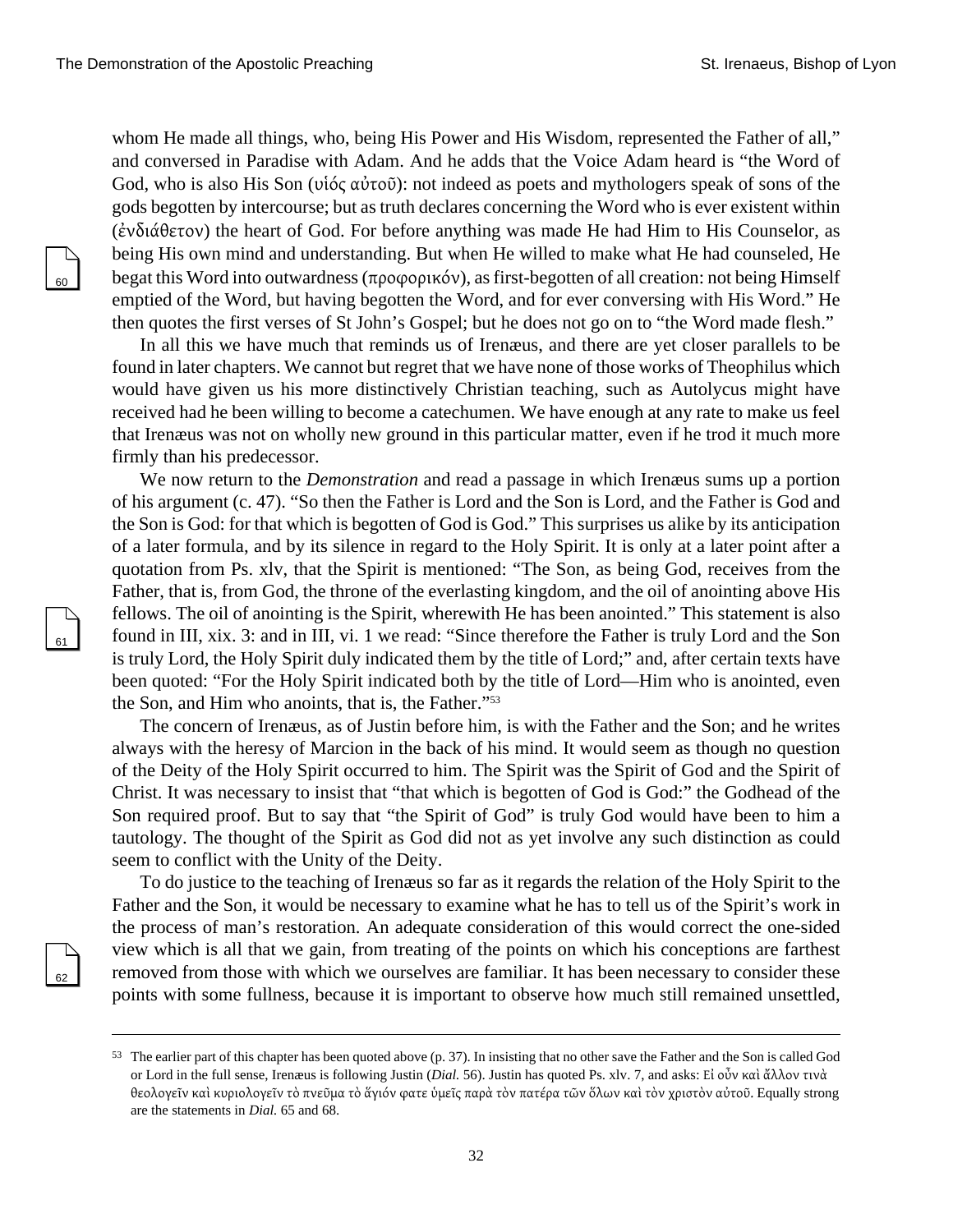whom He made all things, who, being His Power and His Wisdom, represented the Father of all," and conversed in Paradise with Adam. And he adds that the Voice Adam heard is "the Word of God, who is also His Son (υἱός αὐτοῦ): not indeed as poets and mythologers speak of sons of the gods begotten by intercourse; but as truth declares concerning the Word who is ever existent within (ἐνδιάθετον) the heart of God. For before anything was made He had Him to His Counselor, as being His own mind and understanding. But when He willed to make what He had counseled, He begat this Word into outwardness (προφορικόν), as first-begotten of all creation: not being Himself emptied of the Word, but having begotten the Word, and for ever conversing with His Word." He then quotes the first verses of St John's Gospel; but he does not go on to "the Word made flesh."

In all this we have much that reminds us of Irenæus, and there are yet closer parallels to be found in later chapters. We cannot but regret that we have none of those works of Theophilus which would have given us his more distinctively Christian teaching, such as Autolycus might have received had he been willing to become a catechumen. We have enough at any rate to make us feel that Irenæus was not on wholly new ground in this particular matter, even if he trod it much more firmly than his predecessor.

We now return to the *Demonstration* and read a passage in which Irenæus sums up a portion of his argument (c. 47). "So then the Father is Lord and the Son is Lord, and the Father is God and the Son is God: for that which is begotten of God is God." This surprises us alike by its anticipation of a later formula, and by its silence in regard to the Holy Spirit. It is only at a later point after a quotation from Ps. xlv, that the Spirit is mentioned: "The Son, as being God, receives from the Father, that is, from God, the throne of the everlasting kingdom, and the oil of anointing above His fellows. The oil of anointing is the Spirit, wherewith He has been anointed." This statement is also found in III, xix. 3: and in III, vi. 1 we read: "Since therefore the Father is truly Lord and the Son is truly Lord, the Holy Spirit duly indicated them by the title of Lord;" and, after certain texts have been quoted: "For the Holy Spirit indicated both by the title of Lord—Him who is anointed, even the Son, and Him who anoints, that is, the Father."[53]

The concern of Irenæus, as of Justin before him, is with the Father and the Son; and he writes always with the heresy of Marcion in the back of his mind. It would seem as though no question of the Deity of the Holy Spirit occurred to him. The Spirit was the Spirit of God and the Spirit of Christ. It was necessary to insist that "that which is begotten of God is God:" the Godhead of the Son required proof. But to say that "the Spirit of God" is truly God would have been to him a tautology. The thought of the Spirit as God did not as yet involve any such distinction as could seem to conflict with the Unity of the Deity.

To do justice to the teaching of Irenæus so far as it regards the relation of the Holy Spirit to the Father and the Son, it would be necessary to examine what he has to tell us of the Spirit's work in the process of man's restoration. An adequate consideration of this would correct the one-sided view which is all that we gain, from treating of the points on which his conceptions are farthest removed from those with which we ourselves are familiar. It has been necessary to consider these points with some fullness, because it is important to observe how much still remained unsettled,

---

[53] The earlier part of this chapter has been quoted above (p. 37). In insisting that no other save the Father and the Son is called God or Lord in the full sense, Irenæus is following Justin (*Dial.* 56). Justin has quoted Ps. xlv. 7, and asks: Εἰ οὖν καὶ ἄλλον τινὰ θεολογεῖν καὶ κυριολογεῖν τὸ πνεῦμα τὸ ἅγιόν φατε ὑμεῖς παρὰ τὸν πατέρα τῶν ὅλων καὶ τὸν χριστὸν αὐτοῦ. Equally strong are the statements in *Dial.* 65 and 68.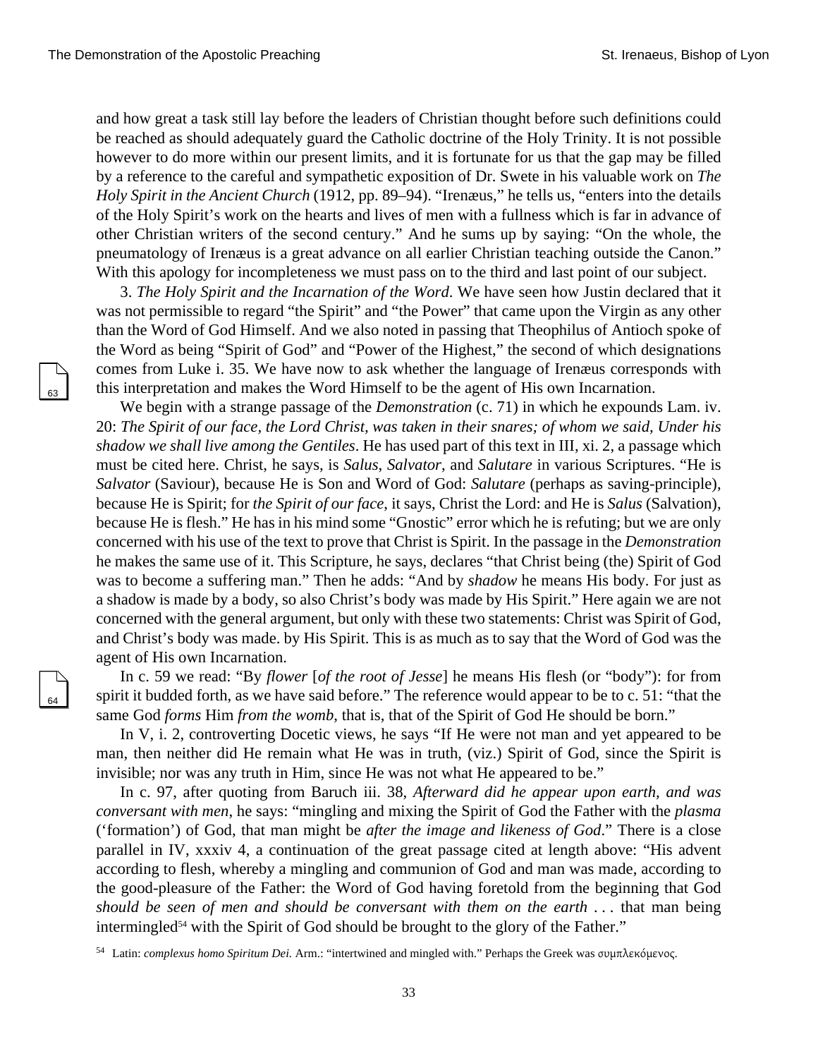and how great a task still lay before the leaders of Christian thought before such definitions could be reached as should adequately guard the Catholic doctrine of the Holy Trinity. It is not possible however to do more within our present limits, and it is fortunate for us that the gap may be filled by a reference to the careful and sympathetic exposition of Dr. Swete in his valuable work on *The Holy Spirit in the Ancient Church* (1912, pp. 89–94). "Irenæus," he tells us, "enters into the details of the Holy Spirit's work on the hearts and lives of men with a fullness which is far in advance of other Christian writers of the second century." And he sums up by saying: "On the whole, the pneumatology of Irenæus is a great advance on all earlier Christian teaching outside the Canon." With this apology for incompleteness we must pass on to the third and last point of our subject.

3. *The Holy Spirit and the Incarnation of the Word*. We have seen how Justin declared that it was not permissible to regard "the Spirit" and "the Power" that came upon the Virgin as any other than the Word of God Himself. And we also noted in passing that Theophilus of Antioch spoke of the Word as being "Spirit of God" and "Power of the Highest," the second of which designations comes from Luke i. 35. We have now to ask whether the language of Irenæus corresponds with this interpretation and makes the Word Himself to be the agent of His own Incarnation.

We begin with a strange passage of the *Demonstration* (c. 71) in which he expounds Lam. iv. 20: *The Spirit of our face, the Lord Christ, was taken in their snares; of whom we said, Under his shadow we shall live among the Gentiles*. He has used part of this text in III, xi. 2, a passage which must be cited here. Christ, he says, is *Salus*, *Salvator*, and *Salutare* in various Scriptures. "He is *Salvator* (Saviour), because He is Son and Word of God: *Salutare* (perhaps as saving-principle), because He is Spirit; for *the Spirit of our face*, it says, Christ the Lord: and He is *Salus* (Salvation), because He is flesh." He has in his mind some "Gnostic" error which he is refuting; but we are only concerned with his use of the text to prove that Christ is Spirit. In the passage in the *Demonstration* he makes the same use of it. This Scripture, he says, declares "that Christ being (the) Spirit of God was to become a suffering man." Then he adds: "And by *shadow* he means His body. For just as a shadow is made by a body, so also Christ's body was made by His Spirit." Here again we are not concerned with the general argument, but only with these two statements: Christ was Spirit of God, and Christ's body was made. by His Spirit. This is as much as to say that the Word of God was the agent of His own Incarnation.

In c. 59 we read: "By *flower* [*of the root of Jesse*] he means His flesh (or "body"): for from spirit it budded forth, as we have said before." The reference would appear to be to c. 51: "that the same God *forms* Him *from the womb*, that is, that of the Spirit of God He should be born."

In V, i. 2, controverting Docetic views, he says "If He were not man and yet appeared to be man, then neither did He remain what He was in truth, (viz.) Spirit of God, since the Spirit is invisible; nor was any truth in Him, since He was not what He appeared to be."

In c. 97, after quoting from Baruch iii. 38, *Afterward did he appear upon earth, and was conversant with men*, he says: "mingling and mixing the Spirit of God the Father with the *plasma* ('formation') of God, that man might be *after the image and likeness of God*." There is a close parallel in IV, xxxiv 4, a continuation of the great passage cited at length above: "His advent according to flesh, whereby a mingling and communion of God and man was made, according to the good-pleasure of the Father: the Word of God having foretold from the beginning that God *should be seen of men and should be conversant with them on the earth* . . . that man being intermingled[54] with the Spirit of God should be brought to the glory of the Father."

[54] Latin: *complexus homo Spiritum Dei.* Arm.: "intertwined and mingled with." Perhaps the Greek was συμπλεκόμενος.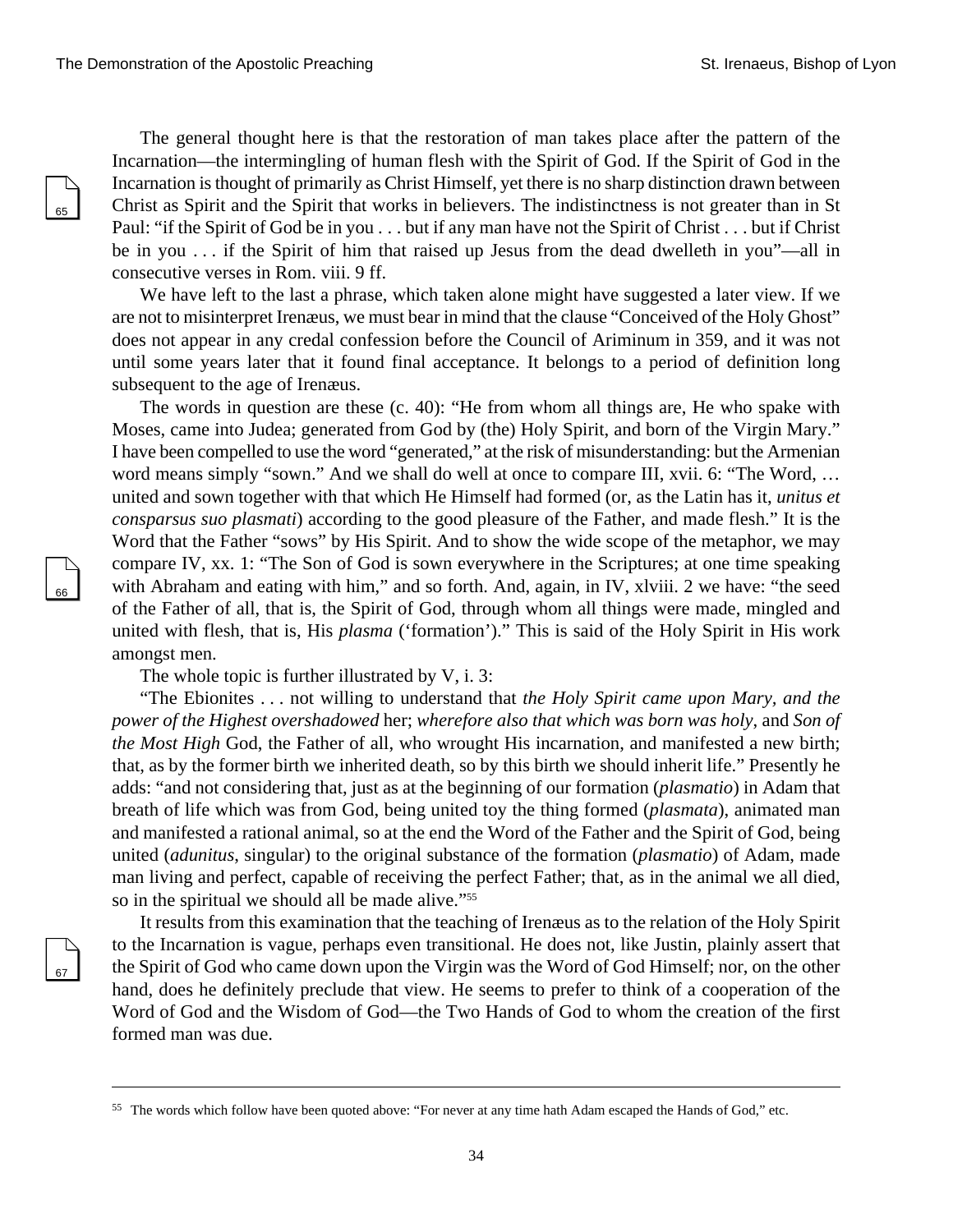The general thought here is that the restoration of man takes place after the pattern of the Incarnation—the intermingling of human flesh with the Spirit of God. If the Spirit of God in the Incarnation is thought of primarily as Christ Himself, yet there is no sharp distinction drawn between Christ as Spirit and the Spirit that works in believers. The indistinctness is not greater than in St Paul: "if the Spirit of God be in you . . . but if any man have not the Spirit of Christ . . . but if Christ be in you . . . if the Spirit of him that raised up Jesus from the dead dwelleth in you"—all in consecutive verses in Rom. viii. 9 ff.

We have left to the last a phrase, which taken alone might have suggested a later view. If we are not to misinterpret Irenæus, we must bear in mind that the clause "Conceived of the Holy Ghost" does not appear in any credal confession before the Council of Ariminum in 359, and it was not until some years later that it found final acceptance. It belongs to a period of definition long subsequent to the age of Irenæus.

The words in question are these (c. 40): "He from whom all things are, He who spake with Moses, came into Judea; generated from God by (the) Holy Spirit, and born of the Virgin Mary." I have been compelled to use the word "generated," at the risk of misunderstanding: but the Armenian word means simply "sown." And we shall do well at once to compare III, xvii. 6: "The Word, … united and sown together with that which He Himself had formed (or, as the Latin has it, *unitus et consparsus suo plasmati*) according to the good pleasure of the Father, and made flesh." It is the Word that the Father "sows" by His Spirit. And to show the wide scope of the metaphor, we may compare IV, xx. 1: "The Son of God is sown everywhere in the Scriptures; at one time speaking with Abraham and eating with him," and so forth. And, again, in IV, xlviii. 2 we have: "the seed of the Father of all, that is, the Spirit of God, through whom all things were made, mingled and united with flesh, that is, His *plasma* ('formation')." This is said of the Holy Spirit in His work amongst men.

The whole topic is further illustrated by V, i. 3:

"The Ebionites . . . not willing to understand that *the Holy Spirit came upon Mary, and the power of the Highest overshadowed* her; *wherefore also that which was born was holy*, and *Son of the Most High* God, the Father of all, who wrought His incarnation, and manifested a new birth; that, as by the former birth we inherited death, so by this birth we should inherit life." Presently he adds: "and not considering that, just as at the beginning of our formation (*plasmatio*) in Adam that breath of life which was from God, being united toy the thing formed (*plasmata*), animated man and manifested a rational animal, so at the end the Word of the Father and the Spirit of God, being united (*adunitus*, singular) to the original substance of the formation (*plasmatio*) of Adam, made man living and perfect, capable of receiving the perfect Father; that, as in the animal we all died, so in the spiritual we should all be made alive."[55]

It results from this examination that the teaching of Irenæus as to the relation of the Holy Spirit to the Incarnation is vague, perhaps even transitional. He does not, like Justin, plainly assert that the Spirit of God who came down upon the Virgin was the Word of God Himself; nor, on the other hand, does he definitely preclude that view. He seems to prefer to think of a cooperation of the Word of God and the Wisdom of God—the Two Hands of God to whom the creation of the first formed man was due.

---

[55] The words which follow have been quoted above: "For never at any time hath Adam escaped the Hands of God," etc.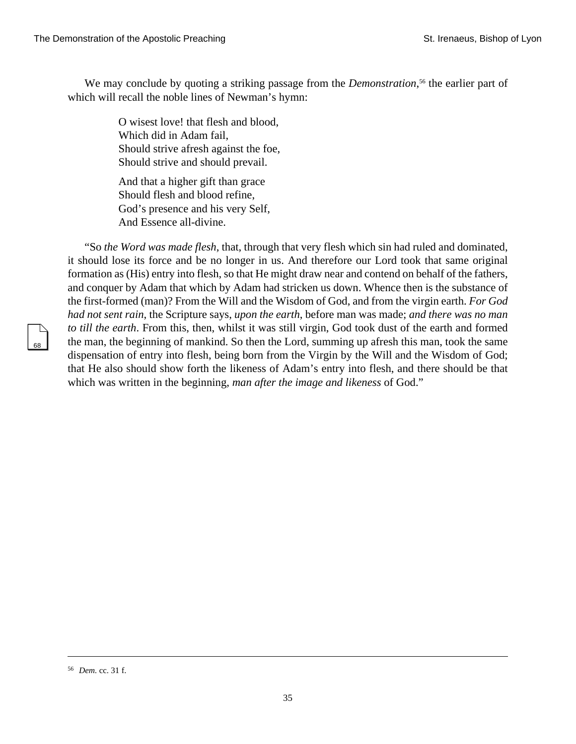We may conclude by quoting a striking passage from the *Demonstration*,[56] the earlier part of which will recall the noble lines of Newman's hymn:

> O wisest love! that flesh and blood,
> Which did in Adam fail,
> Should strive afresh against the foe,
> Should strive and should prevail.
>
> And that a higher gift than grace
> Should flesh and blood refine,
> God's presence and his very Self,
> And Essence all-divine.

"So *the Word was made flesh*, that, through that very flesh which sin had ruled and dominated, it should lose its force and be no longer in us. And therefore our Lord took that same original formation as (His) entry into flesh, so that He might draw near and contend on behalf of the fathers, and conquer by Adam that which by Adam had stricken us down. Whence then is the substance of the first-formed (man)? From the Will and the Wisdom of God, and from the virgin earth. *For God had not sent rain*, the Scripture says, *upon the earth*, before man was made; *and there was no man to till the earth*. From this, then, whilst it was still virgin, God took dust of the earth and formed the man, the beginning of mankind. So then the Lord, summing up afresh this man, took the same dispensation of entry into flesh, being born from the Virgin by the Will and the Wisdom of God; that He also should show forth the likeness of Adam's entry into flesh, and there should be that which was written in the beginning, *man after the image and likeness* of God."

---

[56] *Dem*. cc. 31 f.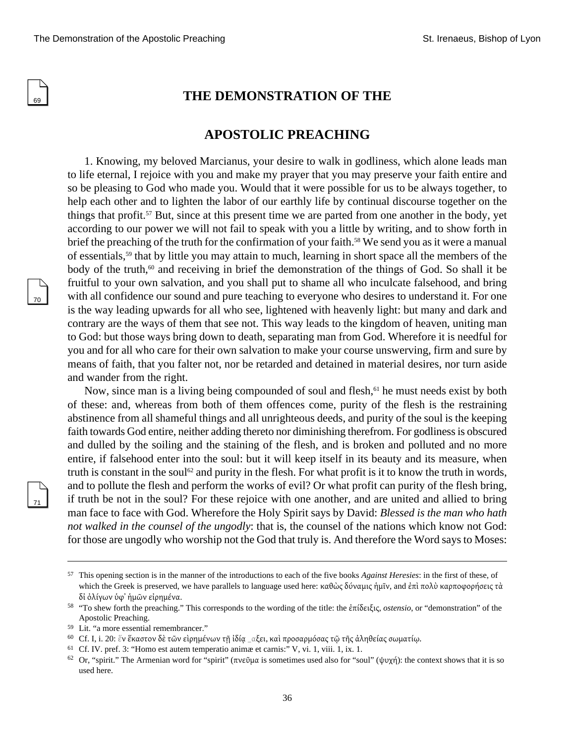# THE DEMONSTRATION OF THE

# APOSTOLIC PREACHING

1. Knowing, my beloved Marcianus, your desire to walk in godliness, which alone leads man to life eternal, I rejoice with you and make my prayer that you may preserve your faith entire and so be pleasing to God who made you. Would that it were possible for us to be always together, to help each other and to lighten the labor of our earthly life by continual discourse together on the things that profit.[57] But, since at this present time we are parted from one another in the body, yet according to our power we will not fail to speak with you a little by writing, and to show forth in brief the preaching of the truth for the confirmation of your faith.[58] We send you as it were a manual of essentials,[59] that by little you may attain to much, learning in short space all the members of the body of the truth,[60] and receiving in brief the demonstration of the things of God. So shall it be fruitful to your own salvation, and you shall put to shame all who inculcate falsehood, and bring with all confidence our sound and pure teaching to everyone who desires to understand it. For one is the way leading upwards for all who see, lightened with heavenly light: but many and dark and contrary are the ways of them that see not. This way leads to the kingdom of heaven, uniting man to God: but those ways bring down to death, separating man from God. Wherefore it is needful for you and for all who care for their own salvation to make your course unswerving, firm and sure by means of faith, that you falter not, nor be retarded and detained in material desires, nor turn aside and wander from the right.

Now, since man is a living being compounded of soul and flesh,[61] he must needs exist by both of these: and, whereas from both of them offences come, purity of the flesh is the restraining abstinence from all shameful things and all unrighteous deeds, and purity of the soul is the keeping faith towards God entire, neither adding thereto nor diminishing therefrom. For godliness is obscured and dulled by the soiling and the staining of the flesh, and is broken and polluted and no more entire, if falsehood enter into the soul: but it will keep itself in its beauty and its measure, when truth is constant in the soul[62] and purity in the flesh. For what profit is it to know the truth in words, and to pollute the flesh and perform the works of evil? Or what profit can purity of the flesh bring, if truth be not in the soul? For these rejoice with one another, and are united and allied to bring man face to face with God. Wherefore the Holy Spirit says by David: *Blessed is the man who hath not walked in the counsel of the ungodly*: that is, the counsel of the nations which know not God: for those are ungodly who worship not the God that truly is. And therefore the Word says to Moses:

---

[57] This opening section is in the manner of the introductions to each of the five books *Against Heresies*: in the first of these, of which the Greek is preserved, we have parallels to language used here: καθὼς δύναμις ἡμῖν, and ἐπὶ πολὺ καρποφορήσεις τὰ δὶ ὀλίγων ὑφ᾽ ἡμῶν εἰρημένα.

[58] "To shew forth the preaching." This corresponds to the wording of the title: the ἐπίδειξις, *ostensio*, or "demonstration" of the Apostolic Preaching.

[59] Lit. "a more essential remembrancer."

[60] Cf. I, i. 20: ἕν ἕκαστον δὲ τῶν εἰρημένων τῇ ἰδίᾳ _αξει, καὶ προσαρμόσας τῷ τῆς ἀληθείας σωματίῳ.

[61] Cf. IV. pref. 3: "Homo est autem temperatio animæ et carnis:" V, vi. 1, viii. 1, ix. 1.

[62] Or, "spirit." The Armenian word for "spirit" (πνεῦμα is sometimes used also for "soul" (ψυχή): the context shows that it is so used here.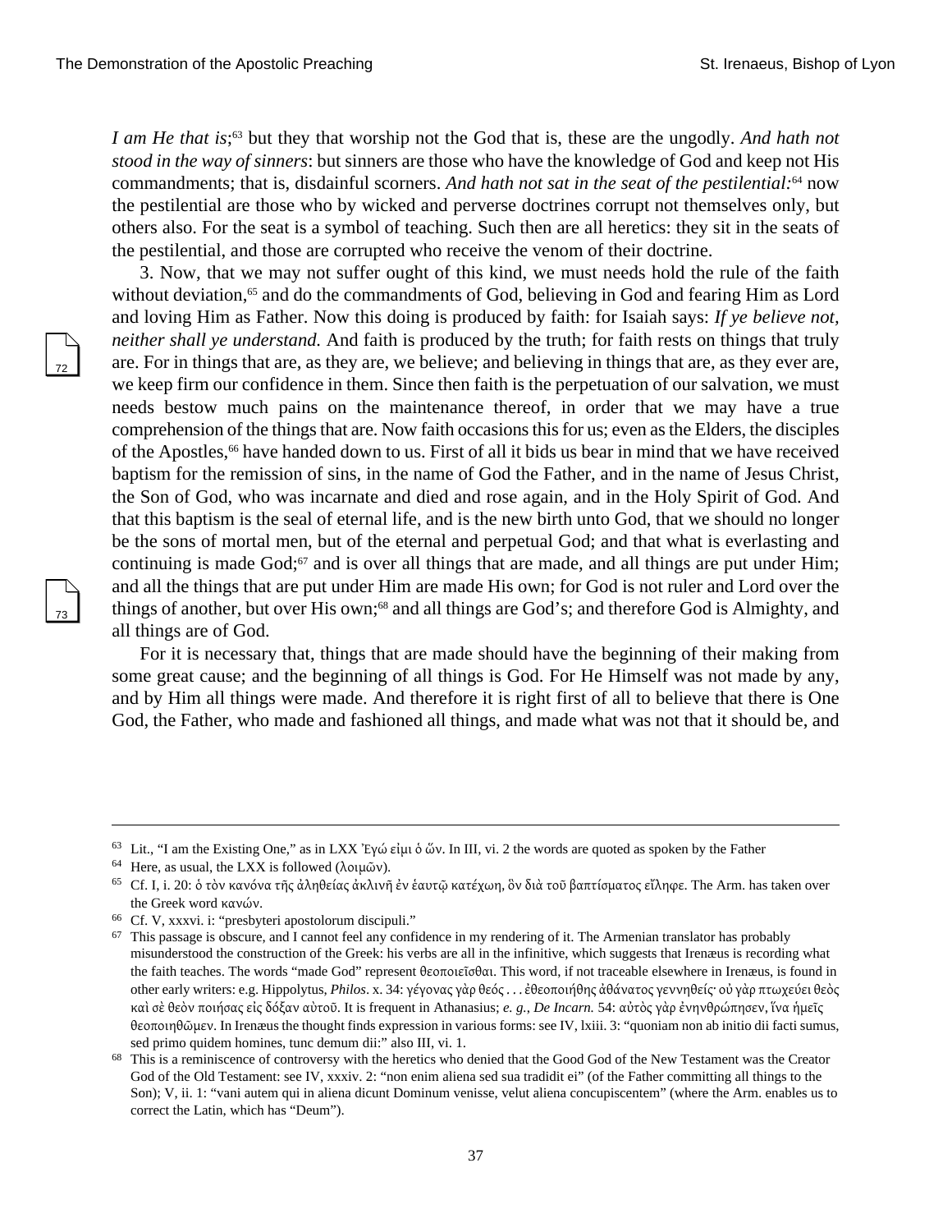*I am He that is*;[63] but they that worship not the God that is, these are the ungodly. *And hath not stood in the way of sinners*: but sinners are those who have the knowledge of God and keep not His commandments; that is, disdainful scorners. *And hath not sat in the seat of the pestilential:*[64] now the pestilential are those who by wicked and perverse doctrines corrupt not themselves only, but others also. For the seat is a symbol of teaching. Such then are all heretics: they sit in the seats of the pestilential, and those are corrupted who receive the venom of their doctrine.

3. Now, that we may not suffer ought of this kind, we must needs hold the rule of the faith without deviation,[65] and do the commandments of God, believing in God and fearing Him as Lord and loving Him as Father. Now this doing is produced by faith: for Isaiah says: *If ye believe not, neither shall ye understand.* And faith is produced by the truth; for faith rests on things that truly are. For in things that are, as they are, we believe; and believing in things that are, as they ever are, we keep firm our confidence in them. Since then faith is the perpetuation of our salvation, we must needs bestow much pains on the maintenance thereof, in order that we may have a true comprehension of the things that are. Now faith occasions this for us; even as the Elders, the disciples of the Apostles,[66] have handed down to us. First of all it bids us bear in mind that we have received baptism for the remission of sins, in the name of God the Father, and in the name of Jesus Christ, the Son of God, who was incarnate and died and rose again, and in the Holy Spirit of God. And that this baptism is the seal of eternal life, and is the new birth unto God, that we should no longer be the sons of mortal men, but of the eternal and perpetual God; and that what is everlasting and continuing is made God;[67] and is over all things that are made, and all things are put under Him; and all the things that are put under Him are made His own; for God is not ruler and Lord over the things of another, but over His own;[68] and all things are God's; and therefore God is Almighty, and all things are of God.

For it is necessary that, things that are made should have the beginning of their making from some great cause; and the beginning of all things is God. For He Himself was not made by any, and by Him all things were made. And therefore it is right first of all to believe that there is One God, the Father, who made and fashioned all things, and made what was not that it should be, and

---

63 Lit., "I am the Existing One," as in LXX Ἐγώ εἰμι ὁ ὤν. In III, vi. 2 the words are quoted as spoken by the Father

64 Here, as usual, the LXX is followed (λοιμῶν).

65 Cf. I, i. 20: ὁ τὸν κανόνα τῆς ἀληθείας ἀκλινῆ ἐν ἑαυτῷ κατέχων, ὃν διὰ τοῦ βαπτίσματος εἴληφε. The Arm. has taken over the Greek word κανών.

66 Cf. V, xxxvi. i: "presbyteri apostolorum discipuli."

67 This passage is obscure, and I cannot feel any confidence in my rendering of it. The Armenian translator has probably misunderstood the construction of the Greek: his verbs are all in the infinitive, which suggests that Irenæus is recording what the faith teaches. The words "made God" represent θεοποιεῖσθαι. This word, if not traceable elsewhere in Irenæus, is found in other early writers: e.g. Hippolytus, *Philos*. x. 34: γέγονας γὰρ θεός . . . ἐθεοποιήθης ἀθάνατος γεννηθείς· οὐ γὰρ πτωχεύει θεὸς καὶ σὲ θεὸν ποιήσας εἰς δόξαν αὐτοῦ. It is frequent in Athanasius; *e. g., De Incarn.* 54: αὐτὸς γὰρ ἐνηνθρώπησεν, ἵνα ἡμεῖς θεοποιηθῶμεν. In Irenæus the thought finds expression in various forms: see IV, lxiii. 3: "quoniam non ab initio dii facti sumus, sed primo quidem homines, tunc demum dii:" also III, vi. 1.

68 This is a reminiscence of controversy with the heretics who denied that the Good God of the New Testament was the Creator God of the Old Testament: see IV, xxxiv. 2: "non enim aliena sed sua tradidit ei" (of the Father committing all things to the Son); V, ii. 1: "vani autem qui in aliena dicunt Dominum venisse, velut aliena concupiscentem" (where the Arm. enables us to correct the Latin, which has "Deum").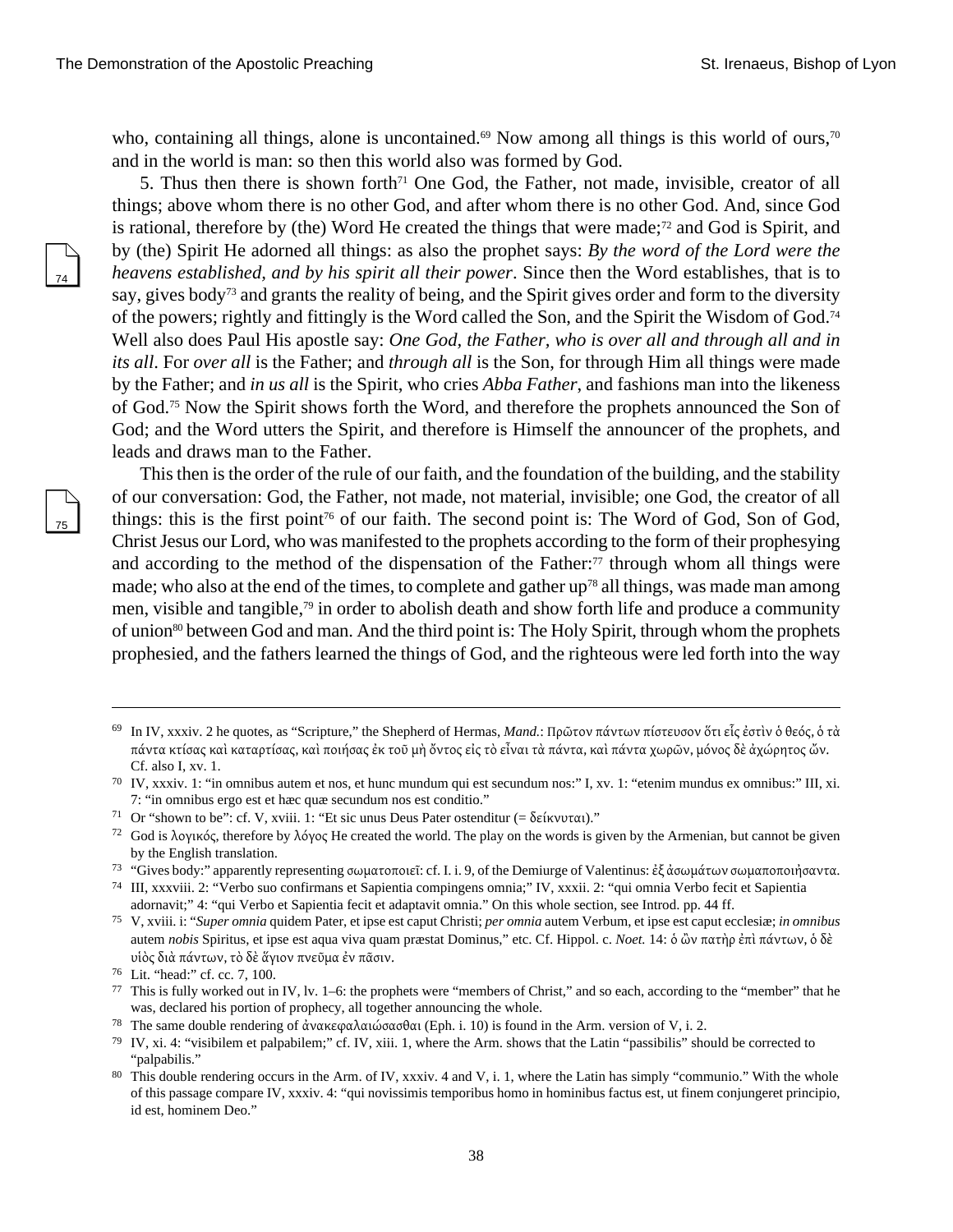who, containing all things, alone is uncontained.[69] Now among all things is this world of ours,[70] and in the world is man: so then this world also was formed by God.

5. Thus then there is shown forth[71] One God, the Father, not made, invisible, creator of all things; above whom there is no other God, and after whom there is no other God. And, since God is rational, therefore by (the) Word He created the things that were made;[72] and God is Spirit, and by (the) Spirit He adorned all things: as also the prophet says: *By the word of the Lord were the heavens established, and by his spirit all their power*. Since then the Word establishes, that is to say, gives body[73] and grants the reality of being, and the Spirit gives order and form to the diversity of the powers; rightly and fittingly is the Word called the Son, and the Spirit the Wisdom of God.[74] Well also does Paul His apostle say: *One God, the Father, who is over all and through all and in its all*. For *over all* is the Father; and *through all* is the Son, for through Him all things were made by the Father; and *in us all* is the Spirit, who cries *Abba Father*, and fashions man into the likeness of God.[75] Now the Spirit shows forth the Word, and therefore the prophets announced the Son of God; and the Word utters the Spirit, and therefore is Himself the announcer of the prophets, and leads and draws man to the Father.

This then is the order of the rule of our faith, and the foundation of the building, and the stability of our conversation: God, the Father, not made, not material, invisible; one God, the creator of all things: this is the first point[76] of our faith. The second point is: The Word of God, Son of God, Christ Jesus our Lord, who was manifested to the prophets according to the form of their prophesying and according to the method of the dispensation of the Father:[77] through whom all things were made; who also at the end of the times, to complete and gather up[78] all things, was made man among men, visible and tangible,[79] in order to abolish death and show forth life and produce a community of union[80] between God and man. And the third point is: The Holy Spirit, through whom the prophets prophesied, and the fathers learned the things of God, and the righteous were led forth into the way

---

[69] In IV, xxxiv. 2 he quotes, as "Scripture," the Shepherd of Hermas, *Mand.*: Πρῶτον πάντων πίστευσον ὅτι εἷς ἐστὶν ὁ θεός, ὁ τὰ πάντα κτίσας καὶ καταρτίσας, καὶ ποιήσας ἐκ τοῦ μὴ ὄντος εἰς τὸ εἶναι τὰ πάντα, καὶ πάντα χωρῶν, μόνος δὲ ἀχώρητος ὤν. Cf. also I, xv. 1.

[70] IV, xxxiv. 1: "in omnibus autem et nos, et hunc mundum qui est secundum nos:" I, xv. 1: "etenim mundus ex omnibus:" III, xi. 7: "in omnibus ergo est et hæc quæ secundum nos est conditio."

[71] Or "shown to be": cf. V, xviii. 1: "Et sic unus Deus Pater ostenditur (= δείκνυται)."

[72] God is λογικός, therefore by λόγος He created the world. The play on the words is given by the Armenian, but cannot be given by the English translation.

[73] "Gives body:" apparently representing σωματοποιεῖ: cf. I. i. 9, of the Demiurge of Valentinus: ἐξ ἀσωμάτων σωμαποποιήσαντα.

[74] III, xxxviii. 2: "Verbo suo confirmans et Sapientia compingens omnia;" IV, xxxii. 2: "qui omnia Verbo fecit et Sapientia adornavit;" 4: "qui Verbo et Sapientia fecit et adaptavit omnia." On this whole section, see Introd. pp. 44 ff.

[75] V, xviii. i: "*Super omnia* quidem Pater, et ipse est caput Christi; *per omnia* autem Verbum, et ipse est caput ecclesiæ; *in omnibus* autem *nobis* Spiritus, et ipse est aqua viva quam præstat Dominus," etc. Cf. Hippol. c. *Noet.* 14: ὁ ὢν πατὴρ ἐπὶ πάντων, ὁ δὲ υἱὸς διὰ πάντων, τὸ δὲ ἅγιον πνεῦμα ἐν πᾶσιν.

[76] Lit. "head:" cf. cc. 7, 100.

[77] This is fully worked out in IV, lv. 1–6: the prophets were "members of Christ," and so each, according to the "member" that he was, declared his portion of prophecy, all together announcing the whole.

[78] The same double rendering of ἀνακεφαλαιώσασθαι (Eph. i. 10) is found in the Arm. version of V, i. 2.

[79] IV, xi. 4: "visibilem et palpabilem;" cf. IV, xiii. 1, where the Arm. shows that the Latin "passibilis" should be corrected to "palpabilis."

[80] This double rendering occurs in the Arm. of IV, xxxiv. 4 and V, i. 1, where the Latin has simply "communio." With the whole of this passage compare IV, xxxiv. 4: "qui novissimis temporibus homo in hominibus factus est, ut finem conjungeret principio, id est, hominem Deo."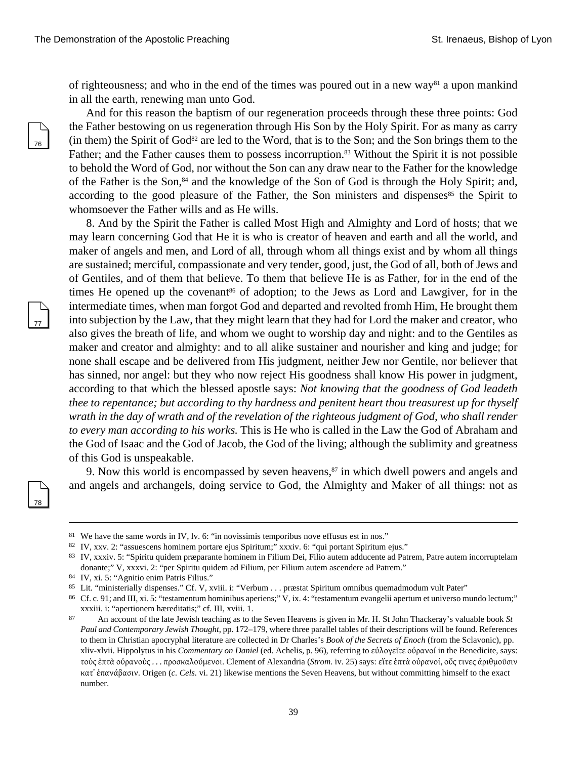of righteousness; and who in the end of the times was poured out in a new way[81] a upon mankind in all the earth, renewing man unto God.

And for this reason the baptism of our regeneration proceeds through these three points: God the Father bestowing on us regeneration through His Son by the Holy Spirit. For as many as carry (in them) the Spirit of God[82] are led to the Word, that is to the Son; and the Son brings them to the Father; and the Father causes them to possess incorruption.[83] Without the Spirit it is not possible to behold the Word of God, nor without the Son can any draw near to the Father for the knowledge of the Father is the Son,[84] and the knowledge of the Son of God is through the Holy Spirit; and, according to the good pleasure of the Father, the Son ministers and dispenses[85] the Spirit to whomsoever the Father wills and as He wills.

8. And by the Spirit the Father is called Most High and Almighty and Lord of hosts; that we may learn concerning God that He it is who is creator of heaven and earth and all the world, and maker of angels and men, and Lord of all, through whom all things exist and by whom all things are sustained; merciful, compassionate and very tender, good, just, the God of all, both of Jews and of Gentiles, and of them that believe. To them that believe He is as Father, for in the end of the times He opened up the covenant[86] of adoption; to the Jews as Lord and Lawgiver, for in the intermediate times, when man forgot God and departed and revolted fromh Him, He brought them into subjection by the Law, that they might learn that they had for Lord the maker and creator, who also gives the breath of life, and whom we ought to worship day and night: and to the Gentiles as maker and creator and almighty: and to all alike sustainer and nourisher and king and judge; for none shall escape and be delivered from His judgment, neither Jew nor Gentile, nor believer that has sinned, nor angel: but they who now reject His goodness shall know His power in judgment, according to that which the blessed apostle says: *Not knowing that the goodness of God leadeth thee to repentance; but according to thy hardness and penitent heart thou treasurest up for thyself wrath in the day of wrath and of the revelation of the righteous judgment of God, who shall render to every man according to his works.* This is He who is called in the Law the God of Abraham and the God of Isaac and the God of Jacob, the God of the living; although the sublimity and greatness of this God is unspeakable.

9. Now this world is encompassed by seven heavens,[87] in which dwell powers and angels and and angels and archangels, doing service to God, the Almighty and Maker of all things: not as

---

81 We have the same words in IV, lv. 6: "in novissimis temporibus nove effusus est in nos."

82 IV, xxv. 2: "assuescens hominem portare ejus Spiritum;" xxxiv. 6: "qui portant Spiritum ejus."

83 IV, xxxiv. 5: "Spiritu quidem præparante hominem in Filium Dei, Filio autem adducente ad Patrem, Patre autem incorruptelam donante;" V, xxxvi. 2: "per Spiritu quidem ad Filium, per Filium autem ascendere ad Patrem."

84 IV, xi. 5: "Agnitio enim Patris Filius."

85 Lit. "ministerially dispenses." Cf. V, xviii. i: "Verbum . . . præstat Spiritum omnibus quemadmodum vult Pater"

86 Cf. c. 91; and III, xi. 5: "testamentum hominibus aperiens;" V, ix. 4: "testamentum evangelii apertum et universo mundo lectum;" xxxiii. i: "apertionem hæreditatis;" cf. III, xviii. 1.

87 An account of the late Jewish teaching as to the Seven Heavens is given in Mr. H. St John Thackeray's valuable book *St Paul and Contemporary Jewish Thought*, pp. 172–179, where three parallel tables of their descriptions will be found. References to them in Christian apocryphal literature are collected in Dr Charles's *Book of the Secrets of Enoch* (from the Sclavonic), pp. xliv-xlvii. Hippolytus in his *Commentary on Daniel* (ed. Achelis, p. 96), referring to εὐλογεῖτε οὐρανοί in the Benedicite, says: τοὺς ἑπτὰ οὐρανοὺς . . . προσκαλούμενοι. Clement of Alexandria (*Strom.* iv. 25) says: εἴτε ἑπτὰ οὐρανοί, οὕς τινες ἀριθμοῦσιν κατ᾽ ἐπανάβασιν. Origen (*c. Cels.* vi. 21) likewise mentions the Seven Heavens, but without committing himself to the exact number.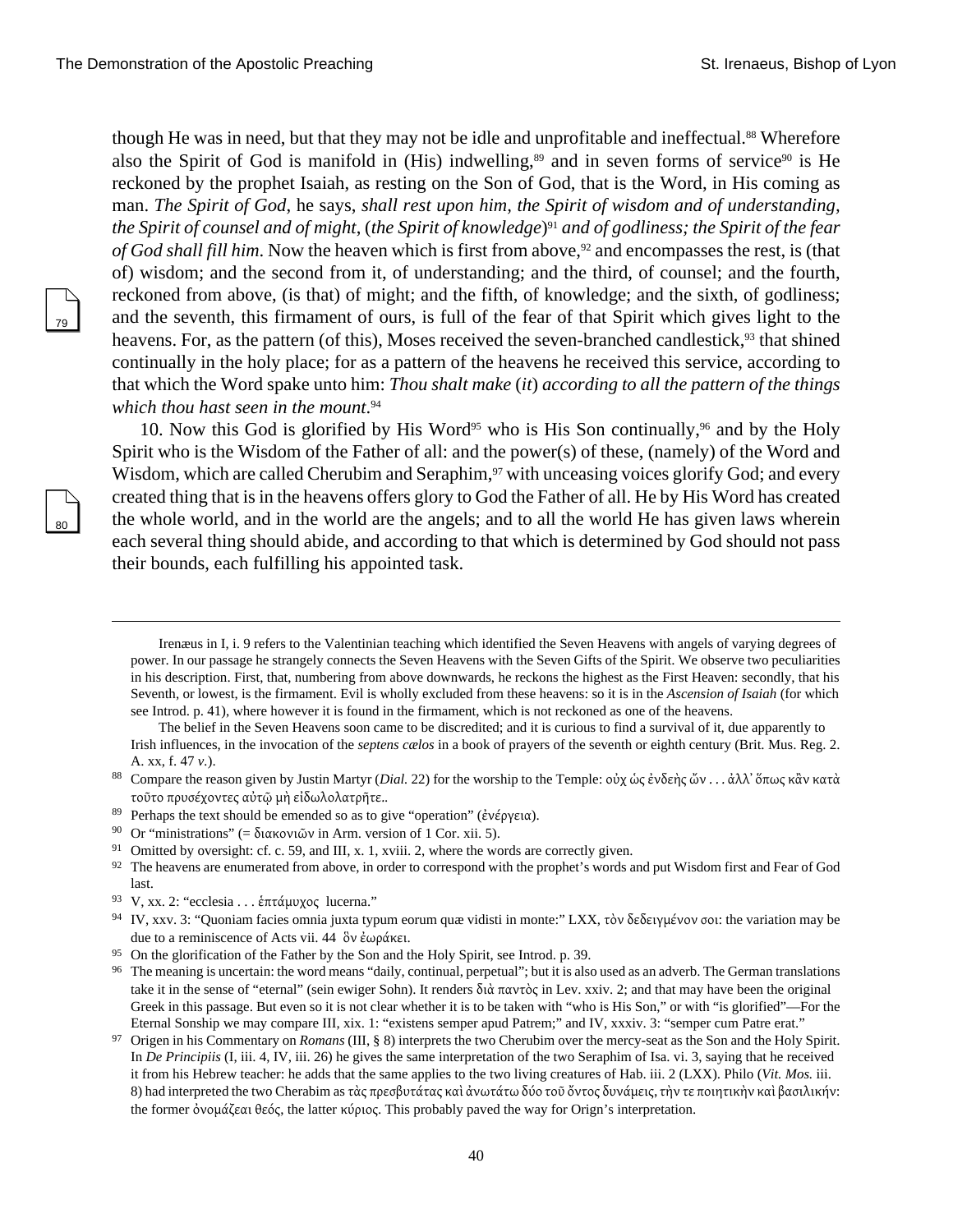though He was in need, but that they may not be idle and unprofitable and ineffectual.[88] Wherefore also the Spirit of God is manifold in (His) indwelling,[89] and in seven forms of service[90] is He reckoned by the prophet Isaiah, as resting on the Son of God, that is the Word, in His coming as man. *The Spirit of God*, he says, *shall rest upon him, the Spirit of wisdom and of understanding, the Spirit of counsel and of might*, (*the Spirit of knowledge*)[91] *and of godliness; the Spirit of the fear of God shall fill him*. Now the heaven which is first from above,[92] and encompasses the rest, is (that of) wisdom; and the second from it, of understanding; and the third, of counsel; and the fourth, reckoned from above, (is that) of might; and the fifth, of knowledge; and the sixth, of godliness; and the seventh, this firmament of ours, is full of the fear of that Spirit which gives light to the heavens. For, as the pattern (of this), Moses received the seven-branched candlestick,[93] that shined continually in the holy place; for as a pattern of the heavens he received this service, according to that which the Word spake unto him: *Thou shalt make* (*it*) *according to all the pattern of the things which thou hast seen in the mount*.[94]

10. Now this God is glorified by His Word[95] who is His Son continually,[96] and by the Holy Spirit who is the Wisdom of the Father of all: and the power(s) of these, (namely) of the Word and Wisdom, which are called Cherubim and Seraphim,[97] with unceasing voices glorify God; and every created thing that is in the heavens offers glory to God the Father of all. He by His Word has created the whole world, and in the world are the angels; and to all the world He has given laws wherein each several thing should abide, and according to that which is determined by God should not pass their bounds, each fulfilling his appointed task.

---

Irenæus in I, i. 9 refers to the Valentinian teaching which identified the Seven Heavens with angels of varying degrees of power. In our passage he strangely connects the Seven Heavens with the Seven Gifts of the Spirit. We observe two peculiarities in his description. First, that, numbering from above downwards, he reckons the highest as the First Heaven: secondly, that his Seventh, or lowest, is the firmament. Evil is wholly excluded from these heavens: so it is in the *Ascension of Isaiah* (for which see Introd. p. 41), where however it is found in the firmament, which is not reckoned as one of the heavens.

The belief in the Seven Heavens soon came to be discredited; and it is curious to find a survival of it, due apparently to Irish influences, in the invocation of the *septens cælos* in a book of prayers of the seventh or eighth century (Brit. Mus. Reg. 2. A. xx, f. 47 *v.*).

[88] Compare the reason given by Justin Martyr (*Dial.* 22) for the worship to the Temple: οὐχ ὡς ἐνδεὴς ὤν . . . ἀλλ᾽ ὅπως κἂν κατὰ τοῦτο πρυσέχοντες αὐτῷ μὴ εἰδωλολατρῆτε..

[89] Perhaps the text should be emended so as to give "operation" (ἐνέργεια).

[90] Or "ministrations" (= διακονιῶν in Arm. version of 1 Cor. xii. 5).

[91] Omitted by oversight: cf. c. 59, and III, x. 1, xviii. 2, where the words are correctly given.

[92] The heavens are enumerated from above, in order to correspond with the prophet's words and put Wisdom first and Fear of God last.

[93] V, xx. 2: "ecclesia . . . ἑπτάμυχος lucerna."

[94] IV, xxv. 3: "Quoniam facies omnia juxta typum eorum quæ vidisti in monte:" LXX, τὸν δεδειγμένον σοι: the variation may be due to a reminiscence of Acts vii. 44 ὃν ἑωράκει.

[95] On the glorification of the Father by the Son and the Holy Spirit, see Introd. p. 39.

[96] The meaning is uncertain: the word means "daily, continual, perpetual"; but it is also used as an adverb. The German translations take it in the sense of "eternal" (sein ewiger Sohn). It renders διὰ παντὸς in Lev. xxiv. 2; and that may have been the original Greek in this passage. But even so it is not clear whether it is to be taken with "who is His Son," or with "is glorified"—For the Eternal Sonship we may compare III, xix. 1: "existens semper apud Patrem;" and IV, xxxiv. 3: "semper cum Patre erat."

[97] Origen in his Commentary on *Romans* (III, § 8) interprets the two Cherubim over the mercy-seat as the Son and the Holy Spirit. In *De Principiis* (I, iii. 4, IV, iii. 26) he gives the same interpretation of the two Seraphim of Isa. vi. 3, saying that he received it from his Hebrew teacher: he adds that the same applies to the two living creatures of Hab. iii. 2 (LXX). Philo (*Vit. Mos.* iii. 8) had interpreted the two Cherabim as τὰς πρεσβυτάτας καὶ ἀνωτάτω δύο τοῦ ὄντος δυνάμεις, τὴν τε ποιητικὴν καὶ βασιλικήν: the former ὀνομάζεαι θεός, the latter κύριος. This probably paved the way for Orign's interpretation.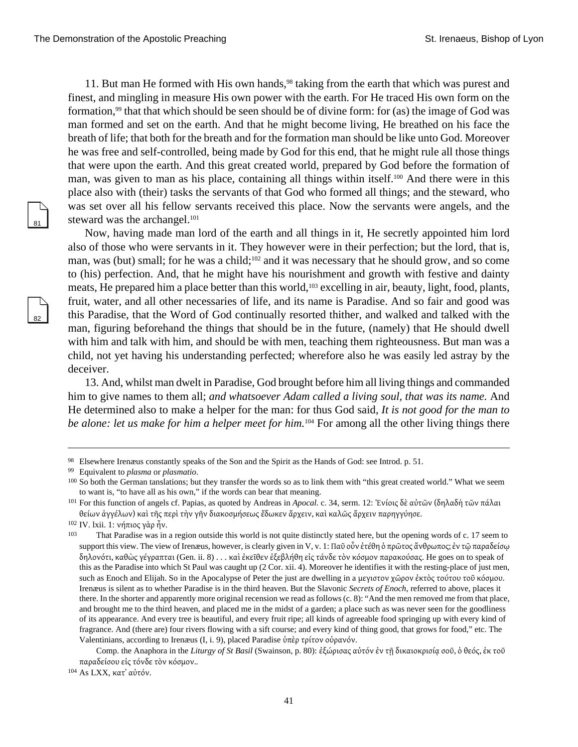11. But man He formed with His own hands,[98] taking from the earth that which was purest and finest, and mingling in measure His own power with the earth. For He traced His own form on the formation,[99] that that which should be seen should be of divine form: for (as) the image of God was man formed and set on the earth. And that he might become living, He breathed on his face the breath of life; that both for the breath and for the formation man should be like unto God. Moreover he was free and self-controlled, being made by God for this end, that he might rule all those things that were upon the earth. And this great created world, prepared by God before the formation of man, was given to man as his place, containing all things within itself.[100] And there were in this place also with (their) tasks the servants of that God who formed all things; and the steward, who was set over all his fellow servants received this place. Now the servants were angels, and the steward was the archangel.[101]

Now, having made man lord of the earth and all things in it, He secretly appointed him lord also of those who were servants in it. They however were in their perfection; but the lord, that is, man, was (but) small; for he was a child;[102] and it was necessary that he should grow, and so come to (his) perfection. And, that he might have his nourishment and growth with festive and dainty meats, He prepared him a place better than this world,[103] excelling in air, beauty, light, food, plants, fruit, water, and all other necessaries of life, and its name is Paradise. And so fair and good was this Paradise, that the Word of God continually resorted thither, and walked and talked with the man, figuring beforehand the things that should be in the future, (namely) that He should dwell with him and talk with him, and should be with men, teaching them righteousness. But man was a child, not yet having his understanding perfected; wherefore also he was easily led astray by the deceiver.

13. And, whilst man dwelt in Paradise, God brought before him all living things and commanded him to give names to them all; *and whatsoever Adam called a living soul, that was its name.* And He determined also to make a helper for the man: for thus God said, *It is not good for the man to be alone: let us make for him a helper meet for him.*[104] For among all the other living things there

---

[98] Elsewhere Irenæus constantly speaks of the Son and the Spirit as the Hands of God: see Introd. p. 51.

[99] Equivalent to *plasma* or *plasmatio*.

[100] So both the German tanslations; but they transfer the words so as to link them with "this great created world." What we seem to want is, "to have all as his own," if the words can bear that meaning.

[101] For this function of angels cf. Papias, as quoted by Andreas in *Apocal.* c. 34, serm. 12: Ἐνίοις δὲ αὐτῶν (δηλαδὴ τῶν πάλαι θείων ἀγγέλων) καὶ τῆς περὶ τὴν γῆν διακοσμήσεως ἔδωκεν ἄρχειν, καὶ καλῶς ἄρχειν παρηγγύησε.

[102] IV. lxii. 1: νήπιος γὰρ ἦν.

[103] That Paradise was in a region outside this world is not quite distinctly stated here, but the opening words of c. 17 seem to support this view. The view of Irenæus, however, is clearly given in V, v. 1: Ποῦ οὖν ἐτέθη ὁ πρῶτος ἄνθρωπος; ἐν τῷ παραδείσῳ δηλονότι, καθὼς γέγραπται (Gen. ii. 8) . . . καὶ ἐκεῖθεν ἐξεβλήθη εἰς τάνδε τὸν κόσμον παρακούσας. He goes on to speak of this as the Paradise into which St Paul was caught up (2 Cor. xii. 4). Moreover he identifies it with the resting-place of just men, such as Enoch and Elijah. So in the Apocalypse of Peter the just are dwelling in a μεγιστον χῶρον ἐκτὸς τούτου τοῦ κόσμου. Irenæus is silent as to whether Paradise is in the third heaven. But the Slavonic *Secrets of Enoch*, referred to above, places it there. In the shorter and apparently more original recension we read as follows (c. 8): "And the men removed me from that place, and brought me to the third heaven, and placed me in the midst of a garden; a place such as was never seen for the goodliness of its appearance. And every tree is beautiful, and every fruit ripe; all kinds of agreeable food springing up with every kind of fragrance. And (there are) four rivers flowing with a sift course; and every kind of thing good, that grows for food," etc. The Valentinians, according to Irenæus (I, i. 9), placed Paradise ὑπὲρ τρίτον οὐρανόν.

Comp. the Anaphora in the *Liturgy of St Basil* (Swainson, p. 80): ἐξώρισας αὐτόν ἐν τῇ δικαιοκρισίᾳ σοῦ, ὁ θεός, ἐκ τοῦ παραδείσου εἰς τόνδε τὸν κόσμον..

[104] As LXX, κατ᾽ αὐτόν.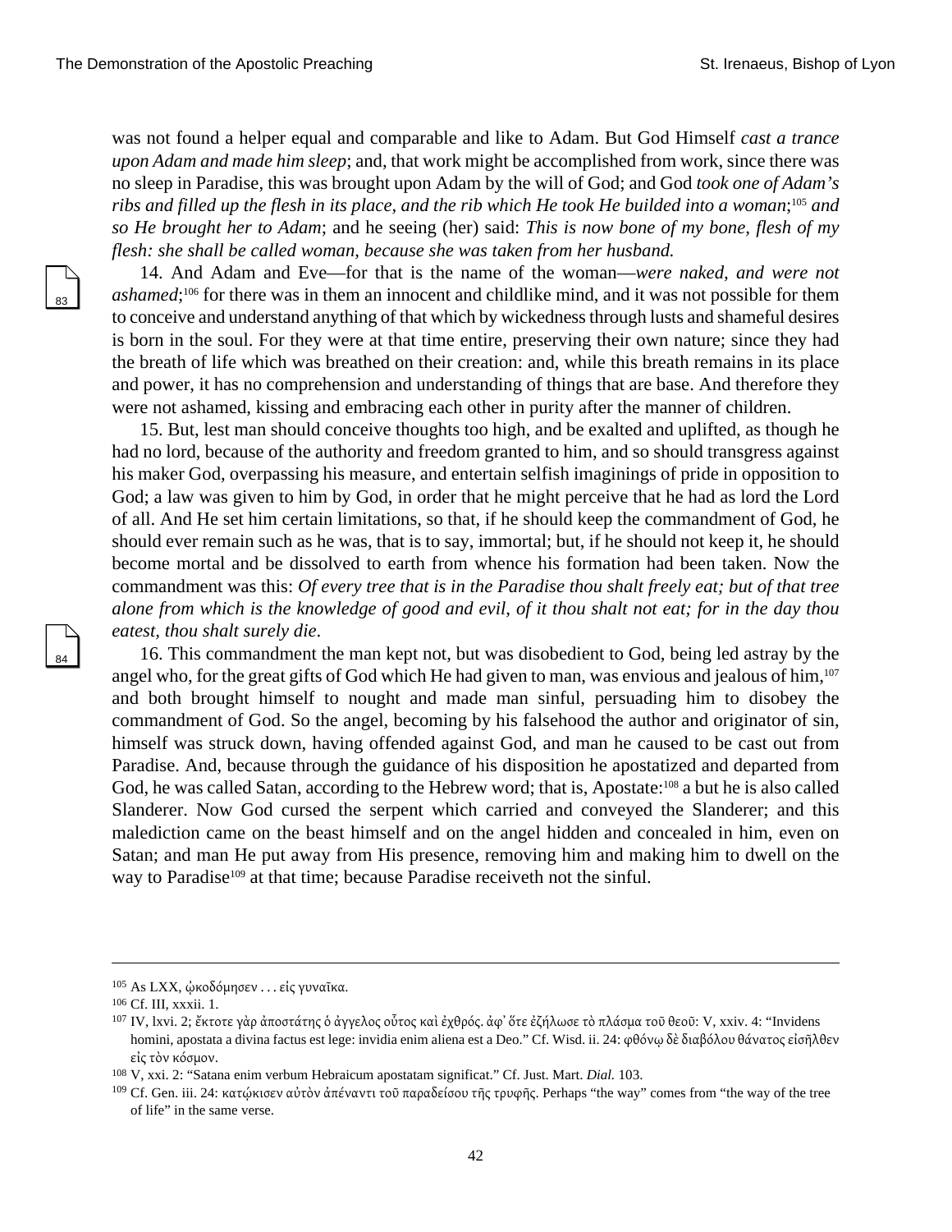was not found a helper equal and comparable and like to Adam. But God Himself *cast a trance upon Adam and made him sleep*; and, that work might be accomplished from work, since there was no sleep in Paradise, this was brought upon Adam by the will of God; and God *took one of Adam's ribs and filled up the flesh in its place, and the rib which He took He builded into a woman*;[105] *and so He brought her to Adam*; and he seeing (her) said: *This is now bone of my bone, flesh of my flesh: she shall be called woman, because she was taken from her husband.*

14. And Adam and Eve—for that is the name of the woman—*were naked, and were not ashamed*;[106] for there was in them an innocent and childlike mind, and it was not possible for them to conceive and understand anything of that which by wickedness through lusts and shameful desires is born in the soul. For they were at that time entire, preserving their own nature; since they had the breath of life which was breathed on their creation: and, while this breath remains in its place and power, it has no comprehension and understanding of things that are base. And therefore they were not ashamed, kissing and embracing each other in purity after the manner of children.

15. But, lest man should conceive thoughts too high, and be exalted and uplifted, as though he had no lord, because of the authority and freedom granted to him, and so should transgress against his maker God, overpassing his measure, and entertain selfish imaginings of pride in opposition to God; a law was given to him by God, in order that he might perceive that he had as lord the Lord of all. And He set him certain limitations, so that, if he should keep the commandment of God, he should ever remain such as he was, that is to say, immortal; but, if he should not keep it, he should become mortal and be dissolved to earth from whence his formation had been taken. Now the commandment was this: *Of every tree that is in the Paradise thou shalt freely eat; but of that tree alone from which is the knowledge of good and evil, of it thou shalt not eat; for in the day thou eatest, thou shalt surely die*.

16. This commandment the man kept not, but was disobedient to God, being led astray by the angel who, for the great gifts of God which He had given to man, was envious and jealous of him,[107] and both brought himself to nought and made man sinful, persuading him to disobey the commandment of God. So the angel, becoming by his falsehood the author and originator of sin, himself was struck down, having offended against God, and man he caused to be cast out from Paradise. And, because through the guidance of his disposition he apostatized and departed from God, he was called Satan, according to the Hebrew word; that is, Apostate:[108] a but he is also called Slanderer. Now God cursed the serpent which carried and conveyed the Slanderer; and this malediction came on the beast himself and on the angel hidden and concealed in him, even on Satan; and man He put away from His presence, removing him and making him to dwell on the way to Paradise[109] at that time; because Paradise receiveth not the sinful.

---

[105] As LXX, ᾠκοδόμησεν . . . εἰς γυναῖκα.

[106] Cf. III, xxxii. 1.

[107] IV, lxvi. 2; ἔκτοτε γὰρ ἀποστάτης ὁ ἄγγελος οὗτος καὶ ἐχθρός. ἀφ' ὅτε ἐζήλωσε τὸ πλάσμα τοῦ θεοῦ: V, xxiv. 4: "Invidens homini, apostata a divina factus est lege: invidia enim aliena est a Deo." Cf. Wisd. ii. 24: φθόνῳ δὲ διαβόλου θάνατος εἰσῆλθεν εἰς τὸν κόσμον.

[108] V, xxi. 2: "Satana enim verbum Hebraicum apostatam significat." Cf. Just. Mart. *Dial.* 103.

[109] Cf. Gen. iii. 24: κατῴκισεν αὐτὸν ἀπέναντι τοῦ παραδείσου τῆς τρυφῆς. Perhaps "the way" comes from "the way of the tree of life" in the same verse.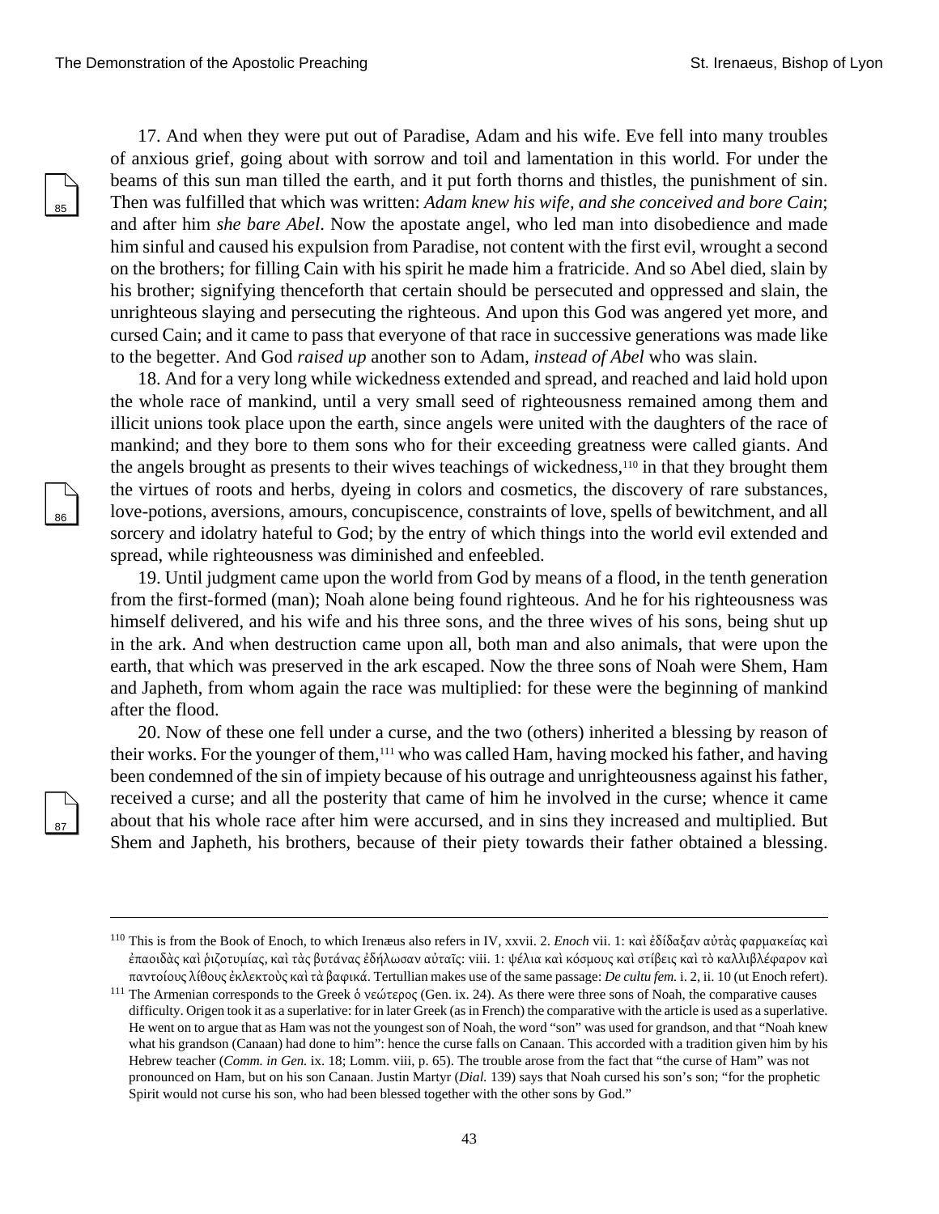17. And when they were put out of Paradise, Adam and his wife. Eve fell into many troubles of anxious grief, going about with sorrow and toil and lamentation in this world. For under the beams of this sun man tilled the earth, and it put forth thorns and thistles, the punishment of sin. Then was fulfilled that which was written: *Adam knew his wife, and she conceived and bore Cain*; and after him *she bare Abel*. Now the apostate angel, who led man into disobedience and made him sinful and caused his expulsion from Paradise, not content with the first evil, wrought a second on the brothers; for filling Cain with his spirit he made him a fratricide. And so Abel died, slain by his brother; signifying thenceforth that certain should be persecuted and oppressed and slain, the unrighteous slaying and persecuting the righteous. And upon this God was angered yet more, and cursed Cain; and it came to pass that everyone of that race in successive generations was made like to the begetter. And God *raised up* another son to Adam, *instead of Abel* who was slain.

18. And for a very long while wickedness extended and spread, and reached and laid hold upon the whole race of mankind, until a very small seed of righteousness remained among them and illicit unions took place upon the earth, since angels were united with the daughters of the race of mankind; and they bore to them sons who for their exceeding greatness were called giants. And the angels brought as presents to their wives teachings of wickedness,[110] in that they brought them the virtues of roots and herbs, dyeing in colors and cosmetics, the discovery of rare substances, love-potions, aversions, amours, concupiscence, constraints of love, spells of bewitchment, and all sorcery and idolatry hateful to God; by the entry of which things into the world evil extended and spread, while righteousness was diminished and enfeebled.

19. Until judgment came upon the world from God by means of a flood, in the tenth generation from the first-formed (man); Noah alone being found righteous. And he for his righteousness was himself delivered, and his wife and his three sons, and the three wives of his sons, being shut up in the ark. And when destruction came upon all, both man and also animals, that were upon the earth, that which was preserved in the ark escaped. Now the three sons of Noah were Shem, Ham and Japheth, from whom again the race was multiplied: for these were the beginning of mankind after the flood.

20. Now of these one fell under a curse, and the two (others) inherited a blessing by reason of their works. For the younger of them,[111] who was called Ham, having mocked his father, and having been condemned of the sin of impiety because of his outrage and unrighteousness against his father, received a curse; and all the posterity that came of him he involved in the curse; whence it came about that his whole race after him were accursed, and in sins they increased and multiplied. But Shem and Japheth, his brothers, because of their piety towards their father obtained a blessing.

---

[110] This is from the Book of Enoch, to which Irenæus also refers in IV, xxvii. 2. *Enoch* vii. 1: καὶ ἐδίδαξαν αὐτὰς φαρμακείας καὶ ἐπαοιδὰς καὶ ῥιζοτυμίας, καὶ τὰς βυτάνας ἐδήλωσαν αὐταῖς: viii. 1: ψέλια καὶ κόσμους καὶ στίβεις καὶ τὸ καλλιβλέφαρον καὶ παντοίους λίθους ἐκλεκτοὺς καὶ τὰ βαφικά. Tertullian makes use of the same passage: *De cultu fem.* i. 2, ii. 10 (ut Enoch refert).

[111] The Armenian corresponds to the Greek ὁ νεώτερος (Gen. ix. 24). As there were three sons of Noah, the comparative causes difficulty. Origen took it as a superlative: for in later Greek (as in French) the comparative with the article is used as a superlative. He went on to argue that as Ham was not the youngest son of Noah, the word "son" was used for grandson, and that "Noah knew what his grandson (Canaan) had done to him": hence the curse falls on Canaan. This accorded with a tradition given him by his Hebrew teacher (*Comm. in Gen.* ix. 18; Lomm. viii, p. 65). The trouble arose from the fact that "the curse of Ham" was not pronounced on Ham, but on his son Canaan. Justin Martyr (*Dial.* 139) says that Noah cursed his son's son; "for the prophetic Spirit would not curse his son, who had been blessed together with the other sons by God."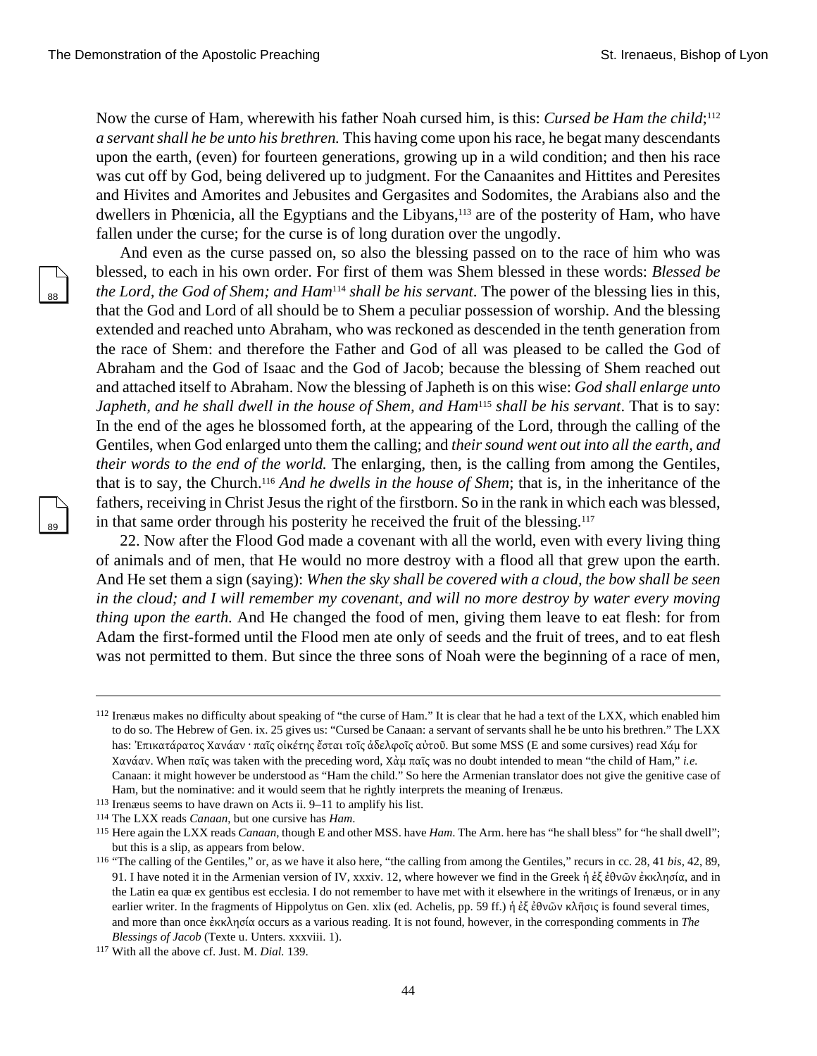Now the curse of Ham, wherewith his father Noah cursed him, is this: *Cursed be Ham the child*;[112] *a servant shall he be unto his brethren.* This having come upon his race, he begat many descendants upon the earth, (even) for fourteen generations, growing up in a wild condition; and then his race was cut off by God, being delivered up to judgment. For the Canaanites and Hittites and Peresites and Hivites and Amorites and Jebusites and Gergasites and Sodomites, the Arabians also and the dwellers in Phœnicia, all the Egyptians and the Libyans,[113] are of the posterity of Ham, who have fallen under the curse; for the curse is of long duration over the ungodly.

And even as the curse passed on, so also the blessing passed on to the race of him who was blessed, to each in his own order. For first of them was Shem blessed in these words: *Blessed be the Lord, the God of Shem; and Ham*[114] *shall be his servant*. The power of the blessing lies in this, that the God and Lord of all should be to Shem a peculiar possession of worship. And the blessing extended and reached unto Abraham, who was reckoned as descended in the tenth generation from the race of Shem: and therefore the Father and God of all was pleased to be called the God of Abraham and the God of Isaac and the God of Jacob; because the blessing of Shem reached out and attached itself to Abraham. Now the blessing of Japheth is on this wise: *God shall enlarge unto Japheth, and he shall dwell in the house of Shem, and Ham*[115] *shall be his servant*. That is to say: In the end of the ages he blossomed forth, at the appearing of the Lord, through the calling of the Gentiles, when God enlarged unto them the calling; and *their sound went out into all the earth, and their words to the end of the world.* The enlarging, then, is the calling from among the Gentiles, that is to say, the Church.[116] *And he dwells in the house of Shem*; that is, in the inheritance of the fathers, receiving in Christ Jesus the right of the firstborn. So in the rank in which each was blessed, in that same order through his posterity he received the fruit of the blessing.[117]

22. Now after the Flood God made a covenant with all the world, even with every living thing of animals and of men, that He would no more destroy with a flood all that grew upon the earth. And He set them a sign (saying): *When the sky shall be covered with a cloud, the bow shall be seen in the cloud; and I will remember my covenant, and will no more destroy by water every moving thing upon the earth.* And He changed the food of men, giving them leave to eat flesh: for from Adam the first-formed until the Flood men ate only of seeds and the fruit of trees, and to eat flesh was not permitted to them. But since the three sons of Noah were the beginning of a race of men,

---

[112] Irenæus makes no difficulty about speaking of "the curse of Ham." It is clear that he had a text of the LXX, which enabled him to do so. The Hebrew of Gen. ix. 25 gives us: "Cursed be Canaan: a servant of servants shall he be unto his brethren." The LXX has: Ἐπικατάρατος Χανάαν · παῖς οἰκέτης ἔσται τοῖς ἀδελφοῖς αὐτοῦ. But some MSS (E and some cursives) read Χάμ for Χανάαν. When παῖς was taken with the preceding word, Χὰμ παῖς was no doubt intended to mean "the child of Ham," *i.e.* Canaan: it might however be understood as "Ham the child." So here the Armenian translator does not give the genitive case of Ham, but the nominative: and it would seem that he rightly interprets the meaning of Irenæus.

[113] Irenæus seems to have drawn on Acts ii. 9–11 to amplify his list.

[114] The LXX reads *Canaan*, but one cursive has *Ham*.

[115] Here again the LXX reads *Canaan*, though E and other MSS. have *Ham*. The Arm. here has "he shall bless" for "he shall dwell"; but this is a slip, as appears from below.

[116] "The calling of the Gentiles," or, as we have it also here, "the calling from among the Gentiles," recurs in cc. 28, 41 *bis*, 42, 89, 91. I have noted it in the Armenian version of IV, xxxiv. 12, where however we find in the Greek ἡ ἐξ ἐθνῶν ἐκκλησία, and in the Latin ea quæ ex gentibus est ecclesia. I do not remember to have met with it elsewhere in the writings of Irenæus, or in any earlier writer. In the fragments of Hippolytus on Gen. xlix (ed. Achelis, pp. 59 ff.) ἡ ἐξ ἐθνῶν κλῆσις is found several times, and more than once ἐκκλησία occurs as a various reading. It is not found, however, in the corresponding comments in *The Blessings of Jacob* (Texte u. Unters. xxxviii. 1).

[117] With all the above cf. Just. M. *Dial.* 139.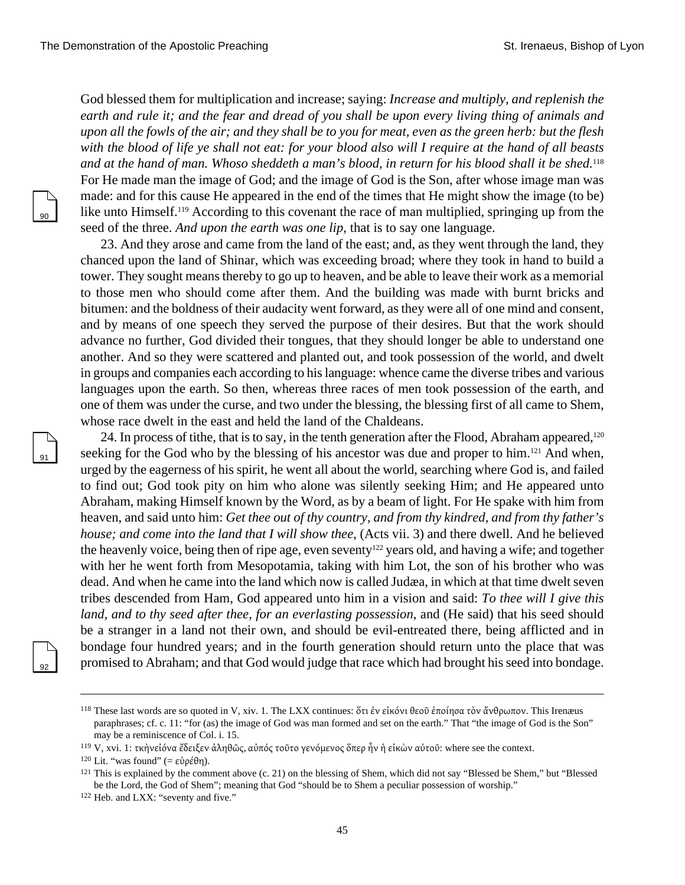God blessed them for multiplication and increase; saying: *Increase and multiply, and replenish the earth and rule it; and the fear and dread of you shall be upon every living thing of animals and upon all the fowls of the air; and they shall be to you for meat, even as the green herb: but the flesh with the blood of life ye shall not eat: for your blood also will I require at the hand of all beasts and at the hand of man. Whoso sheddeth a man's blood, in return for his blood shall it be shed.*[118] For He made man the image of God; and the image of God is the Son, after whose image man was made: and for this cause He appeared in the end of the times that He might show the image (to be) like unto Himself.[119] According to this covenant the race of man multiplied, springing up from the seed of the three. *And upon the earth was one lip*, that is to say one language.

23. And they arose and came from the land of the east; and, as they went through the land, they chanced upon the land of Shinar, which was exceeding broad; where they took in hand to build a tower. They sought means thereby to go up to heaven, and be able to leave their work as a memorial to those men who should come after them. And the building was made with burnt bricks and bitumen: and the boldness of their audacity went forward, as they were all of one mind and consent, and by means of one speech they served the purpose of their desires. But that the work should advance no further, God divided their tongues, that they should longer be able to understand one another. And so they were scattered and planted out, and took possession of the world, and dwelt in groups and companies each according to his language: whence came the diverse tribes and various languages upon the earth. So then, whereas three races of men took possession of the earth, and one of them was under the curse, and two under the blessing, the blessing first of all came to Shem, whose race dwelt in the east and held the land of the Chaldeans.

24. In process of tithe, that is to say, in the tenth generation after the Flood, Abraham appeared,[120] seeking for the God who by the blessing of his ancestor was due and proper to him.[121] And when, urged by the eagerness of his spirit, he went all about the world, searching where God is, and failed to find out; God took pity on him who alone was silently seeking Him; and He appeared unto Abraham, making Himself known by the Word, as by a beam of light. For He spake with him from heaven, and said unto him: *Get thee out of thy country, and from thy kindred, and from thy father's house; and come into the land that I will show thee*, (Acts vii. 3) and there dwell. And he believed the heavenly voice, being then of ripe age, even seventy[122] years old, and having a wife; and together with her he went forth from Mesopotamia, taking with him Lot, the son of his brother who was dead. And when he came into the land which now is called Judæa, in which at that time dwelt seven tribes descended from Ham, God appeared unto him in a vision and said: *To thee will I give this land, and to thy seed after thee, for an everlasting possession*, and (He said) that his seed should be a stranger in a land not their own, and should be evil-entreated there, being afflicted and in bondage four hundred years; and in the fourth generation should return unto the place that was promised to Abraham; and that God would judge that race which had brought his seed into bondage.

---

[118] These last words are so quoted in V, xiv. 1. The LXX continues: ὅτι ἐν εἰκόνι θεοῦ ἐποίησα τὸν ἄνθρωπον. This Irenæus paraphrases; cf. c. 11: "for (as) the image of God was man formed and set on the earth." That "the image of God is the Son" may be a reminiscence of Col. i. 15.

[119] V, xvi. 1: τκὴνείόνα ἔδειξεν ἀληθῶς, αὐπός τοῦτο γενόμενος ὅπερ ἦν ἡ εἰκὼν αὐτοῦ: where see the context.

[120] Lit. "was found" (= εὑρέθη).

[121] This is explained by the comment above (c. 21) on the blessing of Shem, which did not say "Blessed be Shem," but "Blessed be the Lord, the God of Shem"; meaning that God "should be to Shem a peculiar possession of worship."

[122] Heb. and LXX: "seventy and five."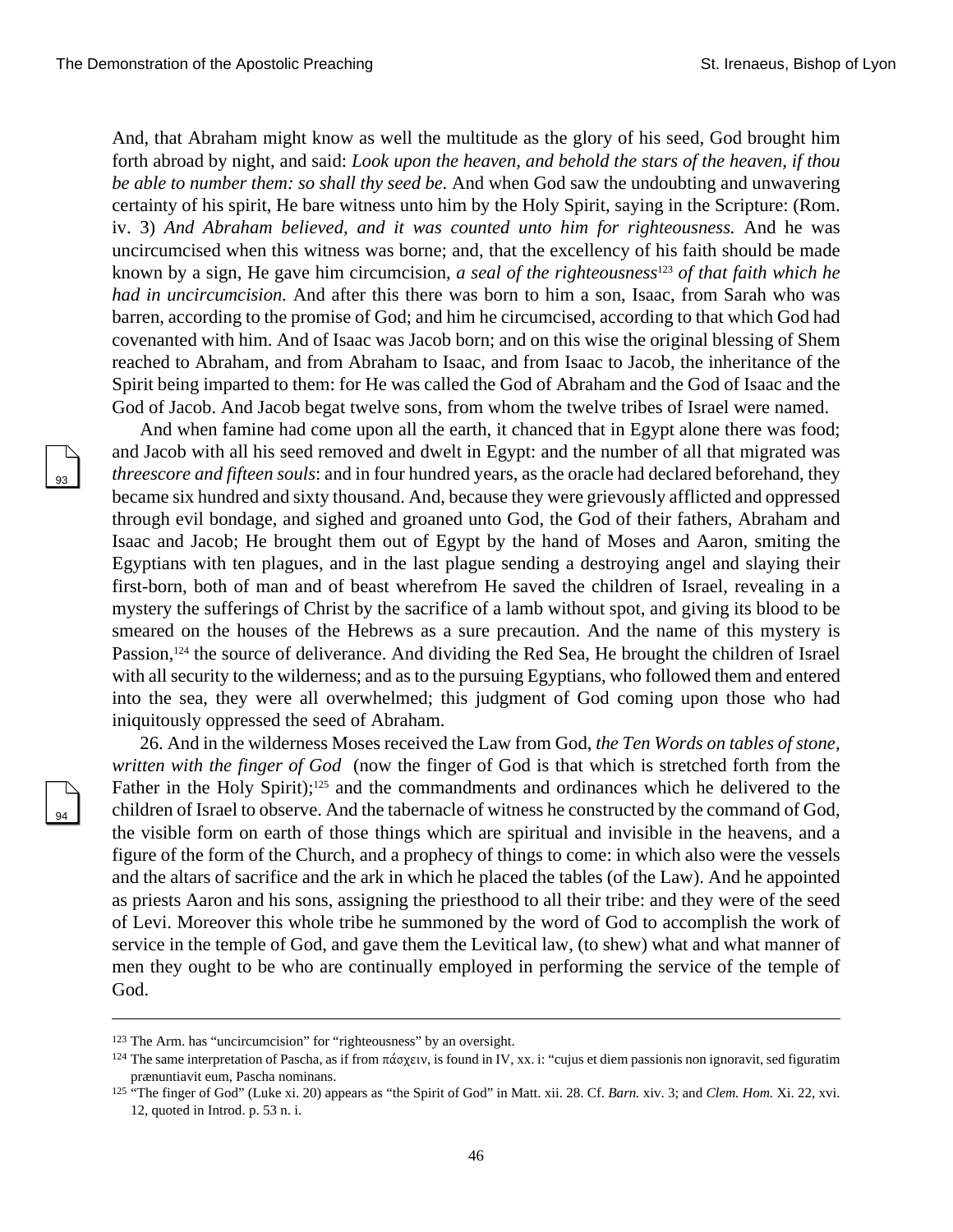And, that Abraham might know as well the multitude as the glory of his seed, God brought him forth abroad by night, and said: *Look upon the heaven, and behold the stars of the heaven, if thou be able to number them: so shall thy seed be.* And when God saw the undoubting and unwavering certainty of his spirit, He bare witness unto him by the Holy Spirit, saying in the Scripture: (Rom. iv. 3) *And Abraham believed, and it was counted unto him for righteousness.* And he was uncircumcised when this witness was borne; and, that the excellency of his faith should be made known by a sign, He gave him circumcision, *a seal of the righteousness*[123] *of that faith which he had in uncircumcision.* And after this there was born to him a son, Isaac, from Sarah who was barren, according to the promise of God; and him he circumcised, according to that which God had covenanted with him. And of Isaac was Jacob born; and on this wise the original blessing of Shem reached to Abraham, and from Abraham to Isaac, and from Isaac to Jacob, the inheritance of the Spirit being imparted to them: for He was called the God of Abraham and the God of Isaac and the God of Jacob. And Jacob begat twelve sons, from whom the twelve tribes of Israel were named.

And when famine had come upon all the earth, it chanced that in Egypt alone there was food; and Jacob with all his seed removed and dwelt in Egypt: and the number of all that migrated was *threescore and fifteen souls*: and in four hundred years, as the oracle had declared beforehand, they became six hundred and sixty thousand. And, because they were grievously afflicted and oppressed through evil bondage, and sighed and groaned unto God, the God of their fathers, Abraham and Isaac and Jacob; He brought them out of Egypt by the hand of Moses and Aaron, smiting the Egyptians with ten plagues, and in the last plague sending a destroying angel and slaying their first-born, both of man and of beast wherefrom He saved the children of Israel, revealing in a mystery the sufferings of Christ by the sacrifice of a lamb without spot, and giving its blood to be smeared on the houses of the Hebrews as a sure precaution. And the name of this mystery is Passion,[124] the source of deliverance. And dividing the Red Sea, He brought the children of Israel with all security to the wilderness; and as to the pursuing Egyptians, who followed them and entered into the sea, they were all overwhelmed; this judgment of God coming upon those who had iniquitously oppressed the seed of Abraham.

26. And in the wilderness Moses received the Law from God, *the Ten Words on tables of stone, written with the finger of God* (now the finger of God is that which is stretched forth from the Father in the Holy Spirit);[125] and the commandments and ordinances which he delivered to the children of Israel to observe. And the tabernacle of witness he constructed by the command of God, the visible form on earth of those things which are spiritual and invisible in the heavens, and a figure of the form of the Church, and a prophecy of things to come: in which also were the vessels and the altars of sacrifice and the ark in which he placed the tables (of the Law). And he appointed as priests Aaron and his sons, assigning the priesthood to all their tribe: and they were of the seed of Levi. Moreover this whole tribe he summoned by the word of God to accomplish the work of service in the temple of God, and gave them the Levitical law, (to shew) what and what manner of men they ought to be who are continually employed in performing the service of the temple of God.

---

[123] The Arm. has "uncircumcision" for "righteousness" by an oversight.

[124] The same interpretation of Pascha, as if from πάσχειν, is found in IV, xx. i: "cujus et diem passionis non ignoravit, sed figuratim prænuntiavit eum, Pascha nominans.

[125] "The finger of God" (Luke xi. 20) appears as "the Spirit of God" in Matt. xii. 28. Cf. *Barn.* xiv. 3; and *Clem. Hom.* Xi. 22, xvi. 12, quoted in Introd. p. 53 n. i.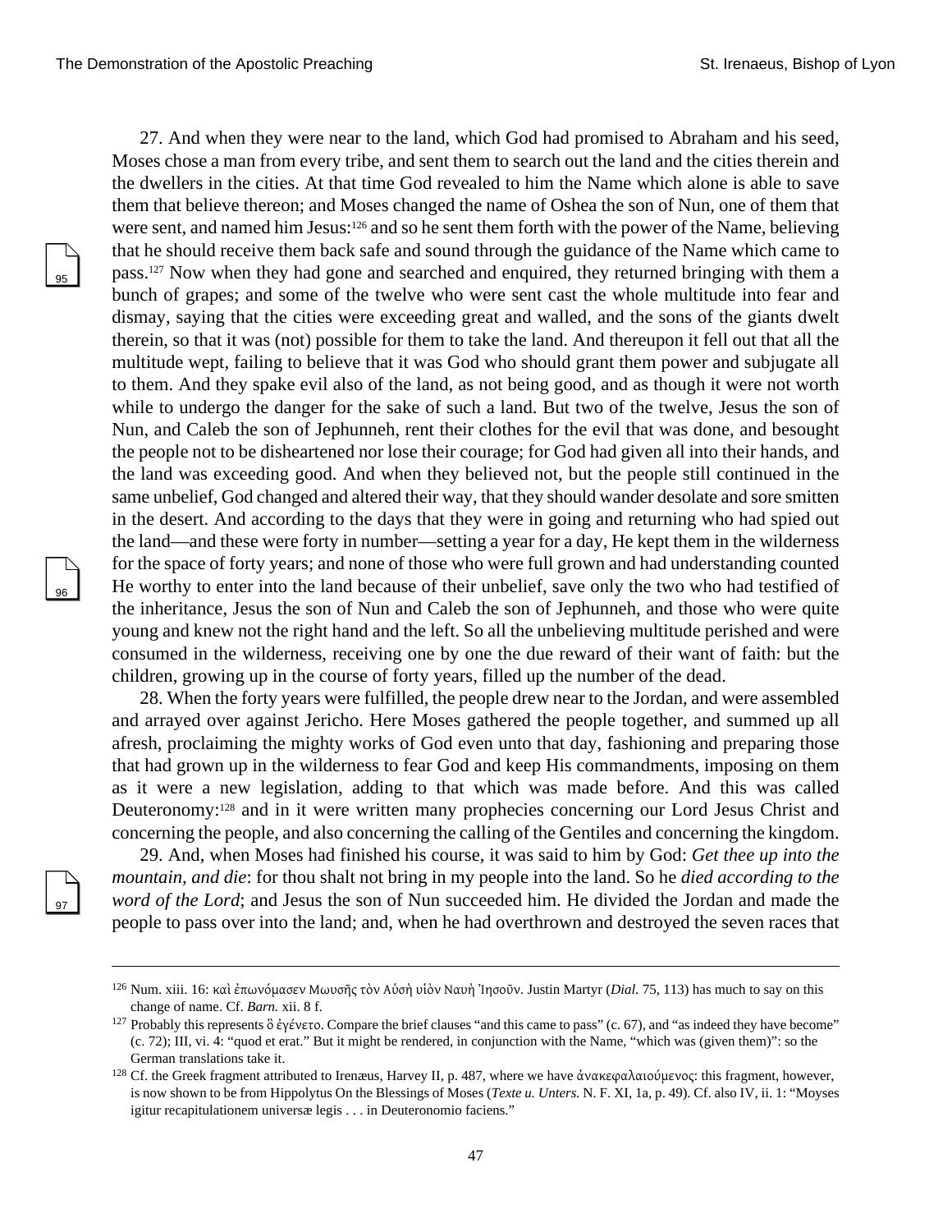27. And when they were near to the land, which God had promised to Abraham and his seed, Moses chose a man from every tribe, and sent them to search out the land and the cities therein and the dwellers in the cities. At that time God revealed to him the Name which alone is able to save them that believe thereon; and Moses changed the name of Oshea the son of Nun, one of them that were sent, and named him Jesus:[126] and so he sent them forth with the power of the Name, believing that he should receive them back safe and sound through the guidance of the Name which came to pass.[127] Now when they had gone and searched and enquired, they returned bringing with them a bunch of grapes; and some of the twelve who were sent cast the whole multitude into fear and dismay, saying that the cities were exceeding great and walled, and the sons of the giants dwelt therein, so that it was (not) possible for them to take the land. And thereupon it fell out that all the multitude wept, failing to believe that it was God who should grant them power and subjugate all to them. And they spake evil also of the land, as not being good, and as though it were not worth while to undergo the danger for the sake of such a land. But two of the twelve, Jesus the son of Nun, and Caleb the son of Jephunneh, rent their clothes for the evil that was done, and besought the people not to be disheartened nor lose their courage; for God had given all into their hands, and the land was exceeding good. And when they believed not, but the people still continued in the same unbelief, God changed and altered their way, that they should wander desolate and sore smitten in the desert. And according to the days that they were in going and returning who had spied out the land—and these were forty in number—setting a year for a day, He kept them in the wilderness for the space of forty years; and none of those who were full grown and had understanding counted He worthy to enter into the land because of their unbelief, save only the two who had testified of the inheritance, Jesus the son of Nun and Caleb the son of Jephunneh, and those who were quite young and knew not the right hand and the left. So all the unbelieving multitude perished and were consumed in the wilderness, receiving one by one the due reward of their want of faith: but the children, growing up in the course of forty years, filled up the number of the dead.

28. When the forty years were fulfilled, the people drew near to the Jordan, and were assembled and arrayed over against Jericho. Here Moses gathered the people together, and summed up all afresh, proclaiming the mighty works of God even unto that day, fashioning and preparing those that had grown up in the wilderness to fear God and keep His commandments, imposing on them as it were a new legislation, adding to that which was made before. And this was called Deuteronomy:[128] and in it were written many prophecies concerning our Lord Jesus Christ and concerning the people, and also concerning the calling of the Gentiles and concerning the kingdom.

29. And, when Moses had finished his course, it was said to him by God: *Get thee up into the mountain, and die*: for thou shalt not bring in my people into the land. So he *died according to the word of the Lord*; and Jesus the son of Nun succeeded him. He divided the Jordan and made the people to pass over into the land; and, when he had overthrown and destroyed the seven races that

---

[126] Num. xiii. 16: καὶ ἐπωνόμασεν Μωυσῆς τὸν Αὐσὴ υἱὸν Ναυὴ Ἰησοῦν. Justin Martyr (*Dial.* 75, 113) has much to say on this change of name. Cf. *Barn.* xii. 8 f.

[127] Probably this represents ὃ ἐγένετο. Compare the brief clauses "and this came to pass" (c. 67), and "as indeed they have become" (c. 72); III, vi. 4: "quod et erat." But it might be rendered, in conjunction with the Name, "which was (given them)": so the German translations take it.

[128] Cf. the Greek fragment attributed to Irenæus, Harvey II, p. 487, where we have ἀνακεφαλαιούμενος: this fragment, however, is now shown to be from Hippolytus On the Blessings of Moses (*Texte u. Unters.* N. F. XI, 1a, p. 49). Cf. also IV, ii. 1: "Moyses igitur recapitulationem universæ legis . . . in Deuteronomio faciens."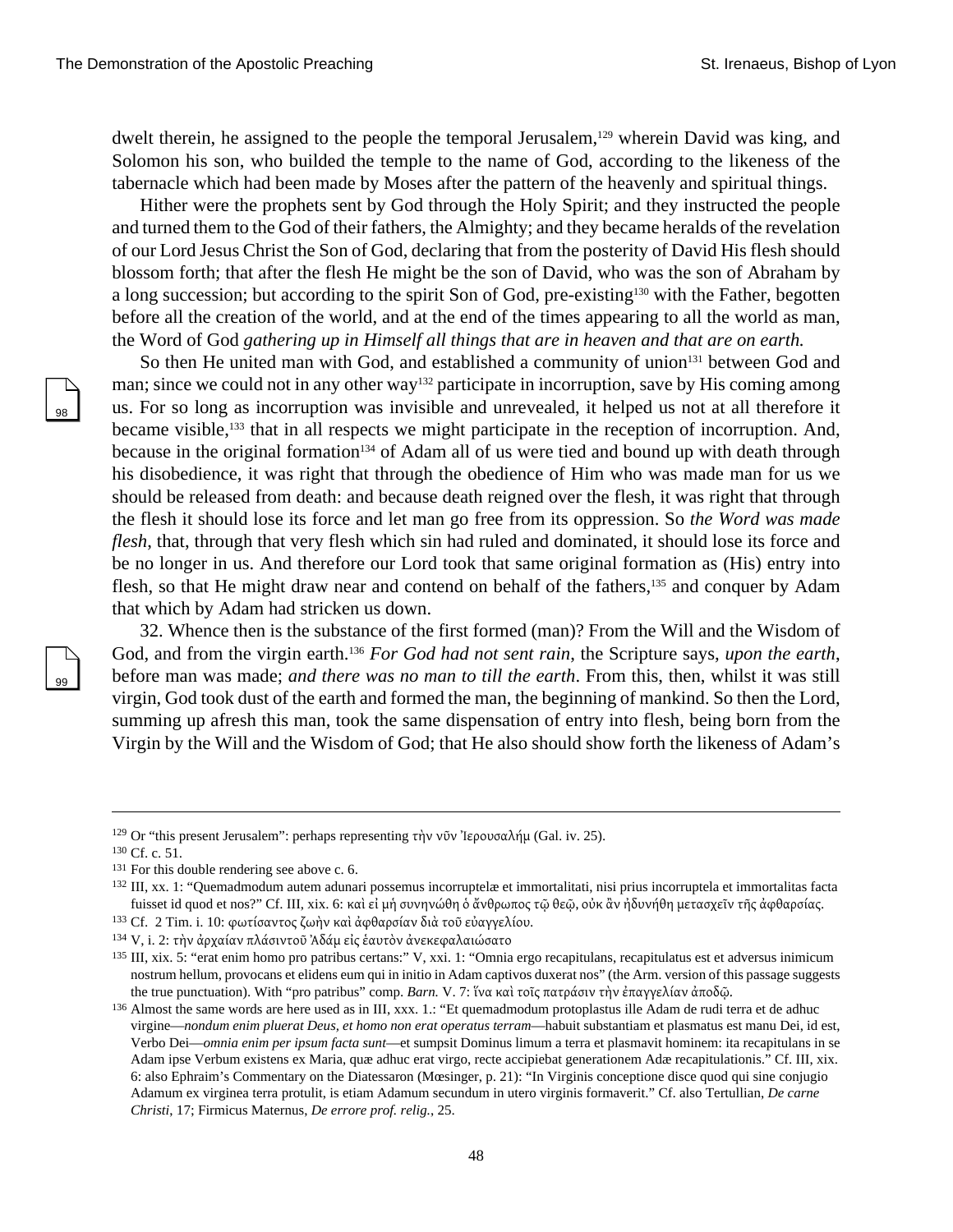dwelt therein, he assigned to the people the temporal Jerusalem,[129] wherein David was king, and Solomon his son, who builded the temple to the name of God, according to the likeness of the tabernacle which had been made by Moses after the pattern of the heavenly and spiritual things.

Hither were the prophets sent by God through the Holy Spirit; and they instructed the people and turned them to the God of their fathers, the Almighty; and they became heralds of the revelation of our Lord Jesus Christ the Son of God, declaring that from the posterity of David His flesh should blossom forth; that after the flesh He might be the son of David, who was the son of Abraham by a long succession; but according to the spirit Son of God, pre-existing[130] with the Father, begotten before all the creation of the world, and at the end of the times appearing to all the world as man, the Word of God *gathering up in Himself all things that are in heaven and that are on earth.*

So then He united man with God, and established a community of union[131] between God and man; since we could not in any other way[132] participate in incorruption, save by His coming among us. For so long as incorruption was invisible and unrevealed, it helped us not at all therefore it became visible,[133] that in all respects we might participate in the reception of incorruption. And, because in the original formation[134] of Adam all of us were tied and bound up with death through his disobedience, it was right that through the obedience of Him who was made man for us we should be released from death: and because death reigned over the flesh, it was right that through the flesh it should lose its force and let man go free from its oppression. So *the Word was made flesh*, that, through that very flesh which sin had ruled and dominated, it should lose its force and be no longer in us. And therefore our Lord took that same original formation as (His) entry into flesh, so that He might draw near and contend on behalf of the fathers,[135] and conquer by Adam that which by Adam had stricken us down.

32. Whence then is the substance of the first formed (man)? From the Will and the Wisdom of God, and from the virgin earth.[136] *For God had not sent rain*, the Scripture says, *upon the earth*, before man was made; *and there was no man to till the earth*. From this, then, whilst it was still virgin, God took dust of the earth and formed the man, the beginning of mankind. So then the Lord, summing up afresh this man, took the same dispensation of entry into flesh, being born from the Virgin by the Will and the Wisdom of God; that He also should show forth the likeness of Adam's

---

[129] Or "this present Jerusalem": perhaps representing τὴν νῦν Ἰερουσαλήμ (Gal. iv. 25).

[130] Cf. c. 51.

[131] For this double rendering see above c. 6.

[132] III, xx. 1: "Quemadmodum autem adunari possemus incorruptelæ et immortalitati, nisi prius incorruptela et immortalitas facta fuisset id quod et nos?" Cf. III, xix. 6: καὶ εἰ μὴ συνηνώθη ὁ ἄνθρωπος τῷ θεῷ, οὐκ ἂν ἠδυνήθη μετασχεῖν τῆς ἀφθαρσίας.

[133] Cf. 2 Tim. i. 10: φωτίσαντος ζωὴν καὶ ἀφθαρσίαν διὰ τοῦ εὐαγγελίου.

[134] V, i. 2: τὴν ἀρχαίαν πλάσιντοῦ Ἀδάμ εἰς ἑαυτὸν ἀνεκεφαλαιώσατο

[135] III, xix. 5: "erat enim homo pro patribus certans:" V, xxi. 1: "Omnia ergo recapitulans, recapitulatus est et adversus inimicum nostrum hellum, provocans et elidens eum qui in initio in Adam captivos duxerat nos" (the Arm. version of this passage suggests the true punctuation). With "pro patribus" comp. *Barn.* V. 7: ἵνα καὶ τοῖς πατράσιν τὴν ἐπαγγελίαν ἀποδῷ.

[136] Almost the same words are here used as in III, xxx. 1.: "Et quemadmodum protoplastus ille Adam de rudi terra et de adhuc virgine—*nondum enim pluerat Deus, et homo non erat operatus terram*—habuit substantiam et plasmatus est manu Dei, id est, Verbo Dei—*omnia enim per ipsum facta sunt*—et sumpsit Dominus limum a terra et plasmavit hominem: ita recapitulans in se Adam ipse Verbum existens ex Maria, quæ adhuc erat virgo, recte accipiebat generationem Adæ recapitulationis." Cf. III, xix. 6: also Ephraim's Commentary on the Diatessaron (Mœsinger, p. 21): "In Virginis conceptione disce quod qui sine conjugio Adamum ex virginea terra protulit, is etiam Adamum secundum in utero virginis formaverit." Cf. also Tertullian, *De carne Christi*, 17; Firmicus Maternus, *De errore prof. relig.*, 25.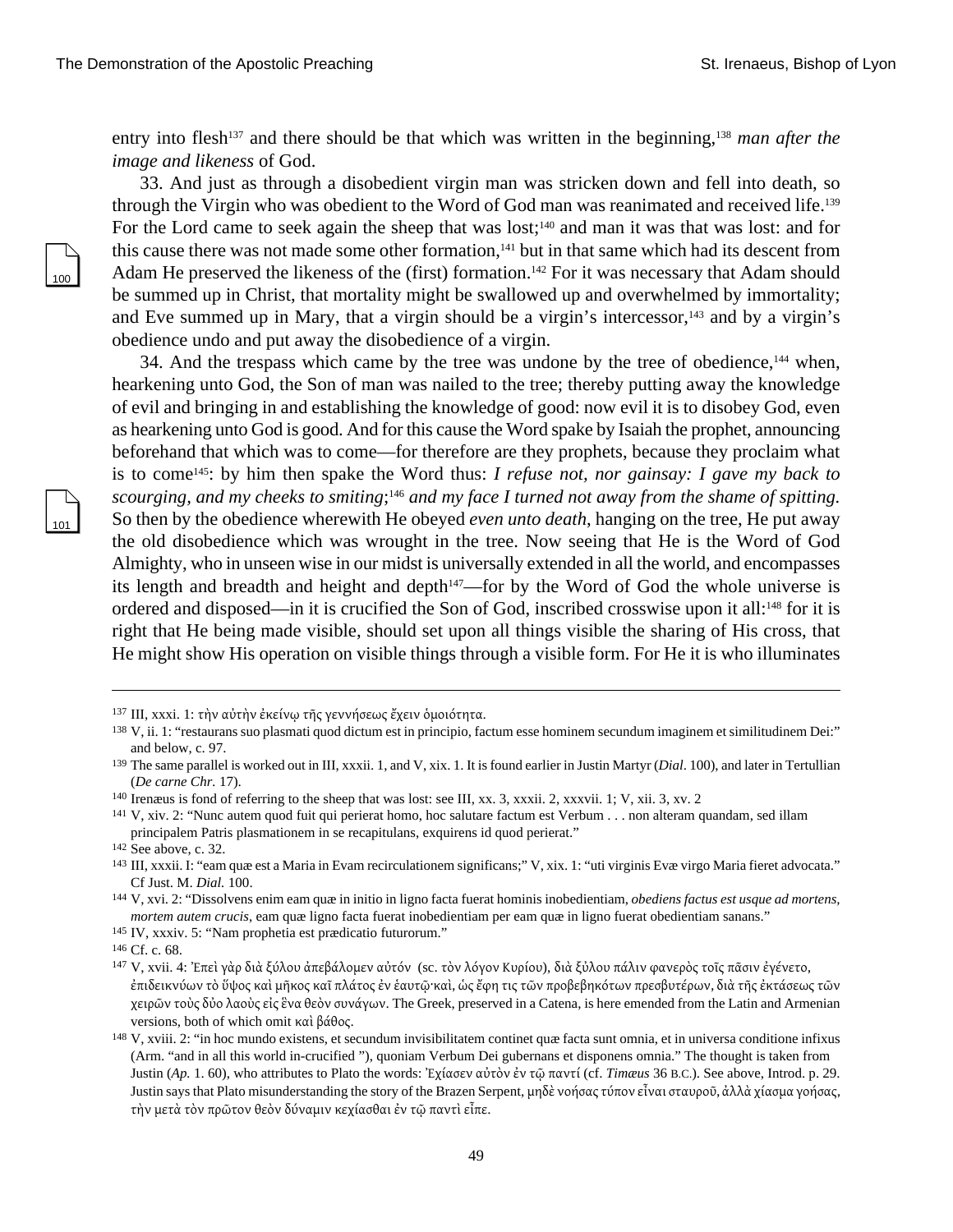entry into flesh[137] and there should be that which was written in the beginning,[138] *man after the image and likeness* of God.

33. And just as through a disobedient virgin man was stricken down and fell into death, so through the Virgin who was obedient to the Word of God man was reanimated and received life.[139] For the Lord came to seek again the sheep that was lost;[140] and man it was that was lost: and for this cause there was not made some other formation,[141] but in that same which had its descent from Adam He preserved the likeness of the (first) formation.[142] For it was necessary that Adam should be summed up in Christ, that mortality might be swallowed up and overwhelmed by immortality; and Eve summed up in Mary, that a virgin should be a virgin's intercessor,[143] and by a virgin's obedience undo and put away the disobedience of a virgin.

34. And the trespass which came by the tree was undone by the tree of obedience,[144] when, hearkening unto God, the Son of man was nailed to the tree; thereby putting away the knowledge of evil and bringing in and establishing the knowledge of good: now evil it is to disobey God, even as hearkening unto God is good. And for this cause the Word spake by Isaiah the prophet, announcing beforehand that which was to come—for therefore are they prophets, because they proclaim what is to come[145]: by him then spake the Word thus: *I refuse not, nor gainsay: I gave my back to scourging, and my cheeks to smiting*;[146] *and my face I turned not away from the shame of spitting.* So then by the obedience wherewith He obeyed *even unto death*, hanging on the tree, He put away the old disobedience which was wrought in the tree. Now seeing that He is the Word of God Almighty, who in unseen wise in our midst is universally extended in all the world, and encompasses its length and breadth and height and depth[147]—for by the Word of God the whole universe is ordered and disposed—in it is crucified the Son of God, inscribed crosswise upon it all:[148] for it is right that He being made visible, should set upon all things visible the sharing of His cross, that He might show His operation on visible things through a visible form. For He it is who illuminates

---

[137] III, xxxi. 1: τὴν αὐτὴν ἐκείνῳ τῆς γεννήσεως ἔχειν ὁμοιότητα.

[138] V, ii. 1: "restaurans suo plasmati quod dictum est in principio, factum esse hominem secundum imaginem et similitudinem Dei:" and below, c. 97.

[139] The same parallel is worked out in III, xxxii. 1, and V, xix. 1. It is found earlier in Justin Martyr (*Dial*. 100), and later in Tertullian (*De carne Chr.* 17).

[140] Irenæus is fond of referring to the sheep that was lost: see III, xx. 3, xxxii. 2, xxxvii. 1; V, xii. 3, xv. 2

[141] V, xiv. 2: "Nunc autem quod fuit qui perierat homo, hoc salutare factum est Verbum . . . non alteram quandam, sed illam principalem Patris plasmationem in se recapitulans, exquirens id quod perierat."

[142] See above, c. 32.

[143] III, xxxii. I: "eam quæ est a Maria in Evam recirculationem significans;" V, xix. 1: "uti virginis Evæ virgo Maria fieret advocata." Cf Just. M. *Dial.* 100.

[144] V, xvi. 2: "Dissolvens enim eam quæ in initio in ligno facta fuerat hominis inobedientiam, *obediens factus est usque ad mortens, mortem autem crucis*, eam quæ ligno facta fuerat inobedientiam per eam quæ in ligno fuerat obedientiam sanans."

[145] IV, xxxiv. 5: "Nam prophetia est prædicatio futurorum."

[146] Cf. c. 68.

[147] V, xvii. 4: Ἐπεὶ γὰρ διὰ ξύλου ἀπεβάλομεν αὐτόν (sc. τὸν λόγον Κυρίου), διὰ ξύλου πάλιν φανερὸς τοῖς πᾶσιν ἐγένετο, ἐπιδεικνύων τὸ ὕψος καὶ μῆκος καῖ πλάτος ἐν ἑαυτῷ·καὶ, ὡς ἔφη τις τῶν προβεβηκότων πρεσβυτέρων, διὰ τῆς ἐκτάσεως τῶν χειρῶν τοὺς δύο λαοὺς εἰς ἕνα θεὸν συνάγων. The Greek, preserved in a Catena, is here emended from the Latin and Armenian versions, both of which omit καὶ βάθος.

[148] V, xviii. 2: "in hoc mundo existens, et secundum invisibilitatem continet quæ facta sunt omnia, et in universa conditione infixus (Arm. "and in all this world in-crucified "), quoniam Verbum Dei gubernans et disponens omnia." The thought is taken from Justin (*Ap.* 1. 60), who attributes to Plato the words: Ἐχίασεν αὐτὸν ἐν τῷ παντί (cf. *Timæus* 36 B.C.). See above, Introd. p. 29. Justin says that Plato misunderstanding the story of the Brazen Serpent, μηδὲ νοήσας τύπον εἶναι σταυροῦ, ἀλλὰ χίασμα γοήσας, τὴν μετὰ τὸν πρῶτον θεὸν δύναμιν κεχίασθαι ἐν τῷ παντὶ εἶπε.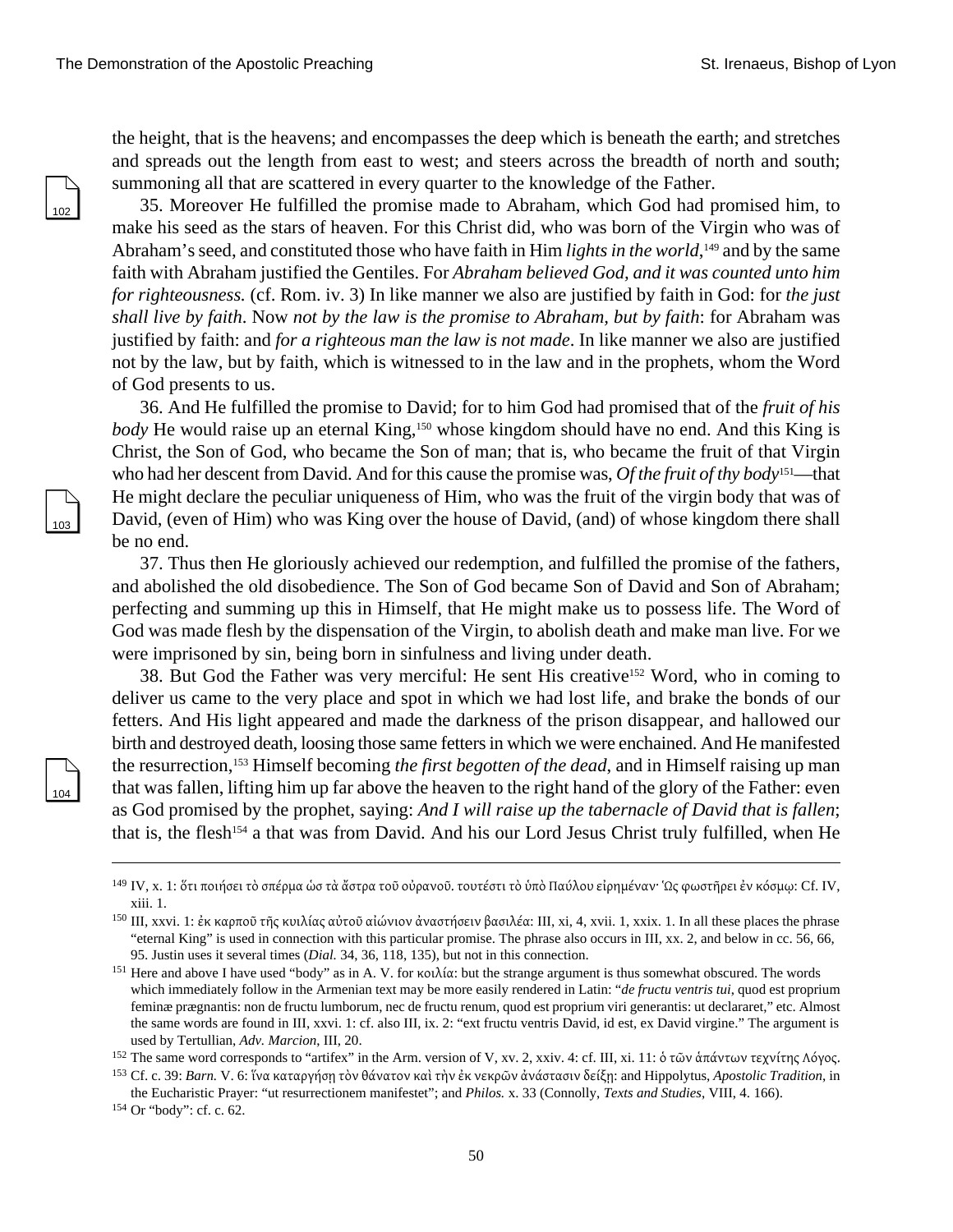the height, that is the heavens; and encompasses the deep which is beneath the earth; and stretches and spreads out the length from east to west; and steers across the breadth of north and south; summoning all that are scattered in every quarter to the knowledge of the Father.

35. Moreover He fulfilled the promise made to Abraham, which God had promised him, to make his seed as the stars of heaven. For this Christ did, who was born of the Virgin who was of Abraham's seed, and constituted those who have faith in Him *lights in the world*,[149] and by the same faith with Abraham justified the Gentiles. For *Abraham believed God, and it was counted unto him for righteousness.* (cf. Rom. iv. 3) In like manner we also are justified by faith in God: for *the just shall live by faith*. Now *not by the law is the promise to Abraham, but by faith*: for Abraham was justified by faith: and *for a righteous man the law is not made*. In like manner we also are justified not by the law, but by faith, which is witnessed to in the law and in the prophets, whom the Word of God presents to us.

36. And He fulfilled the promise to David; for to him God had promised that of the *fruit of his body* He would raise up an eternal King,[150] whose kingdom should have no end. And this King is Christ, the Son of God, who became the Son of man; that is, who became the fruit of that Virgin who had her descent from David. And for this cause the promise was, *Of the fruit of thy body*[151]—that He might declare the peculiar uniqueness of Him, who was the fruit of the virgin body that was of David, (even of Him) who was King over the house of David, (and) of whose kingdom there shall be no end.

37. Thus then He gloriously achieved our redemption, and fulfilled the promise of the fathers, and abolished the old disobedience. The Son of God became Son of David and Son of Abraham; perfecting and summing up this in Himself, that He might make us to possess life. The Word of God was made flesh by the dispensation of the Virgin, to abolish death and make man live. For we were imprisoned by sin, being born in sinfulness and living under death.

38. But God the Father was very merciful: He sent His creative[152] Word, who in coming to deliver us came to the very place and spot in which we had lost life, and brake the bonds of our fetters. And His light appeared and made the darkness of the prison disappear, and hallowed our birth and destroyed death, loosing those same fetters in which we were enchained. And He manifested the resurrection,[153] Himself becoming *the first begotten of the dead*, and in Himself raising up man that was fallen, lifting him up far above the heaven to the right hand of the glory of the Father: even as God promised by the prophet, saying: *And I will raise up the tabernacle of David that is fallen*; that is, the flesh[154] a that was from David. And his our Lord Jesus Christ truly fulfilled, when He

---

[149] IV, x. 1: ὅτι ποιήσει τὸ σπέρμα ὡς τὰ ἄστρα τοῦ οὐρανοῦ. τουτέστι τὸ ὑπὸ Παύλου εἰρημέναν· Ὡς φωστῆρει ἐν κόσμῳ: Cf. IV, xiii. 1.

[150] III, xxvi. 1: ἐκ καρποῦ τῆς κυιλίας αὐτοῦ αἰώνιον ἀναστήσειν βασιλέα: III, xi, 4, xvii. 1, xxix. 1. In all these places the phrase "eternal King" is used in connection with this particular promise. The phrase also occurs in III, xx. 2, and below in cc. 56, 66, 95. Justin uses it several times (*Dial.* 34, 36, 118, 135), but not in this connection.

[151] Here and above I have used "body" as in A. V. for κοιλία: but the strange argument is thus somewhat obscured. The words which immediately follow in the Armenian text may be more easily rendered in Latin: "*de fructu ventris tui*, quod est proprium feminæ prægnantis: non de fructu lumborum, nec de fructu renum, quod est proprium viri generantis: ut declararet," etc. Almost the same words are found in III, xxvi. 1: cf. also III, ix. 2: "ext fructu ventris David, id est, ex David virgine." The argument is used by Tertullian, *Adv. Marcion*, III, 20.

[152] The same word corresponds to "artifex" in the Arm. version of V, xv. 2, xxiv. 4: cf. III, xi. 11: ὁ τῶν ἁπάντων τεχνίτης Λόγος.

[153] Cf. c. 39: *Barn.* V. 6: ἵνα καταργήσῃ τὸν θάνατον καὶ τὴν ἐκ νεκρῶν ἀνάστασιν δείξῃ: and Hippolytus, *Apostolic Tradition*, in the Eucharistic Prayer: "ut resurrectionem manifestet"; and *Philos.* x. 33 (Connolly, *Texts and Studies*, VIII, 4. 166).

[154] Or "body": cf. c. 62.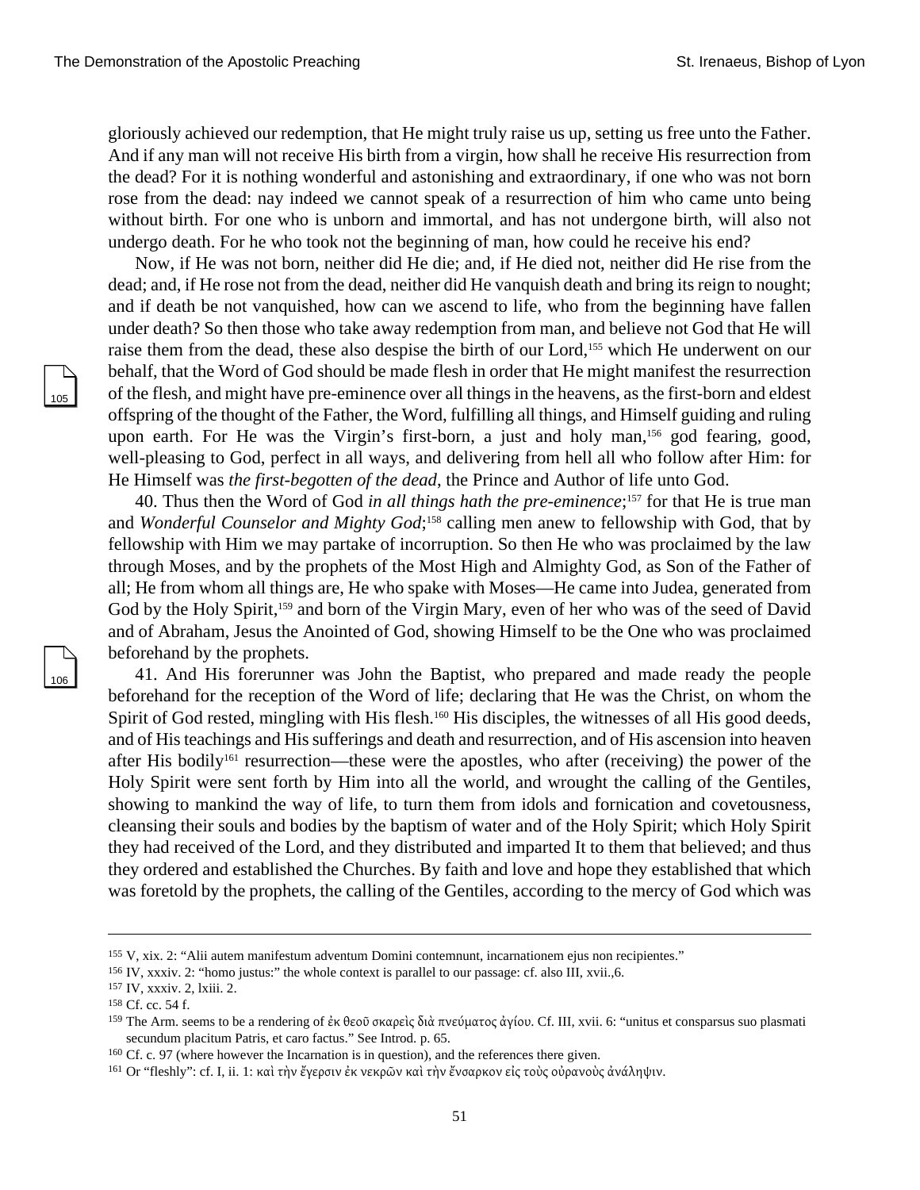gloriously achieved our redemption, that He might truly raise us up, setting us free unto the Father. And if any man will not receive His birth from a virgin, how shall he receive His resurrection from the dead? For it is nothing wonderful and astonishing and extraordinary, if one who was not born rose from the dead: nay indeed we cannot speak of a resurrection of him who came unto being without birth. For one who is unborn and immortal, and has not undergone birth, will also not undergo death. For he who took not the beginning of man, how could he receive his end?

Now, if He was not born, neither did He die; and, if He died not, neither did He rise from the dead; and, if He rose not from the dead, neither did He vanquish death and bring its reign to nought; and if death be not vanquished, how can we ascend to life, who from the beginning have fallen under death? So then those who take away redemption from man, and believe not God that He will raise them from the dead, these also despise the birth of our Lord,[155] which He underwent on our behalf, that the Word of God should be made flesh in order that He might manifest the resurrection of the flesh, and might have pre-eminence over all things in the heavens, as the first-born and eldest offspring of the thought of the Father, the Word, fulfilling all things, and Himself guiding and ruling upon earth. For He was the Virgin's first-born, a just and holy man,[156] god fearing, good, well-pleasing to God, perfect in all ways, and delivering from hell all who follow after Him: for He Himself was *the first-begotten of the dead*, the Prince and Author of life unto God.

40. Thus then the Word of God *in all things hath the pre-eminence*;[157] for that He is true man and *Wonderful Counselor and Mighty God*;[158] calling men anew to fellowship with God, that by fellowship with Him we may partake of incorruption. So then He who was proclaimed by the law through Moses, and by the prophets of the Most High and Almighty God, as Son of the Father of all; He from whom all things are, He who spake with Moses—He came into Judea, generated from God by the Holy Spirit,[159] and born of the Virgin Mary, even of her who was of the seed of David and of Abraham, Jesus the Anointed of God, showing Himself to be the One who was proclaimed beforehand by the prophets.

41. And His forerunner was John the Baptist, who prepared and made ready the people beforehand for the reception of the Word of life; declaring that He was the Christ, on whom the Spirit of God rested, mingling with His flesh.[160] His disciples, the witnesses of all His good deeds, and of His teachings and His sufferings and death and resurrection, and of His ascension into heaven after His bodily[161] resurrection—these were the apostles, who after (receiving) the power of the Holy Spirit were sent forth by Him into all the world, and wrought the calling of the Gentiles, showing to mankind the way of life, to turn them from idols and fornication and covetousness, cleansing their souls and bodies by the baptism of water and of the Holy Spirit; which Holy Spirit they had received of the Lord, and they distributed and imparted It to them that believed; and thus they ordered and established the Churches. By faith and love and hope they established that which was foretold by the prophets, the calling of the Gentiles, according to the mercy of God which was

---

[155] V, xix. 2: "Alii autem manifestum adventum Domini contemnunt, incarnationem ejus non recipientes."

[156] IV, xxxiv. 2: "homo justus:" the whole context is parallel to our passage: cf. also III, xvii.,6.

[157] IV, xxxiv. 2, lxiii. 2.

[158] Cf. cc. 54 f.

[159] The Arm. seems to be a rendering of ἐκ θεοῦ σκαρεὶς διὰ πνεύματος ἁγίου. Cf. III, xvii. 6: "unitus et consparsus suo plasmati secundum placitum Patris, et caro factus." See Introd. p. 65.

[160] Cf. c. 97 (where however the Incarnation is in question), and the references there given.

[161] Or "fleshly": cf. I, ii. 1: καὶ τὴν ἔγερσιν ἐκ νεκρῶν καὶ τὴν ἔνσαρκον εἰς τοὺς οὐρανοὺς ἀνάληψιν.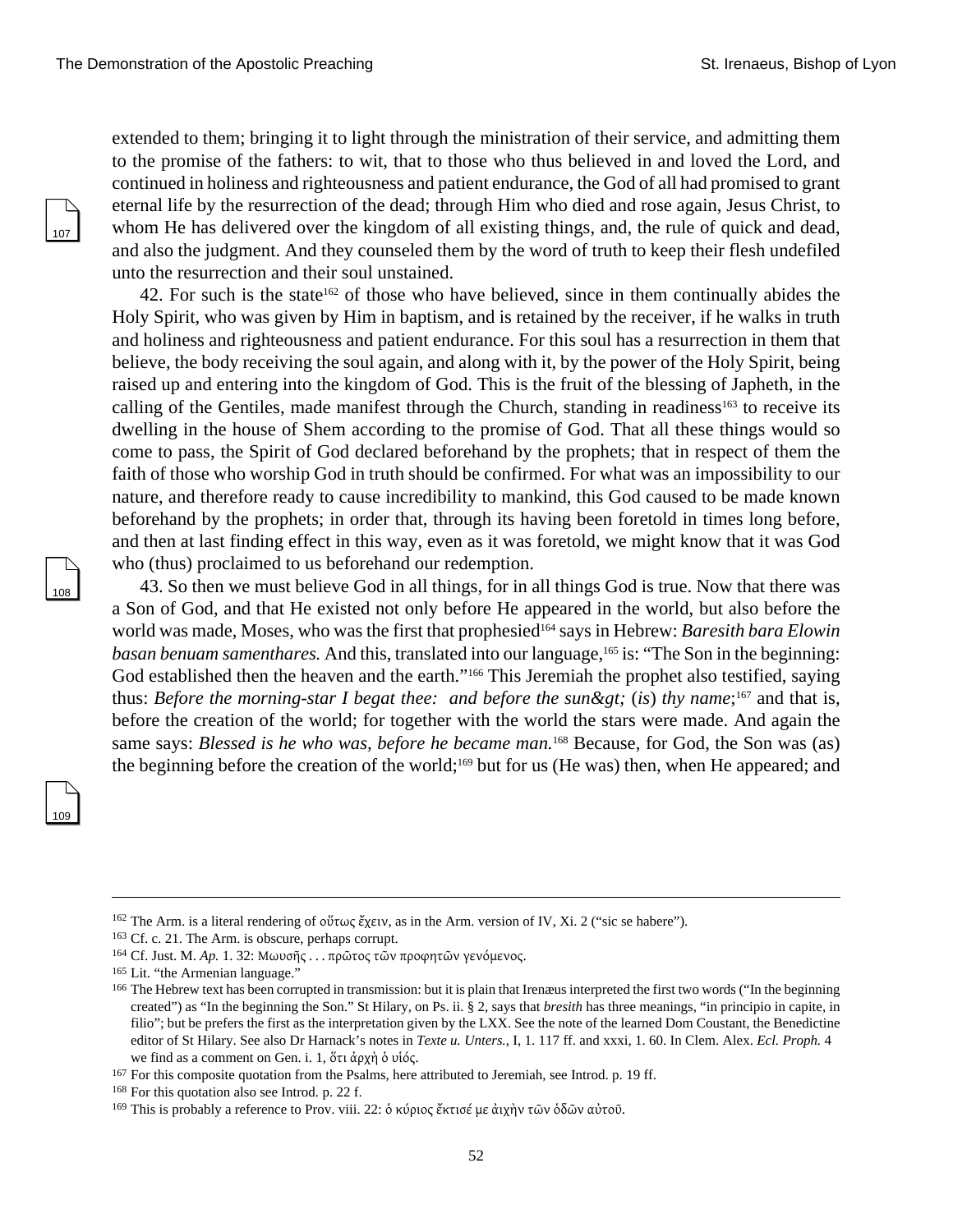extended to them; bringing it to light through the ministration of their service, and admitting them to the promise of the fathers: to wit, that to those who thus believed in and loved the Lord, and continued in holiness and righteousness and patient endurance, the God of all had promised to grant eternal life by the resurrection of the dead; through Him who died and rose again, Jesus Christ, to whom He has delivered over the kingdom of all existing things, and, the rule of quick and dead, and also the judgment. And they counseled them by the word of truth to keep their flesh undefiled unto the resurrection and their soul unstained.

42. For such is the state[162] of those who have believed, since in them continually abides the Holy Spirit, who was given by Him in baptism, and is retained by the receiver, if he walks in truth and holiness and righteousness and patient endurance. For this soul has a resurrection in them that believe, the body receiving the soul again, and along with it, by the power of the Holy Spirit, being raised up and entering into the kingdom of God. This is the fruit of the blessing of Japheth, in the calling of the Gentiles, made manifest through the Church, standing in readiness[163] to receive its dwelling in the house of Shem according to the promise of God. That all these things would so come to pass, the Spirit of God declared beforehand by the prophets; that in respect of them the faith of those who worship God in truth should be confirmed. For what was an impossibility to our nature, and therefore ready to cause incredibility to mankind, this God caused to be made known beforehand by the prophets; in order that, through its having been foretold in times long before, and then at last finding effect in this way, even as it was foretold, we might know that it was God who (thus) proclaimed to us beforehand our redemption.

43. So then we must believe God in all things, for in all things God is true. Now that there was a Son of God, and that He existed not only before He appeared in the world, but also before the world was made, Moses, who was the first that prophesied[164] says in Hebrew: *Baresith bara Elowin basan benuam samenthares.* And this, translated into our language,[165] is: "The Son in the beginning: God established then the heaven and the earth."[166] This Jeremiah the prophet also testified, saying thus: *Before the morning-star I begat thee: and before the sun&gt;* (*is*) *thy name*;[167] and that is, before the creation of the world; for together with the world the stars were made. And again the same says: *Blessed is he who was, before he became man.*[168] Because, for God, the Son was (as) the beginning before the creation of the world;[169] but for us (He was) then, when He appeared; and

---

[162] The Arm. is a literal rendering of οὕτως ἔχειν, as in the Arm. version of IV, Xi. 2 ("sic se habere").

[163] Cf. c. 21. The Arm. is obscure, perhaps corrupt.

[164] Cf. Just. M. *Ap.* 1. 32: Μωυσῆς . . . πρῶτος τῶν προφητῶν γενόμενος.

[165] Lit. "the Armenian language."

[166] The Hebrew text has been corrupted in transmission: but it is plain that Irenæus interpreted the first two words ("In the beginning created") as "In the beginning the Son." St Hilary, on Ps. ii. § 2, says that *bresith* has three meanings, "in principio in capite, in filio"; but be prefers the first as the interpretation given by the LXX. See the note of the learned Dom Coustant, the Benedictine editor of St Hilary. See also Dr Harnack's notes in *Texte u. Unters.*, I, 1. 117 ff. and xxxi, 1. 60. In Clem. Alex. *Ecl. Proph.* 4 we find as a comment on Gen. i. 1, ὅτι ἀρχὴ ὁ υἱός.

[167] For this composite quotation from the Psalms, here attributed to Jeremiah, see Introd. p. 19 ff.

[168] For this quotation also see Introd. p. 22 f.

[169] This is probably a reference to Prov. viii. 22: ὁ κύριος ἔκτισέ με ἀιχὴν τῶν ὁδῶν αὐτοῦ.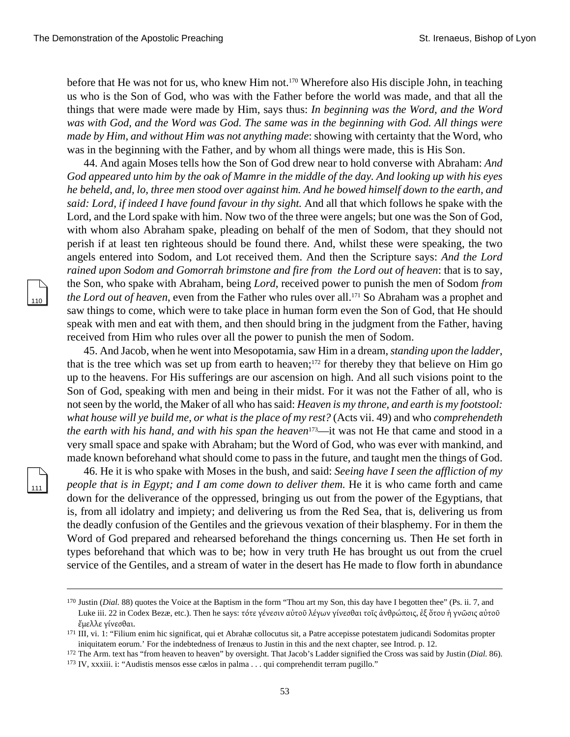before that He was not for us, who knew Him not.[170] Wherefore also His disciple John, in teaching us who is the Son of God, who was with the Father before the world was made, and that all the things that were made were made by Him, says thus: *In beginning was the Word, and the Word was with God, and the Word was God. The same was in the beginning with God. All things were made by Him, and without Him was not anything made*: showing with certainty that the Word, who was in the beginning with the Father, and by whom all things were made, this is His Son.

44. And again Moses tells how the Son of God drew near to hold converse with Abraham: *And God appeared unto him by the oak of Mamre in the middle of the day. And looking up with his eyes he beheld, and, lo, three men stood over against him. And he bowed himself down to the earth, and said: Lord, if indeed I have found favour in thy sight.* And all that which follows he spake with the Lord, and the Lord spake with him. Now two of the three were angels; but one was the Son of God, with whom also Abraham spake, pleading on behalf of the men of Sodom, that they should not perish if at least ten righteous should be found there. And, whilst these were speaking, the two angels entered into Sodom, and Lot received them. And then the Scripture says: *And the Lord rained upon Sodom and Gomorrah brimstone and fire from the Lord out of heaven*: that is to say, the Son, who spake with Abraham, being *Lord*, received power to punish the men of Sodom *from the Lord out of heaven*, even from the Father who rules over all.[171] So Abraham was a prophet and saw things to come, which were to take place in human form even the Son of God, that He should speak with men and eat with them, and then should bring in the judgment from the Father, having received from Him who rules over all the power to punish the men of Sodom.

45. And Jacob, when he went into Mesopotamia, saw Him in a dream, *standing upon the ladder*, that is the tree which was set up from earth to heaven;[172] for thereby they that believe on Him go up to the heavens. For His sufferings are our ascension on high. And all such visions point to the Son of God, speaking with men and being in their midst. For it was not the Father of all, who is not seen by the world, the Maker of all who has said: *Heaven is my throne, and earth is my footstool: what house will ye build me, or what is the place of my rest?* (Acts vii. 49) and who *comprehendeth the earth with his hand, and with his span the heaven*[173]—it was not He that came and stood in a very small space and spake with Abraham; but the Word of God, who was ever with mankind, and made known beforehand what should come to pass in the future, and taught men the things of God.

46. He it is who spake with Moses in the bush, and said: *Seeing have I seen the affliction of my people that is in Egypt; and I am come down to deliver them.* He it is who came forth and came down for the deliverance of the oppressed, bringing us out from the power of the Egyptians, that is, from all idolatry and impiety; and delivering us from the Red Sea, that is, delivering us from the deadly confusion of the Gentiles and the grievous vexation of their blasphemy. For in them the Word of God prepared and rehearsed beforehand the things concerning us. Then He set forth in types beforehand that which was to be; how in very truth He has brought us out from the cruel service of the Gentiles, and a stream of water in the desert has He made to flow forth in abundance

---

[170] Justin (*Dial.* 88) quotes the Voice at the Baptism in the form "Thou art my Son, this day have I begotten thee" (Ps. ii. 7, and Luke iii. 22 in Codex Bezæ, etc.). Then he says: τότε γένεσιν αὐτοῦ λέγων γίνεσθαι τοῖς ἀνθρώποις, ἐξ ὅτου ἡ γνῶσις αὐτοῦ ἔμελλε γίνεσθαι.

[171] III, vi. 1: "Filium enim hic significat, qui et Abrahæ collocutus sit, a Patre accepisse potestatem judicandi Sodomitas propter iniquitatem eorum.' For the indebtedness of Irenæus to Justin in this and the next chapter, see Introd. p. 12.

[172] The Arm. text has "from heaven to heaven" by oversight. That Jacob's Ladder signified the Cross was said by Justin (*Dial.* 86).

[173] IV, xxxiii. i: "Audistis mensos esse cælos in palma . . . qui comprehendit terram pugillo."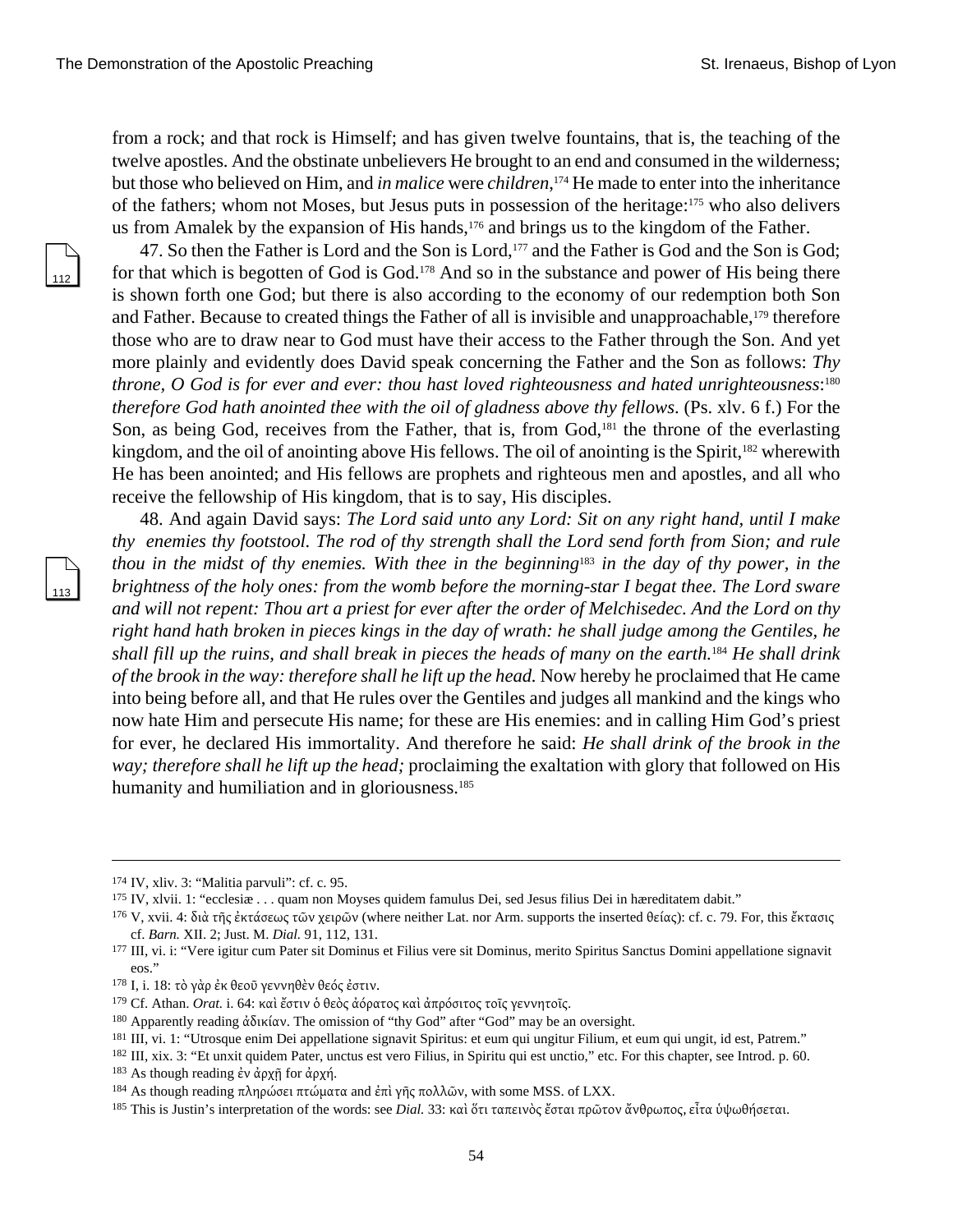from a rock; and that rock is Himself; and has given twelve fountains, that is, the teaching of the twelve apostles. And the obstinate unbelievers He brought to an end and consumed in the wilderness; but those who believed on Him, and *in malice* were *children*,[174] He made to enter into the inheritance of the fathers; whom not Moses, but Jesus puts in possession of the heritage:[175] who also delivers us from Amalek by the expansion of His hands,[176] and brings us to the kingdom of the Father.

47. So then the Father is Lord and the Son is Lord,[177] and the Father is God and the Son is God; for that which is begotten of God is God.[178] And so in the substance and power of His being there is shown forth one God; but there is also according to the economy of our redemption both Son and Father. Because to created things the Father of all is invisible and unapproachable,[179] therefore those who are to draw near to God must have their access to the Father through the Son. And yet more plainly and evidently does David speak concerning the Father and the Son as follows: *Thy throne, O God is for ever and ever: thou hast loved righteousness and hated unrighteousness*:[180] *therefore God hath anointed thee with the oil of gladness above thy fellows*. (Ps. xlv. 6 f.) For the Son, as being God, receives from the Father, that is, from God,[181] the throne of the everlasting kingdom, and the oil of anointing above His fellows. The oil of anointing is the Spirit,[182] wherewith He has been anointed; and His fellows are prophets and righteous men and apostles, and all who receive the fellowship of His kingdom, that is to say, His disciples.

48. And again David says: *The Lord said unto any Lord: Sit on any right hand, until I make thy enemies thy footstool. The rod of thy strength shall the Lord send forth from Sion; and rule thou in the midst of thy enemies. With thee in the beginning*[183] *in the day of thy power, in the brightness of the holy ones: from the womb before the morning-star I begat thee. The Lord sware and will not repent: Thou art a priest for ever after the order of Melchisedec. And the Lord on thy right hand hath broken in pieces kings in the day of wrath: he shall judge among the Gentiles, he shall fill up the ruins, and shall break in pieces the heads of many on the earth.*[184] *He shall drink of the brook in the way: therefore shall he lift up the head.* Now hereby he proclaimed that He came into being before all, and that He rules over the Gentiles and judges all mankind and the kings who now hate Him and persecute His name; for these are His enemies: and in calling Him God's priest for ever, he declared His immortality. And therefore he said: *He shall drink of the brook in the way; therefore shall he lift up the head;* proclaiming the exaltation with glory that followed on His humanity and humiliation and in gloriousness.[185]

---

174 IV, xliv. 3: "Malitia parvuli": cf. c. 95.

175 IV, xlvii. 1: "ecclesiæ . . . quam non Moyses quidem famulus Dei, sed Jesus filius Dei in hæreditatem dabit."

176 V, xvii. 4: διὰ τῆς ἐκτάσεως τῶν χειρῶν (where neither Lat. nor Arm. supports the inserted θείας): cf. c. 79. For, this ἔκτασις cf. *Barn.* XII. 2; Just. M. *Dial.* 91, 112, 131.

177 III, vi. i: "Vere igitur cum Pater sit Dominus et Filius vere sit Dominus, merito Spiritus Sanctus Domini appellatione signavit eos."

178 I, i. 18: τὸ γὰρ ἐκ θεοῦ γεννηθὲν θεός ἐστιν.

179 Cf. Athan. *Orat.* i. 64: καὶ ἔστιν ὁ θεὸς ἀόρατος καὶ ἀπρόσιτος τοῖς γεννητοῖς.

180 Apparently reading ἀδικίαν. The omission of "thy God" after "God" may be an oversight.

181 III, vi. 1: "Utrosque enim Dei appellatione signavit Spiritus: et eum qui ungitur Filium, et eum qui ungit, id est, Patrem."

182 III, xix. 3: "Et unxit quidem Pater, unctus est vero Filius, in Spiritu qui est unctio," etc. For this chapter, see Introd. p. 60.

183 As though reading ἐν ἀρχῇ for ἀρχή.

184 As though reading πληρώσει πτώματα and ἐπὶ γῆς πολλῶν, with some MSS. of LXX.

185 This is Justin's interpretation of the words: see *Dial.* 33: καὶ ὅτι ταπεινὸς ἔσται πρῶτον ἄνθρωπος, εἶτα ὑψωθήσεται.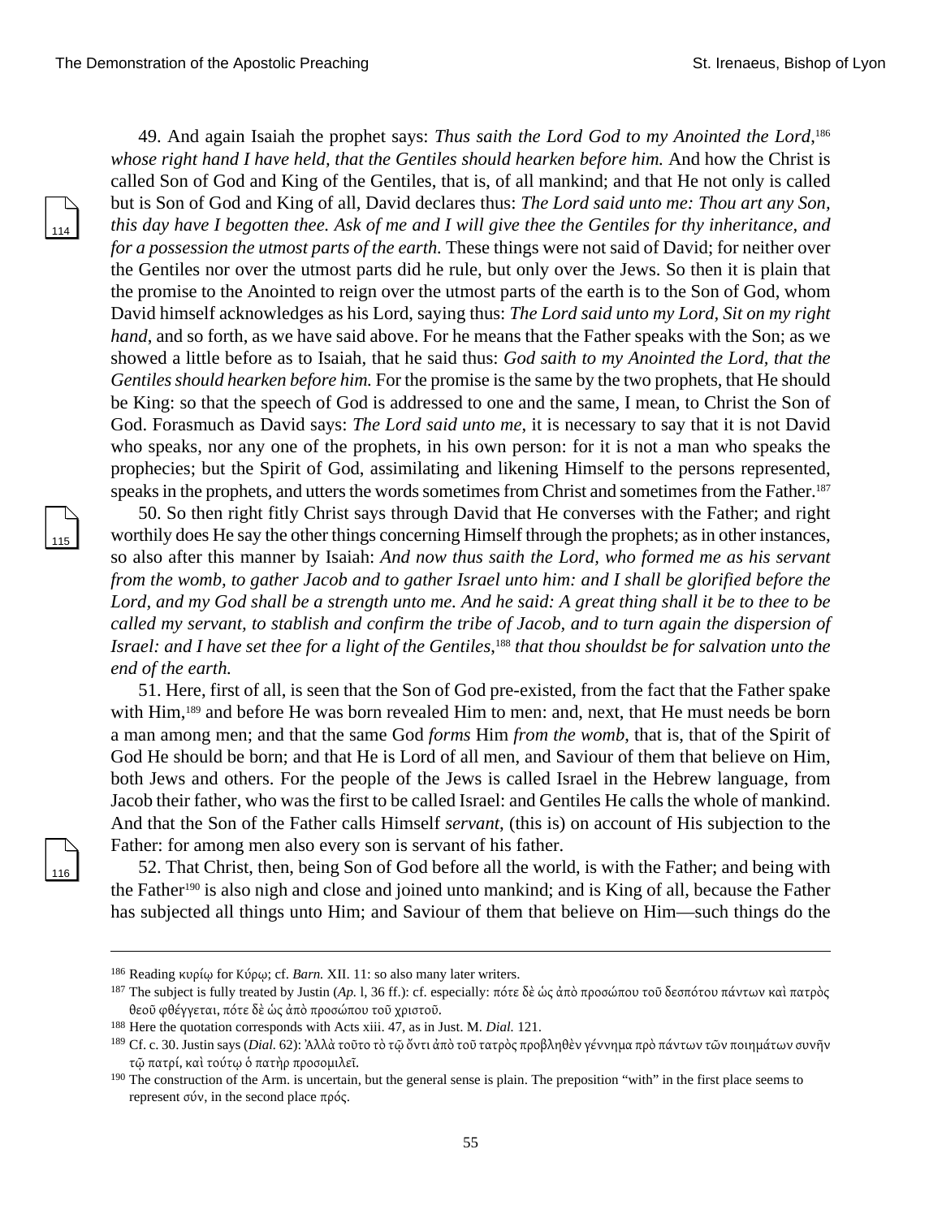49. And again Isaiah the prophet says: *Thus saith the Lord God to my Anointed the Lord,*[186] *whose right hand I have held, that the Gentiles should hearken before him.* And how the Christ is called Son of God and King of the Gentiles, that is, of all mankind; and that He not only is called but is Son of God and King of all, David declares thus: *The Lord said unto me: Thou art any Son, this day have I begotten thee. Ask of me and I will give thee the Gentiles for thy inheritance, and for a possession the utmost parts of the earth.* These things were not said of David; for neither over the Gentiles nor over the utmost parts did he rule, but only over the Jews. So then it is plain that the promise to the Anointed to reign over the utmost parts of the earth is to the Son of God, whom David himself acknowledges as his Lord, saying thus: *The Lord said unto my Lord, Sit on my right hand*, and so forth, as we have said above. For he means that the Father speaks with the Son; as we showed a little before as to Isaiah, that he said thus: *God saith to my Anointed the Lord, that the Gentiles should hearken before him.* For the promise is the same by the two prophets, that He should be King: so that the speech of God is addressed to one and the same, I mean, to Christ the Son of God. Forasmuch as David says: *The Lord said unto me*, it is necessary to say that it is not David who speaks, nor any one of the prophets, in his own person: for it is not a man who speaks the prophecies; but the Spirit of God, assimilating and likening Himself to the persons represented, speaks in the prophets, and utters the words sometimes from Christ and sometimes from the Father.[187]

50. So then right fitly Christ says through David that He converses with the Father; and right worthily does He say the other things concerning Himself through the prophets; as in other instances, so also after this manner by Isaiah: *And now thus saith the Lord, who formed me as his servant from the womb, to gather Jacob and to gather Israel unto him: and I shall be glorified before the Lord, and my God shall be a strength unto me. And he said: A great thing shall it be to thee to be called my servant, to stablish and confirm the tribe of Jacob, and to turn again the dispersion of Israel: and I have set thee for a light of the Gentiles,*[188] *that thou shouldst be for salvation unto the end of the earth.*

51. Here, first of all, is seen that the Son of God pre-existed, from the fact that the Father spake with Him,[189] and before He was born revealed Him to men: and, next, that He must needs be born a man among men; and that the same God *forms* Him *from the womb*, that is, that of the Spirit of God He should be born; and that He is Lord of all men, and Saviour of them that believe on Him, both Jews and others. For the people of the Jews is called Israel in the Hebrew language, from Jacob their father, who was the first to be called Israel: and Gentiles He calls the whole of mankind. And that the Son of the Father calls Himself *servant*, (this is) on account of His subjection to the Father: for among men also every son is servant of his father.

52. That Christ, then, being Son of God before all the world, is with the Father; and being with the Father[190] is also nigh and close and joined unto mankind; and is King of all, because the Father has subjected all things unto Him; and Saviour of them that believe on Him—such things do the

---

[186] Reading κυρίῳ for Κύρῳ; cf. *Barn.* XII. 11: so also many later writers.

[187] The subject is fully treated by Justin (*Ap.* l, 36 ff.): cf. especially: πότε δὲ ὡς ἀπὸ προσώπου τοῦ δεσπότου πάντων καὶ πατρὸς θεοῦ φθέγγεται, πότε δὲ ὡς ἀπὸ προσώπου τοῦ χριστοῦ.

[188] Here the quotation corresponds with Acts xiii. 47, as in Just. M. *Dial.* 121.

[189] Cf. c. 30. Justin says (*Dial.* 62): Ἀλλὰ τοῦτο τὸ τῷ ὄντι ἀπὸ τοῦ τατρὸς προβληθὲν γέννημα πρὸ πάντων τῶν ποιημάτων συνῆν τῷ πατρί, καὶ τούτῳ ὁ πατὴρ προσομιλεῖ.

[190] The construction of the Arm. is uncertain, but the general sense is plain. The preposition "with" in the first place seems to represent σύν, in the second place πρός.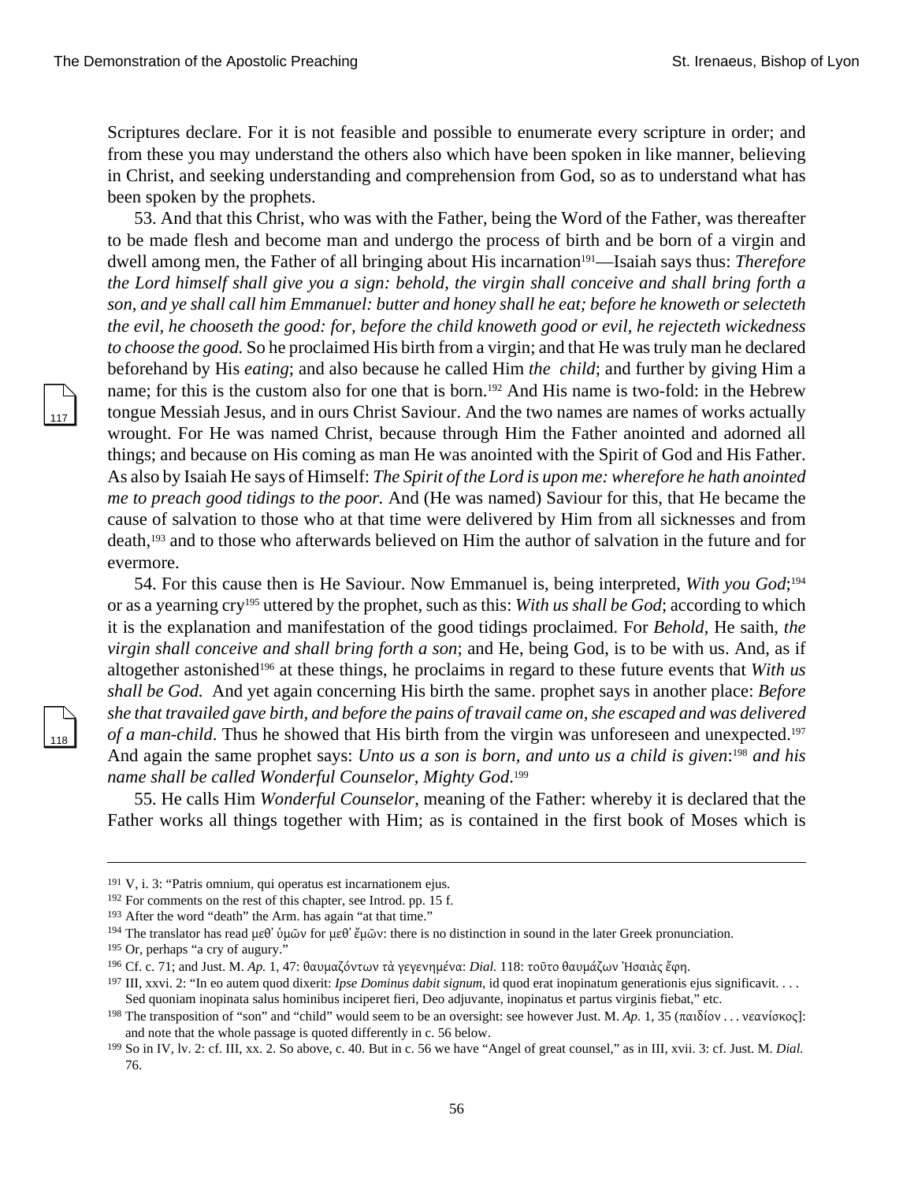Scriptures declare. For it is not feasible and possible to enumerate every scripture in order; and from these you may understand the others also which have been spoken in like manner, believing in Christ, and seeking understanding and comprehension from God, so as to understand what has been spoken by the prophets.

53. And that this Christ, who was with the Father, being the Word of the Father, was thereafter to be made flesh and become man and undergo the process of birth and be born of a virgin and dwell among men, the Father of all bringing about His incarnation[191]—Isaiah says thus: *Therefore the Lord himself shall give you a sign: behold, the virgin shall conceive and shall bring forth a son, and ye shall call him Emmanuel: butter and honey shall he eat; before he knoweth or selecteth the evil, he chooseth the good: for, before the child knoweth good or evil, he rejecteth wickedness to choose the good.* So he proclaimed His birth from a virgin; and that He was truly man he declared beforehand by His *eating*; and also because he called Him *the child*; and further by giving Him a name; for this is the custom also for one that is born.[192] And His name is two-fold: in the Hebrew tongue Messiah Jesus, and in ours Christ Saviour. And the two names are names of works actually wrought. For He was named Christ, because through Him the Father anointed and adorned all things; and because on His coming as man He was anointed with the Spirit of God and His Father. As also by Isaiah He says of Himself: *The Spirit of the Lord is upon me: wherefore he hath anointed me to preach good tidings to the poor.* And (He was named) Saviour for this, that He became the cause of salvation to those who at that time were delivered by Him from all sicknesses and from death,[193] and to those who afterwards believed on Him the author of salvation in the future and for evermore.

54. For this cause then is He Saviour. Now Emmanuel is, being interpreted, *With you God*;[194] or as a yearning cry[195] uttered by the prophet, such as this: *With us shall be God*; according to which it is the explanation and manifestation of the good tidings proclaimed. For *Behold*, He saith, *the virgin shall conceive and shall bring forth a son*; and He, being God, is to be with us. And, as if altogether astonished[196] at these things, he proclaims in regard to these future events that *With us shall be God.* And yet again concerning His birth the same. prophet says in another place: *Before she that travailed gave birth, and before the pains of travail came on, she escaped and was delivered of a man-child.* Thus he showed that His birth from the virgin was unforeseen and unexpected.[197] And again the same prophet says: *Unto us a son is born, and unto us a child is given:*[198] *and his name shall be called Wonderful Counselor, Mighty God.*[199]

55. He calls Him *Wonderful Counselor*, meaning of the Father: whereby it is declared that the Father works all things together with Him; as is contained in the first book of Moses which is

---

[191] V, i. 3: "Patris omnium, qui operatus est incarnationem ejus."

[192] For comments on the rest of this chapter, see Introd. pp. 15 f.

[193] After the word "death" the Arm. has again "at that time."

[194] The translator has read μεθ᾽ ὑμῶν for μεθ᾽ ἡμῶν: there is no distinction in sound in the later Greek pronunciation.

[195] Or, perhaps "a cry of augury."

[196] Cf. c. 71; and Just. M. *Ap.* 1, 47: θαυμαζόντων τὰ γεγενημένα: *Dial.* 118: τοῦτο θαυμάζων Ἠσαιὰς ἔφη.

[197] III, xxvi. 2: "In eo autem quod dixerit: *Ipse Dominus dabit signum*, id quod erat inopinatum generationis ejus significavit. . . . Sed quoniam inopinata salus hominibus inciperet fieri, Deo adjuvante, inopinatus et partus virginis fiebat," etc.

[198] The transposition of "son" and "child" would seem to be an oversight: see however Just. M. *Ap.* 1, 35 (παιδίον . . . νεανίσκος]: and note that the whole passage is quoted differently in c. 56 below.

[199] So in IV, lv. 2: cf. III, xx. 2. So above, c. 40. But in c. 56 we have "Angel of great counsel," as in III, xvii. 3: cf. Just. M. *Dial.* 76.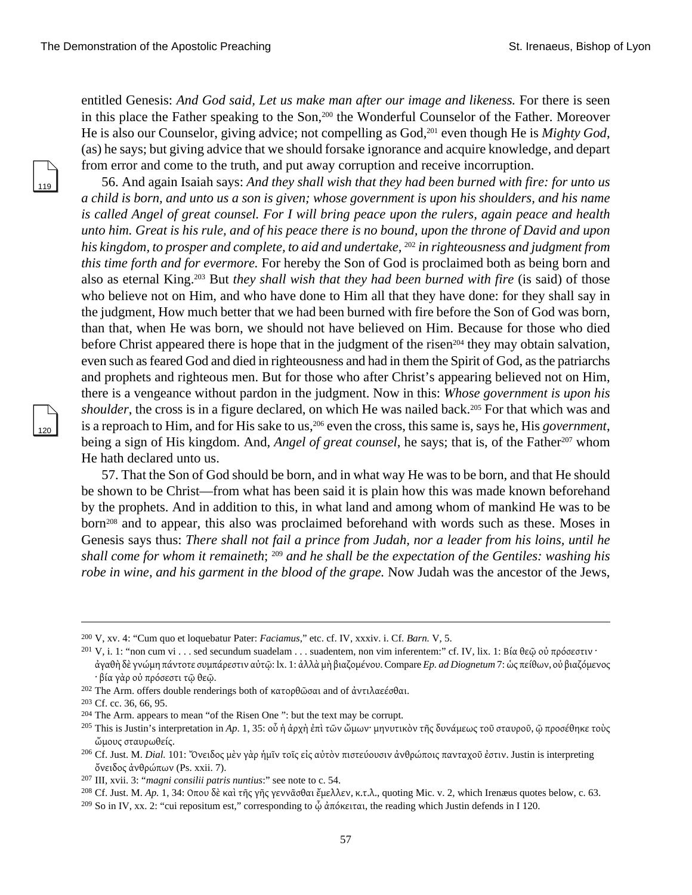entitled Genesis: *And God said, Let us make man after our image and likeness.* For there is seen in this place the Father speaking to the Son,[200] the Wonderful Counselor of the Father. Moreover He is also our Counselor, giving advice; not compelling as God,[201] even though He is *Mighty God*, (as) he says; but giving advice that we should forsake ignorance and acquire knowledge, and depart from error and come to the truth, and put away corruption and receive incorruption.

56. And again Isaiah says: *And they shall wish that they had been burned with fire: for unto us a child is born, and unto us a son is given; whose government is upon his shoulders, and his name is called Angel of great counsel. For I will bring peace upon the rulers, again peace and health unto him. Great is his rule, and of his peace there is no bound, upon the throne of David and upon his kingdom, to prosper and complete, to aid and undertake,* [202] *in righteousness and judgment from this time forth and for evermore.* For hereby the Son of God is proclaimed both as being born and also as eternal King.[203] But *they shall wish that they had been burned with fire* (is said) of those who believe not on Him, and who have done to Him all that they have done: for they shall say in the judgment, How much better that we had been burned with fire before the Son of God was born, than that, when He was born, we should not have believed on Him. Because for those who died before Christ appeared there is hope that in the judgment of the risen[204] they may obtain salvation, even such as feared God and died in righteousness and had in them the Spirit of God, as the patriarchs and prophets and righteous men. But for those who after Christ's appearing believed not on Him, there is a vengeance without pardon in the judgment. Now in this: *Whose government is upon his shoulder*, the cross is in a figure declared, on which He was nailed back.[205] For that which was and is a reproach to Him, and for His sake to us,[206] even the cross, this same is, says he, His *government*, being a sign of His kingdom. And, *Angel of great counsel*, he says; that is, of the Father[207] whom He hath declared unto us.

57. That the Son of God should be born, and in what way He was to be born, and that He should be shown to be Christ—from what has been said it is plain how this was made known beforehand by the prophets. And in addition to this, in what land and among whom of mankind He was to be born[208] and to appear, this also was proclaimed beforehand with words such as these. Moses in Genesis says thus: *There shall not fail a prince from Judah, nor a leader from his loins, until he shall come for whom it remaineth*; [209] *and he shall be the expectation of the Gentiles: washing his robe in wine, and his garment in the blood of the grape.* Now Judah was the ancestor of the Jews,

---

[200] V, xv. 4: "Cum quo et loquebatur Pater: *Faciamus*," etc. cf. IV, xxxiv. i. Cf. *Barn.* V, 5.

[201] V, i. 1: "non cum vi . . . sed secundum suadelam . . . suadentem, non vim inferentem:" cf. IV, lix. 1: Βία θεῷ οὐ πρόσεστιν · ἀγαθὴ δὲ γνώμη πάντοτε συμπάρεστιν αὐτῷ: lx. 1: ἀλλὰ μὴ βιαζομένου. Compare *Ep. ad Diognetum* 7: ὡς πείθων, οὐ βιαζόμενος · βία γὰρ οὐ πρόσεστι τῷ θεῷ.

[202] The Arm. offers double renderings both of κατορθῶσαι and of ἀντιλαεέσθαι.

[203] Cf. cc. 36, 66, 95.

[204] The Arm. appears to mean "of the Risen One ": but the text may be corrupt.

[205] This is Justin's interpretation in *Ap*. 1, 35: οὗ ἡ ἀρχὴ ἐπὶ τῶν ὤμων· μηνυτικὸν τῆς δυνάμεως τοῦ σταυροῦ, ᾧ προσέθηκε τοὺς ὤμους σταυρωθείς.

[206] Cf. Just. M. *Dial.* 101: Ὄνειδος μὲν γὰρ ἡμῖν τοῖς εἰς αὐτὸν πιστεύουσιν ἀνθρώποις πανταχοῦ ἐστιν. Justin is interpreting ὄνειδος ἀνθρώπων (Ps. xxii. 7).

[207] III, xvii. 3: "*magni consilii patris nuntius*:" see note to c. 54.

[208] Cf. Just. M. *Ap.* 1, 34: Ὅπου δὲ καὶ τῆς γῆς γεννᾶσθαι ἔμελλεν, κ.τ.λ., quoting Mic. v. 2, which Irenæus quotes below, c. 63.

[209] So in IV, xx. 2: "cui repositum est," corresponding to ᾧ ἀπόκειται, the reading which Justin defends in I 120.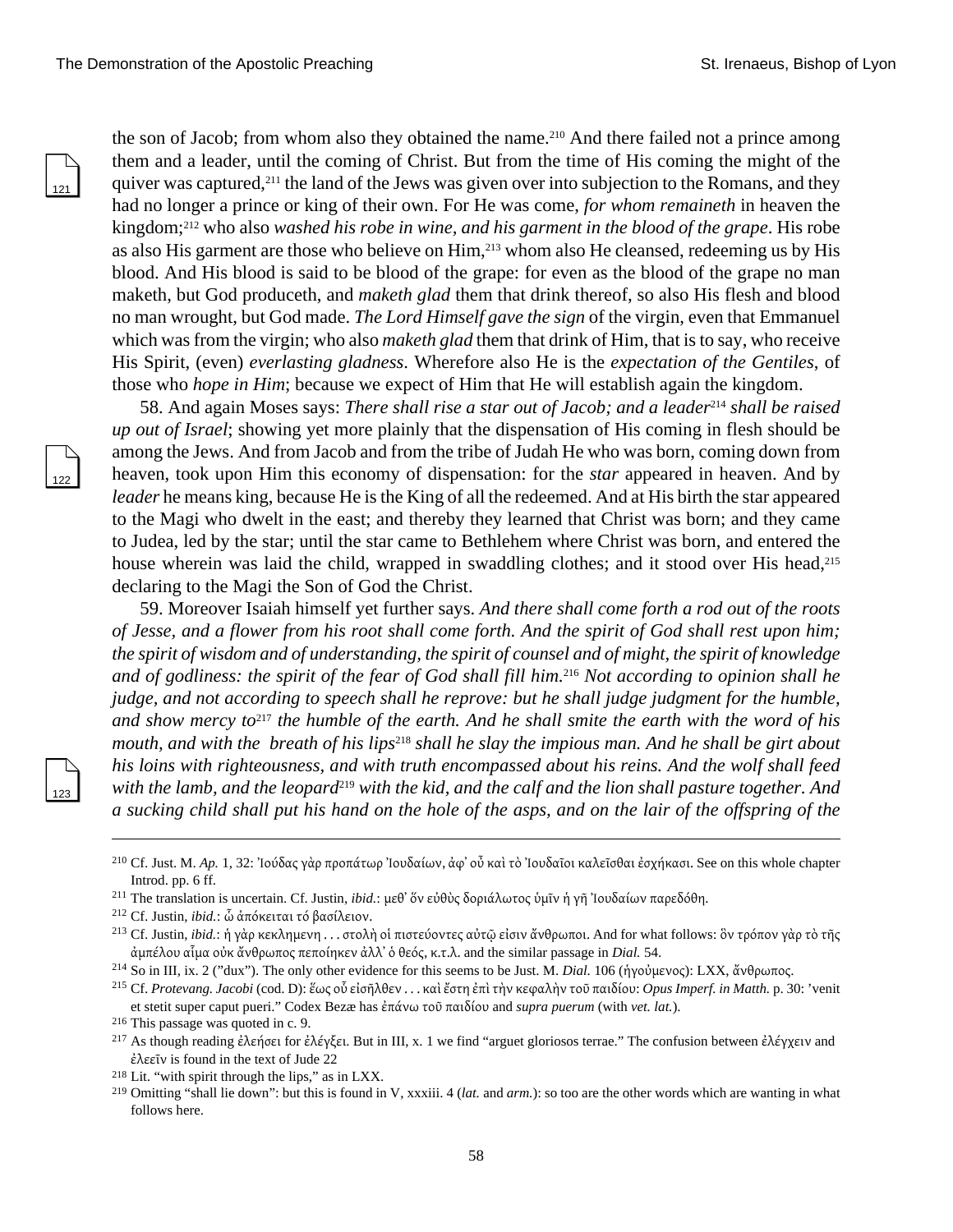the son of Jacob; from whom also they obtained the name.[210] And there failed not a prince among them and a leader, until the coming of Christ. But from the time of His coming the might of the quiver was captured,[211] the land of the Jews was given over into subjection to the Romans, and they had no longer a prince or king of their own. For He was come, *for whom remaineth* in heaven the kingdom;[212] who also *washed his robe in wine, and his garment in the blood of the grape*. His robe as also His garment are those who believe on Him,[213] whom also He cleansed, redeeming us by His blood. And His blood is said to be blood of the grape: for even as the blood of the grape no man maketh, but God produceth, and *maketh glad* them that drink thereof, so also His flesh and blood no man wrought, but God made. *The Lord Himself gave the sign* of the virgin, even that Emmanuel which was from the virgin; who also *maketh glad* them that drink of Him, that is to say, who receive His Spirit, (even) *everlasting gladness*. Wherefore also He is the *expectation of the Gentiles*, of those who *hope in Him*; because we expect of Him that He will establish again the kingdom.

58. And again Moses says: *There shall rise a star out of Jacob; and a leader*[214] *shall be raised up out of Israel*; showing yet more plainly that the dispensation of His coming in flesh should be among the Jews. And from Jacob and from the tribe of Judah He who was born, coming down from heaven, took upon Him this economy of dispensation: for the *star* appeared in heaven. And by *leader* he means king, because He is the King of all the redeemed. And at His birth the star appeared to the Magi who dwelt in the east; and thereby they learned that Christ was born; and they came to Judea, led by the star; until the star came to Bethlehem where Christ was born, and entered the house wherein was laid the child, wrapped in swaddling clothes; and it stood over His head,[215] declaring to the Magi the Son of God the Christ.

59. Moreover Isaiah himself yet further says. *And there shall come forth a rod out of the roots of Jesse, and a flower from his root shall come forth. And the spirit of God shall rest upon him; the spirit of wisdom and of understanding, the spirit of counsel and of might, the spirit of knowledge and of godliness: the spirit of the fear of God shall fill him.*[216] *Not according to opinion shall he judge, and not according to speech shall he reprove: but he shall judge judgment for the humble, and show mercy to*[217] *the humble of the earth. And he shall smite the earth with the word of his mouth, and with the breath of his lips*[218] *shall he slay the impious man. And he shall be girt about his loins with righteousness, and with truth encompassed about his reins. And the wolf shall feed with the lamb, and the leopard*[219] *with the kid, and the calf and the lion shall pasture together. And a sucking child shall put his hand on the hole of the asps, and on the lair of the offspring of the*

---

[210] Cf. Just. M. *Ap.* 1, 32: Ἰούδας γὰρ προπάτωρ Ἰουδαίων, ἀφ᾽ οὗ καὶ τὸ Ἰουδαῖοι καλεῖσθαι ἐσχήκασι. See on this whole chapter Introd. pp. 6 ff.

[211] The translation is uncertain. Cf. Justin, *ibid.*: μεθ᾽ ὅν εὐθὺς δοριάλωτος ὑμῖν ἡ γῆ Ἰουδαίων παρεδόθη.

[212] Cf. Justin, *ibid.*: ᾧ ἀπόκειται τό βασίλειον.

[213] Cf. Justin, *ibid.*: ἡ γὰρ κεκλημενη . . . στολὴ οἱ πιστεύοντες αὐτῷ εἰσιν ἄνθρωποι. And for what follows: ὃν τρόπον γὰρ τὸ τῆς ἀμπέλου αἷμα οὐκ ἄνθρωπος πεποίηκεν ἀλλ᾽ ὁ θεός, κ.τ.λ. and the similar passage in *Dial.* 54.

[214] So in III, ix. 2 ("dux"). The only other evidence for this seems to be Just. M. *Dial.* 106 (ἡγούμενος): LXX, ἄνθρωπος.

[215] Cf. *Protevang. Jacobi* (cod. D): ἕως οὗ εἰσῆλθεν . . . καὶ ἔστη ἐπὶ τὴν κεφαλὴν τοῦ παιδίου: *Opus Imperf. in Matth.* p. 30: 'venit et stetit super caput pueri." Codex Bezæ has ἐπάνω τοῦ παιδίου and *supra puerum* (with *vet. lat.*).

[216] This passage was quoted in c. 9.

[217] As though reading ἐλεήσει for ἐλέγξει. But in III, x. 1 we find "arguet gloriosos terrae." The confusion between ἐλέγχειν and ἐλεεῖν is found in the text of Jude 22

[218] Lit. "with spirit through the lips," as in LXX.

[219] Omitting "shall lie down": but this is found in V, xxxiii. 4 (*lat.* and *arm.*): so too are the other words which are wanting in what follows here.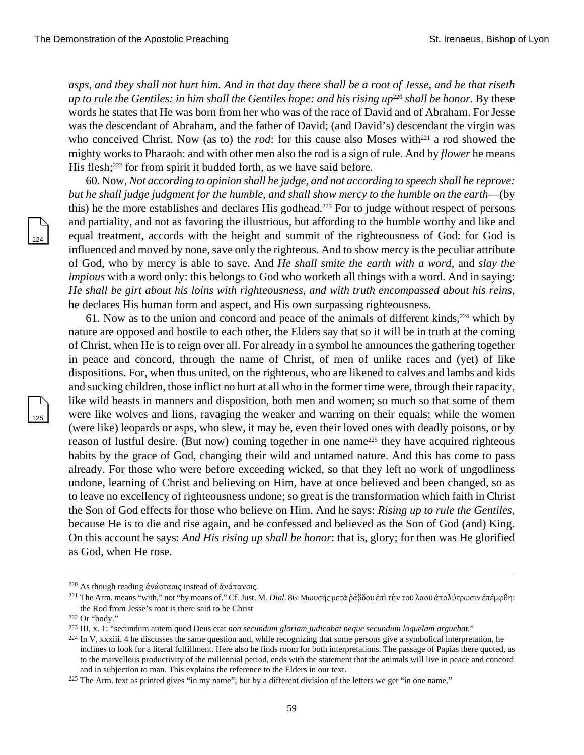*asps, and they shall not hurt him. And in that day there shall be a root of Jesse, and he that riseth up to rule the Gentiles: in him shall the Gentiles hope: and his rising up*[220] *shall be honor.* By these words he states that He was born from her who was of the race of David and of Abraham. For Jesse was the descendant of Abraham, and the father of David; (and David's) descendant the virgin was who conceived Christ. Now (as to) the *rod*: for this cause also Moses with[221] a rod showed the mighty works to Pharaoh: and with other men also the rod is a sign of rule. And by *flower* he means His flesh;[222] for from spirit it budded forth, as we have said before.

60. Now, *Not according to opinion shall he judge, and not according to speech shall he reprove: but he shall judge judgment for the humble, and shall show mercy to the humble on the earth*—(by this) he the more establishes and declares His godhead.[223] For to judge without respect of persons and partiality, and not as favoring the illustrious, but affording to the humble worthy and like and equal treatment, accords with the height and summit of the righteousness of God: for God is influenced and moved by none, save only the righteous. And to show mercy is the peculiar attribute of God, who by mercy is able to save. And *He shall smite the earth with a word*, and *slay the impious* with a word only: this belongs to God who worketh all things with a word. And in saying: *He shall be girt about his loins with righteousness, and with truth encompassed about his reins*, he declares His human form and aspect, and His own surpassing righteousness.

61. Now as to the union and concord and peace of the animals of different kinds,[224] which by nature are opposed and hostile to each other, the Elders say that so it will be in truth at the coming of Christ, when He is to reign over all. For already in a symbol he announces the gathering together in peace and concord, through the name of Christ, of men of unlike races and (yet) of like dispositions. For, when thus united, on the righteous, who are likened to calves and lambs and kids and sucking children, those inflict no hurt at all who in the former time were, through their rapacity, like wild beasts in manners and disposition, both men and women; so much so that some of them were like wolves and lions, ravaging the weaker and warring on their equals; while the women (were like) leopards or asps, who slew, it may be, even their loved ones with deadly poisons, or by reason of lustful desire. (But now) coming together in one name[225] they have acquired righteous habits by the grace of God, changing their wild and untamed nature. And this has come to pass already. For those who were before exceeding wicked, so that they left no work of ungodliness undone, learning of Christ and believing on Him, have at once believed and been changed, so as to leave no excellency of righteousness undone; so great is the transformation which faith in Christ the Son of God effects for those who believe on Him. And he says: *Rising up to rule the Gentiles*, because He is to die and rise again, and be confessed and believed as the Son of God (and) King. On this account he says: *And His rising up shall be honor*: that is, glory; for then was He glorified as God, when He rose.

---

[220] As though reading ἀνάστασις instead of ἀνάπαυσις.

[221] The Arm. means "with," not "by means of." Cf. Just. M. *Dial.* 86: Μωυσῆς μετὰ ῥάβδου ἐπὶ τὴν τοῦ λαοῦ ἀπολύτρωσιν ἐπέμφθη: the Rod from Jesse's root is there said to be Christ

[222] Or "body."

[223] III, x. 1: "secundum autem quod Deus erat *non secundum gloriam judicabat neque secundum loquelam arguebat.*"

[224] In V, xxxiii. 4 he discusses the same question and, while recognizing that some persons give a symbolical interpretation, he inclines to look for a literal fulfillment. Here also he finds room for both interpretations. The passage of Papias there quoted, as to the marvellous productivity of the millennial period, ends with the statement that the animals will live in peace and concord and in subjection to man. This explains the reference to the Elders in our text.

[225] The Arm. text as printed gives "in my name"; but by a different division of the letters we get "in one name."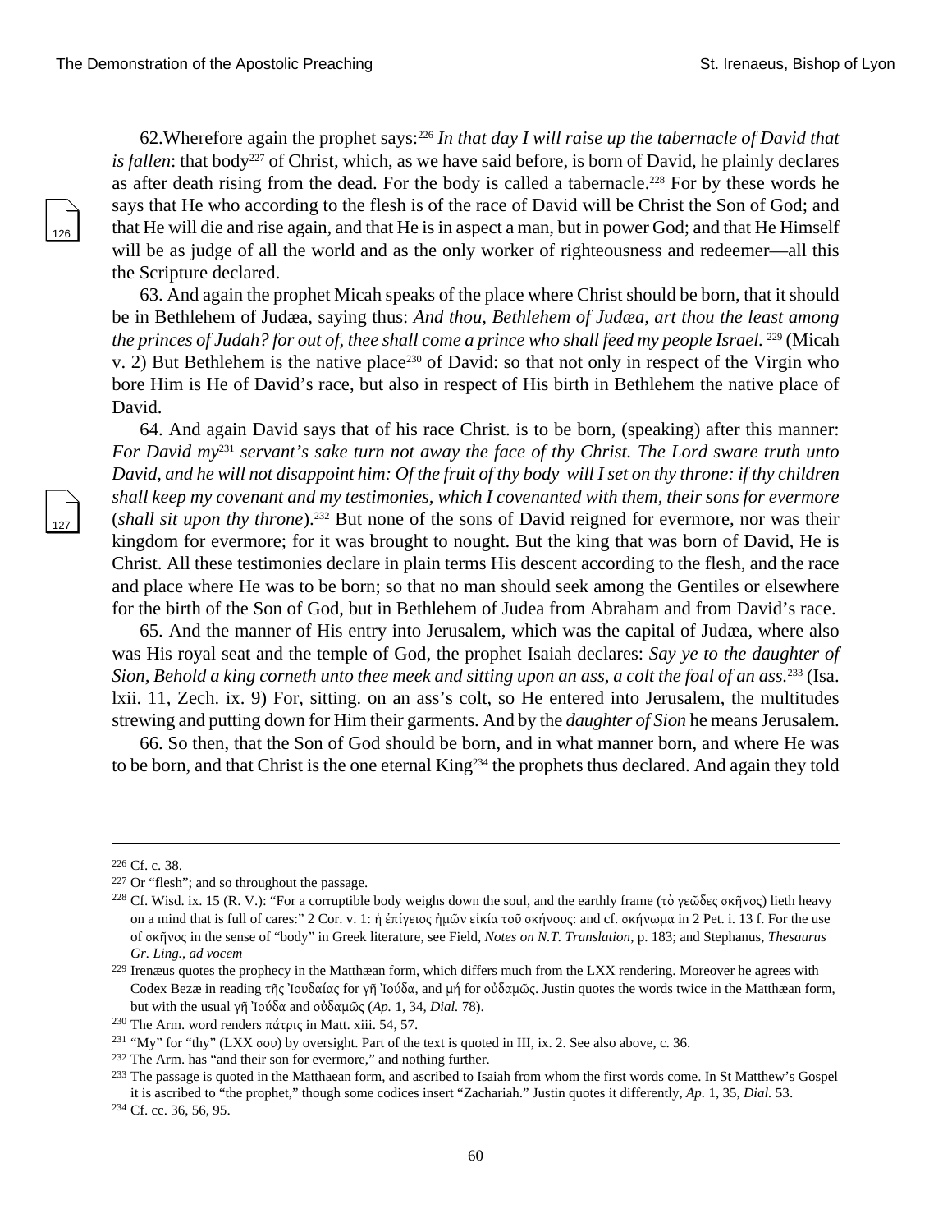62.Wherefore again the prophet says:[226] *In that day I will raise up the tabernacle of David that is fallen*: that body[227] of Christ, which, as we have said before, is born of David, he plainly declares as after death rising from the dead. For the body is called a tabernacle.[228] For by these words he says that He who according to the flesh is of the race of David will be Christ the Son of God; and that He will die and rise again, and that He is in aspect a man, but in power God; and that He Himself will be as judge of all the world and as the only worker of righteousness and redeemer—all this the Scripture declared.

63. And again the prophet Micah speaks of the place where Christ should be born, that it should be in Bethlehem of Judæa, saying thus: *And thou, Bethlehem of Judæa, art thou the least among the princes of Judah? for out of, thee shall come a prince who shall feed my people Israel.* [229] (Micah v. 2) But Bethlehem is the native place[230] of David: so that not only in respect of the Virgin who bore Him is He of David's race, but also in respect of His birth in Bethlehem the native place of David.

64. And again David says that of his race Christ. is to be born, (speaking) after this manner: *For David my*[231] *servant's sake turn not away the face of thy Christ. The Lord sware truth unto David, and he will not disappoint him: Of the fruit of thy body will I set on thy throne: if thy children shall keep my covenant and my testimonies, which I covenanted with them, their sons for evermore* (*shall sit upon thy throne*).[232] But none of the sons of David reigned for evermore, nor was their kingdom for evermore; for it was brought to nought. But the king that was born of David, He is Christ. All these testimonies declare in plain terms His descent according to the flesh, and the race and place where He was to be born; so that no man should seek among the Gentiles or elsewhere for the birth of the Son of God, but in Bethlehem of Judea from Abraham and from David's race.

65. And the manner of His entry into Jerusalem, which was the capital of Judæa, where also was His royal seat and the temple of God, the prophet Isaiah declares: *Say ye to the daughter of Sion, Behold a king corneth unto thee meek and sitting upon an ass, a colt the foal of an ass.*[233] (Isa. lxii. 11, Zech. ix. 9) For, sitting. on an ass's colt, so He entered into Jerusalem, the multitudes strewing and putting down for Him their garments. And by the *daughter of Sion* he means Jerusalem.

66. So then, that the Son of God should be born, and in what manner born, and where He was to be born, and that Christ is the one eternal King[234] the prophets thus declared. And again they told

---

[226] Cf. c. 38.

[227] Or "flesh"; and so throughout the passage.

[228] Cf. Wisd. ix. 15 (R. V.): "For a corruptible body weighs down the soul, and the earthly frame (τὸ γεῶδες σκῆνος) lieth heavy on a mind that is full of cares:" 2 Cor. v. 1: ἡ ἐπίγειος ἡμῶν εἰκία τοῦ σκήνους: and cf. σκήνωμα in 2 Pet. i. 13 f. For the use of σκῆνος in the sense of "body" in Greek literature, see Field, *Notes on N.T. Translation*, p. 183; and Stephanus, *Thesaurus Gr. Ling.*, *ad vocem*

[229] Irenæus quotes the prophecy in the Matthæan form, which differs much from the LXX rendering. Moreover he agrees with Codex Bezæ in reading τῆς Ἰουδαίας for γῆ Ἰούδα, and μή for οὐδαμῶς. Justin quotes the words twice in the Matthæan form, but with the usual γῆ Ἰούδα and οὐδαμῶς (*Ap.* 1, 34, *Dial.* 78).

[230] The Arm. word renders πάτρις in Matt. xiii. 54, 57.

[231] "My" for "thy" (LXX σου) by oversight. Part of the text is quoted in III, ix. 2. See also above, c. 36.

[232] The Arm. has "and their son for evermore," and nothing further.

[233] The passage is quoted in the Matthaean form, and ascribed to Isaiah from whom the first words come. In St Matthew's Gospel it is ascribed to "the prophet," though some codices insert "Zachariah." Justin quotes it differently, *Ap.* 1, 35, *Dial.* 53.

[234] Cf. cc. 36, 56, 95.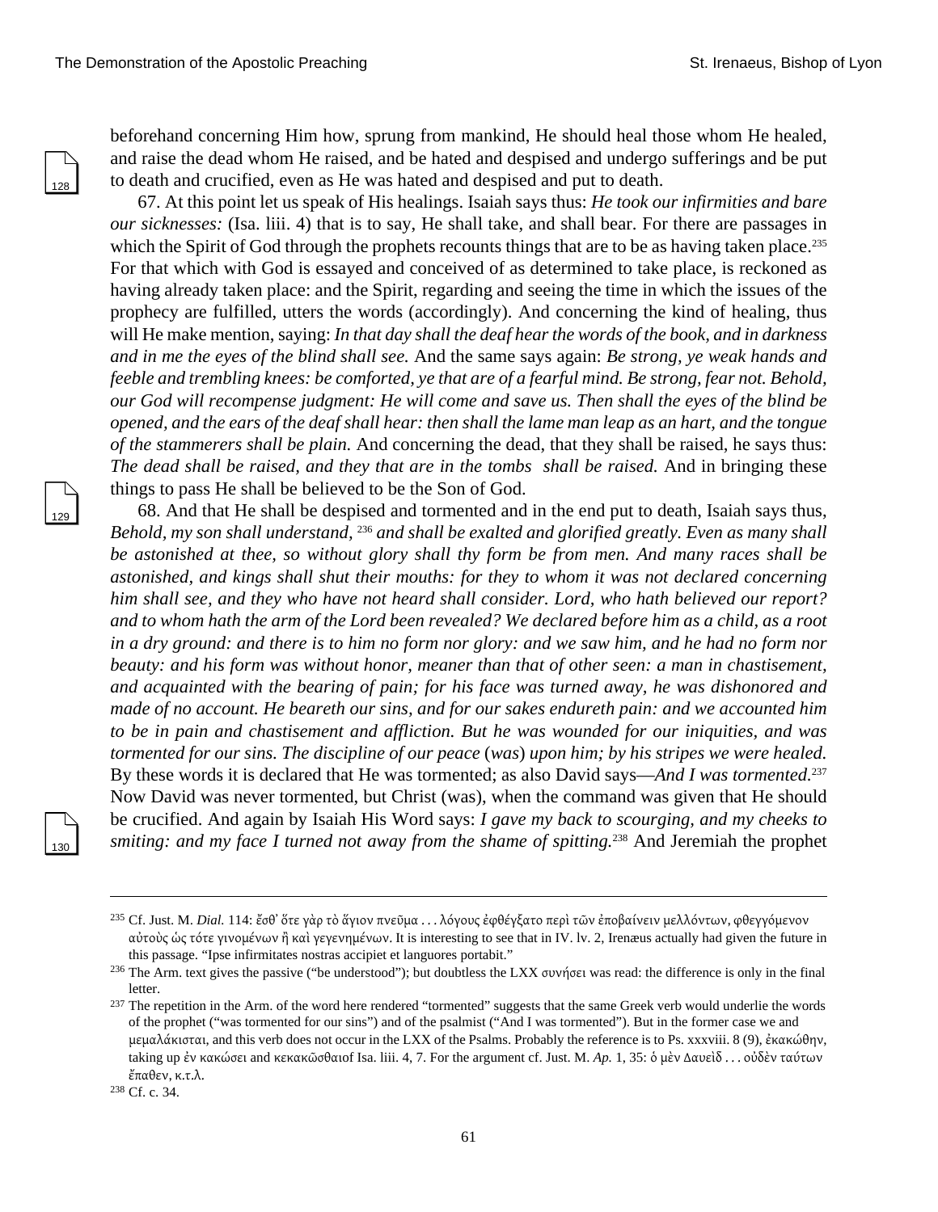beforehand concerning Him how, sprung from mankind, He should heal those whom He healed, and raise the dead whom He raised, and be hated and despised and undergo sufferings and be put to death and crucified, even as He was hated and despised and put to death.

67. At this point let us speak of His healings. Isaiah says thus: *He took our infirmities and bare our sicknesses:* (Isa. liii. 4) that is to say, He shall take, and shall bear. For there are passages in which the Spirit of God through the prophets recounts things that are to be as having taken place.[235] For that which with God is essayed and conceived of as determined to take place, is reckoned as having already taken place: and the Spirit, regarding and seeing the time in which the issues of the prophecy are fulfilled, utters the words (accordingly). And concerning the kind of healing, thus will He make mention, saying: *In that day shall the deaf hear the words of the book, and in darkness and in me the eyes of the blind shall see.* And the same says again: *Be strong, ye weak hands and feeble and trembling knees: be comforted, ye that are of a fearful mind. Be strong, fear not. Behold, our God will recompense judgment: He will come and save us. Then shall the eyes of the blind be opened, and the ears of the deaf shall hear: then shall the lame man leap as an hart, and the tongue of the stammerers shall be plain.* And concerning the dead, that they shall be raised, he says thus: *The dead shall be raised, and they that are in the tombs shall be raised.* And in bringing these things to pass He shall be believed to be the Son of God.

68. And that He shall be despised and tormented and in the end put to death, Isaiah says thus, *Behold, my son shall understand,* [236] *and shall be exalted and glorified greatly. Even as many shall be astonished at thee, so without glory shall thy form be from men. And many races shall be astonished, and kings shall shut their mouths: for they to whom it was not declared concerning him shall see, and they who have not heard shall consider. Lord, who hath believed our report? and to whom hath the arm of the Lord been revealed? We declared before him as a child, as a root in a dry ground: and there is to him no form nor glory: and we saw him, and he had no form nor beauty: and his form was without honor, meaner than that of other seen: a man in chastisement, and acquainted with the bearing of pain; for his face was turned away, he was dishonored and made of no account. He beareth our sins, and for our sakes endureth pain: and we accounted him to be in pain and chastisement and affliction. But he was wounded for our iniquities, and was tormented for our sins. The discipline of our peace* (*was*) *upon him; by his stripes we were healed.* By these words it is declared that He was tormented; as also David says—*And I was tormented.*[237] Now David was never tormented, but Christ (was), when the command was given that He should be crucified. And again by Isaiah His Word says: *I gave my back to scourging, and my cheeks to smiting: and my face I turned not away from the shame of spitting.*[238] And Jeremiah the prophet

---

[235] Cf. Just. M. *Dial.* 114: ἔσθ' ὅτε γὰρ τὸ ἅγιον πνεῦμα . . . λόγους ἐφθέγξατο περὶ τῶν ἐποβαίνειν μελλόντων, φθεγγόμενον αὐτοὺς ὡς τότε γινομένων ἢ καὶ γεγενημένων. It is interesting to see that in IV. lv. 2, Irenæus actually had given the future in this passage. "Ipse infirmitates nostras accipiet et languores portabit."

[236] The Arm. text gives the passive ("be understood"); but doubtless the LXX συνήσει was read: the difference is only in the final letter.

[237] The repetition in the Arm. of the word here rendered "tormented" suggests that the same Greek verb would underlie the words of the prophet ("was tormented for our sins") and of the psalmist ("And I was tormented"). But in the former case we and μεμαλάκισται, and this verb does not occur in the LXX of the Psalms. Probably the reference is to Ps. xxxviii. 8 (9), ἐκακώθην, taking up ἐν κακώσει and κεκακῶσθαιof Isa. liii. 4, 7. For the argument cf. Just. M. *Ap.* 1, 35: ὁ μὲν Δαυεὶδ . . . οὐδὲν ταύτων ἔπαθεν, κ.τ.λ.

[238] Cf. c. 34.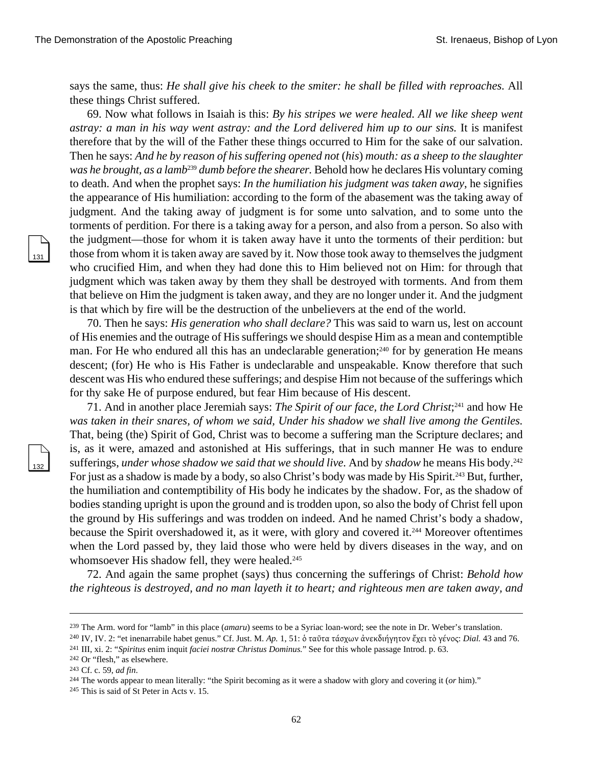says the same, thus: *He shall give his cheek to the smiter: he shall be filled with reproaches.* All these things Christ suffered.

69. Now what follows in Isaiah is this: *By his stripes we were healed. All we like sheep went astray: a man in his way went astray: and the Lord delivered him up to our sins.* It is manifest therefore that by the will of the Father these things occurred to Him for the sake of our salvation. Then he says: *And he by reason of his suffering opened not* (*his*) *mouth: as a sheep to the slaughter was he brought, as a lamb*[239] *dumb before the shearer.* Behold how he declares His voluntary coming to death. And when the prophet says: *In the humiliation his judgment was taken away*, he signifies the appearance of His humiliation: according to the form of the abasement was the taking away of judgment. And the taking away of judgment is for some unto salvation, and to some unto the torments of perdition. For there is a taking away for a person, and also from a person. So also with the judgment—those for whom it is taken away have it unto the torments of their perdition: but those from whom it is taken away are saved by it. Now those took away to themselves the judgment who crucified Him, and when they had done this to Him believed not on Him: for through that judgment which was taken away by them they shall be destroyed with torments. And from them that believe on Him the judgment is taken away, and they are no longer under it. And the judgment is that which by fire will be the destruction of the unbelievers at the end of the world.

70. Then he says: *His generation who shall declare?* This was said to warn us, lest on account of His enemies and the outrage of His sufferings we should despise Him as a mean and contemptible man. For He who endured all this has an undeclarable generation;[240] for by generation He means descent; (for) He who is His Father is undeclarable and unspeakable. Know therefore that such descent was His who endured these sufferings; and despise Him not because of the sufferings which for thy sake He of purpose endured, but fear Him because of His descent.

71. And in another place Jeremiah says: *The Spirit of our face, the Lord Christ*;[241] and how He *was taken in their snares, of whom we said, Under his shadow we shall live among the Gentiles.* That, being (the) Spirit of God, Christ was to become a suffering man the Scripture declares; and is, as it were, amazed and astonished at His sufferings, that in such manner He was to endure sufferings, *under whose shadow we said that we should live.* And by *shadow* he means His body.[242] For just as a shadow is made by a body, so also Christ's body was made by His Spirit.[243] But, further, the humiliation and contemptibility of His body he indicates by the shadow. For, as the shadow of bodies standing upright is upon the ground and is trodden upon, so also the body of Christ fell upon the ground by His sufferings and was trodden on indeed. And he named Christ's body a shadow, because the Spirit overshadowed it, as it were, with glory and covered it.[244] Moreover oftentimes when the Lord passed by, they laid those who were held by divers diseases in the way, and on whomsoever His shadow fell, they were healed.[245]

72. And again the same prophet (says) thus concerning the sufferings of Christ: *Behold how the righteous is destroyed, and no man layeth it to heart; and righteous men are taken away, and*

---

[239] The Arm. word for "lamb" in this place (*amaru*) seems to be a Syriac loan-word; see the note in Dr. Weber's translation.

[240] IV, IV. 2: "et inenarrabile habet genus." Cf. Just. M. *Ap.* 1, 51: ὁ ταῦτα τάσχων ἀνεκδιήγητον ἔχει τὸ γένος: *Dial.* 43 and 76.

[241] III, xi. 2: "*Spiritus* enim inquit *faciei nostræ Christus Dominus.*" See for this whole passage Introd. p. 63.

[242] Or "flesh," as elsewhere.

[243] Cf. c. 59, *ad fin*.

[244] The words appear to mean literally: "the Spirit becoming as it were a shadow with glory and covering it (*or* him)."

[245] This is said of St Peter in Acts v. 15.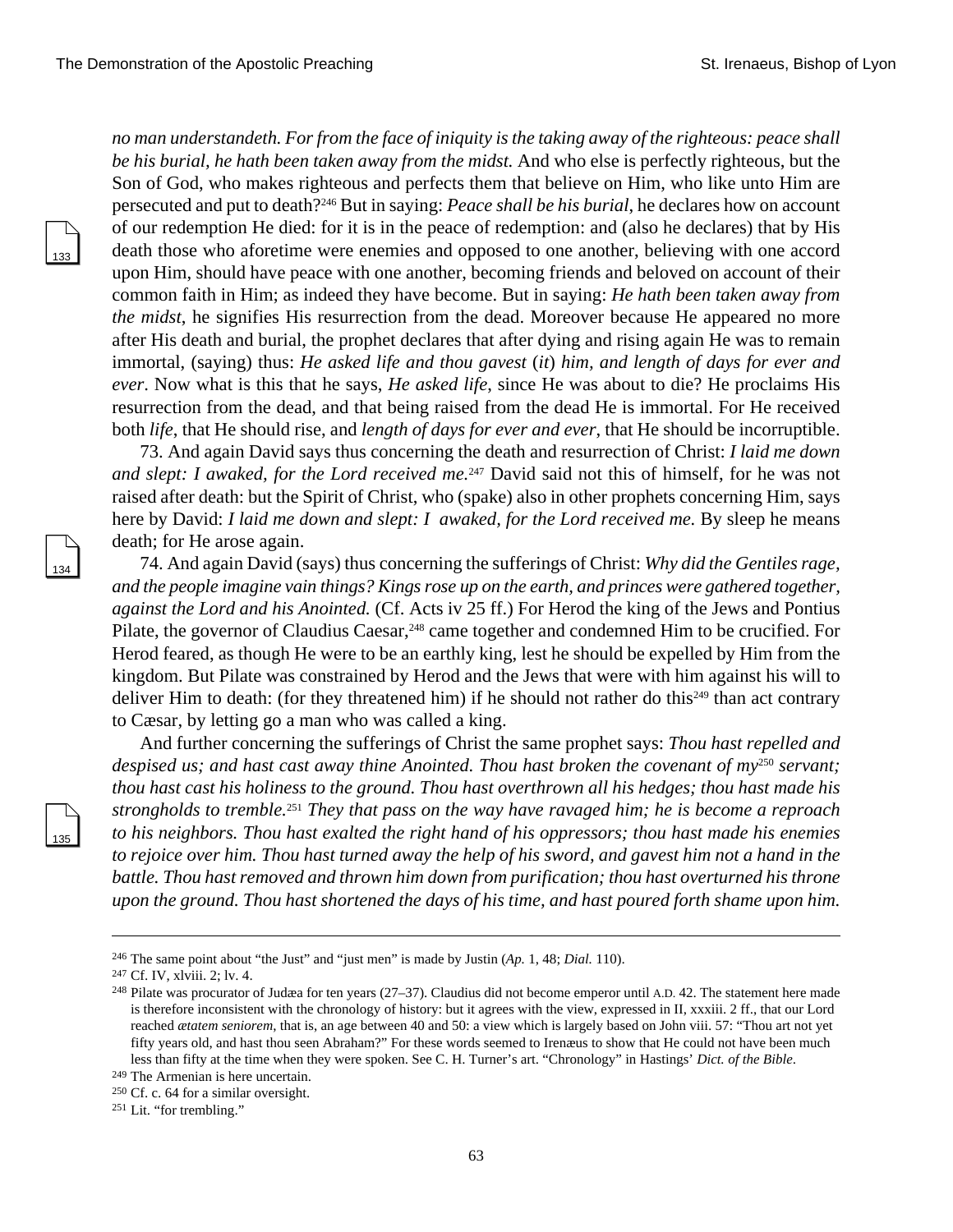*no man understandeth. For from the face of iniquity is the taking away of the righteous: peace shall be his burial, he hath been taken away from the midst.* And who else is perfectly righteous, but the Son of God, who makes righteous and perfects them that believe on Him, who like unto Him are persecuted and put to death?[246] But in saying: *Peace shall be his burial*, he declares how on account of our redemption He died: for it is in the peace of redemption: and (also he declares) that by His death those who aforetime were enemies and opposed to one another, believing with one accord upon Him, should have peace with one another, becoming friends and beloved on account of their common faith in Him; as indeed they have become. But in saying: *He hath been taken away from the midst*, he signifies His resurrection from the dead. Moreover because He appeared no more after His death and burial, the prophet declares that after dying and rising again He was to remain immortal, (saying) thus: *He asked life and thou gavest* (*it*) *him, and length of days for ever and ever*. Now what is this that he says, *He asked life*, since He was about to die? He proclaims His resurrection from the dead, and that being raised from the dead He is immortal. For He received both *life*, that He should rise, and *length of days for ever and ever*, that He should be incorruptible.

73. And again David says thus concerning the death and resurrection of Christ: *I laid me down and slept: I awaked, for the Lord received me.*[247] David said not this of himself, for he was not raised after death: but the Spirit of Christ, who (spake) also in other prophets concerning Him, says here by David: *I laid me down and slept: I awaked, for the Lord received me.* By sleep he means death; for He arose again.

74. And again David (says) thus concerning the sufferings of Christ: *Why did the Gentiles rage, and the people imagine vain things? Kings rose up on the earth, and princes were gathered together, against the Lord and his Anointed.* (Cf. Acts iv 25 ff.) For Herod the king of the Jews and Pontius Pilate, the governor of Claudius Caesar,[248] came together and condemned Him to be crucified. For Herod feared, as though He were to be an earthly king, lest he should be expelled by Him from the kingdom. But Pilate was constrained by Herod and the Jews that were with him against his will to deliver Him to death: (for they threatened him) if he should not rather do this[249] than act contrary to Cæsar, by letting go a man who was called a king.

And further concerning the sufferings of Christ the same prophet says: *Thou hast repelled and despised us; and hast cast away thine Anointed. Thou hast broken the covenant of my*[250] *servant; thou hast cast his holiness to the ground. Thou hast overthrown all his hedges; thou hast made his strongholds to tremble.*[251] *They that pass on the way have ravaged him; he is become a reproach to his neighbors. Thou hast exalted the right hand of his oppressors; thou hast made his enemies to rejoice over him. Thou hast turned away the help of his sword, and gavest him not a hand in the battle. Thou hast removed and thrown him down from purification; thou hast overturned his throne upon the ground. Thou hast shortened the days of his time, and hast poured forth shame upon him.*

---

[246] The same point about "the Just" and "just men" is made by Justin (*Ap.* 1, 48; *Dial.* 110).

[247] Cf. IV, xlviii. 2; lv. 4.

[248] Pilate was procurator of Judæa for ten years (27–37). Claudius did not become emperor until A.D. 42. The statement here made is therefore inconsistent with the chronology of history: but it agrees with the view, expressed in II, xxxiii. 2 ff., that our Lord reached *ætatem seniorem*, that is, an age between 40 and 50: a view which is largely based on John viii. 57: "Thou art not yet fifty years old, and hast thou seen Abraham?" For these words seemed to Irenæus to show that He could not have been much less than fifty at the time when they were spoken. See C. H. Turner's art. "Chronology" in Hastings' *Dict. of the Bible*.

[249] The Armenian is here uncertain.

[250] Cf. c. 64 for a similar oversight.

[251] Lit. "for trembling."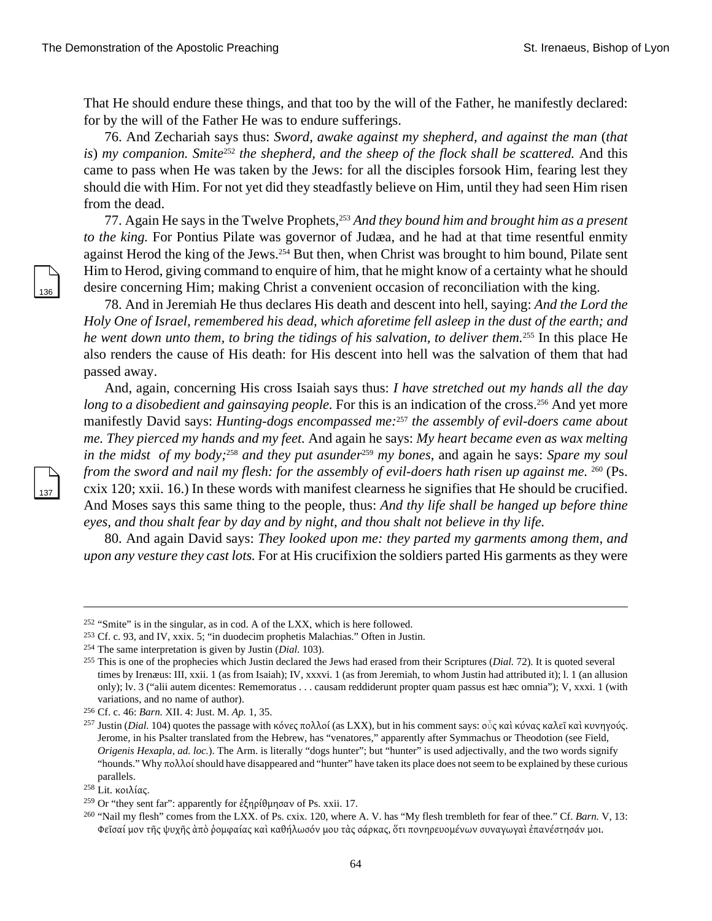That He should endure these things, and that too by the will of the Father, he manifestly declared: for by the will of the Father He was to endure sufferings.

76. And Zechariah says thus: *Sword, awake against my shepherd, and against the man* (*that is*) *my companion. Smite*[252] *the shepherd, and the sheep of the flock shall be scattered.* And this came to pass when He was taken by the Jews: for all the disciples forsook Him, fearing lest they should die with Him. For not yet did they steadfastly believe on Him, until they had seen Him risen from the dead.

77. Again He says in the Twelve Prophets,[253] *And they bound him and brought him as a present to the king.* For Pontius Pilate was governor of Judæa, and he had at that time resentful enmity against Herod the king of the Jews.[254] But then, when Christ was brought to him bound, Pilate sent Him to Herod, giving command to enquire of him, that he might know of a certainty what he should desire concerning Him; making Christ a convenient occasion of reconciliation with the king.

78. And in Jeremiah He thus declares His death and descent into hell, saying: *And the Lord the Holy One of Israel, remembered his dead, which aforetime fell asleep in the dust of the earth; and he went down unto them, to bring the tidings of his salvation, to deliver them.*[255] In this place He also renders the cause of His death: for His descent into hell was the salvation of them that had passed away.

And, again, concerning His cross Isaiah says thus: *I have stretched out my hands all the day long to a disobedient and gainsaying people.* For this is an indication of the cross.[256] And yet more manifestly David says: *Hunting-dogs encompassed me:*[257] *the assembly of evil-doers came about me. They pierced my hands and my feet.* And again he says: *My heart became even as wax melting in the midst of my body;*[258] *and they put asunder*[259] *my bones*, and again he says: *Spare my soul from the sword and nail my flesh: for the assembly of evil-doers hath risen up against me.* [260] (Ps. cxix 120; xxii. 16.) In these words with manifest clearness he signifies that He should be crucified. And Moses says this same thing to the people, thus: *And thy life shall be hanged up before thine eyes, and thou shalt fear by day and by night, and thou shalt not believe in thy life.*

80. And again David says: *They looked upon me: they parted my garments among them, and upon any vesture they cast lots.* For at His crucifixion the soldiers parted His garments as they were

---

[252] "Smite" is in the singular, as in cod. A of the LXX, which is here followed.

[253] Cf. c. 93, and IV, xxix. 5; "in duodecim prophetis Malachias." Often in Justin.

[254] The same interpretation is given by Justin (*Dial.* 103).

[255] This is one of the prophecies which Justin declared the Jews had erased from their Scriptures (*Dial.* 72). It is quoted several times by Irenæus: III, xxii. 1 (as from Isaiah); IV, xxxvi. 1 (as from Jeremiah, to whom Justin had attributed it); l. 1 (an allusion only); lv. 3 ("alii autem dicentes: Rememoratus . . . causam reddiderunt propter quam passus est hæc omnia"); V, xxxi. 1 (with variations, and no name of author).

[256] Cf. c. 46: *Barn.* XII. 4: Just. M. *Ap.* 1, 35.

[257] Justin (*Dial.* 104) quotes the passage with κόνες πολλοί (as LXX), but in his comment says: οὓς καὶ κύνας καλεῖ καὶ κυνηγούς. Jerome, in his Psalter translated from the Hebrew, has "venatores," apparently after Symmachus or Theodotion (see Field, *Origenis Hexapla, ad. loc.*). The Arm. is literally "dogs hunter"; but "hunter" is used adjectivally, and the two words signify "hounds." Why πολλοί should have disappeared and "hunter" have taken its place does not seem to be explained by these curious parallels.

[258] Lit. κοιλίας.

[259] Or "they sent far": apparently for ἐξηρίθμησαν of Ps. xxii. 17.

[260] "Nail my flesh" comes from the LXX. of Ps. cxix. 120, where A. V. has "My flesh trembleth for fear of thee." Cf. *Barn.* V, 13: Φεῖσαί μον τῆς ψυχῆς ἀπὸ ῥομφαίας καὶ καθήλωσόν μου τὰς σάρκας, ὅτι πονηρευομένων συναγωγαὶ ἐπανέστησάν μοι.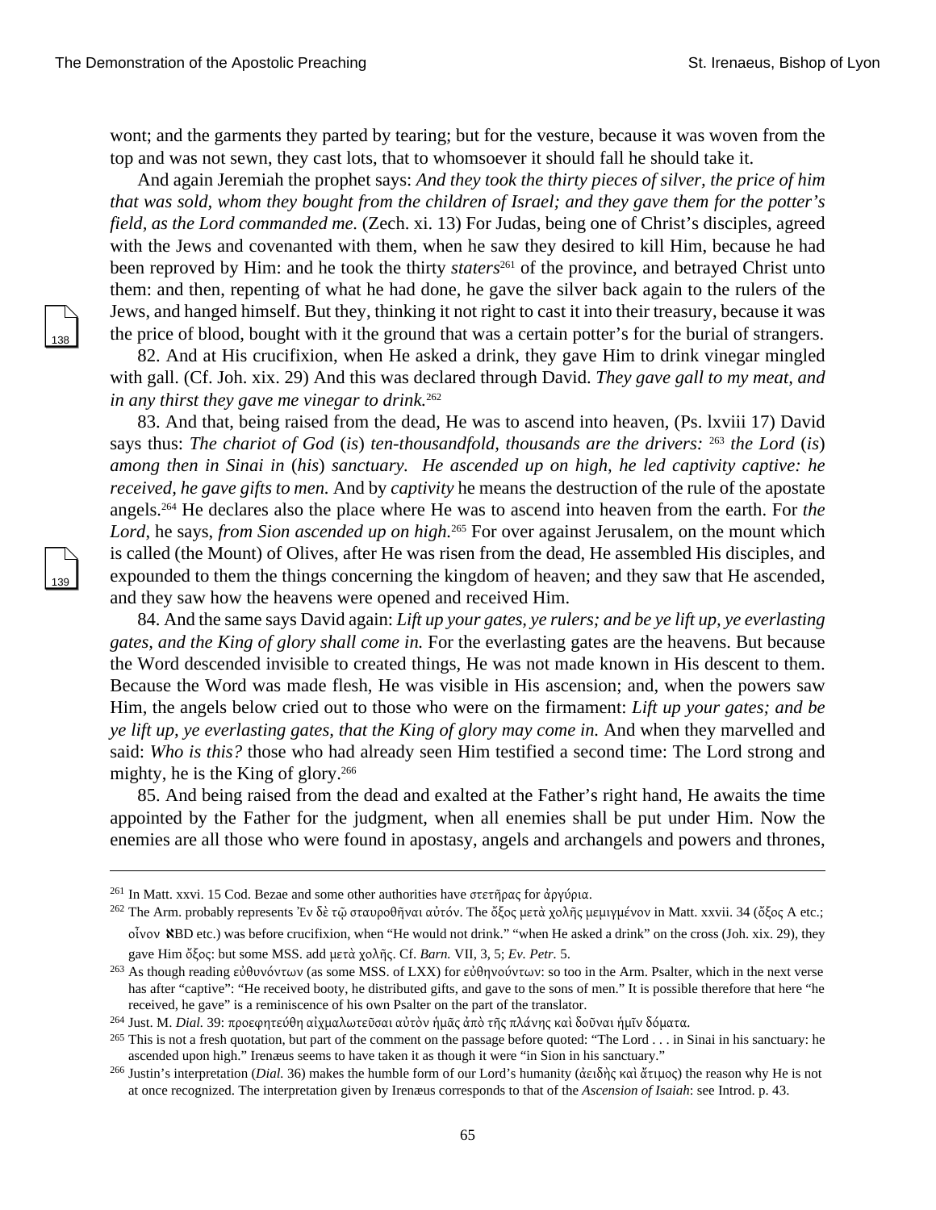wont; and the garments they parted by tearing; but for the vesture, because it was woven from the top and was not sewn, they cast lots, that to whomsoever it should fall he should take it.

And again Jeremiah the prophet says: *And they took the thirty pieces of silver, the price of him that was sold, whom they bought from the children of Israel; and they gave them for the potter's field, as the Lord commanded me.* (Zech. xi. 13) For Judas, being one of Christ's disciples, agreed with the Jews and covenanted with them, when he saw they desired to kill Him, because he had been reproved by Him: and he took the thirty *staters*[261] of the province, and betrayed Christ unto them: and then, repenting of what he had done, he gave the silver back again to the rulers of the Jews, and hanged himself. But they, thinking it not right to cast it into their treasury, because it was the price of blood, bought with it the ground that was a certain potter's for the burial of strangers.

82. And at His crucifixion, when He asked a drink, they gave Him to drink vinegar mingled with gall. (Cf. Joh. xix. 29) And this was declared through David. *They gave gall to my meat, and in any thirst they gave me vinegar to drink.*[262]

83. And that, being raised from the dead, He was to ascend into heaven, (Ps. lxviii 17) David says thus: *The chariot of God* (*is*) *ten-thousandfold, thousands are the drivers:* [263] *the Lord* (*is*) *among then in Sinai in* (*his*) *sanctuary. He ascended up on high, he led captivity captive: he received, he gave gifts to men.* And by *captivity* he means the destruction of the rule of the apostate angels.[264] He declares also the place where He was to ascend into heaven from the earth. For *the Lord*, he says, *from Sion ascended up on high.*[265] For over against Jerusalem, on the mount which is called (the Mount) of Olives, after He was risen from the dead, He assembled His disciples, and expounded to them the things concerning the kingdom of heaven; and they saw that He ascended, and they saw how the heavens were opened and received Him.

84. And the same says David again: *Lift up your gates, ye rulers; and be ye lift up, ye everlasting gates, and the King of glory shall come in.* For the everlasting gates are the heavens. But because the Word descended invisible to created things, He was not made known in His descent to them. Because the Word was made flesh, He was visible in His ascension; and, when the powers saw Him, the angels below cried out to those who were on the firmament: *Lift up your gates; and be ye lift up, ye everlasting gates, that the King of glory may come in.* And when they marvelled and said: *Who is this?* those who had already seen Him testified a second time: The Lord strong and mighty, he is the King of glory.[266]

85. And being raised from the dead and exalted at the Father's right hand, He awaits the time appointed by the Father for the judgment, when all enemies shall be put under Him. Now the enemies are all those who were found in apostasy, angels and archangels and powers and thrones,

---

[261] In Matt. xxvi. 15 Cod. Bezae and some other authorities have στετῆρας for ἀργύρια.

[262] The Arm. probably represents Ἐν δὲ τῷ σταυροθῆναι αὐτόν. The ὄξος μετὰ χολῆς μεμιγμένον in Matt. xxvii. 34 (ὄξος A etc.; οἶνον ℵBD etc.) was before crucifixion, when "He would not drink." "when He asked a drink" on the cross (Joh. xix. 29), they gave Him ὄξος: but some MSS. add μετὰ χολῆς. Cf. *Barn.* VII, 3, 5; *Ev. Petr.* 5.

[263] As though reading εὐθυνόντων (as some MSS. of LXX) for εὐθηνούντων: so too in the Arm. Psalter, which in the next verse has after "captive": "He received booty, he distributed gifts, and gave to the sons of men." It is possible therefore that here "he received, he gave" is a reminiscence of his own Psalter on the part of the translator.

[264] Just. M. *Dial.* 39: προεφητεύθη αἰχμαλωτεῦσαι αὐτὸν ἡμᾶς ἀπὸ τῆς πλάνης καὶ δοῦναι ἡμῖν δόματα.

[265] This is not a fresh quotation, but part of the comment on the passage before quoted: "The Lord . . . in Sinai in his sanctuary: he ascended upon high." Irenæus seems to have taken it as though it were "in Sion in his sanctuary."

[266] Justin's interpretation (*Dial.* 36) makes the humble form of our Lord's humanity (ἀειδὴς καὶ ἄτιμος) the reason why He is not at once recognized. The interpretation given by Irenæus corresponds to that of the *Ascension of Isaiah*: see Introd. p. 43.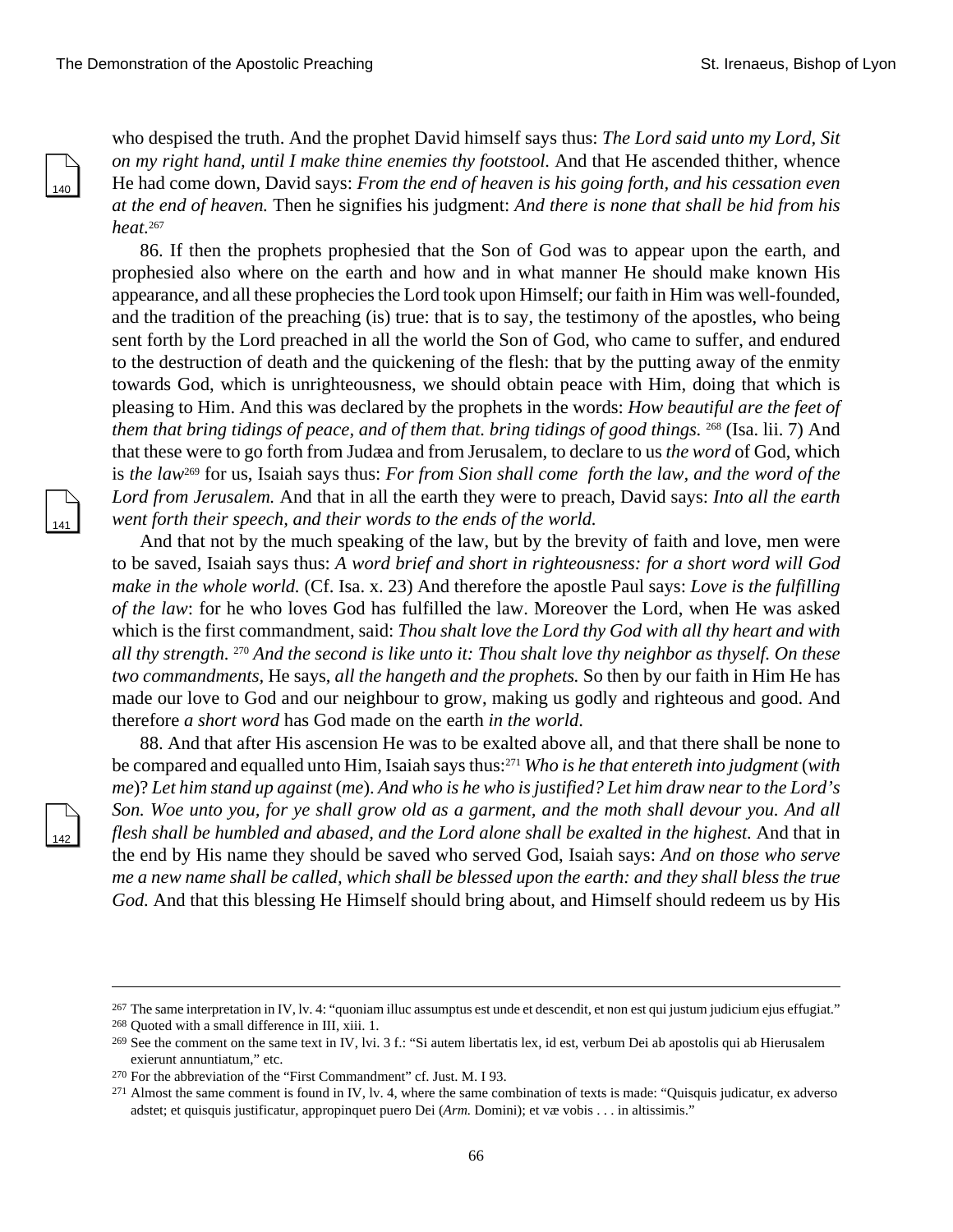who despised the truth. And the prophet David himself says thus: *The Lord said unto my Lord, Sit on my right hand, until I make thine enemies thy footstool.* And that He ascended thither, whence He had come down, David says: *From the end of heaven is his going forth, and his cessation even at the end of heaven.* Then he signifies his judgment: *And there is none that shall be hid from his heat.*[267]

86. If then the prophets prophesied that the Son of God was to appear upon the earth, and prophesied also where on the earth and how and in what manner He should make known His appearance, and all these prophecies the Lord took upon Himself; our faith in Him was well-founded, and the tradition of the preaching (is) true: that is to say, the testimony of the apostles, who being sent forth by the Lord preached in all the world the Son of God, who came to suffer, and endured to the destruction of death and the quickening of the flesh: that by the putting away of the enmity towards God, which is unrighteousness, we should obtain peace with Him, doing that which is pleasing to Him. And this was declared by the prophets in the words: *How beautiful are the feet of them that bring tidings of peace, and of them that. bring tidings of good things.* [268] (Isa. lii. 7) And that these were to go forth from Judæa and from Jerusalem, to declare to us *the word* of God, which is *the law*[269] for us, Isaiah says thus: *For from Sion shall come forth the law, and the word of the Lord from Jerusalem.* And that in all the earth they were to preach, David says: *Into all the earth went forth their speech, and their words to the ends of the world.*

And that not by the much speaking of the law, but by the brevity of faith and love, men were to be saved, Isaiah says thus: *A word brief and short in righteousness: for a short word will God make in the whole world.* (Cf. Isa. x. 23) And therefore the apostle Paul says: *Love is the fulfilling of the law*: for he who loves God has fulfilled the law. Moreover the Lord, when He was asked which is the first commandment, said: *Thou shalt love the Lord thy God with all thy heart and with all thy strength.* [270] *And the second is like unto it: Thou shalt love thy neighbor as thyself. On these two commandments,* He says, *all the hangeth and the prophets.* So then by our faith in Him He has made our love to God and our neighbour to grow, making us godly and righteous and good. And therefore *a short word* has God made on the earth *in the world*.

88. And that after His ascension He was to be exalted above all, and that there shall be none to be compared and equalled unto Him, Isaiah says thus:[271] *Who is he that entereth into judgment* (*with me*)? *Let him stand up against* (*me*). *And who is he who is justified? Let him draw near to the Lord's Son. Woe unto you, for ye shall grow old as a garment, and the moth shall devour you. And all flesh shall be humbled and abased, and the Lord alone shall be exalted in the highest.* And that in the end by His name they should be saved who served God, Isaiah says: *And on those who serve me a new name shall be called, which shall be blessed upon the earth: and they shall bless the true God.* And that this blessing He Himself should bring about, and Himself should redeem us by His

---

[267] The same interpretation in IV, lv. 4: "quoniam illuc assumptus est unde et descendit, et non est qui justum judicium ejus effugiat."

[268] Quoted with a small difference in III, xiii. 1.

[269] See the comment on the same text in IV, lvi. 3 f.: "Si autem libertatis lex, id est, verbum Dei ab apostolis qui ab Hierusalem exierunt annuntiatum," etc.

[270] For the abbreviation of the "First Commandment" cf. Just. M. I 93.

[271] Almost the same comment is found in IV, lv. 4, where the same combination of texts is made: "Quisquis judicatur, ex adverso adstet; et quisquis justificatur, appropinquet puero Dei (*Arm.* Domini); et væ vobis . . . in altissimis."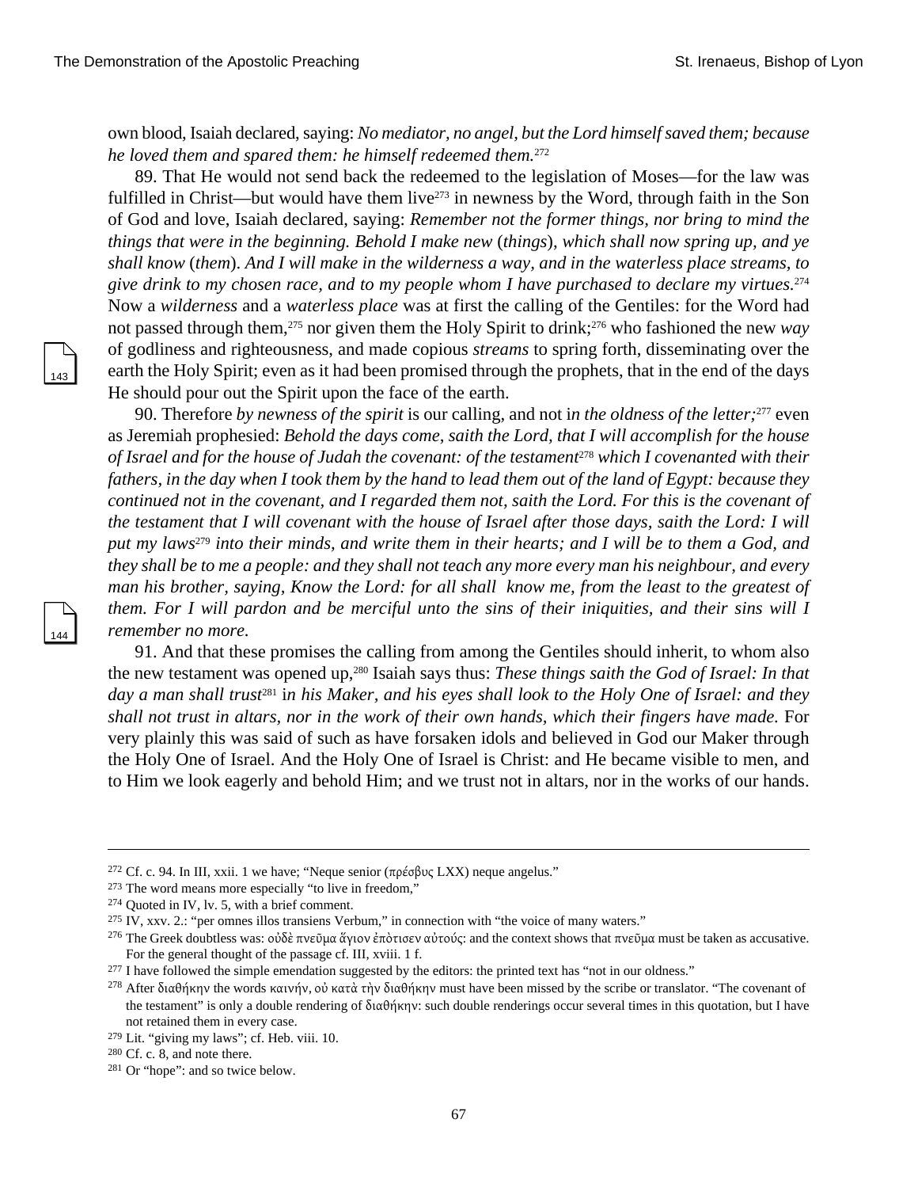own blood, Isaiah declared, saying: *No mediator, no angel, but the Lord himself saved them; because he loved them and spared them: he himself redeemed them.*[272]

89. That He would not send back the redeemed to the legislation of Moses—for the law was fulfilled in Christ—but would have them live[273] in newness by the Word, through faith in the Son of God and love, Isaiah declared, saying: *Remember not the former things, nor bring to mind the things that were in the beginning. Behold I make new* (*things*), *which shall now spring up, and ye shall know* (*them*). *And I will make in the wilderness a way, and in the waterless place streams, to give drink to my chosen race, and to my people whom I have purchased to declare my virtues.*[274] Now a *wilderness* and a *waterless place* was at first the calling of the Gentiles: for the Word had not passed through them,[275] nor given them the Holy Spirit to drink;[276] who fashioned the new *way* of godliness and righteousness, and made copious *streams* to spring forth, disseminating over the earth the Holy Spirit; even as it had been promised through the prophets, that in the end of the days He should pour out the Spirit upon the face of the earth.

90. Therefore *by newness of the spirit* is our calling, and not i*n the oldness of the letter;*[277] even as Jeremiah prophesied: *Behold the days come, saith the Lord, that I will accomplish for the house of Israel and for the house of Judah the covenant: of the testament*[278] *which I covenanted with their fathers, in the day when I took them by the hand to lead them out of the land of Egypt: because they continued not in the covenant, and I regarded them not, saith the Lord. For this is the covenant of the testament that I will covenant with the house of Israel after those days, saith the Lord: I will put my laws*[279] *into their minds, and write them in their hearts; and I will be to them a God, and they shall be to me a people: and they shall not teach any more every man his neighbour, and every man his brother, saying, Know the Lord: for all shall know me, from the least to the greatest of them. For I will pardon and be merciful unto the sins of their iniquities, and their sins will I remember no more.*

91. And that these promises the calling from among the Gentiles should inherit, to whom also the new testament was opened up,[280] Isaiah says thus: *These things saith the God of Israel: In that day a man shall trust*[281] i*n his Maker, and his eyes shall look to the Holy One of Israel: and they shall not trust in altars, nor in the work of their own hands, which their fingers have made.* For very plainly this was said of such as have forsaken idols and believed in God our Maker through the Holy One of Israel. And the Holy One of Israel is Christ: and He became visible to men, and to Him we look eagerly and behold Him; and we trust not in altars, nor in the works of our hands.

---

[272] Cf. c. 94. In III, xxii. 1 we have; "Neque senior (πρέσβυς LXX) neque angelus."

[273] The word means more especially "to live in freedom,"

[274] Quoted in IV, lv. 5, with a brief comment.

[275] IV, xxv. 2.: "per omnes illos transiens Verbum," in connection with "the voice of many waters."

[276] The Greek doubtless was: οὐδὲ πνεῦμα ἅγιον ἐπὸτισεν αὐτούς: and the context shows that πνεῦμα must be taken as accusative. For the general thought of the passage cf. III, xviii. 1 f.

[277] I have followed the simple emendation suggested by the editors: the printed text has "not in our oldness."

[278] After διαθήκην the words καινήν, οὐ κατὰ τὴν διαθήκην must have been missed by the scribe or translator. "The covenant of the testament" is only a double rendering of διαθήκην: such double renderings occur several times in this quotation, but I have not retained them in every case.

[279] Lit. "giving my laws"; cf. Heb. viii. 10.

[280] Cf. c. 8, and note there.

[281] Or "hope": and so twice below.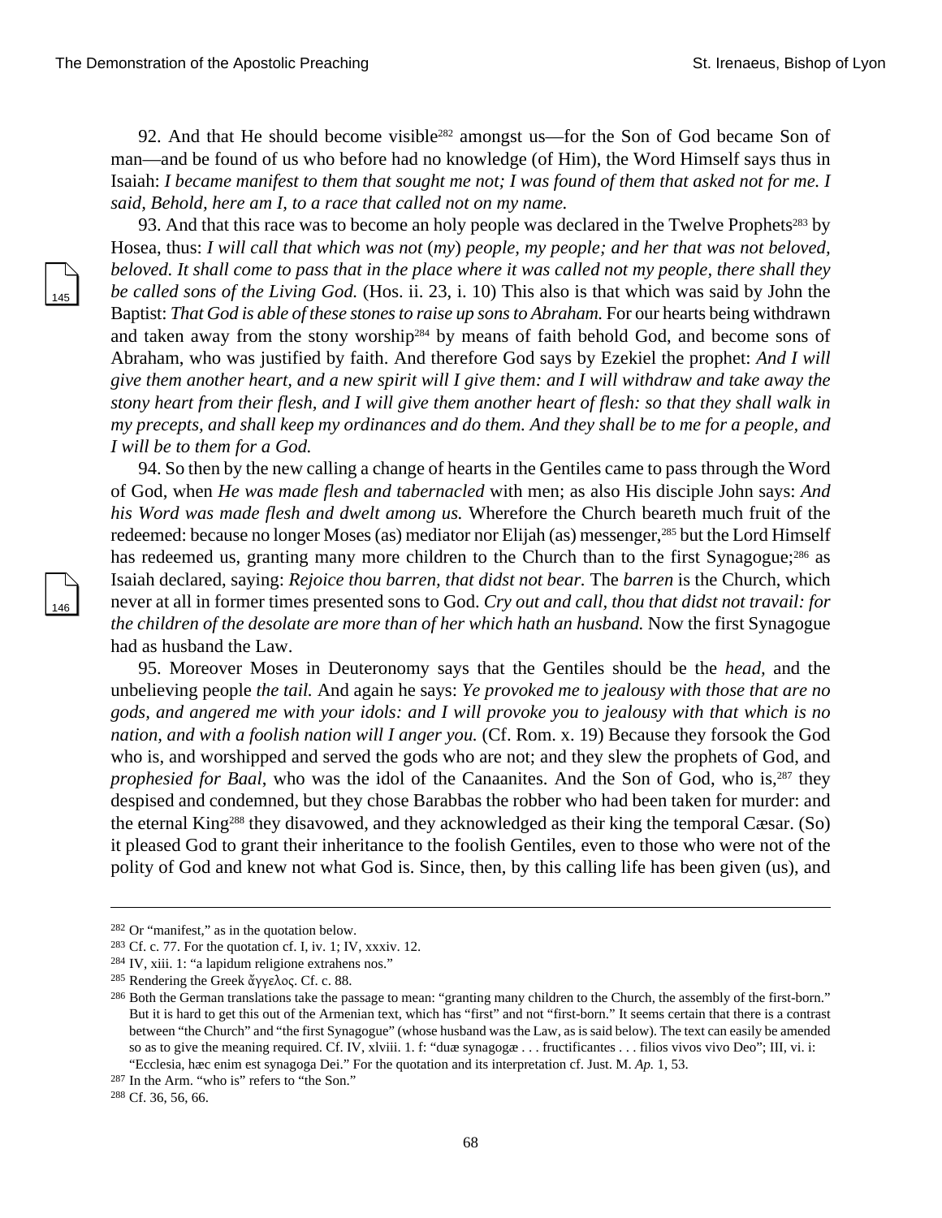92. And that He should become visible[282] amongst us—for the Son of God became Son of man—and be found of us who before had no knowledge (of Him), the Word Himself says thus in Isaiah: *I became manifest to them that sought me not; I was found of them that asked not for me. I said, Behold, here am I, to a race that called not on my name.*

93. And that this race was to become an holy people was declared in the Twelve Prophets[283] by Hosea, thus: *I will call that which was not* (*my*) *people, my people; and her that was not beloved, beloved. It shall come to pass that in the place where it was called not my people, there shall they be called sons of the Living God.* (Hos. ii. 23, i. 10) This also is that which was said by John the Baptist: *That God is able of these stones to raise up sons to Abraham.* For our hearts being withdrawn and taken away from the stony worship[284] by means of faith behold God, and become sons of Abraham, who was justified by faith. And therefore God says by Ezekiel the prophet: *And I will give them another heart, and a new spirit will I give them: and I will withdraw and take away the stony heart from their flesh, and I will give them another heart of flesh: so that they shall walk in my precepts, and shall keep my ordinances and do them. And they shall be to me for a people, and I will be to them for a God.*

94. So then by the new calling a change of hearts in the Gentiles came to pass through the Word of God, when *He was made flesh and tabernacled* with men; as also His disciple John says: *And his Word was made flesh and dwelt among us.* Wherefore the Church beareth much fruit of the redeemed: because no longer Moses (as) mediator nor Elijah (as) messenger,[285] but the Lord Himself has redeemed us, granting many more children to the Church than to the first Synagogue;[286] as Isaiah declared, saying: *Rejoice thou barren, that didst not bear.* The *barren* is the Church, which never at all in former times presented sons to God. *Cry out and call, thou that didst not travail: for the children of the desolate are more than of her which hath an husband.* Now the first Synagogue had as husband the Law.

95. Moreover Moses in Deuteronomy says that the Gentiles should be the *head,* and the unbelieving people *the tail.* And again he says: *Ye provoked me to jealousy with those that are no gods, and angered me with your idols: and I will provoke you to jealousy with that which is no nation, and with a foolish nation will I anger you.* (Cf. Rom. x. 19) Because they forsook the God who is, and worshipped and served the gods who are not; and they slew the prophets of God, and *prophesied for Baal*, who was the idol of the Canaanites. And the Son of God, who is,[287] they despised and condemned, but they chose Barabbas the robber who had been taken for murder: and the eternal King[288] they disavowed, and they acknowledged as their king the temporal Cæsar. (So) it pleased God to grant their inheritance to the foolish Gentiles, even to those who were not of the polity of God and knew not what God is. Since, then, by this calling life has been given (us), and

---

[282] Or "manifest," as in the quotation below.

[283] Cf. c. 77. For the quotation cf. I, iv. 1; IV, xxxiv. 12.

[284] IV, xiii. 1: "a lapidum religione extrahens nos."

[285] Rendering the Greek ἄγγελος. Cf. c. 88.

[286] Both the German translations take the passage to mean: "granting many children to the Church, the assembly of the first-born." But it is hard to get this out of the Armenian text, which has "first" and not "first-born." It seems certain that there is a contrast between "the Church" and "the first Synagogue" (whose husband was the Law, as is said below). The text can easily be amended so as to give the meaning required. Cf. IV, xlviii. 1. f: "duæ synagogæ . . . fructificantes . . . filios vivos vivo Deo"; III, vi. i: "Ecclesia, hæc enim est synagoga Dei." For the quotation and its interpretation cf. Just. M. *Ap.* 1, 53.

[287] In the Arm. "who is" refers to "the Son."

[288] Cf. 36, 56, 66.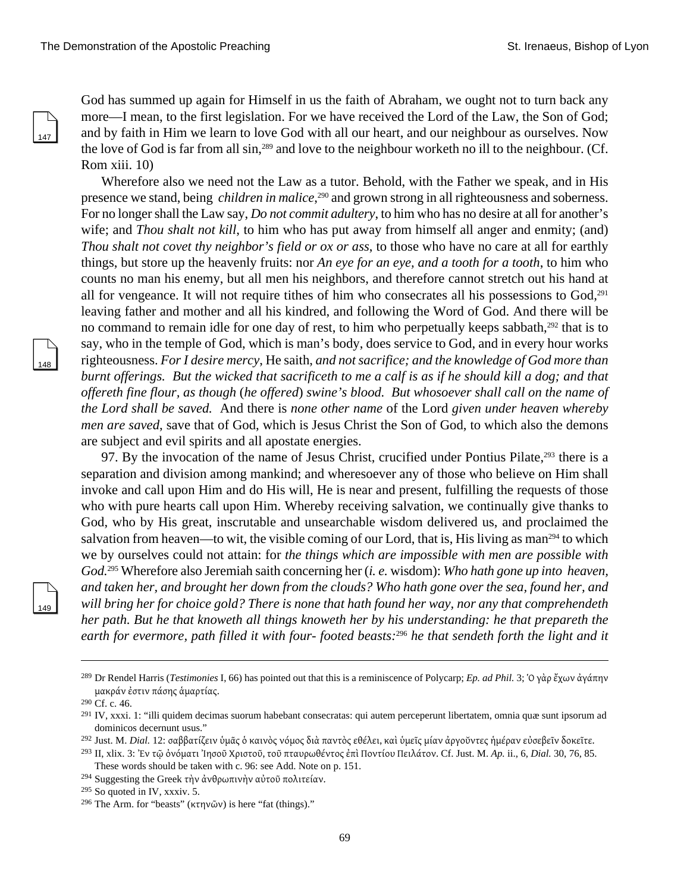God has summed up again for Himself in us the faith of Abraham, we ought not to turn back any more—I mean, to the first legislation. For we have received the Lord of the Law, the Son of God; and by faith in Him we learn to love God with all our heart, and our neighbour as ourselves. Now the love of God is far from all sin,[289] and love to the neighbour worketh no ill to the neighbour. (Cf. Rom xiii. 10)

Wherefore also we need not the Law as a tutor. Behold, with the Father we speak, and in His presence we stand, being *children in malice*,[290] and grown strong in all righteousness and soberness. For no longer shall the Law say, *Do not commit adultery*, to him who has no desire at all for another's wife; and *Thou shalt not kill*, to him who has put away from himself all anger and enmity; (and) *Thou shalt not covet thy neighbor's field or ox or ass*, to those who have no care at all for earthly things, but store up the heavenly fruits: nor *An eye for an eye, and a tooth for a tooth*, to him who counts no man his enemy, but all men his neighbors, and therefore cannot stretch out his hand at all for vengeance. It will not require tithes of him who consecrates all his possessions to God,[291] leaving father and mother and all his kindred, and following the Word of God. And there will be no command to remain idle for one day of rest, to him who perpetually keeps sabbath,[292] that is to say, who in the temple of God, which is man's body, does service to God, and in every hour works righteousness. *For I desire mercy*, He saith, *and not sacrifice; and the knowledge of God more than burnt offerings. But the wicked that sacrificeth to me a calf is as if he should kill a dog; and that offereth fine flour, as though* (*he offered*) *swine's blood. But whosoever shall call on the name of the Lord shall be saved.* And there is *none other name* of the Lord *given under heaven whereby men are saved*, save that of God, which is Jesus Christ the Son of God, to which also the demons are subject and evil spirits and all apostate energies.

97. By the invocation of the name of Jesus Christ, crucified under Pontius Pilate,[293] there is a separation and division among mankind; and wheresoever any of those who believe on Him shall invoke and call upon Him and do His will, He is near and present, fulfilling the requests of those who with pure hearts call upon Him. Whereby receiving salvation, we continually give thanks to God, who by His great, inscrutable and unsearchable wisdom delivered us, and proclaimed the salvation from heaven—to wit, the visible coming of our Lord, that is, His living as man[294] to which we by ourselves could not attain: for *the things which are impossible with men are possible with God.*[295] Wherefore also Jeremiah saith concerning her (*i. e.* wisdom): *Who hath gone up into heaven, and taken her, and brought her down from the clouds? Who hath gone over the sea, found her, and will bring her for choice gold? There is none that hath found her way, nor any that comprehendeth her path. But he that knoweth all things knoweth her by his understanding: he that prepareth the earth for evermore, path filled it with four- footed beasts:*[296] *he that sendeth forth the light and it*

---

[289] Dr Rendel Harris (*Testimonies* I, 66) has pointed out that this is a reminiscence of Polycarp; *Ep. ad Phil.* 3; Ὁ γὰρ ἔχων ἀγάπην μακράν ἐστιν πάσης ἁμαρτίας.

[290] Cf. c. 46.

[291] IV, xxxi. 1: "illi quidem decimas suorum habebant consecratas: qui autem perceperunt libertatem, omnia quæ sunt ipsorum ad dominicos decernunt usus."

[292] Just. M. *Dial.* 12: σαββατίζειν ὑμᾶς ὁ καινὸς νόμος διὰ παντὸς εθέλει, καὶ ὑμεῖς μίαν ἀργοῦντες ἡμέραν εὐσεβεῖν δοκεῖτε.

[293] II, xlix. 3: Ἐν τῷ ὀνόματι Ἰησοῦ Χριστοῦ, τοῦ πταυρωθέντος ἐπὶ Ποντίου Πειλάτον. Cf. Just. M. *Ap.* ii., 6, *Dial.* 30, 76, 85. These words should be taken with c. 96: see Add. Note on p. 151.

[294] Suggesting the Greek τὴν ἀνθρωπινὴν αὐτοῦ πολιτείαν.

[295] So quoted in IV, xxxiv. 5.

[296] The Arm. for "beasts" (κτηνῶν) is here "fat (things)."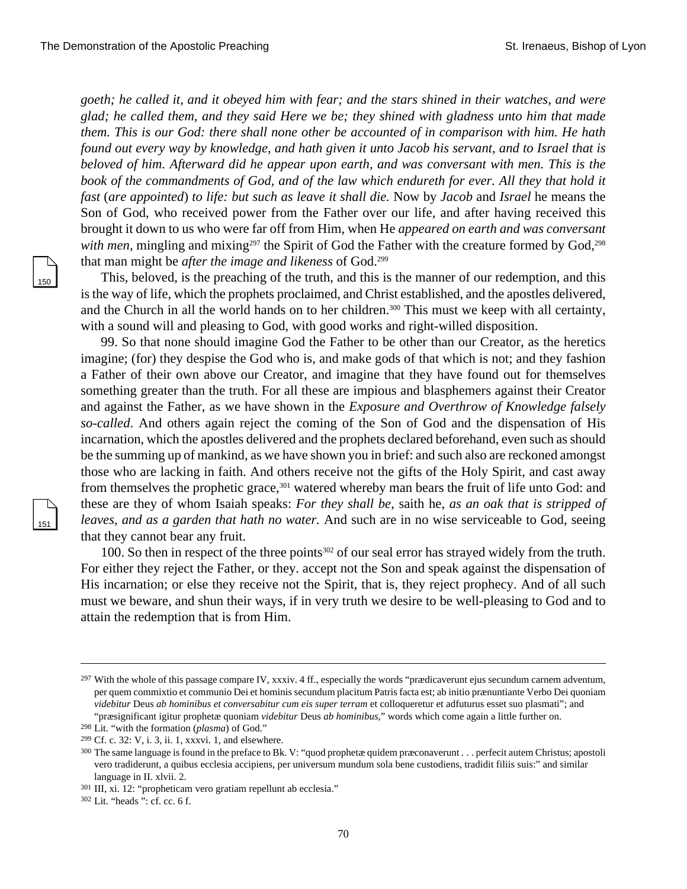*goeth; he called it, and it obeyed him with fear; and the stars shined in their watches, and were glad; he called them, and they said Here we be; they shined with gladness unto him that made them. This is our God: there shall none other be accounted of in comparison with him. He hath found out every way by knowledge, and hath given it unto Jacob his servant, and to Israel that is beloved of him. Afterward did he appear upon earth, and was conversant with men. This is the book of the commandments of God, and of the law which endureth for ever. All they that hold it fast* (*are appointed*) *to life: but such as leave it shall die.* Now by *Jacob* and *Israel* he means the Son of God, who received power from the Father over our life, and after having received this brought it down to us who were far off from Him, when He *appeared on earth and was conversant with men,* mingling and mixing[297] the Spirit of God the Father with the creature formed by God,[298] that man might be *after the image and likeness* of God.[299]

This, beloved, is the preaching of the truth, and this is the manner of our redemption, and this is the way of life, which the prophets proclaimed, and Christ established, and the apostles delivered, and the Church in all the world hands on to her children.[300] This must we keep with all certainty, with a sound will and pleasing to God, with good works and right-willed disposition.

99. So that none should imagine God the Father to be other than our Creator, as the heretics imagine; (for) they despise the God who is, and make gods of that which is not; and they fashion a Father of their own above our Creator, and imagine that they have found out for themselves something greater than the truth. For all these are impious and blasphemers against their Creator and against the Father, as we have shown in the *Exposure and Overthrow of Knowledge falsely so-called*. And others again reject the coming of the Son of God and the dispensation of His incarnation, which the apostles delivered and the prophets declared beforehand, even such as should be the summing up of mankind, as we have shown you in brief: and such also are reckoned amongst those who are lacking in faith. And others receive not the gifts of the Holy Spirit, and cast away from themselves the prophetic grace,[301] watered whereby man bears the fruit of life unto God: and these are they of whom Isaiah speaks: *For they shall be*, saith he, *as an oak that is stripped of leaves, and as a garden that hath no water.* And such are in no wise serviceable to God, seeing that they cannot bear any fruit.

100. So then in respect of the three points[302] of our seal error has strayed widely from the truth. For either they reject the Father, or they. accept not the Son and speak against the dispensation of His incarnation; or else they receive not the Spirit, that is, they reject prophecy. And of all such must we beware, and shun their ways, if in very truth we desire to be well-pleasing to God and to attain the redemption that is from Him.

---

297 With the whole of this passage compare IV, xxxiv. 4 ff., especially the words "prædicaverunt ejus secundum carnem adventum, per quem commixtio et communio Dei et hominis secundum placitum Patris facta est; ab initio prænuntiante Verbo Dei quoniam *videbitur* Deus *ab hominibus et conversabitur cum eis super terram* et colloqueretur et adfuturus esset suo plasmati"; and "præsignificant igitur prophetæ quoniam *videbitur* Deus *ab hominibus*," words which come again a little further on.

298 Lit. "with the formation (*plasma*) of God."

299 Cf. c. 32: V, i. 3, ii. 1, xxxvi. 1, and elsewhere.

300 The same language is found in the preface to Bk. V: "quod prophetæ quidem præconaverunt . . . perfecit autem Christus; apostoli vero tradiderunt, a quibus ecclesia accipiens, per universum mundum sola bene custodiens, tradidit filiis suis:" and similar language in II. xlvii. 2.

301 III, xi. 12: "propheticam vero gratiam repellunt ab ecclesia."

302 Lit. "heads ": cf. cc. 6 f.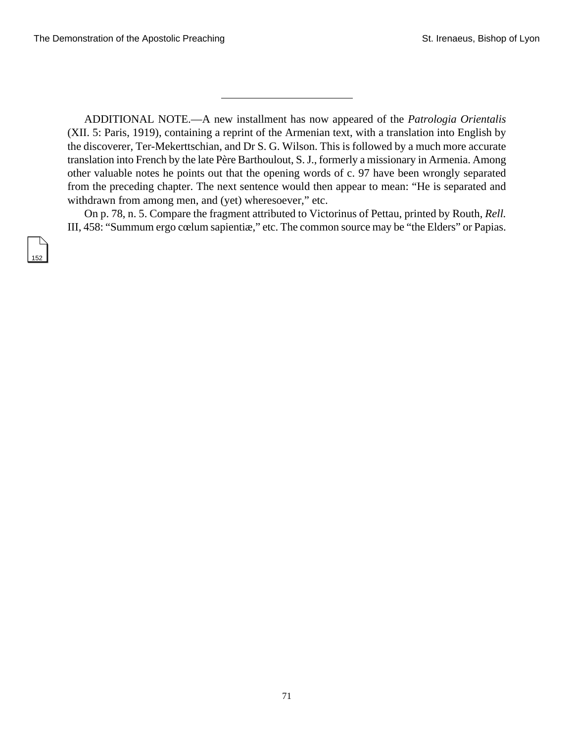---

ADDITIONAL NOTE.—A new installment has now appeared of the *Patrologia Orientalis* (XII. 5: Paris, 1919), containing a reprint of the Armenian text, with a translation into English by the discoverer, Ter-Mekerttschian, and Dr S. G. Wilson. This is followed by a much more accurate translation into French by the late Père Barthoulout, S. J., formerly a missionary in Armenia. Among other valuable notes he points out that the opening words of c. 97 have been wrongly separated from the preceding chapter. The next sentence would then appear to mean: "He is separated and withdrawn from among men, and (yet) wheresoever," etc.

On p. 78, n. 5. Compare the fragment attributed to Victorinus of Pettau, printed by Routh, *Rell.* III, 458: "Summum ergo cœlum sapientiæ," etc. The common source may be "the Elders" or Papias.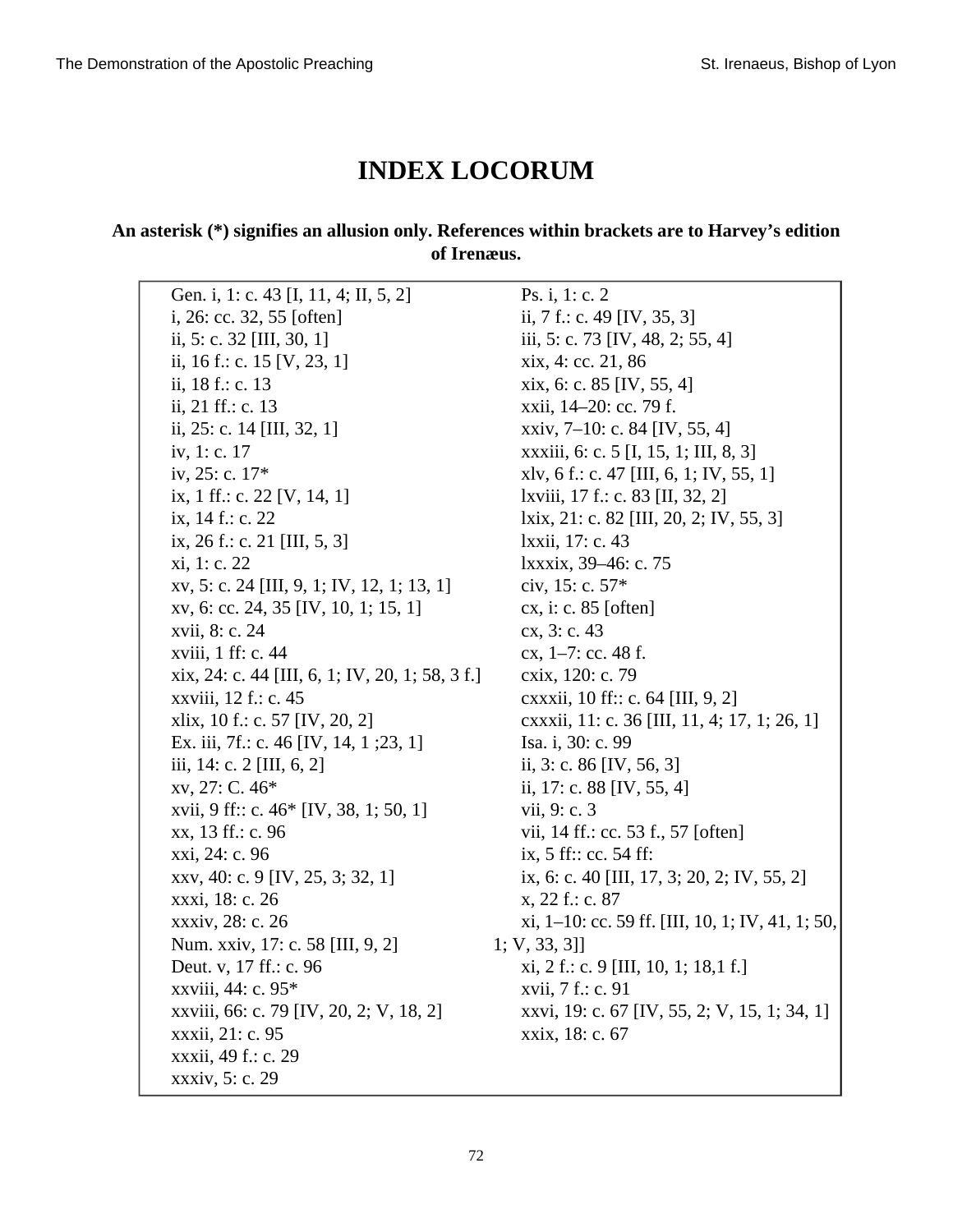# INDEX LOCORUM

**An asterisk (*) signifies an allusion only. References within brackets are to Harvey's edition of Irenæus.**

Gen. i, 1: c. 43 [I, 11, 4; II, 5, 2]
i, 26: cc. 32, 55 [often]
ii, 5: c. 32 [III, 30, 1]
ii, 16 f.: c. 15 [V, 23, 1]
ii, 18 f.: c. 13
ii, 21 ff.: c. 13
ii, 25: c. 14 [III, 32, 1]
iv, 1: c. 17
iv, 25: c. 17*
ix, 1 ff.: c. 22 [V, 14, 1]
ix, 14 f.: c. 22
ix, 26 f.: c. 21 [III, 5, 3]
xi, 1: c. 22
xv, 5: c. 24 [III, 9, 1; IV, 12, 1; 13, 1]
xv, 6: cc. 24, 35 [IV, 10, 1; 15, 1]
xvii, 8: c. 24
xviii, 1 ff: c. 44
xix, 24: c. 44 [III, 6, 1; IV, 20, 1; 58, 3 f.]
xxviii, 12 f.: c. 45
xlix, 10 f.: c. 57 [IV, 20, 2]
Ex. iii, 7f.: c. 46 [IV, 14, 1 ;23, 1]
iii, 14: c. 2 [III, 6, 2]
xv, 27: C. 46*
xvii, 9 ff:: c. 46* [IV, 38, 1; 50, 1]
xx, 13 ff.: c. 96
xxi, 24: c. 96
xxv, 40: c. 9 [IV, 25, 3; 32, 1]
xxxi, 18: c. 26
xxxiv, 28: c. 26
Num. xxiv, 17: c. 58 [III, 9, 2]
Deut. v, 17 ff.: c. 96
xxviii, 44: c. 95*
xxviii, 66: c. 79 [IV, 20, 2; V, 18, 2]
xxxii, 21: c. 95
xxxii, 49 f.: c. 29
xxxiv, 5: c. 29
Ps. i, 1: c. 2
ii, 7 f.: c. 49 [IV, 35, 3]
iii, 5: c. 73 [IV, 48, 2; 55, 4]
xix, 4: cc. 21, 86
xix, 6: c. 85 [IV, 55, 4]
xxii, 14–20: cc. 79 f.
xxiv, 7–10: c. 84 [IV, 55, 4]
xxxiii, 6: c. 5 [I, 15, 1; III, 8, 3]
xlv, 6 f.: c. 47 [III, 6, 1; IV, 55, 1]
lxviii, 17 f.: c. 83 [II, 32, 2]
lxix, 21: c. 82 [III, 20, 2; IV, 55, 3]
lxxii, 17: c. 43
lxxxix, 39–46: c. 75
civ, 15: c. 57*
cx, i: c. 85 [often]
cx, 3: c. 43
cx, 1–7: cc. 48 f.
cxix, 120: c. 79
cxxxii, 10 ff:: c. 64 [III, 9, 2]
cxxxii, 11: c. 36 [III, 11, 4; 17, 1; 26, 1]
Isa. i, 30: c. 99
ii, 3: c. 86 [IV, 56, 3]
ii, 17: c. 88 [IV, 55, 4]
vii, 9: c. 3
vii, 14 ff.: cc. 53 f., 57 [often]
ix, 5 ff:: cc. 54 ff:
ix, 6: c. 40 [III, 17, 3; 20, 2; IV, 55, 2]
x, 22 f.: c. 87
xi, 1–10: cc. 59 ff. [III, 10, 1; IV, 41, 1; 50, 1; V, 33, 3]]
xi, 2 f.: c. 9 [III, 10, 1; 18,1 f.]
xvii, 7 f.: c. 91
xxvi, 19: c. 67 [IV, 55, 2; V, 15, 1; 34, 1]
xxix, 18: c. 67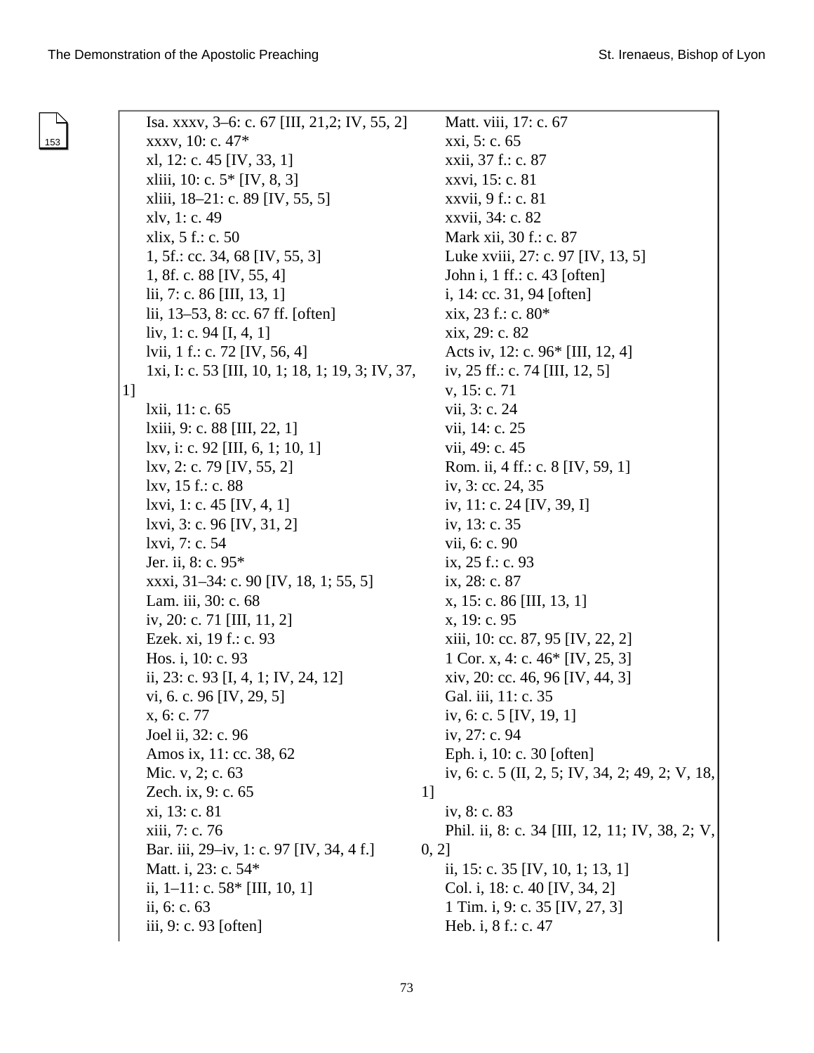Isa. xxxv, 3–6: c. 67 [III, 21,2; IV, 55, 2]
xxxv, 10: c. 47*
xl, 12: c. 45 [IV, 33, 1]
xliii, 10: c. 5* [IV, 8, 3]
xliii, 18–21: c. 89 [IV, 55, 5]
xlv, 1: c. 49
xlix, 5 f.: c. 50
1, 5f.: cc. 34, 68 [IV, 55, 3]
1, 8f. c. 88 [IV, 55, 4]
lii, 7: c. 86 [III, 13, 1]
lii, 13–53, 8: cc. 67 ff. [often]
liv, 1: c. 94 [I, 4, 1]
lvii, 1 f.: c. 72 [IV, 56, 4]
1xi, I: c. 53 [III, 10, 1; 18, 1; 19, 3; IV, 37, 1]
lxii, 11: c. 65
lxiii, 9: c. 88 [III, 22, 1]
lxv, i: c. 92 [III, 6, 1; 10, 1]
lxv, 2: c. 79 [IV, 55, 2]
lxv, 15 f.: c. 88
lxvi, 1: c. 45 [IV, 4, 1]
lxvi, 3: c. 96 [IV, 31, 2]
lxvi, 7: c. 54
Jer. ii, 8: c. 95*
xxxi, 31–34: c. 90 [IV, 18, 1; 55, 5]
Lam. iii, 30: c. 68
iv, 20: c. 71 [III, 11, 2]
Ezek. xi, 19 f.: c. 93
Hos. i, 10: c. 93
ii, 23: c. 93 [I, 4, 1; IV, 24, 12]
vi, 6. c. 96 [IV, 29, 5]
x, 6: c. 77
Joel ii, 32: c. 96
Amos ix, 11: cc. 38, 62
Mic. v, 2; c. 63
Zech. ix, 9: c. 65
xi, 13: c. 81
xiii, 7: c. 76
Bar. iii, 29–iv, 1: c. 97 [IV, 34, 4 f.]
Matt. i, 23: c. 54*
ii, 1–11: c. 58* [III, 10, 1]
ii, 6: c. 63
iii, 9: c. 93 [often]
Matt. viii, 17: c. 67
xxi, 5: c. 65
xxii, 37 f.: c. 87
xxvi, 15: c. 81
xxvii, 9 f.: c. 81
xxvii, 34: c. 82
Mark xii, 30 f.: c. 87
Luke xviii, 27: c. 97 [IV, 13, 5]
John i, 1 ff.: c. 43 [often]
i, 14: cc. 31, 94 [often]
xix, 23 f.: c. 80*
xix, 29: c. 82
Acts iv, 12: c. 96* [III, 12, 4]
iv, 25 ff.: c. 74 [III, 12, 5]
v, 15: c. 71
vii, 3: c. 24
vii, 14: c. 25
vii, 49: c. 45
Rom. ii, 4 ff.: c. 8 [IV, 59, 1]
iv, 3: cc. 24, 35
iv, 11: c. 24 [IV, 39, I]
iv, 13: c. 35
vii, 6: c. 90
ix, 25 f.: c. 93
ix, 28: c. 87
x, 15: c. 86 [III, 13, 1]
x, 19: c. 95
xiii, 10: cc. 87, 95 [IV, 22, 2]
1 Cor. x, 4: c. 46* [IV, 25, 3]
xiv, 20: cc. 46, 96 [IV, 44, 3]
Gal. iii, 11: c. 35
iv, 6: c. 5 [IV, 19, 1]
iv, 27: c. 94
Eph. i, 10: c. 30 [often]
iv, 6: c. 5 (II, 2, 5; IV, 34, 2; 49, 2; V, 18, 1]
iv, 8: c. 83
Phil. ii, 8: c. 34 [III, 12, 11; IV, 38, 2; V, 0, 2]
ii, 15: c. 35 [IV, 10, 1; 13, 1]
Col. i, 18: c. 40 [IV, 34, 2]
1 Tim. i, 9: c. 35 [IV, 27, 3]
Heb. i, 8 f.: c. 47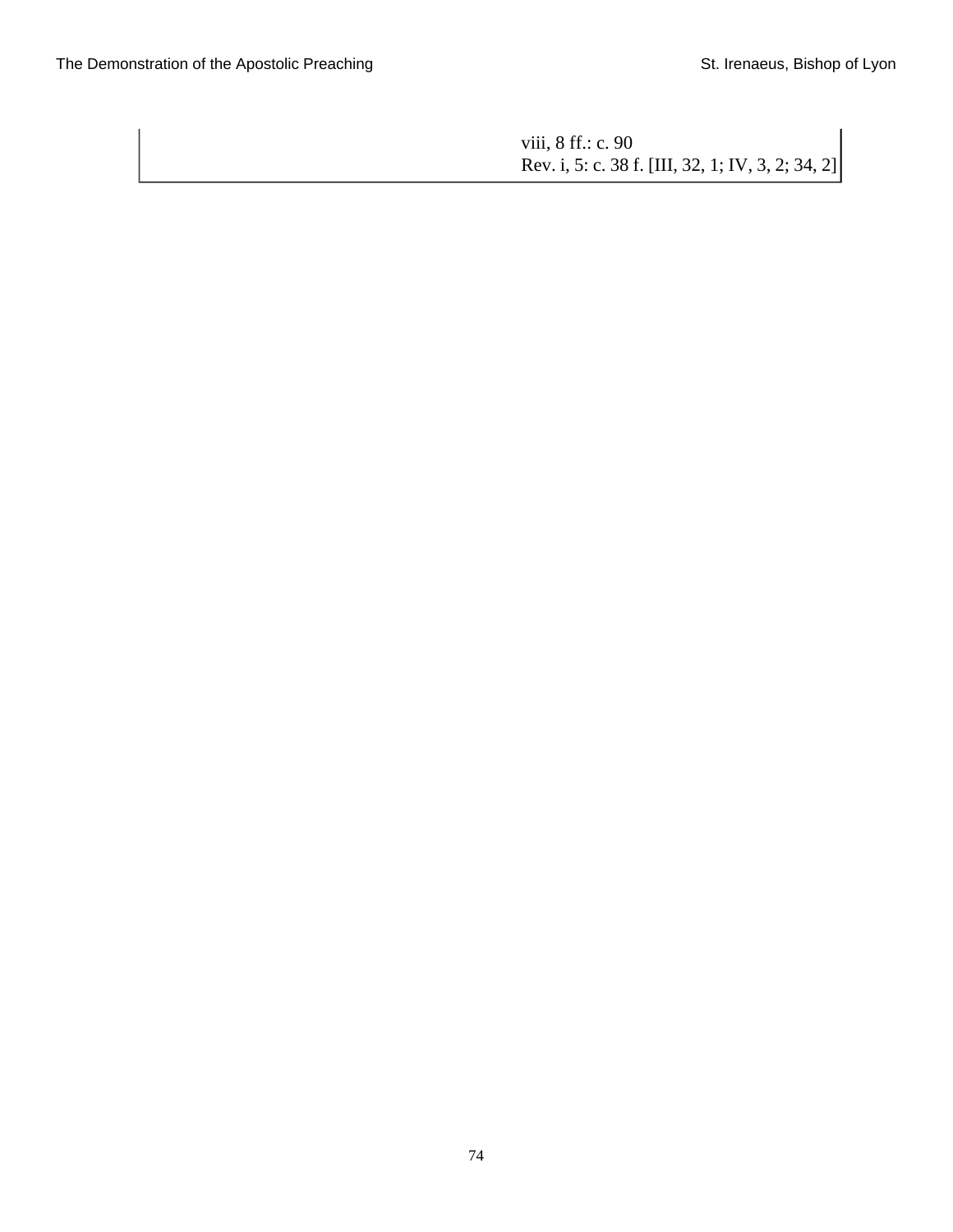| | |
|---|---|
| | viii, 8 ff.: c. 90<br>Rev. i, 5: c. 38 f. [III, 32, 1; IV, 3, 2; 34, 2] |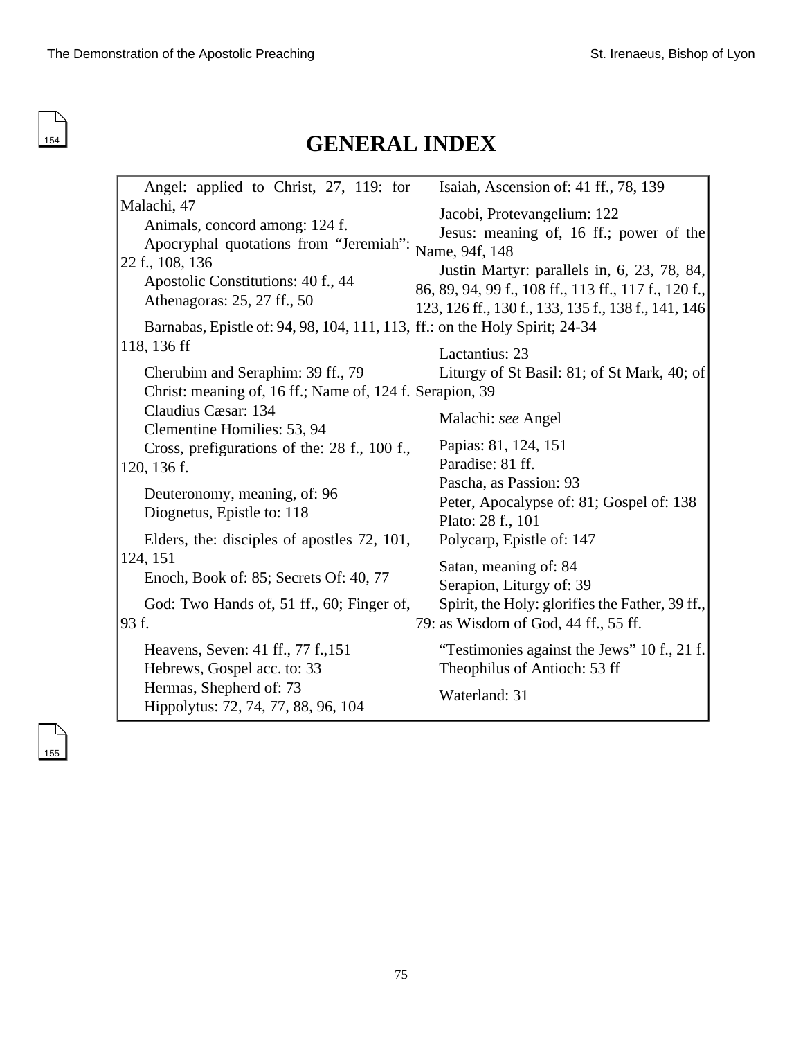# GENERAL INDEX

Angel: applied to Christ, 27, 119: for Malachi, 47

Animals, concord among: 124 f.

Apocryphal quotations from “Jeremiah”: 22 f., 108, 136

Apostolic Constitutions: 40 f., 44

Athenagoras: 25, 27 ff., 50

Barnabas, Epistle of: 94, 98, 104, 111, 113, 118, 136 ff

Cherubim and Seraphim: 39 ff., 79

Christ: meaning of, 16 ff.; Name of, 124 f.

Claudius Cæsar: 134

Clementine Homilies: 53, 94

Cross, prefigurations of the: 28 f., 100 f., 120, 136 f.

Deuteronomy, meaning, of: 96

Diognetus, Epistle to: 118

Elders, the: disciples of apostles 72, 101, 124, 151

Enoch, Book of: 85; Secrets Of: 40, 77

God: Two Hands of, 51 ff., 60; Finger of, 93 f.

Heavens, Seven: 41 ff., 77 f.,151

Hebrews, Gospel acc. to: 33

Hermas, Shepherd of: 73

Hippolytus: 72, 74, 77, 88, 96, 104

Isaiah, Ascension of: 41 ff., 78, 139

Jacobi, Protevangelium: 122

Jesus: meaning of, 16 ff.; power of the Name, 94f, 148

Justin Martyr: parallels in, 6, 23, 78, 84, 86, 89, 94, 99 f., 108 ff., 113 ff., 117 f., 120 f., 123, 126 ff., 130 f., 133, 135 f., 138 f., 141, 146 ff.: on the Holy Spirit; 24-34

Lactantius: 23

Liturgy of St Basil: 81; of St Mark, 40; of Serapion, 39

Malachi: *see* Angel

Papias: 81, 124, 151

Paradise: 81 ff.

Pascha, as Passion: 93

Peter, Apocalypse of: 81; Gospel of: 138

Plato: 28 f., 101

Polycarp, Epistle of: 147

Satan, meaning of: 84

Serapion, Liturgy of: 39

Spirit, the Holy: glorifies the Father, 39 ff., 79: as Wisdom of God, 44 ff., 55 ff.

“Testimonies against the Jews” 10 f., 21 f.

Theophilus of Antioch: 53 ff

Waterland: 31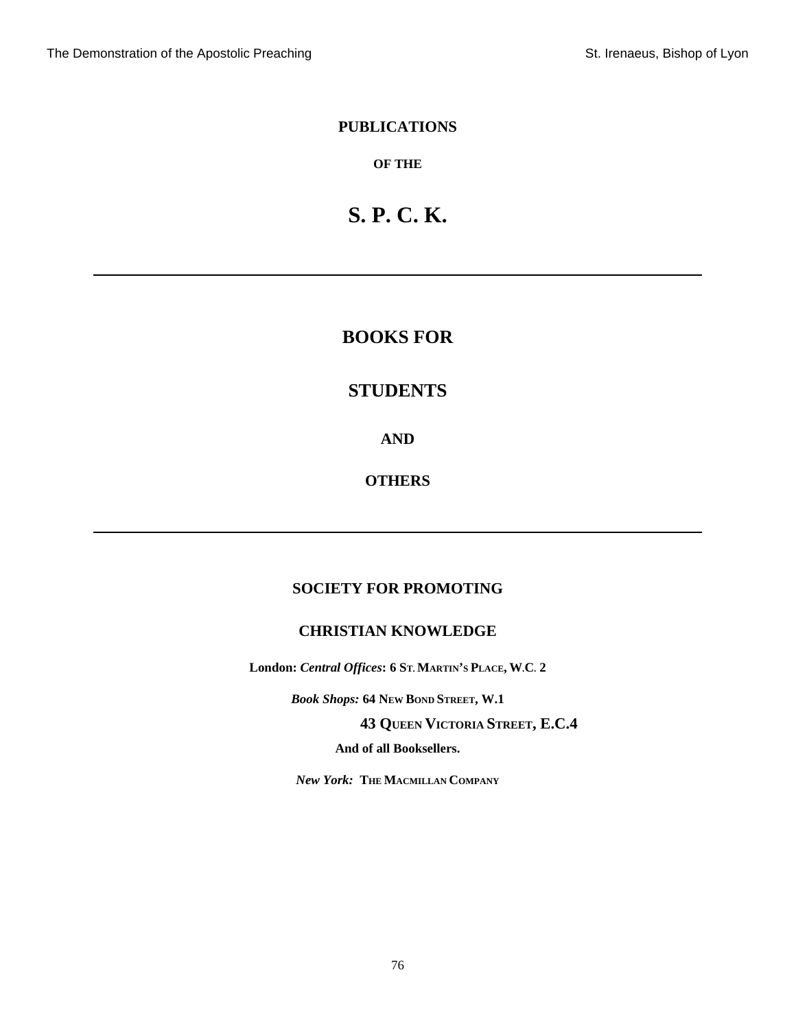**PUBLICATIONS**

**OF THE**

# S. P. C. K.

---

## BOOKS FOR

## STUDENTS

**AND**

**OTHERS**

---

**SOCIETY FOR PROMOTING**

**CHRISTIAN KNOWLEDGE**

**London:** ***Central Offices*****: 6 ST. MARTIN'S PLACE, W.C. 2**

***Book Shops:*** **64 NEW BOND STREET, W.1**

**43 QUEEN VICTORIA STREET, E.C.4**

**And of all Booksellers.**

***New York:*** **THE MACMILLAN COMPANY**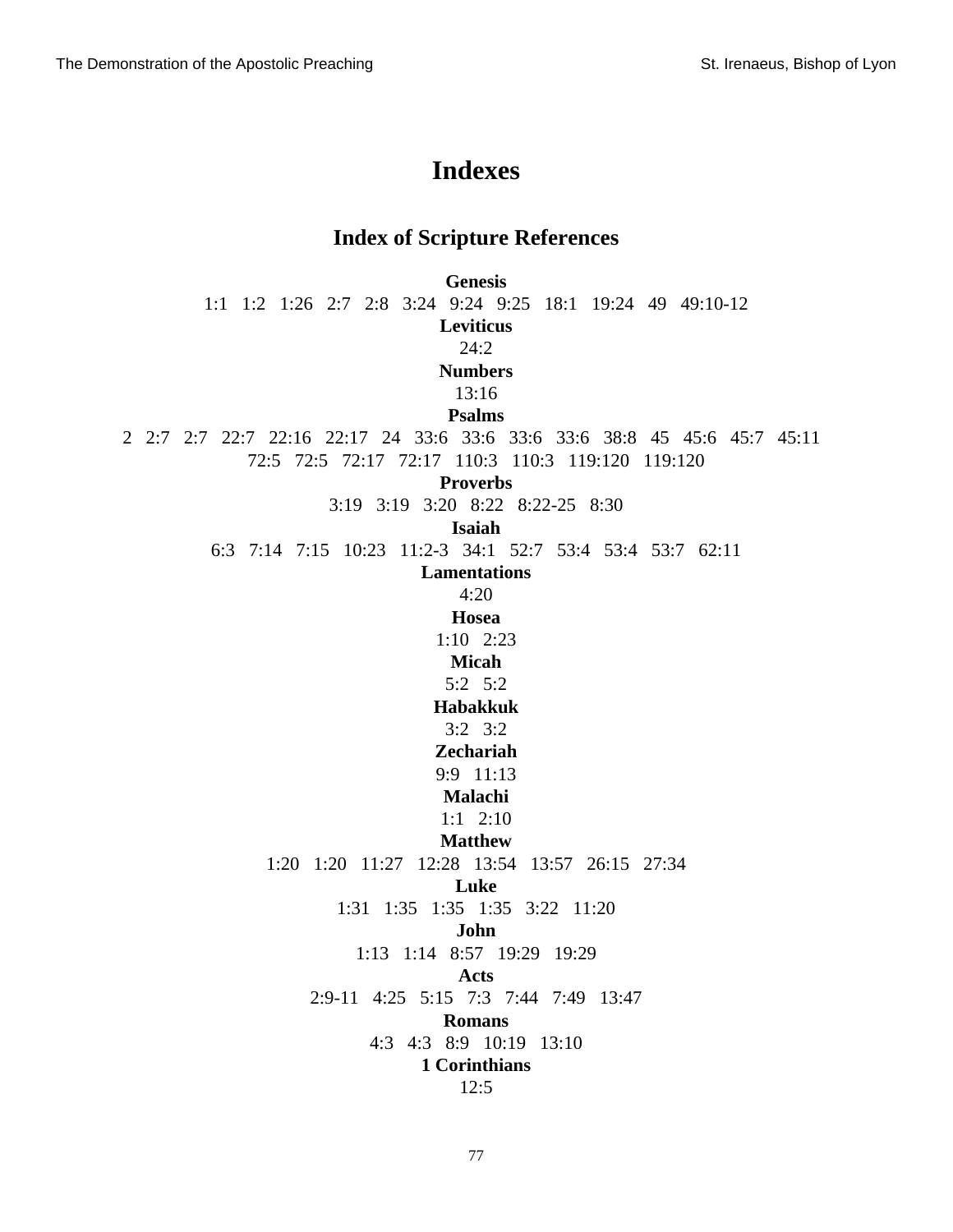# Indexes

## Index of Scripture References

**Genesis**

1:1   1:2   1:26   2:7   2:8   3:24   9:24   9:25   18:1   19:24   49   49:10-12

**Leviticus**

24:2

**Numbers**

13:16

**Psalms**

2   2:7   2:7   22:7   22:16   22:17   24   33:6   33:6   33:6   33:6   38:8   45   45:6   45:7   45:11   72:5   72:5   72:17   72:17   110:3   110:3   119:120   119:120

**Proverbs**

3:19   3:19   3:20   8:22   8:22-25   8:30

**Isaiah**

6:3   7:14   7:15   10:23   11:2-3   34:1   52:7   53:4   53:4   53:7   62:11

**Lamentations**

4:20

**Hosea**

1:10   2:23

**Micah**

5:2   5:2

**Habakkuk**

3:2   3:2

**Zechariah**

9:9   11:13

**Malachi**

1:1   2:10

**Matthew**

1:20   1:20   11:27   12:28   13:54   13:57   26:15   27:34

**Luke**

1:31   1:35   1:35   1:35   3:22   11:20

**John**

1:13   1:14   8:57   19:29   19:29

**Acts**

2:9-11   4:25   5:15   7:3   7:44   7:49   13:47

**Romans**

4:3   4:3   8:9   10:19   13:10

**1 Corinthians**

12:5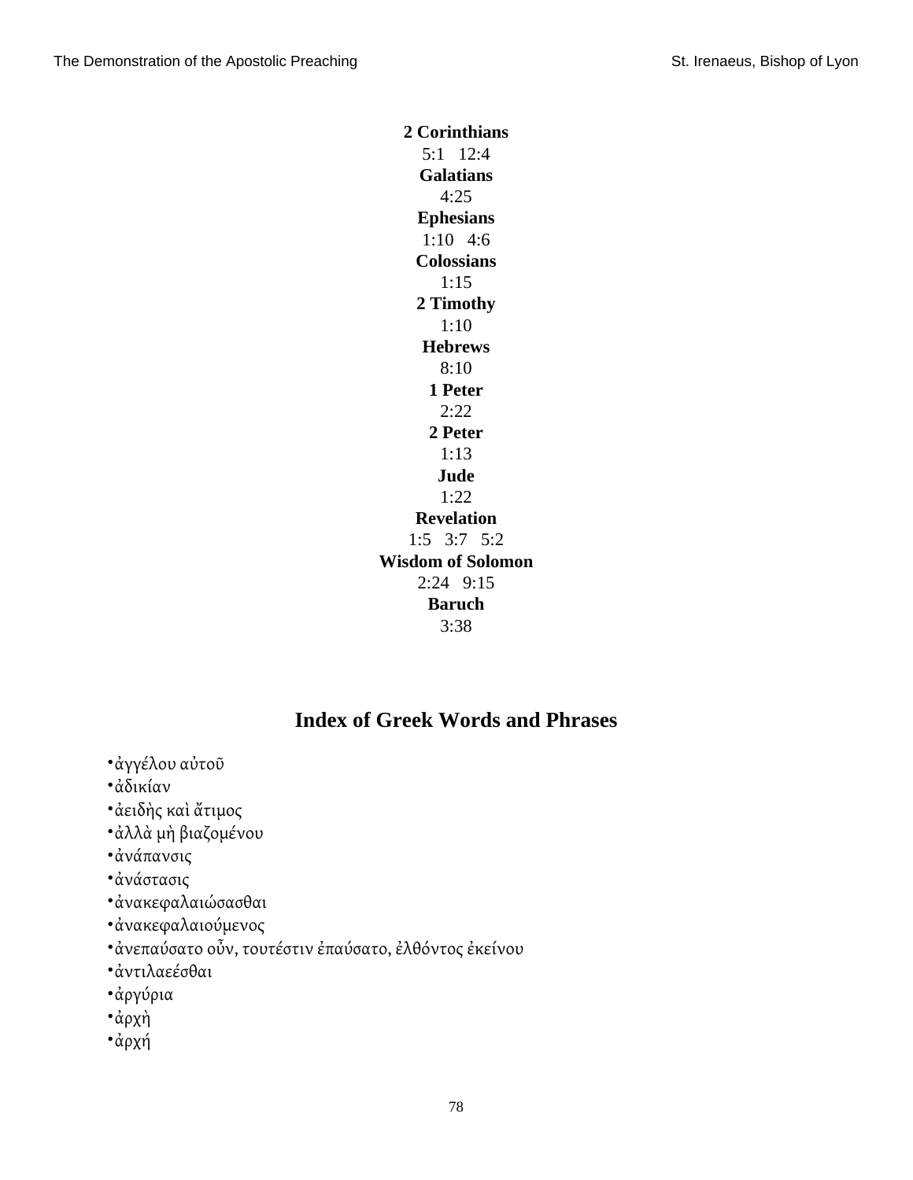**2 Corinthians**

5:1   12:4

**Galatians**

4:25

**Ephesians**

1:10   4:6

**Colossians**

1:15

**2 Timothy**

1:10

**Hebrews**

8:10

**1 Peter**

2:22

**2 Peter**

1:13

**Jude**

1:22

**Revelation**

1:5   3:7   5:2

**Wisdom of Solomon**

2:24   9:15

**Baruch**

3:38

## Index of Greek Words and Phrases

- ἀγγέλου αὐτοῦ
- ἀδικίαν
- ἀειδὴς καὶ ἄτιμος
- ἀλλὰ μὴ βιαζομένου
- ἀνάπανσις
- ἀνάστασις
- ἀνακεφαλαιώσασθαι
- ἀνακεφαλαιούμενος
- ἀνεπαύσατο οὖν, τουτέστιν ἐπαύσατο, ἐλθόντος ἐκείνου
- ἀντιλαεέσθαι
- ἀργύρια
- ἀρχὴ
- ἀρχή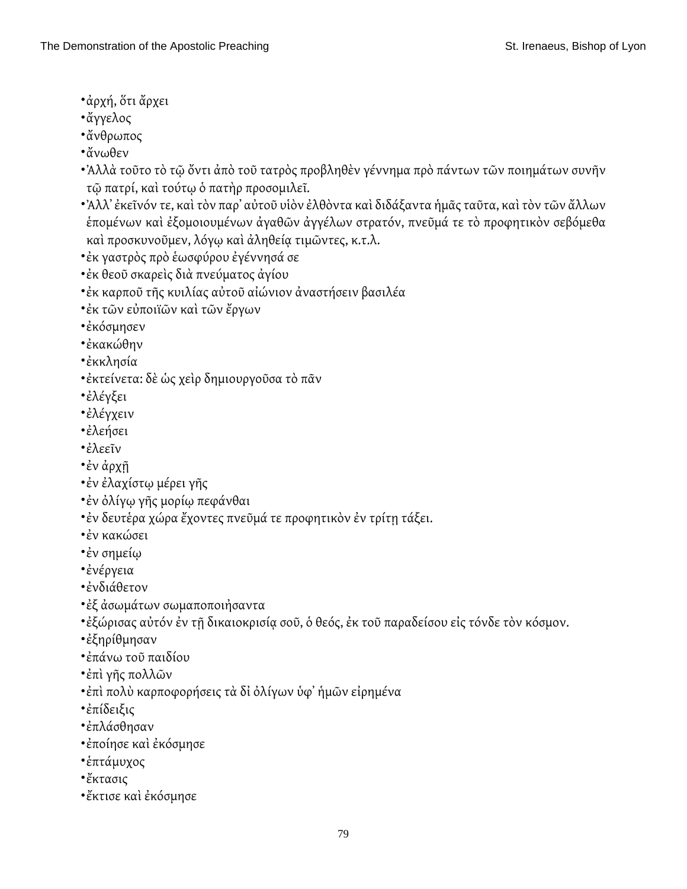- ἀρχή, ὅτι ἄρχει
- ἄγγελος
- ἄνθρωπος
- ἄνωθεν
- Ἀλλὰ τοῦτο τὸ τῷ ὄντι ἀπὸ τοῦ τατρὸς προβληθὲν γέννημα πρὸ πάντων τῶν ποιημάτων συνῆν τῷ πατρί, καὶ τούτῳ ὁ πατὴρ προσομιλεῖ.
- Ἀλλ’ ἐκεῖνόν τε, καὶ τὸν παρ’ αὐτοῦ υἱὸν ἐλθὸντα καὶ διδάξαντα ἡμᾶς ταῦτα, καὶ τὸν τῶν ἄλλων ἑπομένων καὶ ἐξομοιουμένων ἀγαθῶν ἀγγέλων στρατόν, πνεῦμά τε τὸ προφητικὸν σεβόμεθα καὶ προσκυνοῦμεν, λόγῳ καὶ ἀληθείᾳ τιμῶντες, κ.τ.λ.
- ἐκ γαστρὸς πρὸ ἑωσφύρου ἐγέννησά σε
- ἐκ θεοῦ σκαρεὶς διὰ πνεύματος ἁγίου
- ἐκ καρποῦ τῆς κυιλίας αὐτοῦ αἰώνιον ἀναστήσειν βασιλέα
- ἐκ τῶν εὐποιϊῶν καὶ τῶν ἔργων
- ἐκόσμησεν
- ἐκακώθην
- ἐκκλησία
- ἐκτείνετα: δὲ ὡς χεὶρ δημιουργοῦσα τὸ πᾶν
- ἐλέγξει
- ἐλέγχειν
- ἐλεήσει
- ἐλεεῖν
- ἐν ἀρχῇ
- ἐν ἐλαχίστῳ μέρει γῆς
- ἐν ὀλίγῳ γῆς μορίῳ πεφάνθαι
- ἐν δευτέρα χώρα ἔχοντες πνεῦμά τε προφητικὸν ἐν τρίτῃ τάξει.
- ἐν κακώσει
- ἐν σημείῳ
- ἐνέργεια
- ἐνδιάθετον
- ἐξ ἀσωμάτων σωμαποποιἡσαντα
- ἐξώρισας αὐτόν ἐν τῇ δικαιοκρισίᾳ σοῦ, ὁ θεός, ἐκ τοῦ παραδείσου εἰς τόνδε τὸν κόσμον.
- ἐξηρίθμησαν
- ἐπάνω τοῦ παιδίου
- ἐπὶ γῆς πολλῶν
- ἐπὶ πολὺ καρποφορήσεις τὰ δὶ ὀλίγων ὑφ’ ἡμῶν εἰρημένα
- ἐπίδειξις
- ἐπλάσθησαν
- ἐποίησε καὶ ἐκόσμησε
- ἑπτάμυχος
- ἔκτασις
- ἔκτισε καὶ ἐκόσμησε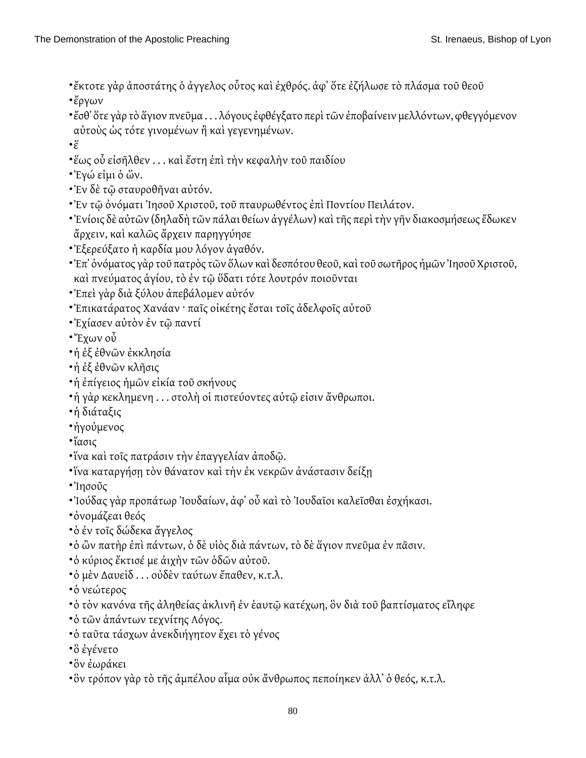- ἔκτοτε γὰρ ἀποστάτης ὁ ἄγγελος οὗτος καὶ ἐχθρός. ἀφ᾽ ὅτε ἐζήλωσε τὸ πλάσμα τοῦ θεοῦ
- ἔργων
- ἔσθ᾽ ὅτε γὰρ τὸ ἅγιον πνεῦμα . . . λόγους ἐφθέγξατο περὶ τῶν ἐποβαίνειν μελλόντων, φθεγγόμενον αὐτοὺς ὡς τότε γινομένων ἢ καὶ γεγενημένων.
- ἕ
- ἕως οὗ εἰσῆλθεν . . . καὶ ἔστη ἐπὶ τὴν κεφαλὴν τοῦ παιδίου
- Ἐγώ εἰμι ὁ ὤν.
- Ἐν δὲ τῷ σταυροθῆναι αὐτόν.
- Ἐν τῷ ὀνόματι Ἰησοῦ Χριστοῦ, τοῦ πταυρωθέντος ἐπὶ Ποντίου Πειλάτον.
- Ἐνίοις δὲ αὐτῶν (δηλαδὴ τῶν πάλαι θείων ἀγγέλων) καὶ τῆς περὶ τὴν γῆν διακοσμήσεως ἔδωκεν ἄρχειν, καὶ καλῶς ἄρχειν παρηγγύησε
- Ἐξερεύξατο ἡ καρδία μου λόγον ἀγαθόν.
- Ἐπ᾽ ὀνόματος γὰρ τοῦ πατρὸς τῶν ὅλων καὶ δεσπότου θεοῦ, καὶ τοῦ σωτῆρος ἡμῶν Ἰησοῦ Χριστοῦ, καὶ πνεύματος ἁγίου, τὸ ἐν τῷ ὕδατι τότε λουτρόν ποιοῦνται
- Ἐπεὶ γὰρ διὰ ξύλου ἀπεβάλομεν αὐτόν
- Ἐπικατάρατος Χανάαν · παῖς οἰκέτης ἔσται τοῖς ἀδελφοῖς αὐτοῦ
- Ἐχίασεν αὐτὸν ἐν τῷ παντί
- Ἔχων οὗ
- ἡ ἐξ ἐθνῶν ἐκκλησία
- ἡ ἐξ ἐθνῶν κλῆσις
- ἡ ἐπίγειος ἡμῶν εἰκία τοῦ σκήνους
- ἡ γὰρ κεκλημενη . . . στολὴ οἱ πιστεύοντες αὐτῷ εἰσιν ἄνθρωποι.
- ἡ διάταξις
- ἡγούμενος
- ἴασις
- ἵνα καὶ τοῖς πατράσιν τὴν ἐπαγγελίαν ἀποδῷ.
- ἵνα καταργήσῃ τὸν θάνατον καὶ τὴν ἐκ νεκρῶν ἀνάστασιν δείξῃ
- Ἰησοῦς
- Ἰούδας γὰρ προπάτωρ Ἰουδαίων, ἀφ᾽ οὗ καὶ τὸ Ἰουδαῖοι καλεῖσθαι ἐσχήκασι.
- ὀνομάζεαι θεός
- ὁ ἐν τοῖς δώδεκα ἄγγελος
- ὁ ὢν πατὴρ ἐπὶ πάντων, ὁ δὲ υἱὸς διὰ πάντων, τὸ δὲ ἅγιον πνεῦμα ἐν πᾶσιν.
- ὁ κύριος ἔκτισέ με ἀιχὴν τῶν ὁδῶν αὐτοῦ.
- ὁ μὲν Δαυεὶδ . . . οὐδὲν ταύτων ἔπαθεν, κ.τ.λ.
- ὁ νεώτερος
- ὁ τὸν κανόνα τῆς ἀληθείας ἀκλινῆ ἐν ἑαυτῷ κατέχωη, ὃν διὰ τοῦ βαπτίσματος εἴληφε
- ὁ τῶν ἁπάντων τεχνίτης Λόγος.
- ὁ ταῦτα τάσχων ἀνεκδιήγητον ἔχει τὸ γένος
- ὃ ἐγένετο
- ὃν ἐωράκει
- ὃν τρόπον γὰρ τὸ τῆς ἀμπέλου αἷμα οὐκ ἄνθρωπος πεποίηκεν ἀλλ᾽ ὁ θεός, κ.τ.λ.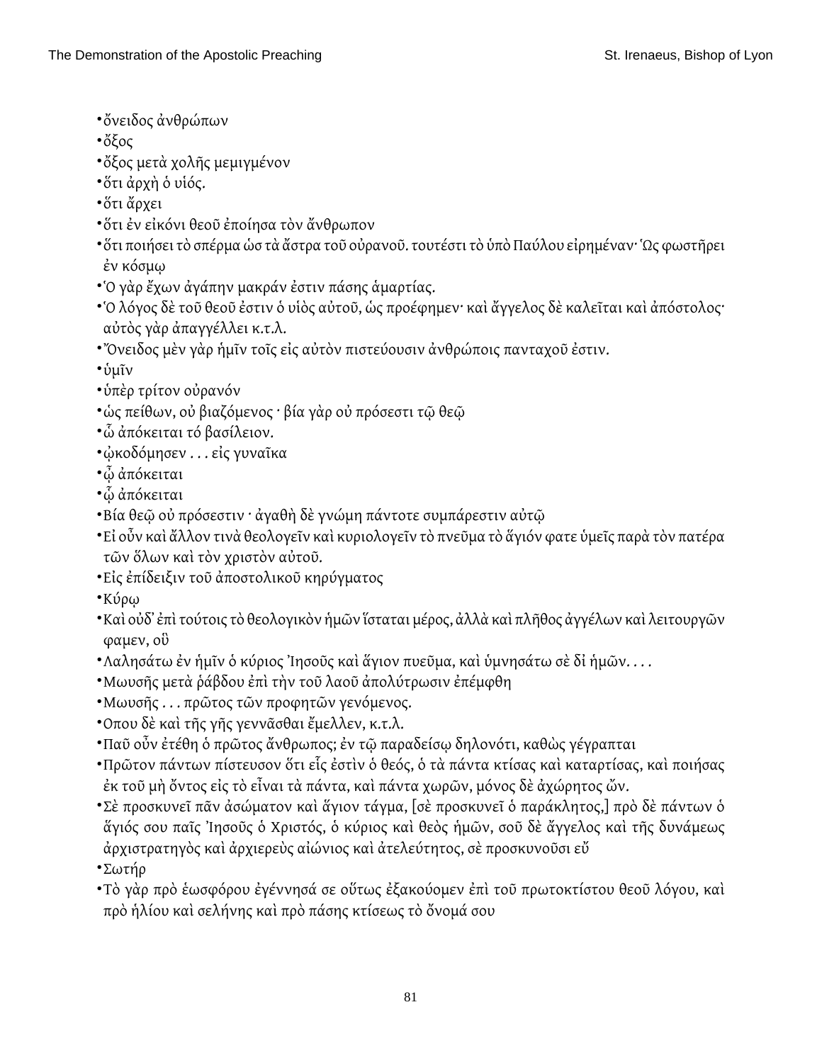- ὄνειδος ἀνθρώπων
- ὄξος
- ὄξος μετὰ χολῆς μεμιγμένον
- ὅτι ἀρχὴ ὁ υἱός.
- ὅτι ἄρχει
- ὅτι ἐν εἰκόνι θεοῦ ἐποίησα τὸν ἄνθρωπον
- ὅτι ποιήσει τὸ σπέρμα ὡσ τὰ ἄστρα τοῦ οὐρανοῦ. τουτέστι τὸ ὑπὸ Παύλου εἰρημέναν· Ὡς φωστῆρει ἐν κόσμῳ
- Ὁ γὰρ ἔχων ἀγάπην μακράν ἐστιν πάσης ἁμαρτίας.
- Ὁ λόγος δὲ τοῦ θεοῦ ἐστιν ὁ υἱὸς αὐτοῦ, ὡς προέφημεν· καὶ ἄγγελος δὲ καλεῖται καὶ ἀπόστολος· αὐτὸς γὰρ ἀπαγγέλλει κ.τ.λ.
- Ὄνειδος μὲν γὰρ ἡμῖν τοῖς εἰς αὐτὸν πιστεύουσιν ἀνθρώποις πανταχοῦ ἐστιν.
- ὑμῖν
- ὑπὲρ τρίτον οὐρανόν
- ὡς πείθων, οὐ βιαζόμενος · βία γὰρ οὐ πρόσεστι τῷ θεῷ
- ὧ ἀπόκειται τό βασίλειον.
- ᾠκοδόμησεν . . . εἰς γυναῖκα
- ᾧ ἀπόκειται
- ᾧ ἀπόκειται
- Βία θεῷ οὐ πρόσεστιν · ἀγαθὴ δὲ γνώμη πάντοτε συμπάρεστιν αὐτῷ
- Εἰ οὖν καὶ ἄλλον τινὰ θεολογεῖν καὶ κυριολογεῖν τὸ πνεῦμα τὸ ἅγιόν φατε ὑμεῖς παρὰ τὸν πατέρα τῶν ὅλων καὶ τὸν χριστὸν αὐτοῦ.
- Εἰς ἐπίδειξιν τοῦ ἀποστολικοῦ κηρύγματος
- Κύρῳ
- Καὶ οὐδ᾽ ἐπὶ τούτοις τὸ θεολογικὸν ἡμῶν ἵσταται μέρος, ἀλλὰ καὶ πλῆθος ἀγγέλων καὶ λειτουργῶν φαμεν, οὓ
- Λαλησάτω ἐν ἡμῖν ὁ κύριος Ἰησοῦς καὶ ἅγιον πυεῦμα, καὶ ὑμνησάτω σὲ δἰ ἡμῶν. . . .
- Μωυσῆς μετὰ ῥάβδου ἐπὶ τὴν τοῦ λαοῦ ἀπολύτρωσιν ἐπέμφθη
- Μωυσῆς . . . πρῶτος τῶν προφητῶν γενόμενος.
- Οπου δὲ καὶ τῆς γῆς γεννᾶσθαι ἔμελλεν, κ.τ.λ.
- Παῦ οὖν ἐτέθη ὁ πρῶτος ἄνθρωπος; ἐν τῷ παραδείσῳ δηλονότι, καθὼς γέγραπται
- Πρῶτον πάντων πίστευσον ὅτι εἷς ἐστὶν ὁ θεός, ὁ τὰ πάντα κτίσας καὶ καταρτίσας, καὶ ποιήσας ἐκ τοῦ μὴ ὄντος εἰς τὸ εἶναι τὰ πάντα, καὶ πάντα χωρῶν, μόνος δὲ ἀχώρητος ὤν.
- Σὲ προσκυνεῖ πᾶν ἀσώματον καὶ ἅγιον τάγμα, [σὲ προσκυνεῖ ὁ παράκλητος,] πρὸ δὲ πάντων ὁ ἅγιός σου παῖς Ἰησοῦς ὁ Χριστός, ὁ κύριος καὶ θεὸς ἡμῶν, σοῦ δὲ ἄγγελος καὶ τῆς δυνάμεως ἀρχιστρατηγὸς καὶ ἀρχιερεὺς αἰώνιος καὶ ἀτελεύτητος, σὲ προσκυνοῦσι εὔ
- Σωτήρ
- Τὸ γὰρ πρὸ ἑωσφόρου ἐγέννησά σε οὕτως ἐξακούομεν ἐπὶ τοῦ πρωτοκτίστου θεοῦ λόγου, καὶ πρὸ ἡλίου καὶ σελήνης καὶ πρὸ πάσης κτίσεως τὸ ὄνομά σου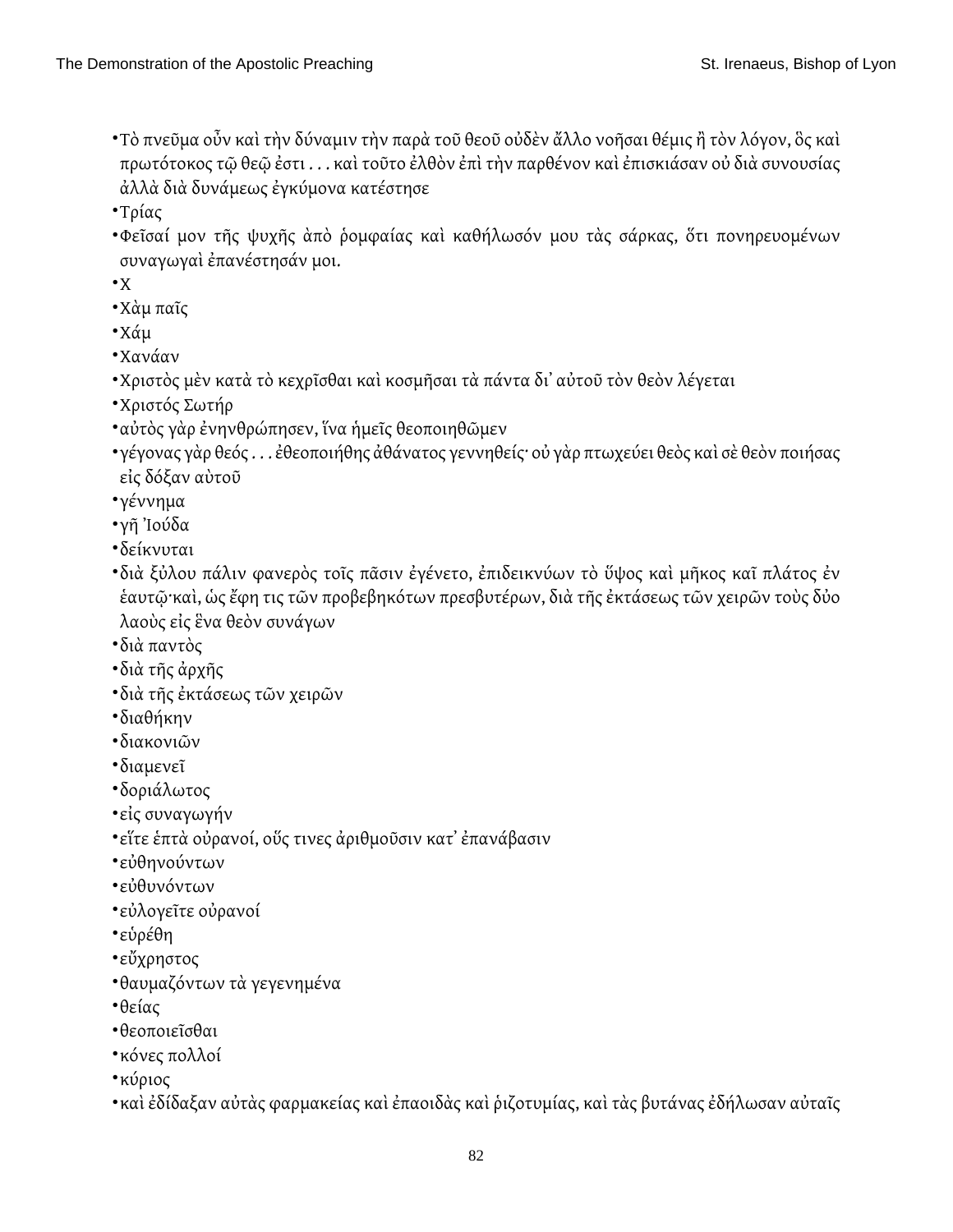- Τὸ πνεῦμα οὖν καὶ τὴν δύναμιν τὴν παρὰ τοῦ θεοῦ οὐδὲν ἄλλο νοῆσαι θέμις ἢ τὸν λόγον, ὃς καὶ πρωτότοκος τῷ θεῷ ἐστι . . . καὶ τοῦτο ἐλθὸν ἐπὶ τὴν παρθένον καὶ ἐπισκιάσαν οὐ διὰ συνουσίας ἀλλὰ διὰ δυνάμεως ἐγκύμονα κατέστησε
- Τρίας
- Φεῖσαί μον τῆς ψυχῆς ἀπὸ ῥομφαίας καὶ καθήλωσόν μου τὰς σάρκας, ὅτι πονηρευομένων συναγωγαὶ ἐπανέστησάν μοι.
- Χ
- Χὰμ παῖς
- Χάμ
- Χανάαν
- Χριστὸς μὲν κατὰ τὸ κεχρῖσθαι καὶ κοσμῆσαι τὰ πάντα δι᾽ αὐτοῦ τὸν θεὸν λέγεται
- Χριστός Σωτήρ
- αὐτὸς γὰρ ἐνηνθρώπησεν, ἵνα ἡμεῖς θεοποιηθῶμεν
- γέγονας γὰρ θεός . . . ἐθεοποιήθης ἀθάνατος γεννηθείς· οὐ γὰρ πτωχεύει θεὸς καὶ σὲ θεὸν ποιήσας εἰς δόξαν αὐτοῦ
- γέννημα
- γῆ Ἰούδα
- δείκνυται
- διὰ ξύλου πάλιν φανερὸς τοῖς πᾶσιν ἐγένετο, ἐπιδεικνύων τὸ ὕψος καὶ μῆκος καῖ πλάτος ἐν ἑαυτῷ·καὶ, ὡς ἔφη τις τῶν προβεβηκότων πρεσβυτέρων, διὰ τῆς ἐκτάσεως τῶν χειρῶν τοὺς δὺο λαοὺς εἰς ἓνα θεὸν συνάγων
- διὰ παντὸς
- διὰ τῆς ἀρχῆς
- διὰ τῆς ἐκτάσεως τῶν χειρῶν
- διαθήκην
- διακονιῶν
- διαμενεῖ
- δοριάλωτος
- εἰς συναγωγήν
- εἴτε ἑπτὰ οὐρανοί, οὕς τινες ἀριθμοῦσιν κατ᾽ ἐπανάβασιν
- εὐθηνούντων
- εὐθυνόντων
- εὐλογεῖτε οὐρανοί
- εὑρέθη
- εὔχρηστος
- θαυμαζόντων τὰ γεγενημένα
- θείας
- θεοποιεῖσθαι
- κόνες πολλοί
- κύριος
- καὶ ἐδίδαξαν αὐτὰς φαρμακείας καὶ ἐπαοιδὰς καὶ ῥιζοτυμίας, καὶ τὰς βυτάνας ἐδήλωσαν αὐταῖς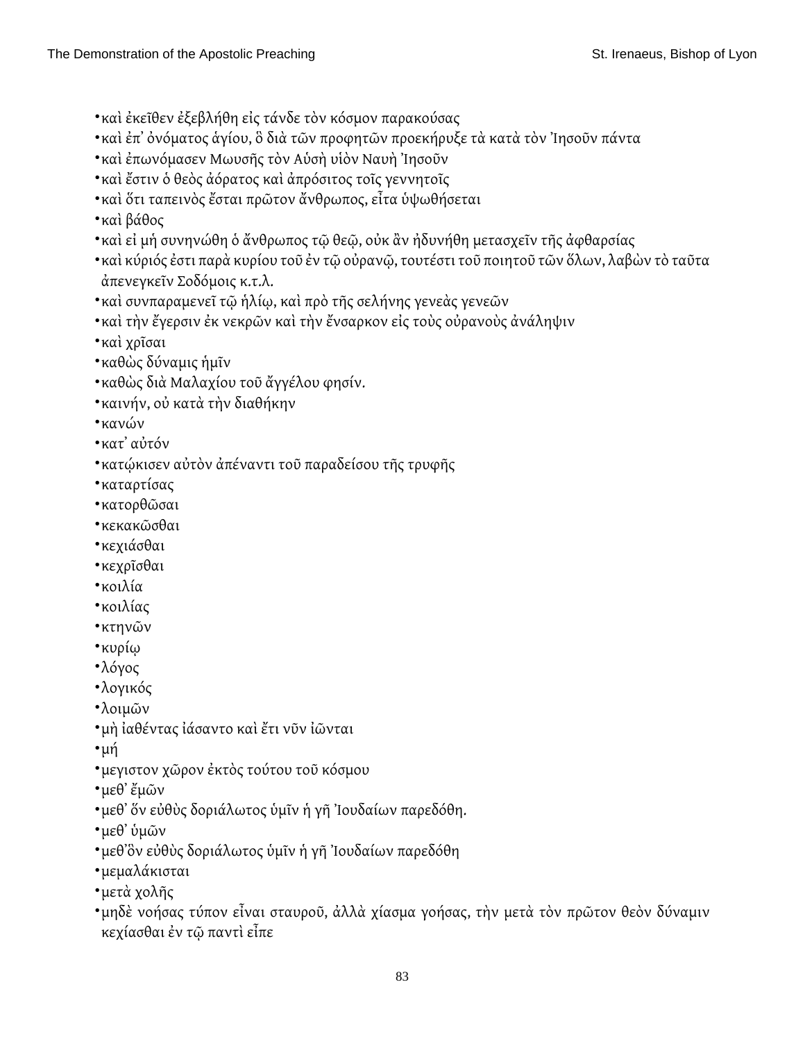- καὶ ἐκεῖθεν ἐξεβλήθη εἰς τάνδε τὸν κόσμον παρακούσας
- καὶ ἐπ᾽ ὀνόματος ἁγίου, ὃ διὰ τῶν προφητῶν προεκήρυξε τὰ κατὰ τὸν Ἰησοῦν πάντα
- καὶ ἐπωνόμασεν Μωυσῆς τὸν Αὐσὴ υἱὸν Ναυὴ Ἰησοῦν
- καὶ ἔστιν ὁ θεὸς ἀόρατος καὶ ἀπρόσιτος τοῖς γεννητοῖς
- καὶ ὅτι ταπεινὸς ἔσται πρῶτον ἄνθρωπος, εἶτα ὑψωθήσεται
- καὶ βάθος
- καὶ εἰ μὴ συνηνώθη ὁ ἄνθρωπος τῷ θεῷ, οὐκ ἂν ἠδυνήθη μετασχεῖν τῆς ἀφθαρσίας
- καὶ κύριός ἐστι παρὰ κυρίου τοῦ ἐν τῷ οὐρανῷ, τουτέστι τοῦ ποιητοῦ τῶν ὅλων, λαβὼν τὸ ταῦτα ἀπενεγκεῖν Σοδόμοις κ.τ.λ.
- καὶ συνπαραμενεῖ τῷ ἡλίῳ, καὶ πρὸ τῆς σελήνης γενεὰς γενεῶν
- καὶ τὴν ἔγερσιν ἐκ νεκρῶν καὶ τὴν ἔνσαρκον εἰς τοὺς οὐρανοὺς ἀνάληψιν
- καὶ χρῖσαι
- καθὼς δύναμις ἡμῖν
- καθὼς διὰ Μαλαχίου τοῦ ἄγγέλου φησίν.
- καινήν, οὐ κατὰ τὴν διαθήκην
- κανών
- κατ᾽ αὐτόν
- κατῴκισεν αὐτὸν ἀπέναντι τοῦ παραδείσου τῆς τρυφῆς
- καταρτίσας
- κατορθῶσαι
- κεκακῶσθαι
- κεχιάσθαι
- κεχρῖσθαι
- κοιλία
- κοιλίας
- κτηνῶν
- κυρίῳ
- λόγος
- λογικός
- λοιμῶν
- μὴ ἰαθέντας ἰάσαντο καὶ ἔτι νῦν ἰῶνται
- μή
- μεγιστον χῶρον ἐκτὸς τούτου τοῦ κόσμου
- μεθ᾽ ἔμῶν
- μεθ᾽ ὅν εὐθὺς δοριάλωτος ὑμῖν ἡ γῆ Ἰουδαίων παρεδόθη.
- μεθ᾽ ὑμῶν
- μεθ᾽ὃν εὐθὺς δοριάλωτος ὑμῖν ἡ γῆ Ἰουδαίων παρεδόθη
- μεμαλάκισται
- μετὰ χολῆς
- μηδὲ νοήσας τύπον εἶναι σταυροῦ, ἀλλὰ χίασμα γοήσας, τὴν μετὰ τὸν πρῶτον θεὸν δύναμιν κεχίασθαι ἐν τῷ παντὶ εἶπε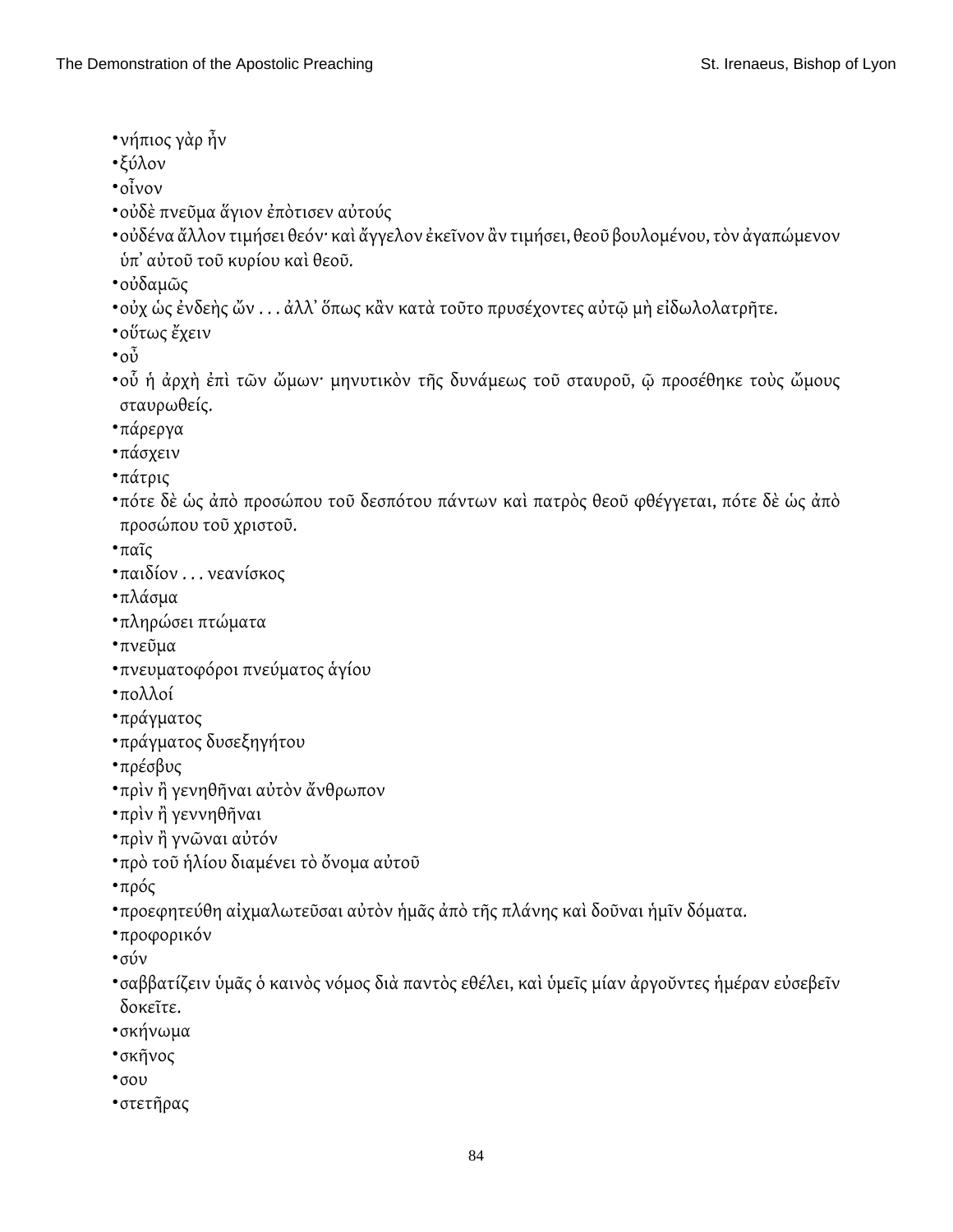- νήπιος γὰρ ἦν
- ξύλον
- οἶνον
- οὐδὲ πνεῦμα ἅγιον ἐπὸτισεν αὐτούς
- οὐδένα ἄλλον τιμήσει θεόν· καὶ ἄγγελον ἐκεῖνον ἂν τιμήσει, θεοῦ βουλομένου, τὸν ἀγαπώμενον ὑπ᾽ αὐτοῦ τοῦ κυρίου καὶ θεοῦ.
- οὐδαμῶς
- οὐχ ὡς ἐνδεὴς ὤν . . . ἀλλ᾽ ὅπως κἂν κατὰ τοῦτο πρυσέχοντες αὐτῷ μὴ εἰδωλολατρῆτε.
- οὕτως ἔχειν
- οὗ
- οὗ ἡ ἀρχὴ ἐπὶ τῶν ὤμων· μηνυτικὸν τῆς δυνάμεως τοῦ σταυροῦ, ᾧ προσέθηκε τοὺς ὤμους σταυρωθείς.
- πάρεργα
- πάσχειν
- πάτρις
- πότε δὲ ὡς ἀπὸ προσώπου τοῦ δεσπότου πάντων καὶ πατρὸς θεοῦ φθέγγεται, πότε δὲ ὡς ἀπὸ προσώπου τοῦ χριστοῦ.
- παῖς
- παιδίον . . . νεανίσκος
- πλάσμα
- πληρώσει πτώματα
- πνεῦμα
- πνευματοφόροι πνεύματος ἁγίου
- πολλοί
- πράγματος
- πράγματος δυσεξηγήτου
- πρέσβυς
- πρὶν ἢ γενηθῆναι αὐτὸν ἄνθρωπον
- πρὶν ἢ γεννηθῆναι
- πρὶν ἢ γνῶναι αὐτόν
- πρὸ τοῦ ἡλίου διαμένει τὸ ὄνομα αὐτοῦ
- πρός
- προεφητεύθη αἰχμαλωτεῦσαι αὐτὸν ἡμᾶς ἀπὸ τῆς πλάνης καὶ δοῦναι ἡμῖν δόματα.
- προφορικόν
- σύν
- σαββατίζειν ὑμᾶς ὁ καινὸς νόμος διὰ παντὸς εθέλει, καὶ ὑμεῖς μίαν ἀργοῦντες ἡμέραν εὐσεβεῖν δοκεῖτε.
- σκήνωμα
- σκῆνος
- σου
- στετῆρας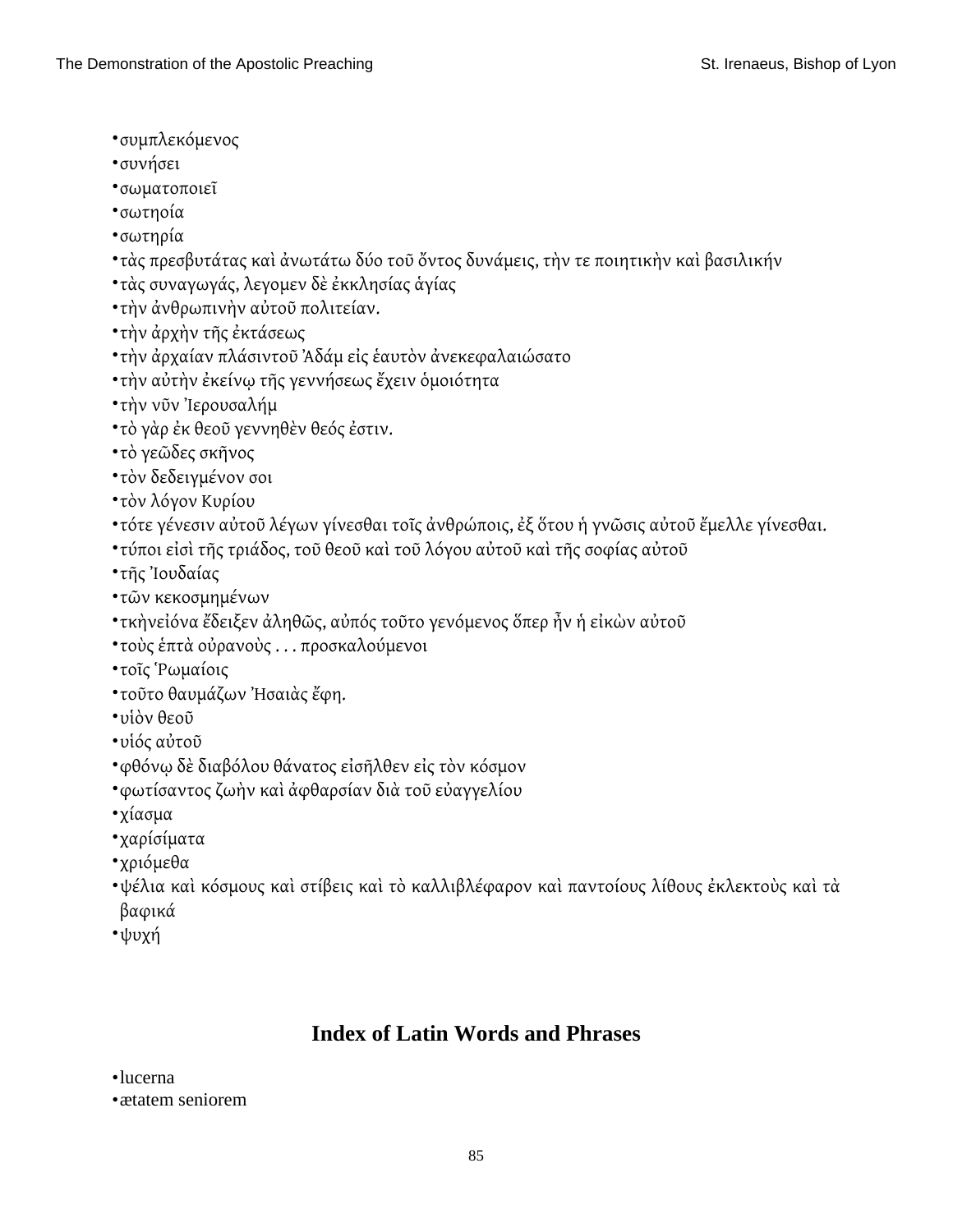- συμπλεκόμενος
- συνήσει
- σωματοποιεῖ
- σωτηοία
- σωτηρία
- τὰς πρεσβυτάτας καὶ ἀνωτάτω δύο τοῦ ὄντος δυνάμεις, τὴν τε ποιητικὴν καὶ βασιλικήν
- τὰς συναγωγάς, λεγομεν δὲ ἐκκλησίας ἁγίας
- τὴν ἀνθρωπινὴν αὐτοῦ πολιτείαν.
- τὴν ἀρχὴν τῆς ἐκτάσεως
- τὴν ἀρχαίαν πλάσιντοῦ Ἀδάμ εἰς ἑαυτὸν ἀνεκεφαλαιώσατο
- τὴν αὐτὴν ἐκείνῳ τῆς γεννήσεως ἔχειν ὁμοιότητα
- τὴν νῦν Ἰερουσαλήμ
- τὸ γὰρ ἐκ θεοῦ γεννηθὲν θεός ἐστιν.
- τὸ γεῶδες σκῆνος
- τὸν δεδειγμένον σοι
- τὸν λόγον Κυρίου
- τότε γένεσιν αὐτοῦ λέγων γίνεσθαι τοῖς ἀνθρώποις, ἐξ ὅτου ἡ γνῶσις αὐτοῦ ἔμελλε γίνεσθαι.
- τύποι εἰσὶ τῆς τριάδος, τοῦ θεοῦ καὶ τοῦ λόγου αὐτοῦ καὶ τῆς σοφίας αὐτοῦ
- τῆς Ἰουδαίας
- τῶν κεκοσμημένων
- τκὴνεἰόνα ἔδειξεν ἀληθῶς, αὐπός τοῦτο γενόμενος ὅπερ ἦν ἡ εἰκὼν αὐτοῦ
- τοὺς ἑπτὰ οὐρανοὺς . . . προσκαλούμενοι
- τοῖς Ῥωμαίοις
- τοῦτο θαυμάζων Ἠσαιὰς ἔφη.
- υἱὸν θεοῦ
- υἱός αὐτοῦ
- φθόνῳ δὲ διαβόλου θάνατος εἰσῆλθεν εἰς τὸν κόσμον
- φωτίσαντος ζωὴν καὶ ἀφθαρσίαν διὰ τοῦ εὐαγγελίου
- χίασμα
- χαρίσίματα
- χριόμεθα
- ψέλια καὶ κόσμους καὶ στίβεις καὶ τὸ καλλιβλέφαρον καὶ παντοίους λίθους ἐκλεκτοὺς καὶ τὰ βαφικά
- ψυχή

## Index of Latin Words and Phrases

- lucerna
- ætatem seniorem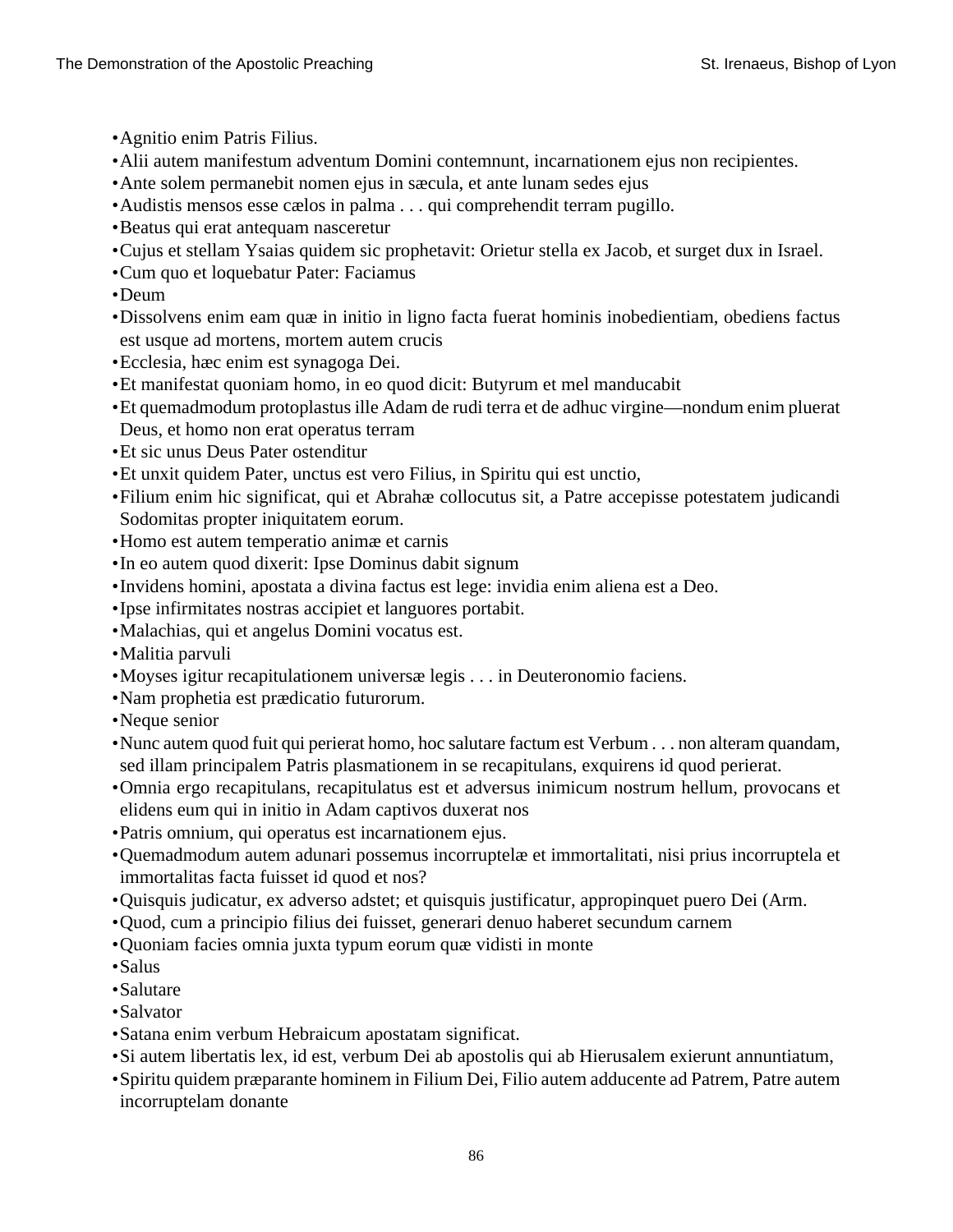- Agnitio enim Patris Filius.
- Alii autem manifestum adventum Domini contemnunt, incarnationem ejus non recipientes.
- Ante solem permanebit nomen ejus in sæcula, et ante lunam sedes ejus
- Audistis mensos esse cælos in palma . . . qui comprehendit terram pugillo.
- Beatus qui erat antequam nasceretur
- Cujus et stellam Ysaias quidem sic prophetavit: Orietur stella ex Jacob, et surget dux in Israel.
- Cum quo et loquebatur Pater: Faciamus
- Deum
- Dissolvens enim eam quæ in initio in ligno facta fuerat hominis inobedientiam, obediens factus est usque ad mortens, mortem autem crucis
- Ecclesia, hæc enim est synagoga Dei.
- Et manifestat quoniam homo, in eo quod dicit: Butyrum et mel manducabit
- Et quemadmodum protoplastus ille Adam de rudi terra et de adhuc virgine—nondum enim pluerat Deus, et homo non erat operatus terram
- Et sic unus Deus Pater ostenditur
- Et unxit quidem Pater, unctus est vero Filius, in Spiritu qui est unctio,
- Filium enim hic significat, qui et Abrahæ collocutus sit, a Patre accepisse potestatem judicandi Sodomitas propter iniquitatem eorum.
- Homo est autem temperatio animæ et carnis
- In eo autem quod dixerit: Ipse Dominus dabit signum
- Invidens homini, apostata a divina factus est lege: invidia enim aliena est a Deo.
- Ipse infirmitates nostras accipiet et languores portabit.
- Malachias, qui et angelus Domini vocatus est.
- Malitia parvuli
- Moyses igitur recapitulationem universæ legis . . . in Deuteronomio faciens.
- Nam prophetia est prædicatio futurorum.
- Neque senior
- Nunc autem quod fuit qui perierat homo, hoc salutare factum est Verbum . . . non alteram quandam, sed illam principalem Patris plasmationem in se recapitulans, exquirens id quod perierat.
- Omnia ergo recapitulans, recapitulatus est et adversus inimicum nostrum hellum, provocans et elidens eum qui in initio in Adam captivos duxerat nos
- Patris omnium, qui operatus est incarnationem ejus.
- Quemadmodum autem adunari possemus incorruptelæ et immortalitati, nisi prius incorruptela et immortalitas facta fuisset id quod et nos?
- Quisquis judicatur, ex adverso adstet; et quisquis justificatur, appropinquet puero Dei (Arm.
- Quod, cum a principio filius dei fuisset, generari denuo haberet secundum carnem
- Quoniam facies omnia juxta typum eorum quæ vidisti in monte
- Salus
- Salutare
- Salvator
- Satana enim verbum Hebraicum apostatam significat.
- Si autem libertatis lex, id est, verbum Dei ab apostolis qui ab Hierusalem exierunt annuntiatum,
- Spiritu quidem præparante hominem in Filium Dei, Filio autem adducente ad Patrem, Patre autem incorruptelam donante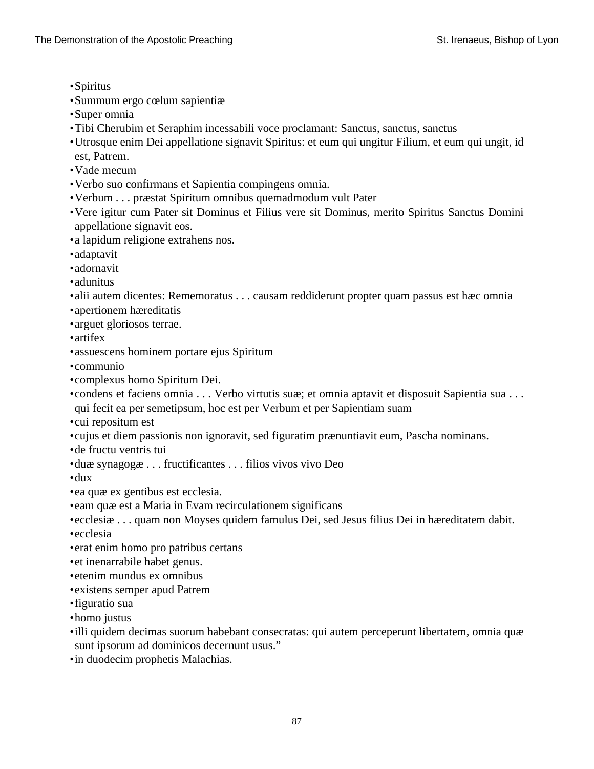- Spiritus
- Summum ergo cœlum sapientiæ
- Super omnia
- Tibi Cherubim et Seraphim incessabili voce proclamant: Sanctus, sanctus, sanctus
- Utrosque enim Dei appellatione signavit Spiritus: et eum qui ungitur Filium, et eum qui ungit, id est, Patrem.
- Vade mecum
- Verbo suo confirmans et Sapientia compingens omnia.
- Verbum . . . præstat Spiritum omnibus quemadmodum vult Pater
- Vere igitur cum Pater sit Dominus et Filius vere sit Dominus, merito Spiritus Sanctus Domini appellatione signavit eos.
- a lapidum religione extrahens nos.
- adaptavit
- adornavit
- adunitus
- alii autem dicentes: Rememoratus . . . causam reddiderunt propter quam passus est hæc omnia
- apertionem hæreditatis
- arguet gloriosos terrae.
- artifex
- assuescens hominem portare ejus Spiritum
- communio
- complexus homo Spiritum Dei.
- condens et faciens omnia . . . Verbo virtutis suæ; et omnia aptavit et disposuit Sapientia sua . . . qui fecit ea per semetipsum, hoc est per Verbum et per Sapientiam suam
- cui repositum est
- cujus et diem passionis non ignoravit, sed figuratim prænuntiavit eum, Pascha nominans.
- de fructu ventris tui
- duæ synagogæ . . . fructificantes . . . filios vivos vivo Deo
- dux
- ea quæ ex gentibus est ecclesia.
- eam quæ est a Maria in Evam recirculationem significans
- ecclesiæ . . . quam non Moyses quidem famulus Dei, sed Jesus filius Dei in hæreditatem dabit.
- ecclesia
- erat enim homo pro patribus certans
- et inenarrabile habet genus.
- etenim mundus ex omnibus
- existens semper apud Patrem
- figuratio sua
- homo justus
- illi quidem decimas suorum habebant consecratas: qui autem perceperunt libertatem, omnia quæ sunt ipsorum ad dominicos decernunt usus."
- in duodecim prophetis Malachias.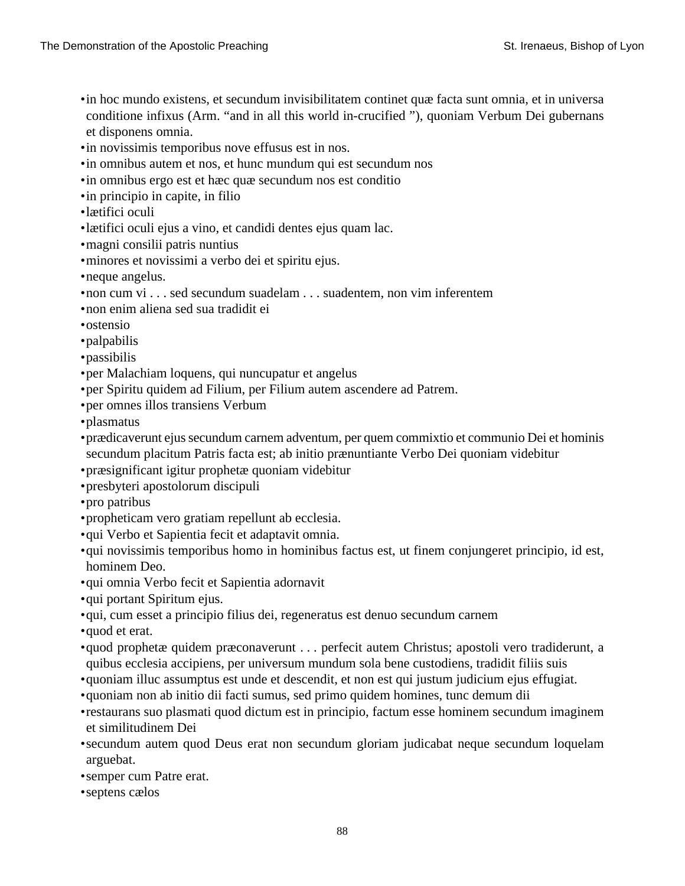- in hoc mundo existens, et secundum invisibilitatem continet quæ facta sunt omnia, et in universa conditione infixus (Arm. “and in all this world in-crucified ”), quoniam Verbum Dei gubernans et disponens omnia.
- in novissimis temporibus nove effusus est in nos.
- in omnibus autem et nos, et hunc mundum qui est secundum nos
- in omnibus ergo est et hæc quæ secundum nos est conditio
- in principio in capite, in filio
- lætifici oculi
- lætifici oculi ejus a vino, et candidi dentes ejus quam lac.
- magni consilii patris nuntius
- minores et novissimi a verbo dei et spiritu ejus.
- neque angelus.
- non cum vi . . . sed secundum suadelam . . . suadentem, non vim inferentem
- non enim aliena sed sua tradidit ei
- ostensio
- palpabilis
- passibilis
- per Malachiam loquens, qui nuncupatur et angelus
- per Spiritu quidem ad Filium, per Filium autem ascendere ad Patrem.
- per omnes illos transiens Verbum
- plasmatus
- prædicaverunt ejus secundum carnem adventum, per quem commixtio et communio Dei et hominis secundum placitum Patris facta est; ab initio prænuntiante Verbo Dei quoniam videbitur
- præsignificant igitur prophetæ quoniam videbitur
- presbyteri apostolorum discipuli
- pro patribus
- propheticam vero gratiam repellunt ab ecclesia.
- qui Verbo et Sapientia fecit et adaptavit omnia.
- qui novissimis temporibus homo in hominibus factus est, ut finem conjungeret principio, id est, hominem Deo.
- qui omnia Verbo fecit et Sapientia adornavit
- qui portant Spiritum ejus.
- qui, cum esset a principio filius dei, regeneratus est denuo secundum carnem
- quod et erat.
- quod prophetæ quidem præconaverunt . . . perfecit autem Christus; apostoli vero tradiderunt, a quibus ecclesia accipiens, per universum mundum sola bene custodiens, tradidit filiis suis
- quoniam illuc assumptus est unde et descendit, et non est qui justum judicium ejus effugiat.
- quoniam non ab initio dii facti sumus, sed primo quidem homines, tunc demum dii
- restaurans suo plasmati quod dictum est in principio, factum esse hominem secundum imaginem et similitudinem Dei
- secundum autem quod Deus erat non secundum gloriam judicabat neque secundum loquelam arguebat.
- semper cum Patre erat.
- septens cælos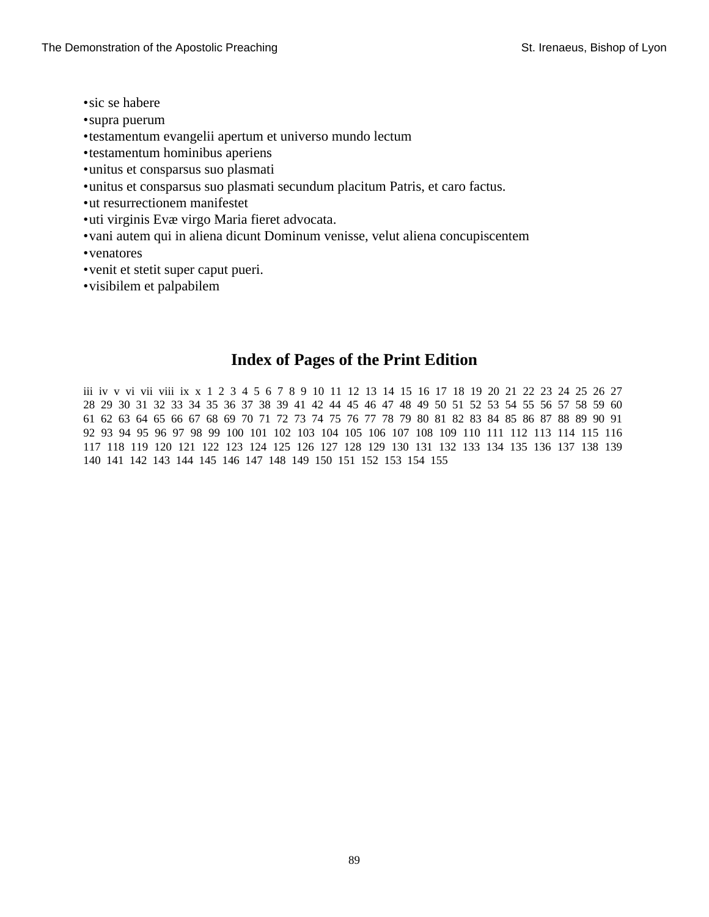- sic se habere
- supra puerum
- testamentum evangelii apertum et universo mundo lectum
- testamentum hominibus aperiens
- unitus et consparsus suo plasmati
- unitus et consparsus suo plasmati secundum placitum Patris, et caro factus.
- ut resurrectionem manifestet
- uti virginis Evæ virgo Maria fieret advocata.
- vani autem qui in aliena dicunt Dominum venisse, velut aliena concupiscentem
- venatores
- venit et stetit super caput pueri.
- visibilem et palpabilem

## Index of Pages of the Print Edition

iii iv v vi vii viii ix x 1 2 3 4 5 6 7 8 9 10 11 12 13 14 15 16 17 18 19 20 21 22 23 24 25 26 27 28 29 30 31 32 33 34 35 36 37 38 39 41 42 44 45 46 47 48 49 50 51 52 53 54 55 56 57 58 59 60 61 62 63 64 65 66 67 68 69 70 71 72 73 74 75 76 77 78 79 80 81 82 83 84 85 86 87 88 89 90 91 92 93 94 95 96 97 98 99 100 101 102 103 104 105 106 107 108 109 110 111 112 113 114 115 116 117 118 119 120 121 122 123 124 125 126 127 128 129 130 131 132 133 134 135 136 137 138 139 140 141 142 143 144 145 146 147 148 149 150 151 152 153 154 155